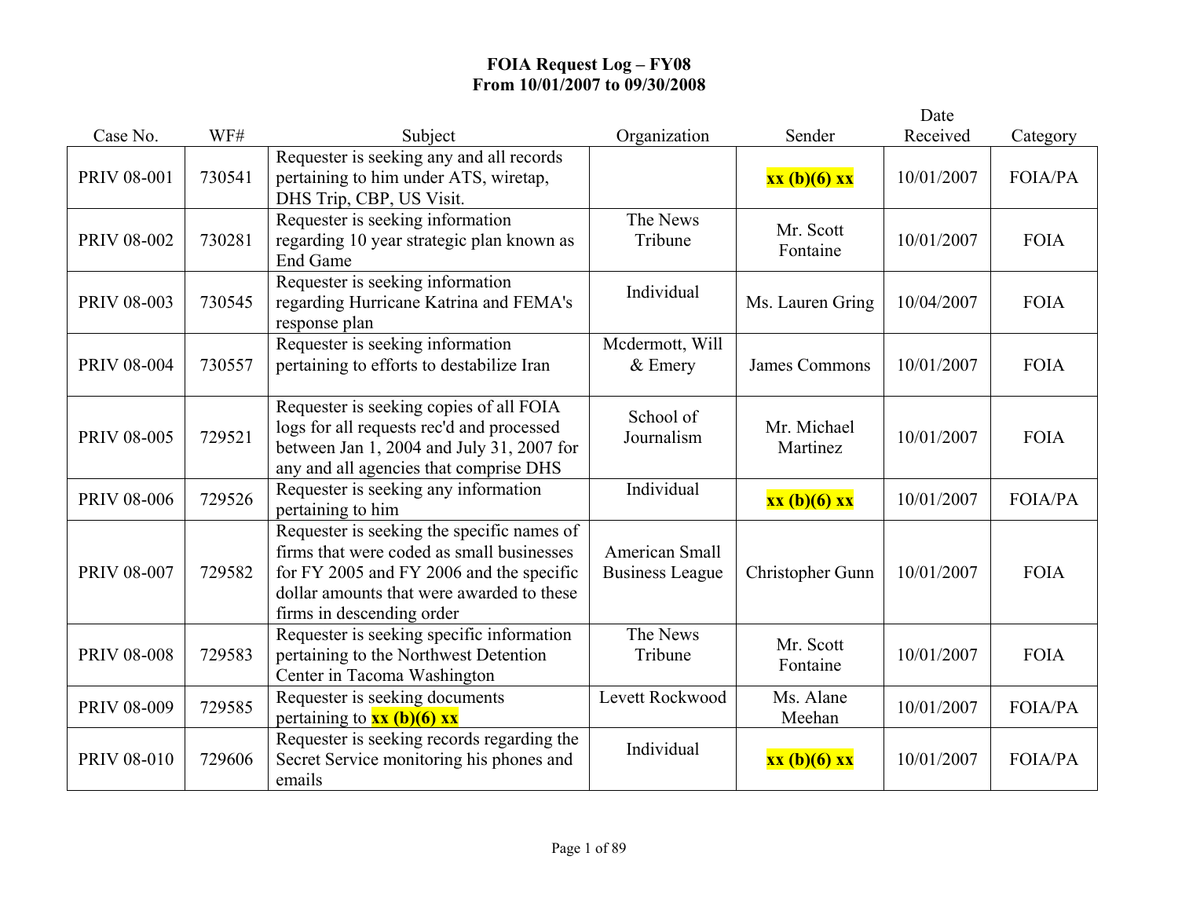**FOIA Request Log – FY08**
**From 10/01/2007 to 09/30/2008**

| Case No. | WF# | Subject | Organization | Sender | Date Received | Category |
|---|---|---|---|---|---|---|
| PRIV 08-001 | 730541 | Requester is seeking any and all records pertaining to him under ATS, wiretap, DHS Trip, CBP, US Visit. | | **xx (b)(6) xx** | 10/01/2007 | FOIA/PA |
| PRIV 08-002 | 730281 | Requester is seeking information regarding 10 year strategic plan known as End Game | The News Tribune | Mr. Scott Fontaine | 10/01/2007 | FOIA |
| PRIV 08-003 | 730545 | Requester is seeking information regarding Hurricane Katrina and FEMA's response plan | Individual | Ms. Lauren Gring | 10/04/2007 | FOIA |
| PRIV 08-004 | 730557 | Requester is seeking information pertaining to efforts to destabilize Iran | Mcdermott, Will & Emery | James Commons | 10/01/2007 | FOIA |
| PRIV 08-005 | 729521 | Requester is seeking copies of all FOIA logs for all requests rec'd and processed between Jan 1, 2004 and July 31, 2007 for any and all agencies that comprise DHS | School of Journalism | Mr. Michael Martinez | 10/01/2007 | FOIA |
| PRIV 08-006 | 729526 | Requester is seeking any information pertaining to him | Individual | **xx (b)(6) xx** | 10/01/2007 | FOIA/PA |
| PRIV 08-007 | 729582 | Requester is seeking the specific names of firms that were coded as small businesses for FY 2005 and FY 2006 and the specific dollar amounts that were awarded to these firms in descending order | American Small Business League | Christopher Gunn | 10/01/2007 | FOIA |
| PRIV 08-008 | 729583 | Requester is seeking specific information pertaining to the Northwest Detention Center in Tacoma Washington | The News Tribune | Mr. Scott Fontaine | 10/01/2007 | FOIA |
| PRIV 08-009 | 729585 | Requester is seeking documents pertaining to **xx (b)(6) xx** | Levett Rockwood | Ms. Alane Meehan | 10/01/2007 | FOIA/PA |
| PRIV 08-010 | 729606 | Requester is seeking records regarding the Secret Service monitoring his phones and emails | Individual | **xx (b)(6) xx** | 10/01/2007 | FOIA/PA |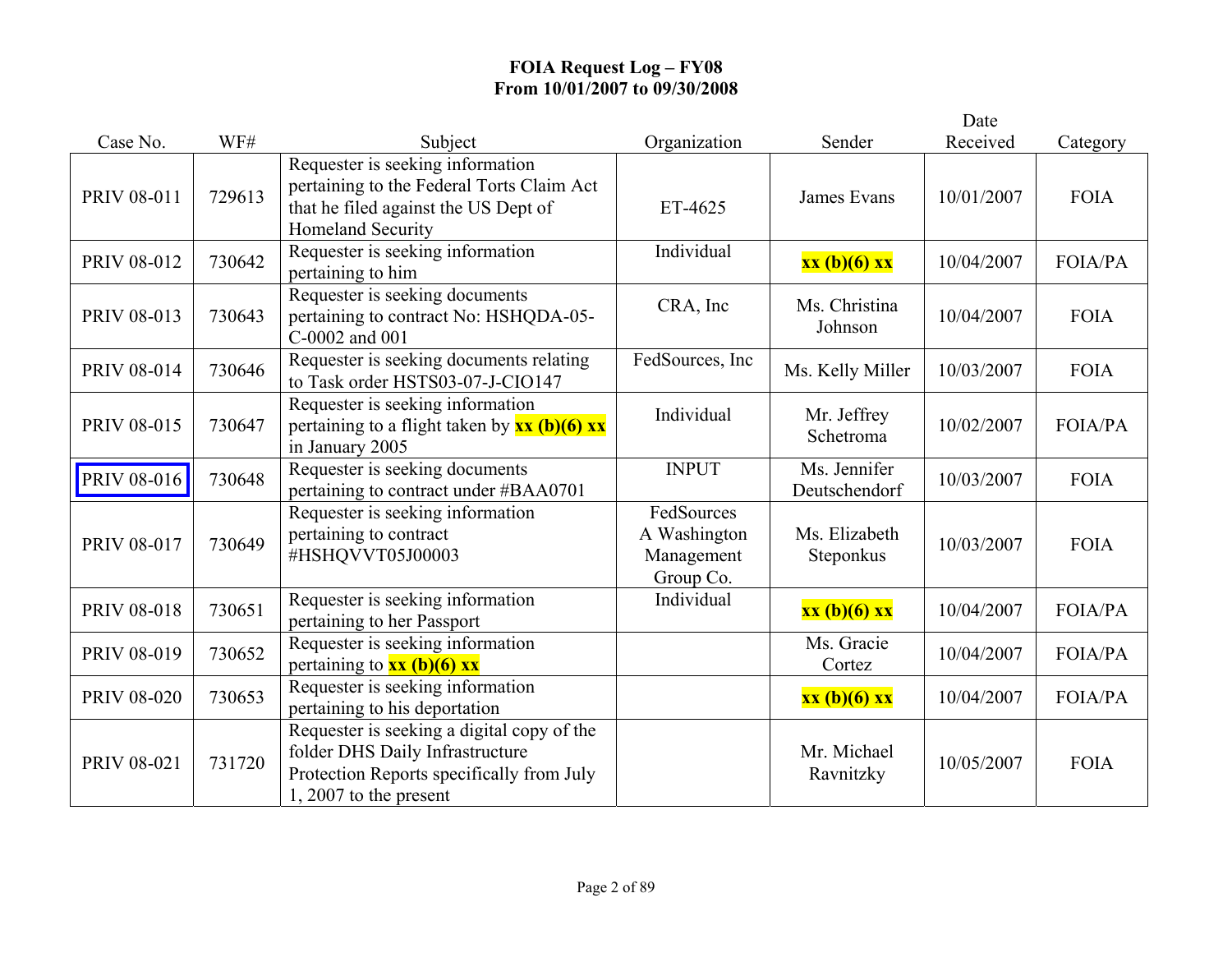**FOIA Request Log – FY08**
**From 10/01/2007 to 09/30/2008**

| Case No. | WF# | Subject | Organization | Sender | Date Received | Category |
|---|---|---|---|---|---|---|
| PRIV 08-011 | 729613 | Requester is seeking information pertaining to the Federal Torts Claim Act that he filed against the US Dept of Homeland Security | ET-4625 | James Evans | 10/01/2007 | FOIA |
| PRIV 08-012 | 730642 | Requester is seeking information pertaining to him | Individual | **xx (b)(6) xx** | 10/04/2007 | FOIA/PA |
| PRIV 08-013 | 730643 | Requester is seeking documents pertaining to contract No: HSHQDA-05-C-0002 and 001 | CRA, Inc | Ms. Christina Johnson | 10/04/2007 | FOIA |
| PRIV 08-014 | 730646 | Requester is seeking documents relating to Task order HSTS03-07-J-CIO147 | FedSources, Inc | Ms. Kelly Miller | 10/03/2007 | FOIA |
| PRIV 08-015 | 730647 | Requester is seeking information pertaining to a flight taken by **xx (b)(6) xx** in January 2005 | Individual | Mr. Jeffrey Schetroma | 10/02/2007 | FOIA/PA |
| PRIV 08-016 | 730648 | Requester is seeking documents pertaining to contract under #BAA0701 | INPUT | Ms. Jennifer Deutschendorf | 10/03/2007 | FOIA |
| PRIV 08-017 | 730649 | Requester is seeking information pertaining to contract #HSHQVVT05J00003 | FedSources A Washington Management Group Co. | Ms. Elizabeth Steponkus | 10/03/2007 | FOIA |
| PRIV 08-018 | 730651 | Requester is seeking information pertaining to her Passport | Individual | **xx (b)(6) xx** | 10/04/2007 | FOIA/PA |
| PRIV 08-019 | 730652 | Requester is seeking information pertaining to **xx (b)(6) xx** | | Ms. Gracie Cortez | 10/04/2007 | FOIA/PA |
| PRIV 08-020 | 730653 | Requester is seeking information pertaining to his deportation | | **xx (b)(6) xx** | 10/04/2007 | FOIA/PA |
| PRIV 08-021 | 731720 | Requester is seeking a digital copy of the folder DHS Daily Infrastructure Protection Reports specifically from July 1, 2007 to the present | | Mr. Michael Ravnitzky | 10/05/2007 | FOIA |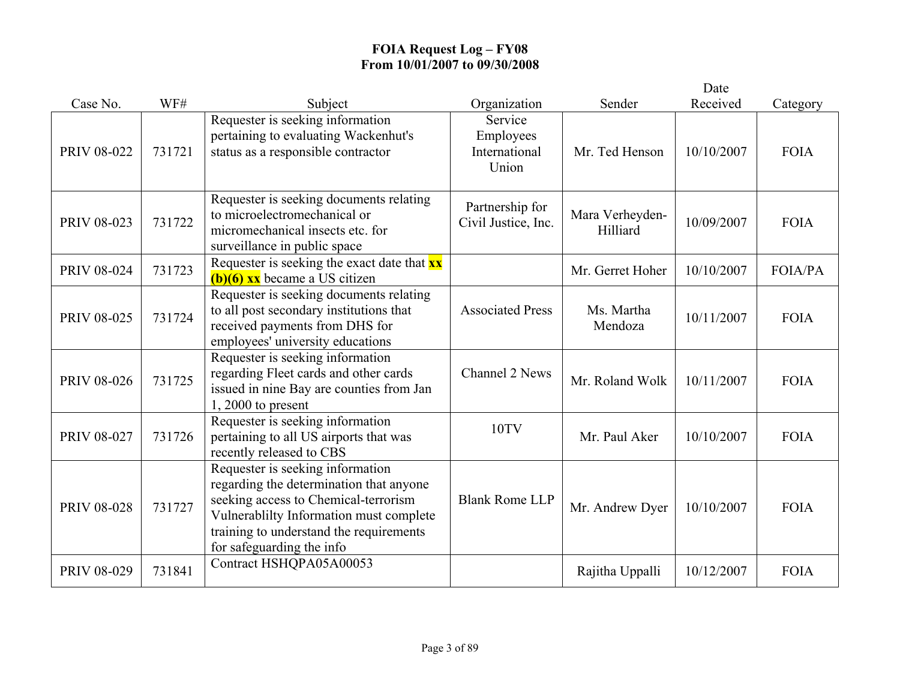# FOIA Request Log – FY08
## From 10/01/2007 to 09/30/2008

| Case No. | WF# | Subject | Organization | Sender | Date Received | Category |
|---|---|---|---|---|---|---|
| PRIV 08-022 | 731721 | Requester is seeking information pertaining to evaluating Wackenhut's status as a responsible contractor | Service Employees International Union | Mr. Ted Henson | 10/10/2007 | FOIA |
| PRIV 08-023 | 731722 | Requester is seeking documents relating to microelectromechanical or micromechanical insects etc. for surveillance in public space | Partnership for Civil Justice, Inc. | Mara Verheyden-Hilliard | 10/09/2007 | FOIA |
| PRIV 08-024 | 731723 | Requester is seeking the exact date that **xx (b)(6) xx** became a US citizen | | Mr. Gerret Hoher | 10/10/2007 | FOIA/PA |
| PRIV 08-025 | 731724 | Requester is seeking documents relating to all post secondary institutions that received payments from DHS for employees' university educations | Associated Press | Ms. Martha Mendoza | 10/11/2007 | FOIA |
| PRIV 08-026 | 731725 | Requester is seeking information regarding Fleet cards and other cards issued in nine Bay are counties from Jan 1, 2000 to present | Channel 2 News | Mr. Roland Wolk | 10/11/2007 | FOIA |
| PRIV 08-027 | 731726 | Requester is seeking information pertaining to all US airports that was recently released to CBS | 10TV | Mr. Paul Aker | 10/10/2007 | FOIA |
| PRIV 08-028 | 731727 | Requester is seeking information regarding the determination that anyone seeking access to Chemical-terrorism Vulnerablilty Information must complete training to understand the requirements for safeguarding the info | Blank Rome LLP | Mr. Andrew Dyer | 10/10/2007 | FOIA |
| PRIV 08-029 | 731841 | Contract HSHQPA05A00053 | | Rajitha Uppalli | 10/12/2007 | FOIA |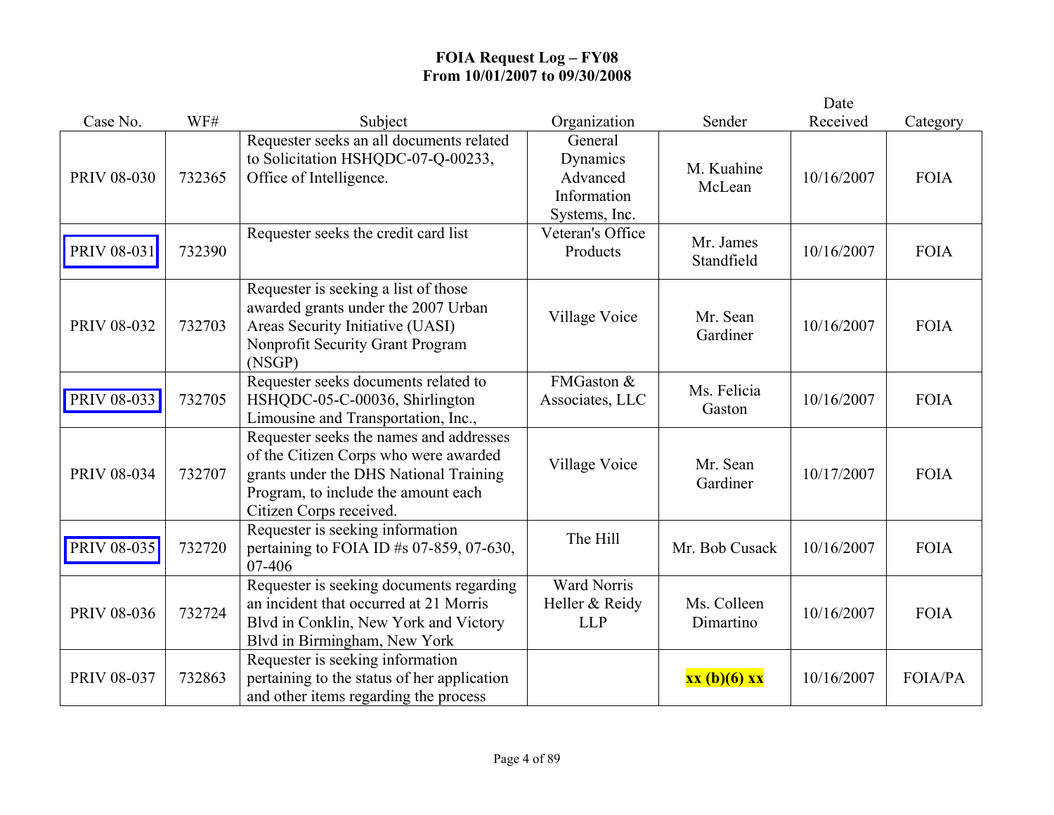# FOIA Request Log – FY08
## From 10/01/2007 to 09/30/2008

| Case No. | WF# | Subject | Organization | Sender | Date Received | Category |
|---|---|---|---|---|---|---|
| PRIV 08-030 | 732365 | Requester seeks an all documents related to Solicitation HSHQDC-07-Q-00233, Office of Intelligence. | General Dynamics Advanced Information Systems, Inc. | M. Kuahine McLean | 10/16/2007 | FOIA |
| PRIV 08-031 | 732390 | Requester seeks the credit card list | Veteran's Office Products | Mr. James Standfield | 10/16/2007 | FOIA |
| PRIV 08-032 | 732703 | Requester is seeking a list of those awarded grants under the 2007 Urban Areas Security Initiative (UASI) Nonprofit Security Grant Program (NSGP) | Village Voice | Mr. Sean Gardiner | 10/16/2007 | FOIA |
| PRIV 08-033 | 732705 | Requester seeks documents related to HSHQDC-05-C-00036, Shirlington Limousine and Transportation, Inc., | FMGaston & Associates, LLC | Ms. Felicia Gaston | 10/16/2007 | FOIA |
| PRIV 08-034 | 732707 | Requester seeks the names and addresses of the Citizen Corps who were awarded grants under the DHS National Training Program, to include the amount each Citizen Corps received. | Village Voice | Mr. Sean Gardiner | 10/17/2007 | FOIA |
| PRIV 08-035 | 732720 | Requester is seeking information pertaining to FOIA ID #s 07-859, 07-630, 07-406 | The Hill | Mr. Bob Cusack | 10/16/2007 | FOIA |
| PRIV 08-036 | 732724 | Requester is seeking documents regarding an incident that occurred at 21 Morris Blvd in Conklin, New York and Victory Blvd in Birmingham, New York | Ward Norris Heller & Reidy LLP | Ms. Colleen Dimartino | 10/16/2007 | FOIA |
| PRIV 08-037 | 732863 | Requester is seeking information pertaining to the status of her application and other items regarding the process | | **xx (b)(6) xx** | 10/16/2007 | FOIA/PA |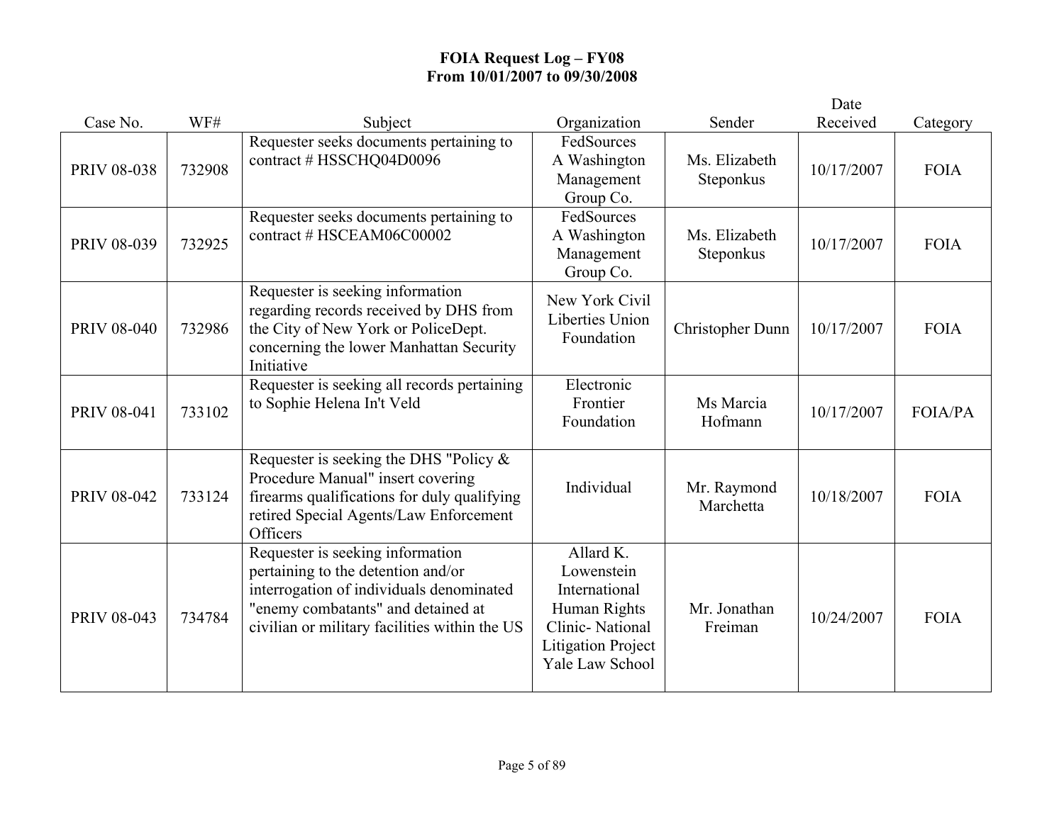**FOIA Request Log – FY08**
**From 10/01/2007 to 09/30/2008**

| Case No. | WF# | Subject | Organization | Sender | Date Received | Category |
|---|---|---|---|---|---|---|
| PRIV 08-038 | 732908 | Requester seeks documents pertaining to contract # HSSCHQ04D0096 | FedSources A Washington Management Group Co. | Ms. Elizabeth Steponkus | 10/17/2007 | FOIA |
| PRIV 08-039 | 732925 | Requester seeks documents pertaining to contract # HSCEAM06C00002 | FedSources A Washington Management Group Co. | Ms. Elizabeth Steponkus | 10/17/2007 | FOIA |
| PRIV 08-040 | 732986 | Requester is seeking information regarding records received by DHS from the City of New York or PoliceDept. concerning the lower Manhattan Security Initiative | New York Civil Liberties Union Foundation | Christopher Dunn | 10/17/2007 | FOIA |
| PRIV 08-041 | 733102 | Requester is seeking all records pertaining to Sophie Helena In't Veld | Electronic Frontier Foundation | Ms Marcia Hofmann | 10/17/2007 | FOIA/PA |
| PRIV 08-042 | 733124 | Requester is seeking the DHS "Policy & Procedure Manual" insert covering firearms qualifications for duly qualifying retired Special Agents/Law Enforcement Officers | Individual | Mr. Raymond Marchetta | 10/18/2007 | FOIA |
| PRIV 08-043 | 734784 | Requester is seeking information pertaining to the detention and/or interrogation of individuals denominated "enemy combatants" and detained at civilian or military facilities within the US | Allard K. Lowenstein International Human Rights Clinic- National Litigation Project Yale Law School | Mr. Jonathan Freiman | 10/24/2007 | FOIA |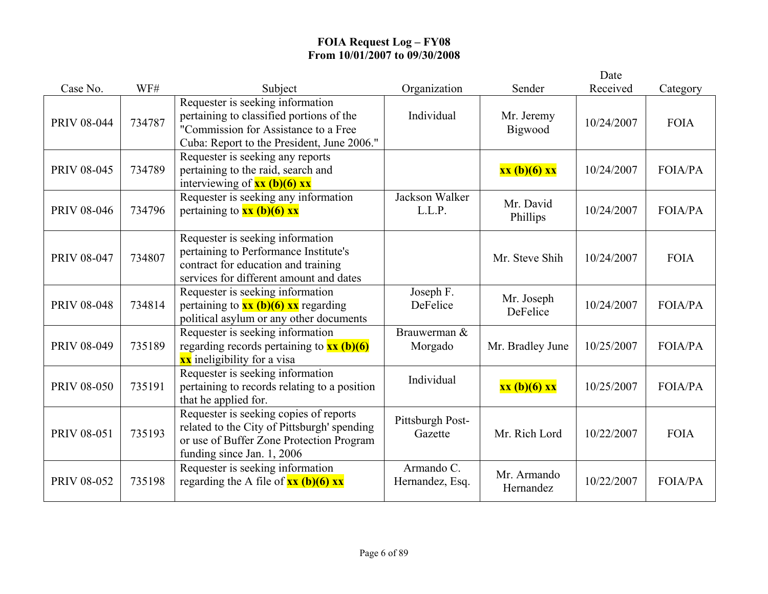**FOIA Request Log – FY08**
**From 10/01/2007 to 09/30/2008**

| Case No. | WF# | Subject | Organization | Sender | Date Received | Category |
|---|---|---|---|---|---|---|
| PRIV 08-044 | 734787 | Requester is seeking information pertaining to classified portions of the "Commission for Assistance to a Free Cuba: Report to the President, June 2006." | Individual | Mr. Jeremy Bigwood | 10/24/2007 | FOIA |
| PRIV 08-045 | 734789 | Requester is seeking any reports pertaining to the raid, search and interviewing of **xx (b)(6) xx** | | **xx (b)(6) xx** | 10/24/2007 | FOIA/PA |
| PRIV 08-046 | 734796 | Requester is seeking any information pertaining to **xx (b)(6) xx** | Jackson Walker L.L.P. | Mr. David Phillips | 10/24/2007 | FOIA/PA |
| PRIV 08-047 | 734807 | Requester is seeking information pertaining to Performance Institute's contract for education and training services for different amount and dates | | Mr. Steve Shih | 10/24/2007 | FOIA |
| PRIV 08-048 | 734814 | Requester is seeking information pertaining to **xx (b)(6) xx** regarding political asylum or any other documents | Joseph F. DeFelice | Mr. Joseph DeFelice | 10/24/2007 | FOIA/PA |
| PRIV 08-049 | 735189 | Requester is seeking information regarding records pertaining to **xx (b)(6) xx** ineligibility for a visa | Brauwerman & Morgado | Mr. Bradley June | 10/25/2007 | FOIA/PA |
| PRIV 08-050 | 735191 | Requester is seeking information pertaining to records relating to a position that he applied for. | Individual | **xx (b)(6) xx** | 10/25/2007 | FOIA/PA |
| PRIV 08-051 | 735193 | Requester is seeking copies of reports related to the City of Pittsburgh' spending or use of Buffer Zone Protection Program funding since Jan. 1, 2006 | Pittsburgh Post-Gazette | Mr. Rich Lord | 10/22/2007 | FOIA |
| PRIV 08-052 | 735198 | Requester is seeking information regarding the A file of **xx (b)(6) xx** | Armando C. Hernandez, Esq. | Mr. Armando Hernandez | 10/22/2007 | FOIA/PA |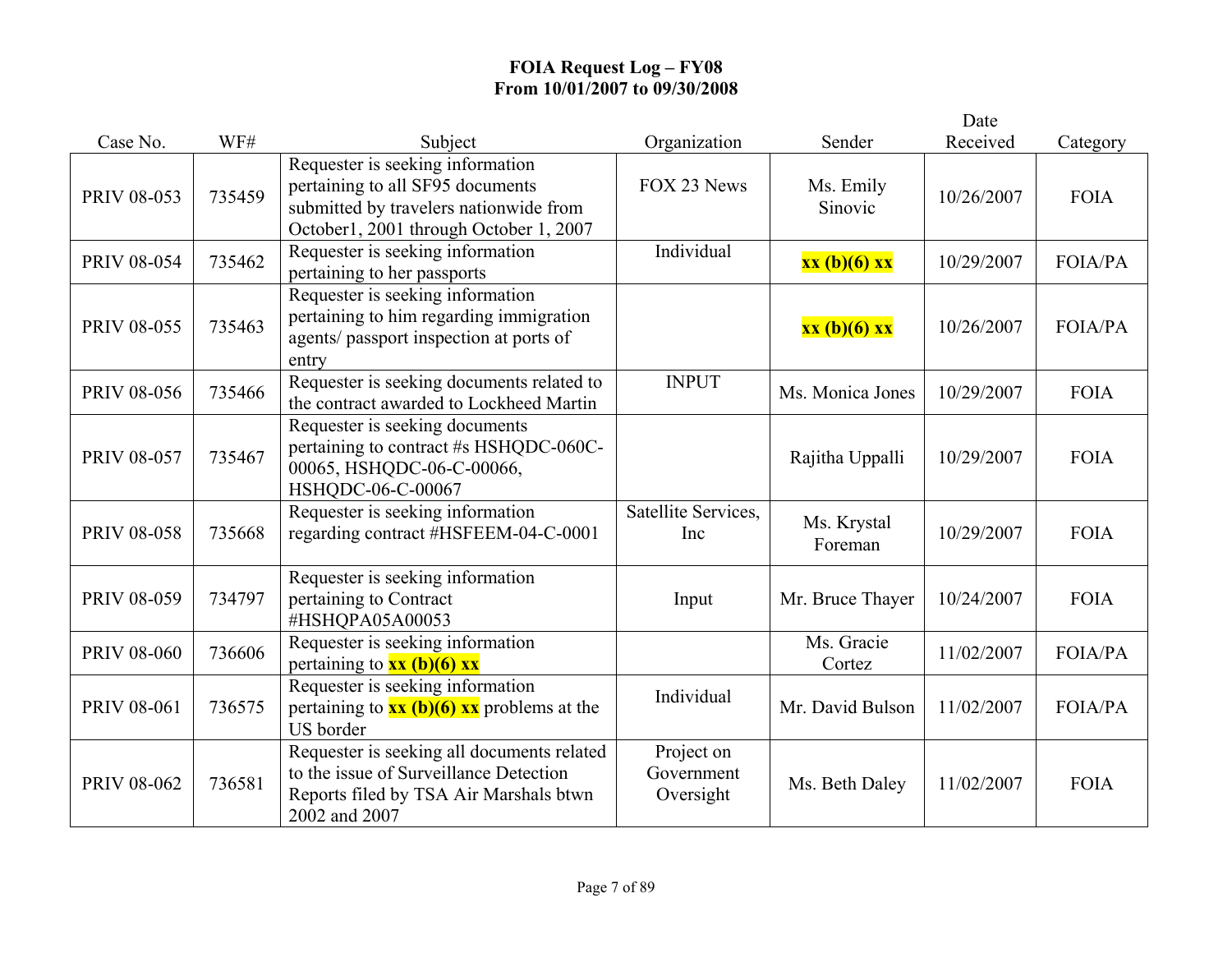**FOIA Request Log – FY08**
**From 10/01/2007 to 09/30/2008**

| Case No. | WF# | Subject | Organization | Sender | Date Received | Category |
|---|---|---|---|---|---|---|
| PRIV 08-053 | 735459 | Requester is seeking information pertaining to all SF95 documents submitted by travelers nationwide from October1, 2001 through October 1, 2007 | FOX 23 News | Ms. Emily Sinovic | 10/26/2007 | FOIA |
| PRIV 08-054 | 735462 | Requester is seeking information pertaining to her passports | Individual | **xx (b)(6) xx** | 10/29/2007 | FOIA/PA |
| PRIV 08-055 | 735463 | Requester is seeking information pertaining to him regarding immigration agents/ passport inspection at ports of entry | | **xx (b)(6) xx** | 10/26/2007 | FOIA/PA |
| PRIV 08-056 | 735466 | Requester is seeking documents related to the contract awarded to Lockheed Martin | INPUT | Ms. Monica Jones | 10/29/2007 | FOIA |
| PRIV 08-057 | 735467 | Requester is seeking documents pertaining to contract #s HSHQDC-060C-00065, HSHQDC-06-C-00066, HSHQDC-06-C-00067 | | Rajitha Uppalli | 10/29/2007 | FOIA |
| PRIV 08-058 | 735668 | Requester is seeking information regarding contract #HSFEEM-04-C-0001 | Satellite Services, Inc | Ms. Krystal Foreman | 10/29/2007 | FOIA |
| PRIV 08-059 | 734797 | Requester is seeking information pertaining to Contract #HSHQPA05A00053 | Input | Mr. Bruce Thayer | 10/24/2007 | FOIA |
| PRIV 08-060 | 736606 | Requester is seeking information pertaining to **xx (b)(6) xx** | | Ms. Gracie Cortez | 11/02/2007 | FOIA/PA |
| PRIV 08-061 | 736575 | Requester is seeking information pertaining to **xx (b)(6) xx** problems at the US border | Individual | Mr. David Bulson | 11/02/2007 | FOIA/PA |
| PRIV 08-062 | 736581 | Requester is seeking all documents related to the issue of Surveillance Detection Reports filed by TSA Air Marshals btwn 2002 and 2007 | Project on Government Oversight | Ms. Beth Daley | 11/02/2007 | FOIA |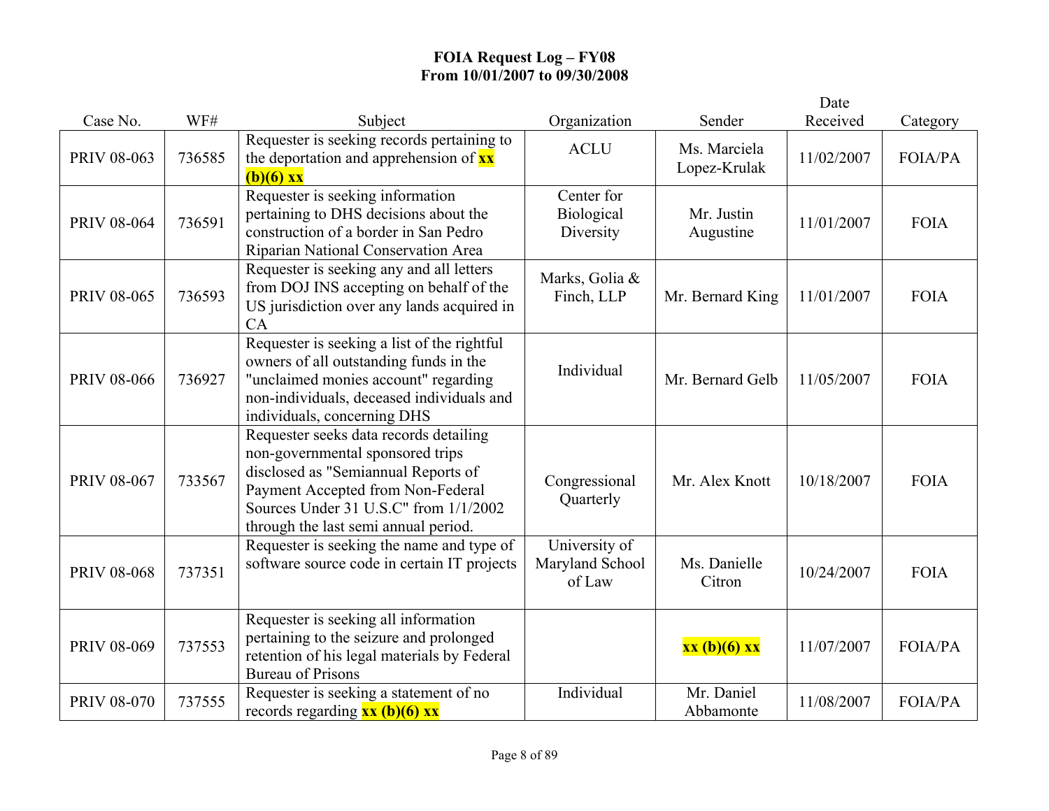**FOIA Request Log – FY08**
**From 10/01/2007 to 09/30/2008**

| Case No. | WF# | Subject | Organization | Sender | Date Received | Category |
|---|---|---|---|---|---|---|
| PRIV 08-063 | 736585 | Requester is seeking records pertaining to the deportation and apprehension of **xx (b)(6) xx** | ACLU | Ms. Marciela Lopez-Krulak | 11/02/2007 | FOIA/PA |
| PRIV 08-064 | 736591 | Requester is seeking information pertaining to DHS decisions about the construction of a border in San Pedro Riparian National Conservation Area | Center for Biological Diversity | Mr. Justin Augustine | 11/01/2007 | FOIA |
| PRIV 08-065 | 736593 | Requester is seeking any and all letters from DOJ INS accepting on behalf of the US jurisdiction over any lands acquired in CA | Marks, Golia & Finch, LLP | Mr. Bernard King | 11/01/2007 | FOIA |
| PRIV 08-066 | 736927 | Requester is seeking a list of the rightful owners of all outstanding funds in the "unclaimed monies account" regarding non-individuals, deceased individuals and individuals, concerning DHS | Individual | Mr. Bernard Gelb | 11/05/2007 | FOIA |
| PRIV 08-067 | 733567 | Requester seeks data records detailing non-governmental sponsored trips disclosed as "Semiannual Reports of Payment Accepted from Non-Federal Sources Under 31 U.S.C" from 1/1/2002 through the last semi annual period. | Congressional Quarterly | Mr. Alex Knott | 10/18/2007 | FOIA |
| PRIV 08-068 | 737351 | Requester is seeking the name and type of software source code in certain IT projects | University of Maryland School of Law | Ms. Danielle Citron | 10/24/2007 | FOIA |
| PRIV 08-069 | 737553 | Requester is seeking all information pertaining to the seizure and prolonged retention of his legal materials by Federal Bureau of Prisons | | **xx (b)(6) xx** | 11/07/2007 | FOIA/PA |
| PRIV 08-070 | 737555 | Requester is seeking a statement of no records regarding **xx (b)(6) xx** | Individual | Mr. Daniel Abbamonte | 11/08/2007 | FOIA/PA |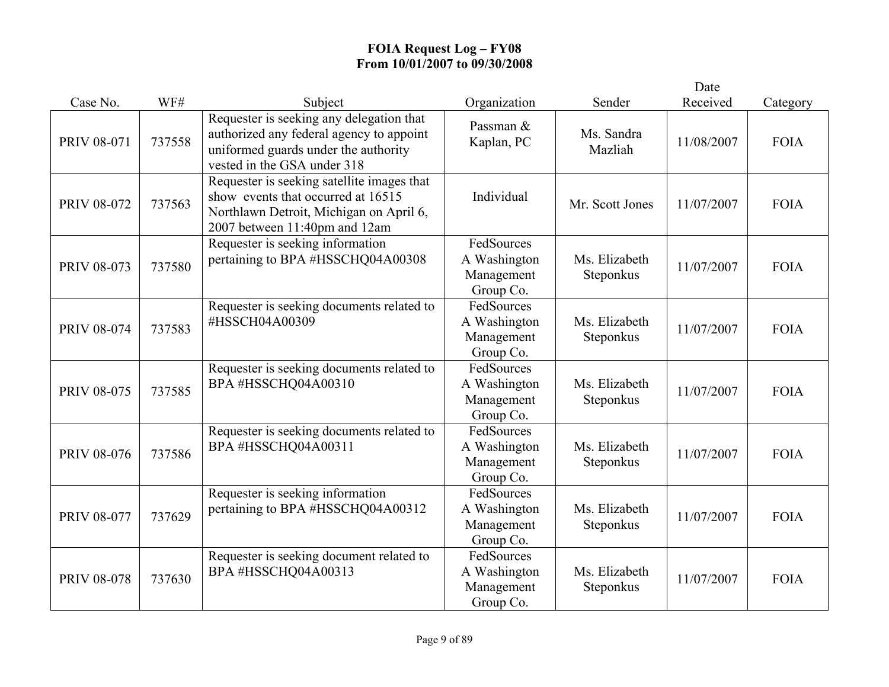**FOIA Request Log – FY08**
**From 10/01/2007 to 09/30/2008**

| Case No. | WF# | Subject | Organization | Sender | Date Received | Category |
|---|---|---|---|---|---|---|
| PRIV 08-071 | 737558 | Requester is seeking any delegation that authorized any federal agency to appoint uniformed guards under the authority vested in the GSA under 318 | Passman & Kaplan, PC | Ms. Sandra Mazliah | 11/08/2007 | FOIA |
| PRIV 08-072 | 737563 | Requester is seeking satellite images that show events that occurred at 16515 Northlawn Detroit, Michigan on April 6, 2007 between 11:40pm and 12am | Individual | Mr. Scott Jones | 11/07/2007 | FOIA |
| PRIV 08-073 | 737580 | Requester is seeking information pertaining to BPA #HSSCHQ04A00308 | FedSources A Washington Management Group Co. | Ms. Elizabeth Steponkus | 11/07/2007 | FOIA |
| PRIV 08-074 | 737583 | Requester is seeking documents related to #HSSCH04A00309 | FedSources A Washington Management Group Co. | Ms. Elizabeth Steponkus | 11/07/2007 | FOIA |
| PRIV 08-075 | 737585 | Requester is seeking documents related to BPA #HSSCHQ04A00310 | FedSources A Washington Management Group Co. | Ms. Elizabeth Steponkus | 11/07/2007 | FOIA |
| PRIV 08-076 | 737586 | Requester is seeking documents related to BPA #HSSCHQ04A00311 | FedSources A Washington Management Group Co. | Ms. Elizabeth Steponkus | 11/07/2007 | FOIA |
| PRIV 08-077 | 737629 | Requester is seeking information pertaining to BPA #HSSCHQ04A00312 | FedSources A Washington Management Group Co. | Ms. Elizabeth Steponkus | 11/07/2007 | FOIA |
| PRIV 08-078 | 737630 | Requester is seeking document related to BPA #HSSCHQ04A00313 | FedSources A Washington Management Group Co. | Ms. Elizabeth Steponkus | 11/07/2007 | FOIA |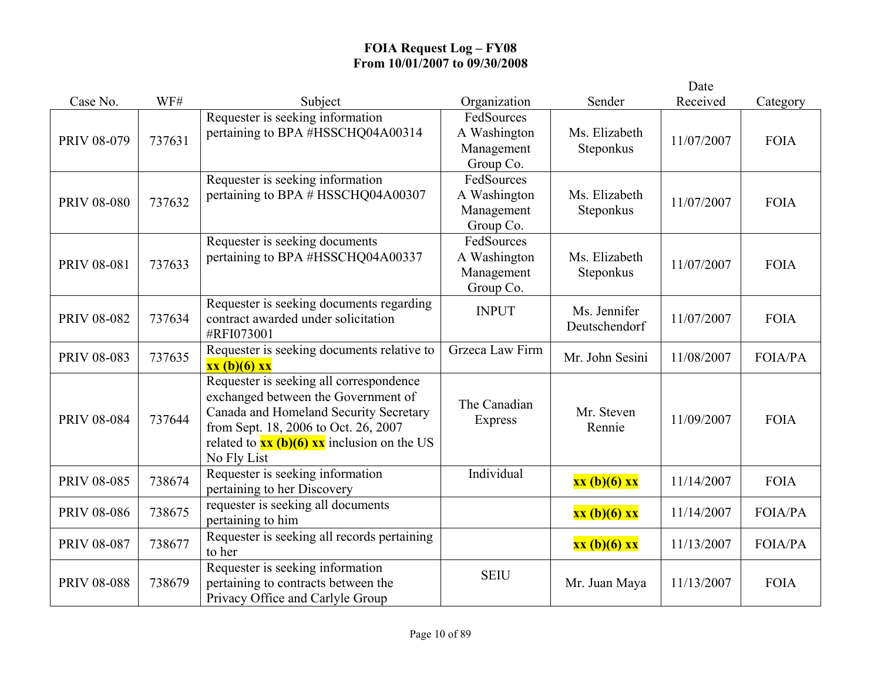# FOIA Request Log – FY08
## From 10/01/2007 to 09/30/2008

| Case No. | WF# | Subject | Organization | Sender | Date Received | Category |
|---|---|---|---|---|---|---|
| PRIV 08-079 | 737631 | Requester is seeking information pertaining to BPA #HSSCHQ04A00314 | FedSources A Washington Management Group Co. | Ms. Elizabeth Steponkus | 11/07/2007 | FOIA |
| PRIV 08-080 | 737632 | Requester is seeking information pertaining to BPA # HSSCHQ04A00307 | FedSources A Washington Management Group Co. | Ms. Elizabeth Steponkus | 11/07/2007 | FOIA |
| PRIV 08-081 | 737633 | Requester is seeking documents pertaining to BPA #HSSCHQ04A00337 | FedSources A Washington Management Group Co. | Ms. Elizabeth Steponkus | 11/07/2007 | FOIA |
| PRIV 08-082 | 737634 | Requester is seeking documents regarding contract awarded under solicitation #RFI073001 | INPUT | Ms. Jennifer Deutschendorf | 11/07/2007 | FOIA |
| PRIV 08-083 | 737635 | Requester is seeking documents relative to **xx (b)(6) xx** | Grzeca Law Firm | Mr. John Sesini | 11/08/2007 | FOIA/PA |
| PRIV 08-084 | 737644 | Requester is seeking all correspondence exchanged between the Government of Canada and Homeland Security Secretary from Sept. 18, 2006 to Oct. 26, 2007 related to **xx (b)(6) xx** inclusion on the US No Fly List | The Canadian Express | Mr. Steven Rennie | 11/09/2007 | FOIA |
| PRIV 08-085 | 738674 | Requester is seeking information pertaining to her Discovery | Individual | **xx (b)(6) xx** | 11/14/2007 | FOIA |
| PRIV 08-086 | 738675 | requester is seeking all documents pertaining to him | | **xx (b)(6) xx** | 11/14/2007 | FOIA/PA |
| PRIV 08-087 | 738677 | Requester is seeking all records pertaining to her | | **xx (b)(6) xx** | 11/13/2007 | FOIA/PA |
| PRIV 08-088 | 738679 | Requester is seeking information pertaining to contracts between the Privacy Office and Carlyle Group | SEIU | Mr. Juan Maya | 11/13/2007 | FOIA |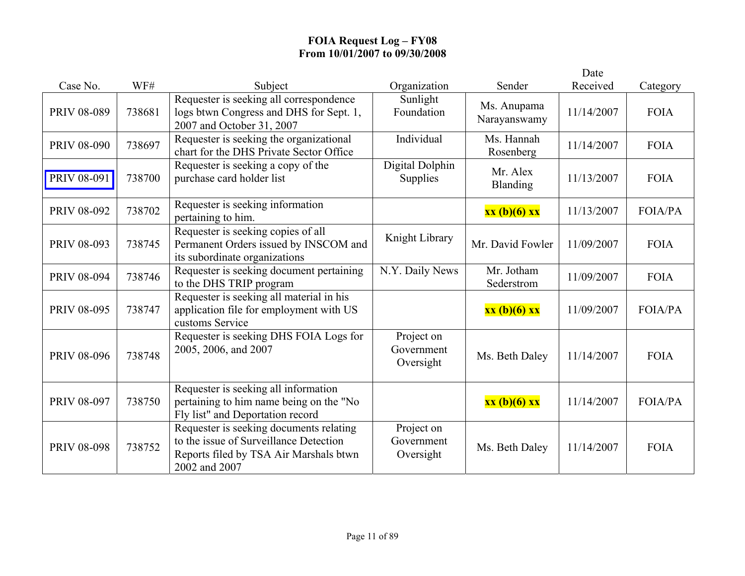**FOIA Request Log – FY08**
**From 10/01/2007 to 09/30/2008**

| Case No. | WF# | Subject | Organization | Sender | Date Received | Category |
|---|---|---|---|---|---|---|
| PRIV 08-089 | 738681 | Requester is seeking all correspondence logs btwn Congress and DHS for Sept. 1, 2007 and October 31, 2007 | Sunlight Foundation | Ms. Anupama Narayanswamy | 11/14/2007 | FOIA |
| PRIV 08-090 | 738697 | Requester is seeking the organizational chart for the DHS Private Sector Office | Individual | Ms. Hannah Rosenberg | 11/14/2007 | FOIA |
| PRIV 08-091 | 738700 | Requester is seeking a copy of the purchase card holder list | Digital Dolphin Supplies | Mr. Alex Blanding | 11/13/2007 | FOIA |
| PRIV 08-092 | 738702 | Requester is seeking information pertaining to him. | | **xx (b)(6) xx** | 11/13/2007 | FOIA/PA |
| PRIV 08-093 | 738745 | Requester is seeking copies of all Permanent Orders issued by INSCOM and its subordinate organizations | Knight Library | Mr. David Fowler | 11/09/2007 | FOIA |
| PRIV 08-094 | 738746 | Requester is seeking document pertaining to the DHS TRIP program | N.Y. Daily News | Mr. Jotham Sederstrom | 11/09/2007 | FOIA |
| PRIV 08-095 | 738747 | Requester is seeking all material in his application file for employment with US customs Service | | **xx (b)(6) xx** | 11/09/2007 | FOIA/PA |
| PRIV 08-096 | 738748 | Requester is seeking DHS FOIA Logs for 2005, 2006, and 2007 | Project on Government Oversight | Ms. Beth Daley | 11/14/2007 | FOIA |
| PRIV 08-097 | 738750 | Requester is seeking all information pertaining to him name being on the "No Fly list" and Deportation record | | **xx (b)(6) xx** | 11/14/2007 | FOIA/PA |
| PRIV 08-098 | 738752 | Requester is seeking documents relating to the issue of Surveillance Detection Reports filed by TSA Air Marshals btwn 2002 and 2007 | Project on Government Oversight | Ms. Beth Daley | 11/14/2007 | FOIA |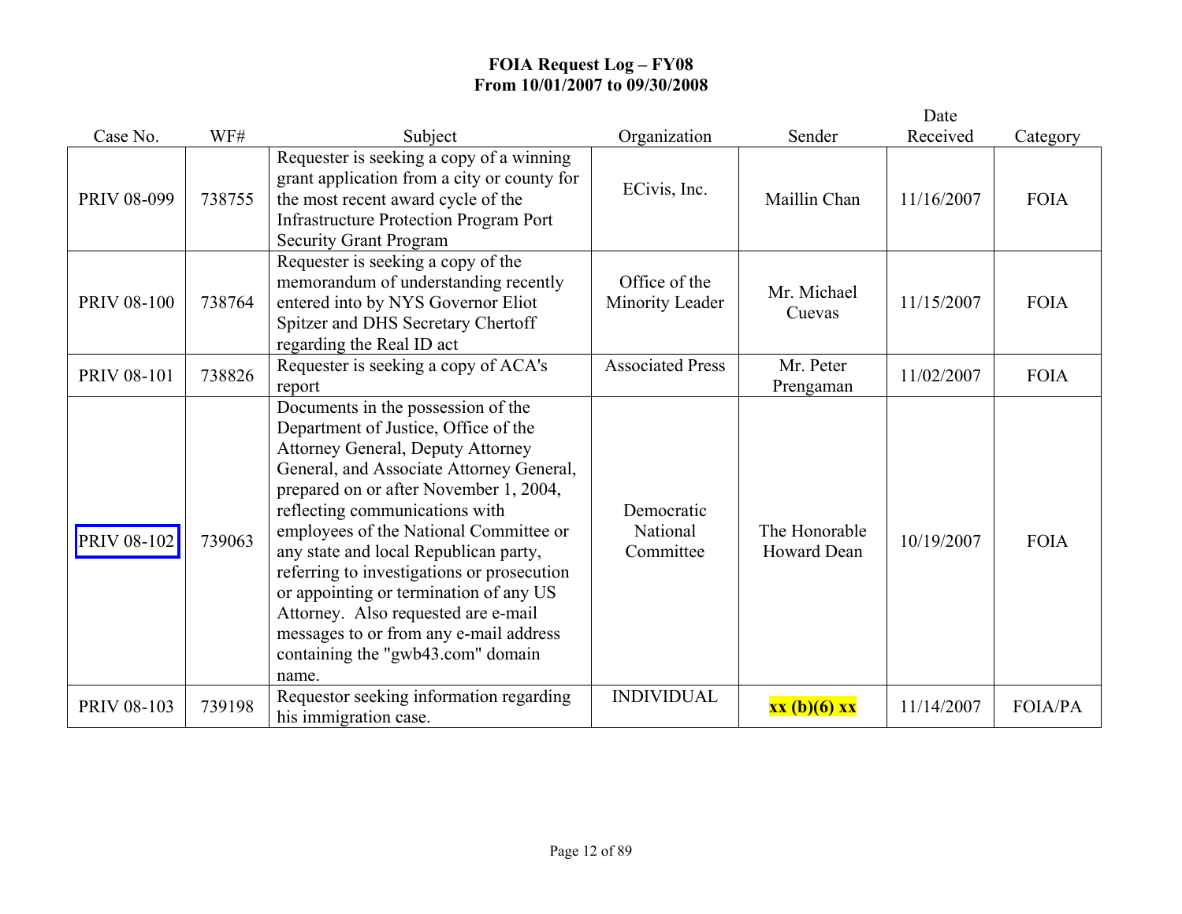# FOIA Request Log – FY08
## From 10/01/2007 to 09/30/2008

| Case No. | WF# | Subject | Organization | Sender | Date Received | Category |
|---|---|---|---|---|---|---|
| PRIV 08-099 | 738755 | Requester is seeking a copy of a winning grant application from a city or county for the most recent award cycle of the Infrastructure Protection Program Port Security Grant Program | ECivis, Inc. | Maillin Chan | 11/16/2007 | FOIA |
| PRIV 08-100 | 738764 | Requester is seeking a copy of the memorandum of understanding recently entered into by NYS Governor Eliot Spitzer and DHS Secretary Chertoff regarding the Real ID act | Office of the Minority Leader | Mr. Michael Cuevas | 11/15/2007 | FOIA |
| PRIV 08-101 | 738826 | Requester is seeking a copy of ACA's report | Associated Press | Mr. Peter Prengaman | 11/02/2007 | FOIA |
| PRIV 08-102 | 739063 | Documents in the possession of the Department of Justice, Office of the Attorney General, Deputy Attorney General, and Associate Attorney General, prepared on or after November 1, 2004, reflecting communications with employees of the National Committee or any state and local Republican party, referring to investigations or prosecution or appointing or termination of any US Attorney. Also requested are e-mail messages to or from any e-mail address containing the "gwb43.com" domain name. | Democratic National Committee | The Honorable Howard Dean | 10/19/2007 | FOIA |
| PRIV 08-103 | 739198 | Requestor seeking information regarding his immigration case. | INDIVIDUAL | **xx (b)(6) xx** | 11/14/2007 | FOIA/PA |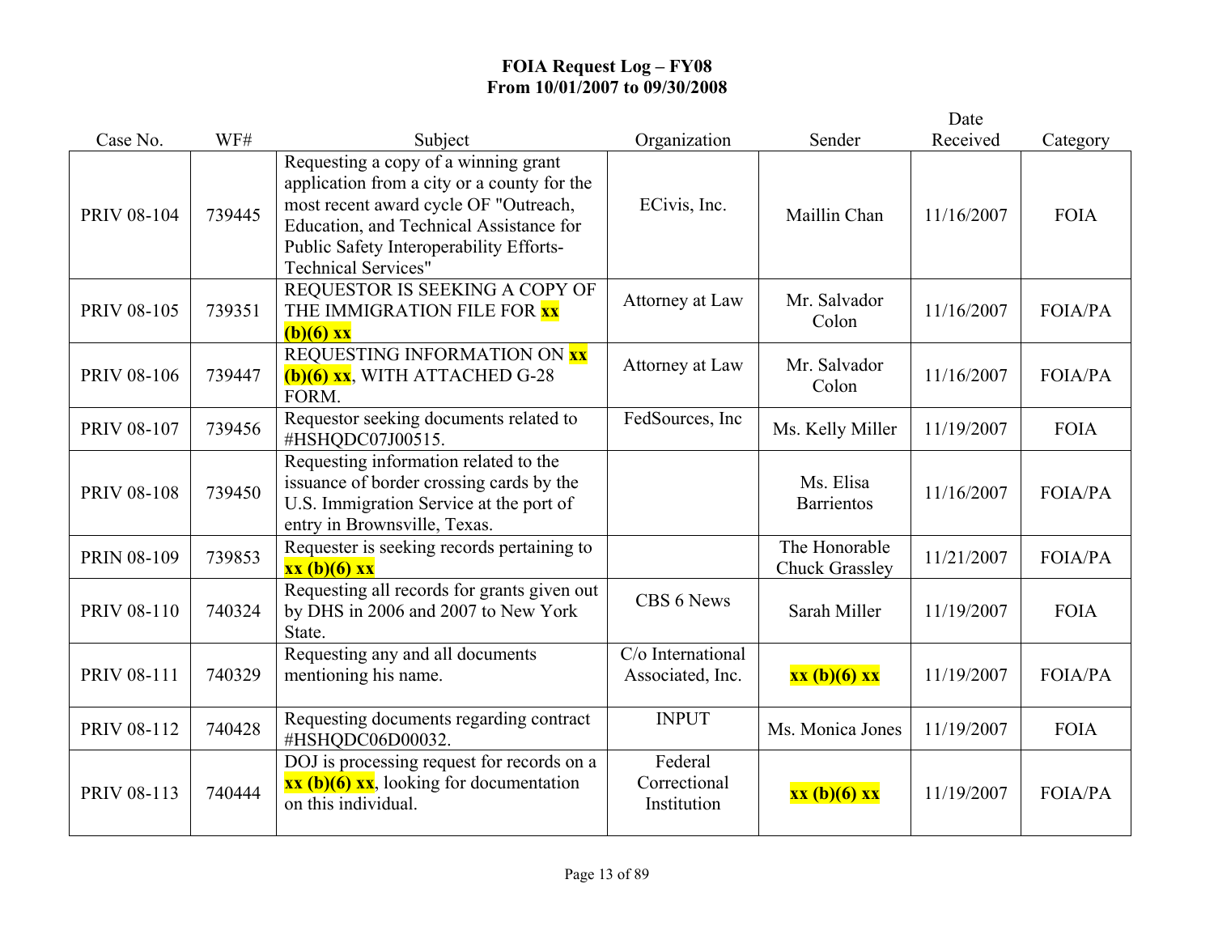**FOIA Request Log – FY08**
**From 10/01/2007 to 09/30/2008**

| Case No. | WF# | Subject | Organization | Sender | Date Received | Category |
|---|---|---|---|---|---|---|
| PRIV 08-104 | 739445 | Requesting a copy of a winning grant application from a city or a county for the most recent award cycle OF "Outreach, Education, and Technical Assistance for Public Safety Interoperability Efforts-Technical Services" | ECivis, Inc. | Maillin Chan | 11/16/2007 | FOIA |
| PRIV 08-105 | 739351 | REQUESTOR IS SEEKING A COPY OF THE IMMIGRATION FILE FOR **xx (b)(6) xx** | Attorney at Law | Mr. Salvador Colon | 11/16/2007 | FOIA/PA |
| PRIV 08-106 | 739447 | REQUESTING INFORMATION ON **xx (b)(6) xx**, WITH ATTACHED G-28 FORM. | Attorney at Law | Mr. Salvador Colon | 11/16/2007 | FOIA/PA |
| PRIV 08-107 | 739456 | Requestor seeking documents related to #HSHQDC07J00515. | FedSources, Inc | Ms. Kelly Miller | 11/19/2007 | FOIA |
| PRIV 08-108 | 739450 | Requesting information related to the issuance of border crossing cards by the U.S. Immigration Service at the port of entry in Brownsville, Texas. | | Ms. Elisa Barrientos | 11/16/2007 | FOIA/PA |
| PRIN 08-109 | 739853 | Requester is seeking records pertaining to **xx (b)(6) xx** | | The Honorable Chuck Grassley | 11/21/2007 | FOIA/PA |
| PRIV 08-110 | 740324 | Requesting all records for grants given out by DHS in 2006 and 2007 to New York State. | CBS 6 News | Sarah Miller | 11/19/2007 | FOIA |
| PRIV 08-111 | 740329 | Requesting any and all documents mentioning his name. | C/o International Associated, Inc. | **xx (b)(6) xx** | 11/19/2007 | FOIA/PA |
| PRIV 08-112 | 740428 | Requesting documents regarding contract #HSHQDC06D00032. | INPUT | Ms. Monica Jones | 11/19/2007 | FOIA |
| PRIV 08-113 | 740444 | DOJ is processing request for records on a **xx (b)(6) xx**, looking for documentation on this individual. | Federal Correctional Institution | **xx (b)(6) xx** | 11/19/2007 | FOIA/PA |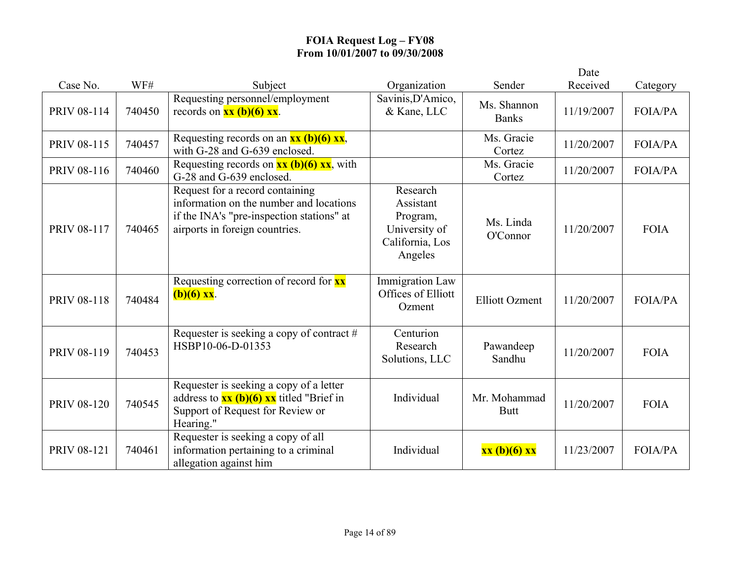**FOIA Request Log – FY08**
**From 10/01/2007 to 09/30/2008**

| Case No. | WF# | Subject | Organization | Sender | Date Received | Category |
|---|---|---|---|---|---|---|
| PRIV 08-114 | 740450 | Requesting personnel/employment records on **xx (b)(6) xx**. | Savinis,D'Amico, & Kane, LLC | Ms. Shannon Banks | 11/19/2007 | FOIA/PA |
| PRIV 08-115 | 740457 | Requesting records on an **xx (b)(6) xx**, with G-28 and G-639 enclosed. | | Ms. Gracie Cortez | 11/20/2007 | FOIA/PA |
| PRIV 08-116 | 740460 | Requesting records on **xx (b)(6) xx**, with G-28 and G-639 enclosed. | | Ms. Gracie Cortez | 11/20/2007 | FOIA/PA |
| PRIV 08-117 | 740465 | Request for a record containing information on the number and locations if the INA's "pre-inspection stations" at airports in foreign countries. | Research Assistant Program, University of California, Los Angeles | Ms. Linda O'Connor | 11/20/2007 | FOIA |
| PRIV 08-118 | 740484 | Requesting correction of record for **xx (b)(6) xx**. | Immigration Law Offices of Elliott Ozment | Elliott Ozment | 11/20/2007 | FOIA/PA |
| PRIV 08-119 | 740453 | Requester is seeking a copy of contract # HSBP10-06-D-01353 | Centurion Research Solutions, LLC | Pawandeep Sandhu | 11/20/2007 | FOIA |
| PRIV 08-120 | 740545 | Requester is seeking a copy of a letter address to **xx (b)(6) xx** titled "Brief in Support of Request for Review or Hearing." | Individual | Mr. Mohammad Butt | 11/20/2007 | FOIA |
| PRIV 08-121 | 740461 | Requester is seeking a copy of all information pertaining to a criminal allegation against him | Individual | **xx (b)(6) xx** | 11/23/2007 | FOIA/PA |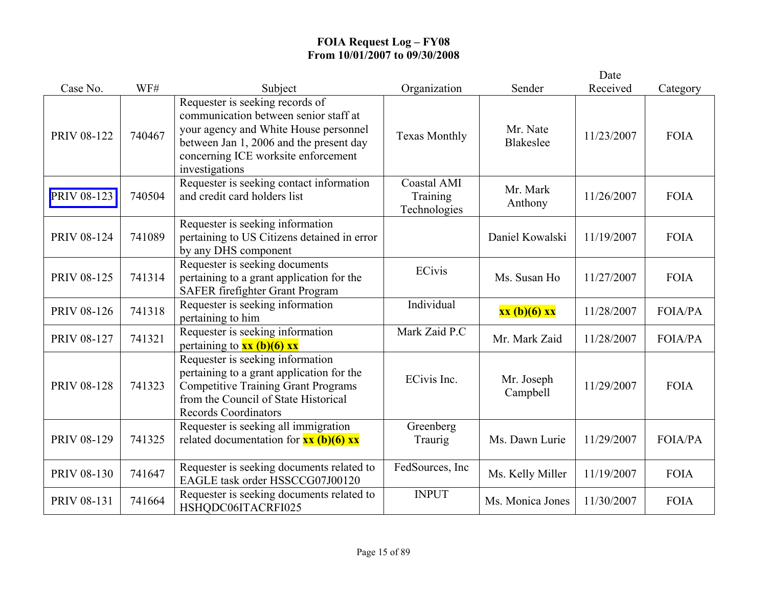**FOIA Request Log – FY08**
**From 10/01/2007 to 09/30/2008**

| Case No. | WF# | Subject | Organization | Sender | Date Received | Category |
|---|---|---|---|---|---|---|
| PRIV 08-122 | 740467 | Requester is seeking records of communication between senior staff at your agency and White House personnel between Jan 1, 2006 and the present day concerning ICE worksite enforcement investigations | Texas Monthly | Mr. Nate Blakeslee | 11/23/2007 | FOIA |
| PRIV 08-123 | 740504 | Requester is seeking contact information and credit card holders list | Coastal AMI Training Technologies | Mr. Mark Anthony | 11/26/2007 | FOIA |
| PRIV 08-124 | 741089 | Requester is seeking information pertaining to US Citizens detained in error by any DHS component | | Daniel Kowalski | 11/19/2007 | FOIA |
| PRIV 08-125 | 741314 | Requester is seeking documents pertaining to a grant application for the SAFER firefighter Grant Program | ECivis | Ms. Susan Ho | 11/27/2007 | FOIA |
| PRIV 08-126 | 741318 | Requester is seeking information pertaining to him | Individual | **xx (b)(6) xx** | 11/28/2007 | FOIA/PA |
| PRIV 08-127 | 741321 | Requester is seeking information pertaining to **xx (b)(6) xx** | Mark Zaid P.C | Mr. Mark Zaid | 11/28/2007 | FOIA/PA |
| PRIV 08-128 | 741323 | Requester is seeking information pertaining to a grant application for the Competitive Training Grant Programs from the Council of State Historical Records Coordinators | ECivis Inc. | Mr. Joseph Campbell | 11/29/2007 | FOIA |
| PRIV 08-129 | 741325 | Requester is seeking all immigration related documentation for **xx (b)(6) xx** | Greenberg Traurig | Ms. Dawn Lurie | 11/29/2007 | FOIA/PA |
| PRIV 08-130 | 741647 | Requester is seeking documents related to EAGLE task order HSSCCG07J00120 | FedSources, Inc | Ms. Kelly Miller | 11/19/2007 | FOIA |
| PRIV 08-131 | 741664 | Requester is seeking documents related to HSHQDC06ITACRFI025 | INPUT | Ms. Monica Jones | 11/30/2007 | FOIA |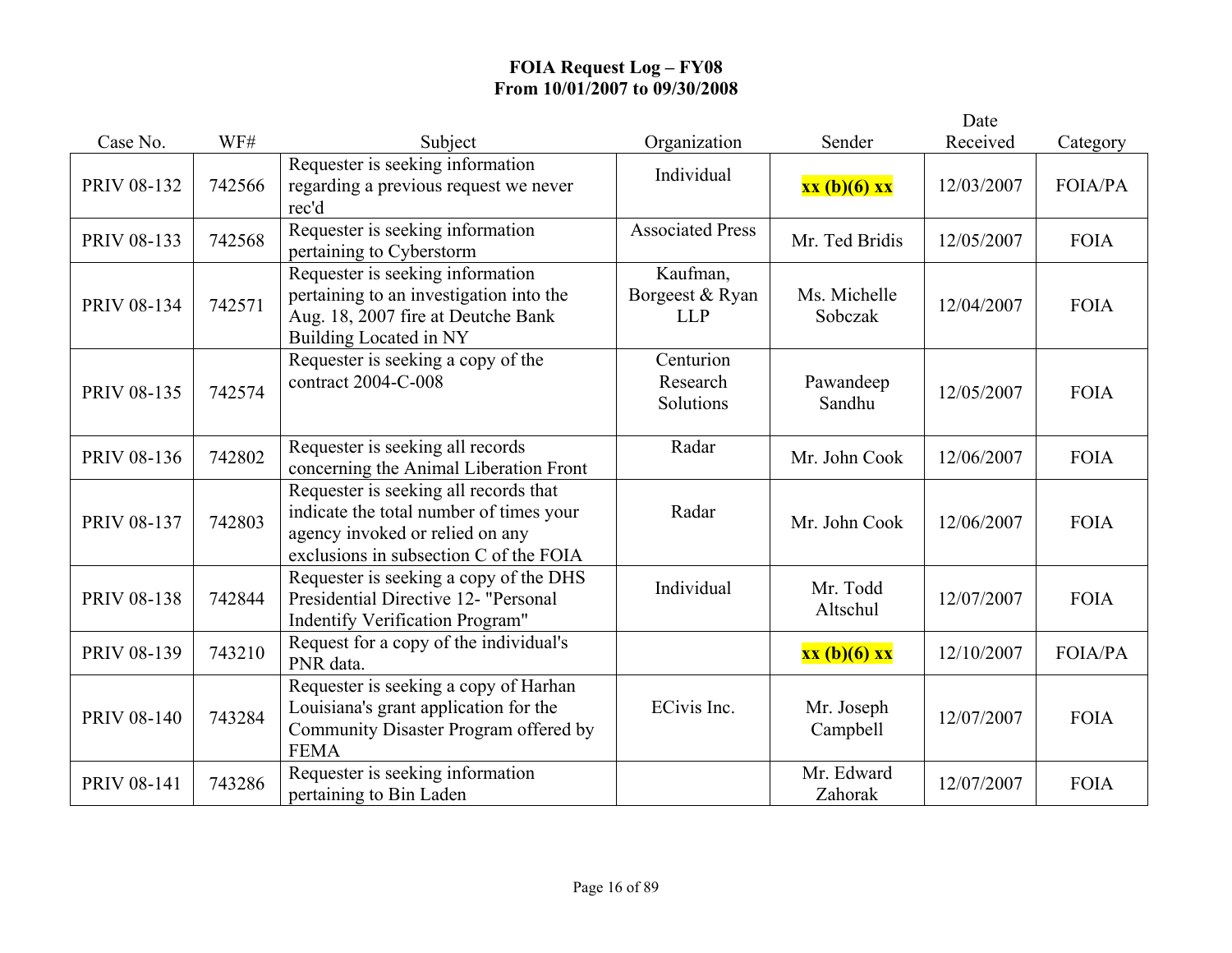**FOIA Request Log – FY08**
**From 10/01/2007 to 09/30/2008**

| Case No. | WF# | Subject | Organization | Sender | Date Received | Category |
|---|---|---|---|---|---|---|
| PRIV 08-132 | 742566 | Requester is seeking information regarding a previous request we never rec'd | Individual | **xx (b)(6) xx** | 12/03/2007 | FOIA/PA |
| PRIV 08-133 | 742568 | Requester is seeking information pertaining to Cyberstorm | Associated Press | Mr. Ted Bridis | 12/05/2007 | FOIA |
| PRIV 08-134 | 742571 | Requester is seeking information pertaining to an investigation into the Aug. 18, 2007 fire at Deutche Bank Building Located in NY | Kaufman, Borgeest & Ryan LLP | Ms. Michelle Sobczak | 12/04/2007 | FOIA |
| PRIV 08-135 | 742574 | Requester is seeking a copy of the contract 2004-C-008 | Centurion Research Solutions | Pawandeep Sandhu | 12/05/2007 | FOIA |
| PRIV 08-136 | 742802 | Requester is seeking all records concerning the Animal Liberation Front | Radar | Mr. John Cook | 12/06/2007 | FOIA |
| PRIV 08-137 | 742803 | Requester is seeking all records that indicate the total number of times your agency invoked or relied on any exclusions in subsection C of the FOIA | Radar | Mr. John Cook | 12/06/2007 | FOIA |
| PRIV 08-138 | 742844 | Requester is seeking a copy of the DHS Presidential Directive 12- "Personal Indentify Verification Program" | Individual | Mr. Todd Altschul | 12/07/2007 | FOIA |
| PRIV 08-139 | 743210 | Request for a copy of the individual's PNR data. | | **xx (b)(6) xx** | 12/10/2007 | FOIA/PA |
| PRIV 08-140 | 743284 | Requester is seeking a copy of Harhan Louisiana's grant application for the Community Disaster Program offered by FEMA | ECivis Inc. | Mr. Joseph Campbell | 12/07/2007 | FOIA |
| PRIV 08-141 | 743286 | Requester is seeking information pertaining to Bin Laden | | Mr. Edward Zahorak | 12/07/2007 | FOIA |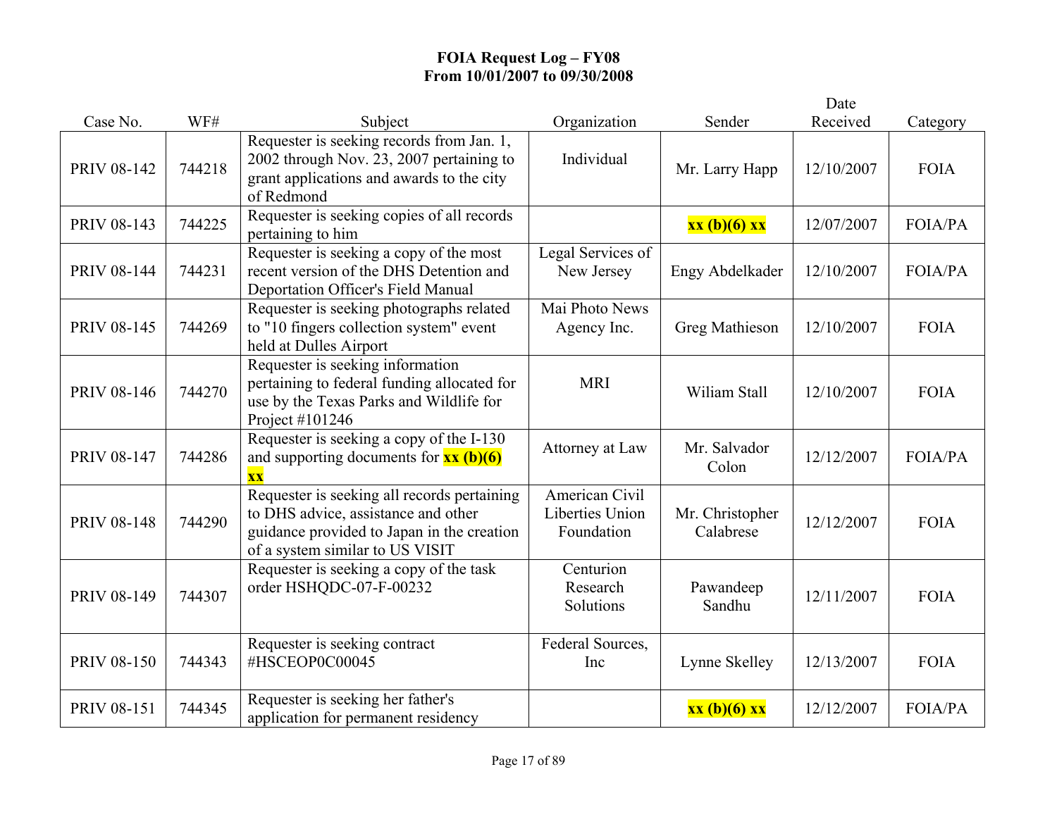# FOIA Request Log – FY08
## From 10/01/2007 to 09/30/2008

| Case No. | WF# | Subject | Organization | Sender | Date Received | Category |
|---|---|---|---|---|---|---|
| PRIV 08-142 | 744218 | Requester is seeking records from Jan. 1, 2002 through Nov. 23, 2007 pertaining to grant applications and awards to the city of Redmond | Individual | Mr. Larry Happ | 12/10/2007 | FOIA |
| PRIV 08-143 | 744225 | Requester is seeking copies of all records pertaining to him | | **xx (b)(6) xx** | 12/07/2007 | FOIA/PA |
| PRIV 08-144 | 744231 | Requester is seeking a copy of the most recent version of the DHS Detention and Deportation Officer's Field Manual | Legal Services of New Jersey | Engy Abdelkader | 12/10/2007 | FOIA/PA |
| PRIV 08-145 | 744269 | Requester is seeking photographs related to "10 fingers collection system" event held at Dulles Airport | Mai Photo News Agency Inc. | Greg Mathieson | 12/10/2007 | FOIA |
| PRIV 08-146 | 744270 | Requester is seeking information pertaining to federal funding allocated for use by the Texas Parks and Wildlife for Project #101246 | MRI | Wiliam Stall | 12/10/2007 | FOIA |
| PRIV 08-147 | 744286 | Requester is seeking a copy of the I-130 and supporting documents for **xx (b)(6) xx** | Attorney at Law | Mr. Salvador Colon | 12/12/2007 | FOIA/PA |
| PRIV 08-148 | 744290 | Requester is seeking all records pertaining to DHS advice, assistance and other guidance provided to Japan in the creation of a system similar to US VISIT | American Civil Liberties Union Foundation | Mr. Christopher Calabrese | 12/12/2007 | FOIA |
| PRIV 08-149 | 744307 | Requester is seeking a copy of the task order HSHQDC-07-F-00232 | Centurion Research Solutions | Pawandeep Sandhu | 12/11/2007 | FOIA |
| PRIV 08-150 | 744343 | Requester is seeking contract #HSCEOP0C00045 | Federal Sources, Inc | Lynne Skelley | 12/13/2007 | FOIA |
| PRIV 08-151 | 744345 | Requester is seeking her father's application for permanent residency | | **xx (b)(6) xx** | 12/12/2007 | FOIA/PA |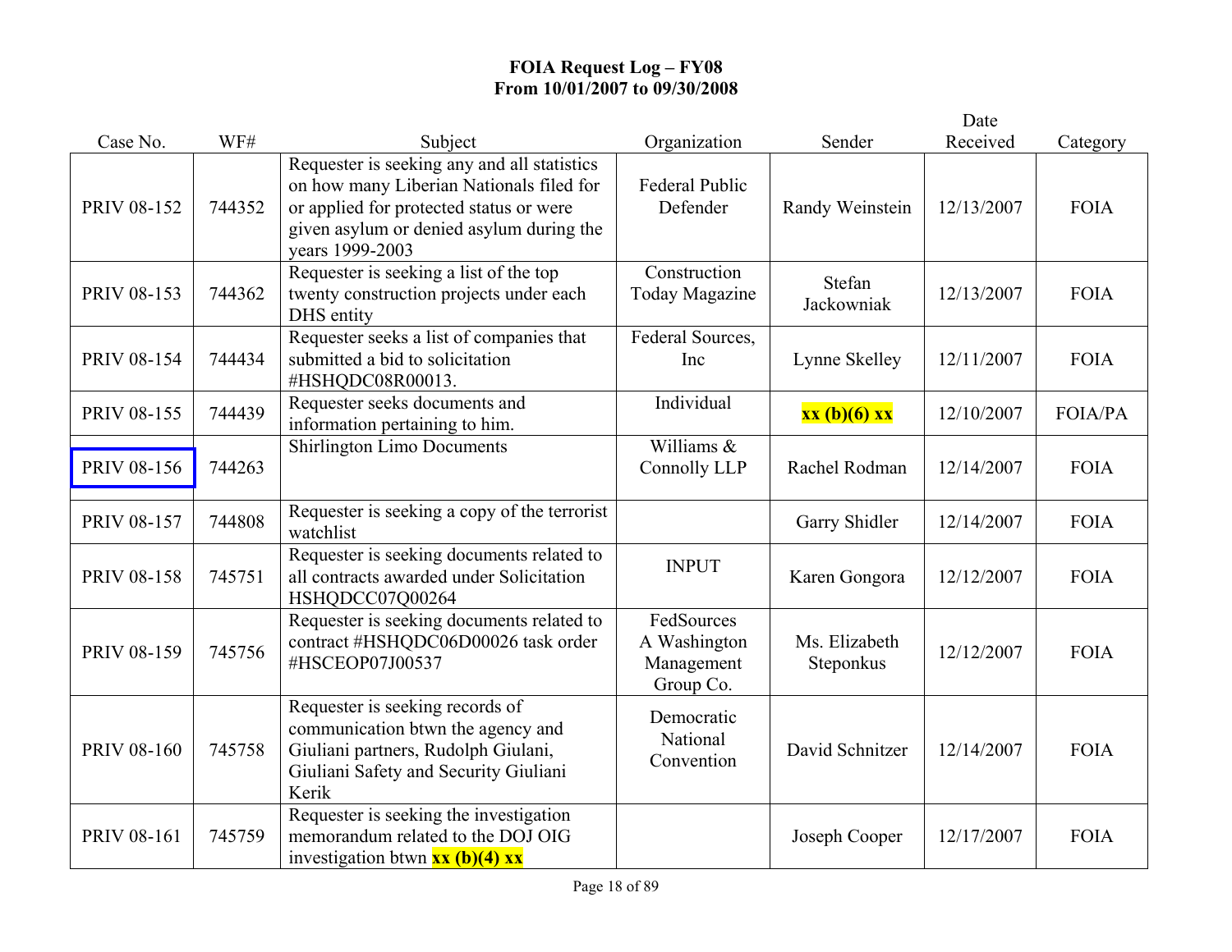**FOIA Request Log – FY08**
**From 10/01/2007 to 09/30/2008**

| Case No. | WF# | Subject | Organization | Sender | Date Received | Category |
|---|---|---|---|---|---|---|
| PRIV 08-152 | 744352 | Requester is seeking any and all statistics on how many Liberian Nationals filed for or applied for protected status or were given asylum or denied asylum during the years 1999-2003 | Federal Public Defender | Randy Weinstein | 12/13/2007 | FOIA |
| PRIV 08-153 | 744362 | Requester is seeking a list of the top twenty construction projects under each DHS entity | Construction Today Magazine | Stefan Jackowniak | 12/13/2007 | FOIA |
| PRIV 08-154 | 744434 | Requester seeks a list of companies that submitted a bid to solicitation #HSHQDC08R00013. | Federal Sources, Inc | Lynne Skelley | 12/11/2007 | FOIA |
| PRIV 08-155 | 744439 | Requester seeks documents and information pertaining to him. | Individual | **xx (b)(6) xx** | 12/10/2007 | FOIA/PA |
| PRIV 08-156 | 744263 | Shirlington Limo Documents | Williams & Connolly LLP | Rachel Rodman | 12/14/2007 | FOIA |
| PRIV 08-157 | 744808 | Requester is seeking a copy of the terrorist watchlist | | Garry Shidler | 12/14/2007 | FOIA |
| PRIV 08-158 | 745751 | Requester is seeking documents related to all contracts awarded under Solicitation HSHQDCC07Q00264 | INPUT | Karen Gongora | 12/12/2007 | FOIA |
| PRIV 08-159 | 745756 | Requester is seeking documents related to contract #HSHQDC06D00026 task order #HSCEOP07J00537 | FedSources A Washington Management Group Co. | Ms. Elizabeth Steponkus | 12/12/2007 | FOIA |
| PRIV 08-160 | 745758 | Requester is seeking records of communication btwn the agency and Giuliani partners, Rudolph Giulani, Giuliani Safety and Security Giuliani Kerik | Democratic National Convention | David Schnitzer | 12/14/2007 | FOIA |
| PRIV 08-161 | 745759 | Requester is seeking the investigation memorandum related to the DOJ OIG investigation btwn **xx (b)(4) xx** | | Joseph Cooper | 12/17/2007 | FOIA |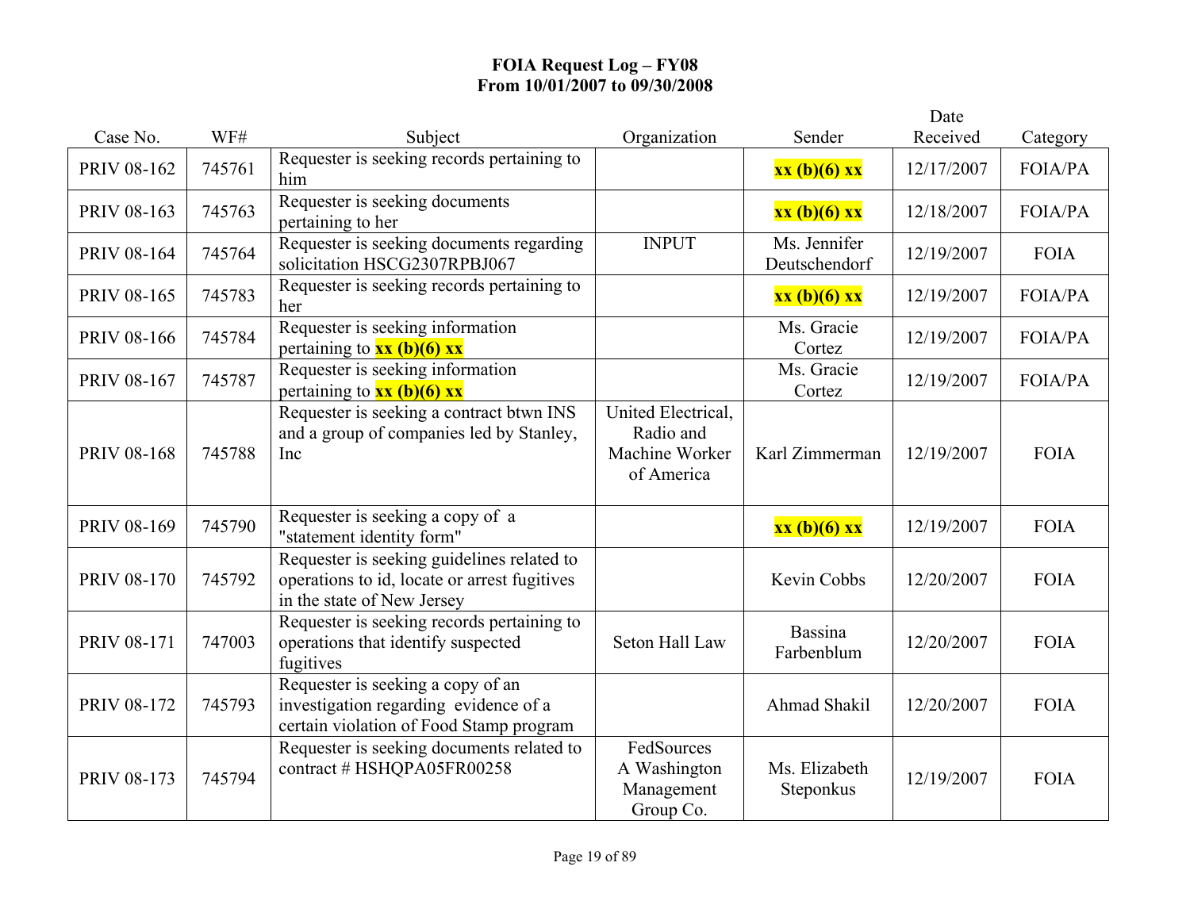**FOIA Request Log – FY08**
**From 10/01/2007 to 09/30/2008**

| Case No. | WF# | Subject | Organization | Sender | Date Received | Category |
|---|---|---|---|---|---|---|
| PRIV 08-162 | 745761 | Requester is seeking records pertaining to him | | **xx (b)(6) xx** | 12/17/2007 | FOIA/PA |
| PRIV 08-163 | 745763 | Requester is seeking documents pertaining to her | | **xx (b)(6) xx** | 12/18/2007 | FOIA/PA |
| PRIV 08-164 | 745764 | Requester is seeking documents regarding solicitation HSCG2307RPBJ067 | INPUT | Ms. Jennifer Deutschendorf | 12/19/2007 | FOIA |
| PRIV 08-165 | 745783 | Requester is seeking records pertaining to her | | **xx (b)(6) xx** | 12/19/2007 | FOIA/PA |
| PRIV 08-166 | 745784 | Requester is seeking information pertaining to **xx (b)(6) xx** | | Ms. Gracie Cortez | 12/19/2007 | FOIA/PA |
| PRIV 08-167 | 745787 | Requester is seeking information pertaining to **xx (b)(6) xx** | | Ms. Gracie Cortez | 12/19/2007 | FOIA/PA |
| PRIV 08-168 | 745788 | Requester is seeking a contract btwn INS and a group of companies led by Stanley, Inc | United Electrical, Radio and Machine Worker of America | Karl Zimmerman | 12/19/2007 | FOIA |
| PRIV 08-169 | 745790 | Requester is seeking a copy of a "statement identity form" | | **xx (b)(6) xx** | 12/19/2007 | FOIA |
| PRIV 08-170 | 745792 | Requester is seeking guidelines related to operations to id, locate or arrest fugitives in the state of New Jersey | | Kevin Cobbs | 12/20/2007 | FOIA |
| PRIV 08-171 | 747003 | Requester is seeking records pertaining to operations that identify suspected fugitives | Seton Hall Law | Bassina Farbenblum | 12/20/2007 | FOIA |
| PRIV 08-172 | 745793 | Requester is seeking a copy of an investigation regarding evidence of a certain violation of Food Stamp program | | Ahmad Shakil | 12/20/2007 | FOIA |
| PRIV 08-173 | 745794 | Requester is seeking documents related to contract # HSHQPA05FR00258 | FedSources A Washington Management Group Co. | Ms. Elizabeth Steponkus | 12/19/2007 | FOIA |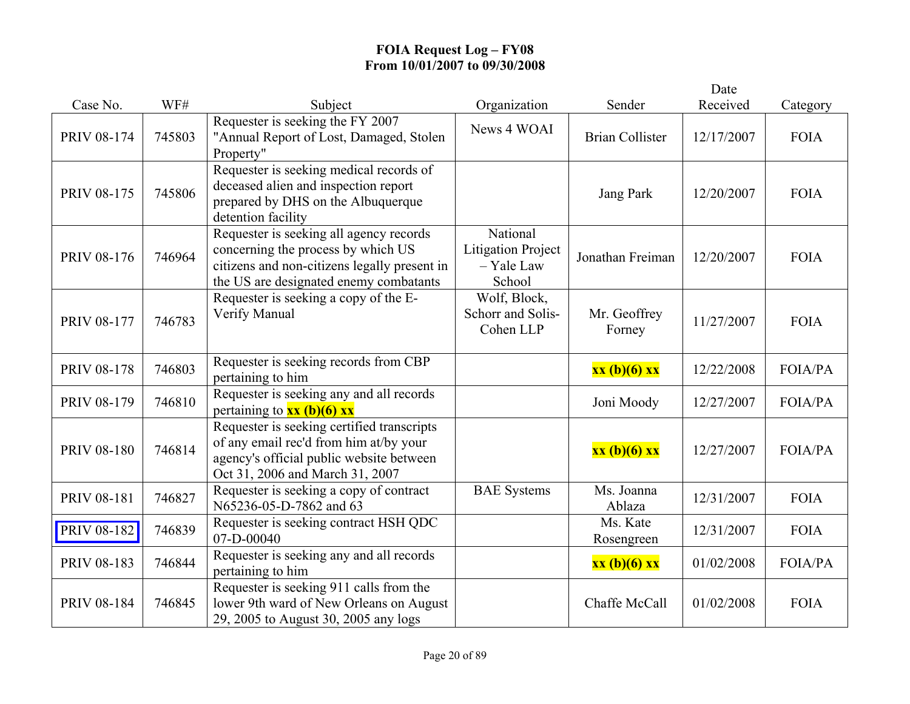# FOIA Request Log – FY08
## From 10/01/2007 to 09/30/2008

| Case No. | WF# | Subject | Organization | Sender | Date Received | Category |
|---|---|---|---|---|---|---|
| PRIV 08-174 | 745803 | Requester is seeking the FY 2007 "Annual Report of Lost, Damaged, Stolen Property" | News 4 WOAI | Brian Collister | 12/17/2007 | FOIA |
| PRIV 08-175 | 745806 | Requester is seeking medical records of deceased alien and inspection report prepared by DHS on the Albuquerque detention facility | | Jang Park | 12/20/2007 | FOIA |
| PRIV 08-176 | 746964 | Requester is seeking all agency records concerning the process by which US citizens and non-citizens legally present in the US are designated enemy combatants | National Litigation Project – Yale Law School | Jonathan Freiman | 12/20/2007 | FOIA |
| PRIV 08-177 | 746783 | Requester is seeking a copy of the E-Verify Manual | Wolf, Block, Schorr and Solis-Cohen LLP | Mr. Geoffrey Forney | 11/27/2007 | FOIA |
| PRIV 08-178 | 746803 | Requester is seeking records from CBP pertaining to him | | **xx (b)(6) xx** | 12/22/2008 | FOIA/PA |
| PRIV 08-179 | 746810 | Requester is seeking any and all records pertaining to **xx (b)(6) xx** | | Joni Moody | 12/27/2007 | FOIA/PA |
| PRIV 08-180 | 746814 | Requester is seeking certified transcripts of any email rec'd from him at/by your agency's official public website between Oct 31, 2006 and March 31, 2007 | | **xx (b)(6) xx** | 12/27/2007 | FOIA/PA |
| PRIV 08-181 | 746827 | Requester is seeking a copy of contract N65236-05-D-7862 and 63 | BAE Systems | Ms. Joanna Ablaza | 12/31/2007 | FOIA |
| PRIV 08-182 | 746839 | Requester is seeking contract HSH QDC 07-D-00040 | | Ms. Kate Rosengreen | 12/31/2007 | FOIA |
| PRIV 08-183 | 746844 | Requester is seeking any and all records pertaining to him | | **xx (b)(6) xx** | 01/02/2008 | FOIA/PA |
| PRIV 08-184 | 746845 | Requester is seeking 911 calls from the lower 9th ward of New Orleans on August 29, 2005 to August 30, 2005 any logs | | Chaffe McCall | 01/02/2008 | FOIA |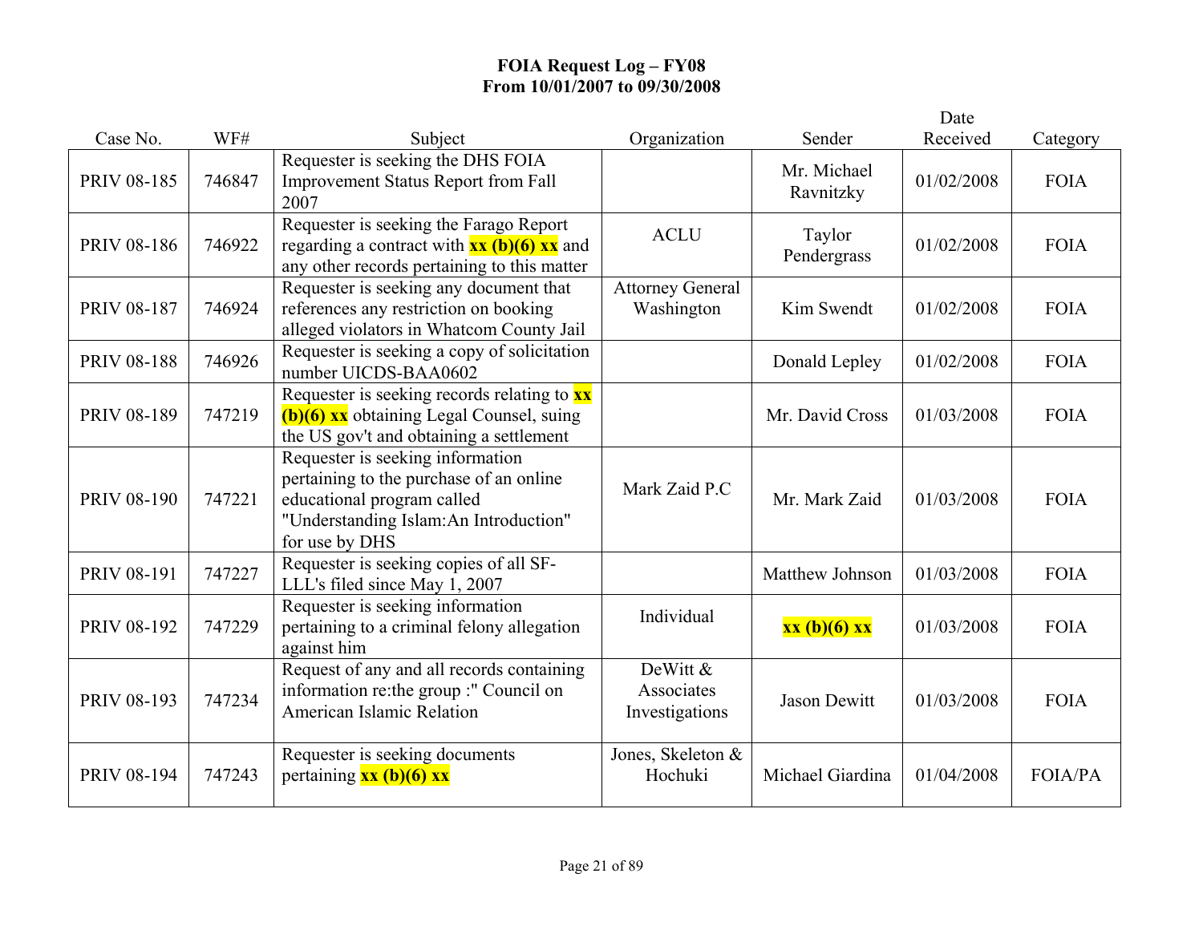# FOIA Request Log – FY08
## From 10/01/2007 to 09/30/2008

| Case No. | WF# | Subject | Organization | Sender | Date Received | Category |
|---|---|---|---|---|---|---|
| PRIV 08-185 | 746847 | Requester is seeking the DHS FOIA Improvement Status Report from Fall 2007 | | Mr. Michael Ravnitzky | 01/02/2008 | FOIA |
| PRIV 08-186 | 746922 | Requester is seeking the Farago Report regarding a contract with **xx (b)(6) xx** and any other records pertaining to this matter | ACLU | Taylor Pendergrass | 01/02/2008 | FOIA |
| PRIV 08-187 | 746924 | Requester is seeking any document that references any restriction on booking alleged violators in Whatcom County Jail | Attorney General Washington | Kim Swendt | 01/02/2008 | FOIA |
| PRIV 08-188 | 746926 | Requester is seeking a copy of solicitation number UICDS-BAA0602 | | Donald Lepley | 01/02/2008 | FOIA |
| PRIV 08-189 | 747219 | Requester is seeking records relating to **xx (b)(6) xx** obtaining Legal Counsel, suing the US gov't and obtaining a settlement | | Mr. David Cross | 01/03/2008 | FOIA |
| PRIV 08-190 | 747221 | Requester is seeking information pertaining to the purchase of an online educational program called "Understanding Islam:An Introduction" for use by DHS | Mark Zaid P.C | Mr. Mark Zaid | 01/03/2008 | FOIA |
| PRIV 08-191 | 747227 | Requester is seeking copies of all SF-LLL's filed since May 1, 2007 | | Matthew Johnson | 01/03/2008 | FOIA |
| PRIV 08-192 | 747229 | Requester is seeking information pertaining to a criminal felony allegation against him | Individual | **xx (b)(6) xx** | 01/03/2008 | FOIA |
| PRIV 08-193 | 747234 | Request of any and all records containing information re:the group :" Council on American Islamic Relation | DeWitt & Associates Investigations | Jason Dewitt | 01/03/2008 | FOIA |
| PRIV 08-194 | 747243 | Requester is seeking documents pertaining **xx (b)(6) xx** | Jones, Skeleton & Hochuki | Michael Giardina | 01/04/2008 | FOIA/PA |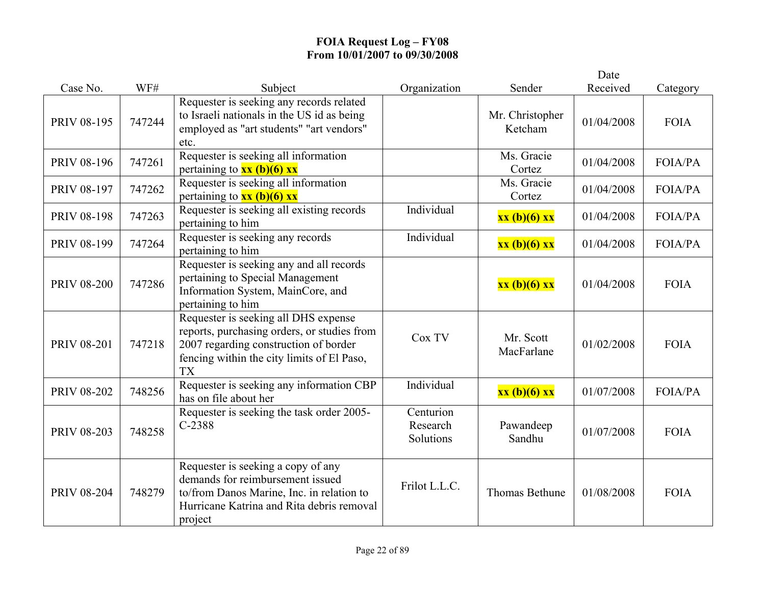**FOIA Request Log – FY08**
**From 10/01/2007 to 09/30/2008**

| Case No. | WF# | Subject | Organization | Sender | Date Received | Category |
|---|---|---|---|---|---|---|
| PRIV 08-195 | 747244 | Requester is seeking any records related to Israeli nationals in the US id as being employed as "art students" "art vendors" etc. | | Mr. Christopher Ketcham | 01/04/2008 | FOIA |
| PRIV 08-196 | 747261 | Requester is seeking all information pertaining to **xx (b)(6) xx** | | Ms. Gracie Cortez | 01/04/2008 | FOIA/PA |
| PRIV 08-197 | 747262 | Requester is seeking all information pertaining to **xx (b)(6) xx** | | Ms. Gracie Cortez | 01/04/2008 | FOIA/PA |
| PRIV 08-198 | 747263 | Requester is seeking all existing records pertaining to him | Individual | **xx (b)(6) xx** | 01/04/2008 | FOIA/PA |
| PRIV 08-199 | 747264 | Requester is seeking any records pertaining to him | Individual | **xx (b)(6) xx** | 01/04/2008 | FOIA/PA |
| PRIV 08-200 | 747286 | Requester is seeking any and all records pertaining to Special Management Information System, MainCore, and pertaining to him | | **xx (b)(6) xx** | 01/04/2008 | FOIA |
| PRIV 08-201 | 747218 | Requester is seeking all DHS expense reports, purchasing orders, or studies from 2007 regarding construction of border fencing within the city limits of El Paso, TX | Cox TV | Mr. Scott MacFarlane | 01/02/2008 | FOIA |
| PRIV 08-202 | 748256 | Requester is seeking any information CBP has on file about her | Individual | **xx (b)(6) xx** | 01/07/2008 | FOIA/PA |
| PRIV 08-203 | 748258 | Requester is seeking the task order 2005-C-2388 | Centurion Research Solutions | Pawandeep Sandhu | 01/07/2008 | FOIA |
| PRIV 08-204 | 748279 | Requester is seeking a copy of any demands for reimbursement issued to/from Danos Marine, Inc. in relation to Hurricane Katrina and Rita debris removal project | Frilot L.L.C. | Thomas Bethune | 01/08/2008 | FOIA |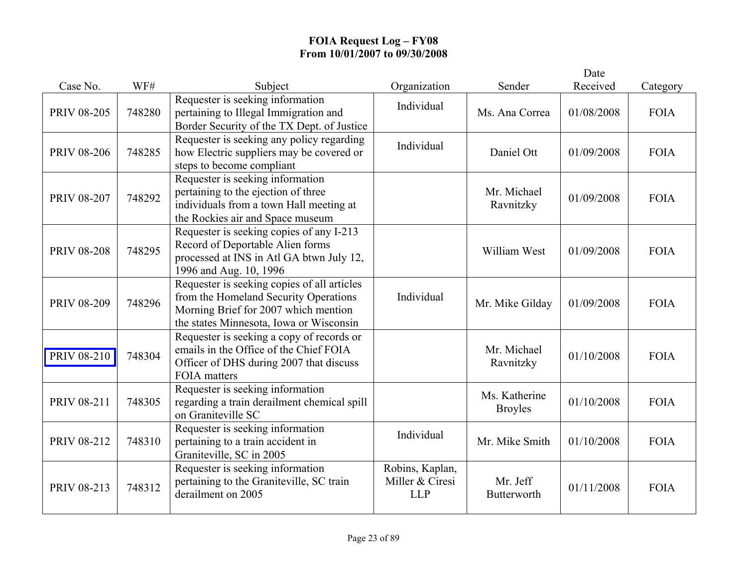**FOIA Request Log – FY08**
**From 10/01/2007 to 09/30/2008**

| Case No. | WF# | Subject | Organization | Sender | Date Received | Category |
|---|---|---|---|---|---|---|
| PRIV 08-205 | 748280 | Requester is seeking information pertaining to Illegal Immigration and Border Security of the TX Dept. of Justice | Individual | Ms. Ana Correa | 01/08/2008 | FOIA |
| PRIV 08-206 | 748285 | Requester is seeking any policy regarding how Electric suppliers may be covered or steps to become compliant | Individual | Daniel Ott | 01/09/2008 | FOIA |
| PRIV 08-207 | 748292 | Requester is seeking information pertaining to the ejection of three individuals from a town Hall meeting at the Rockies air and Space museum | | Mr. Michael Ravnitzky | 01/09/2008 | FOIA |
| PRIV 08-208 | 748295 | Requester is seeking copies of any I-213 Record of Deportable Alien forms processed at INS in Atl GA btwn July 12, 1996 and Aug. 10, 1996 | | William West | 01/09/2008 | FOIA |
| PRIV 08-209 | 748296 | Requester is seeking copies of all articles from the Homeland Security Operations Morning Brief for 2007 which mention the states Minnesota, Iowa or Wisconsin | Individual | Mr. Mike Gilday | 01/09/2008 | FOIA |
| PRIV 08-210 | 748304 | Requester is seeking a copy of records or emails in the Office of the Chief FOIA Officer of DHS during 2007 that discuss FOIA matters | | Mr. Michael Ravnitzky | 01/10/2008 | FOIA |
| PRIV 08-211 | 748305 | Requester is seeking information regarding a train derailment chemical spill on Graniteville SC | | Ms. Katherine Broyles | 01/10/2008 | FOIA |
| PRIV 08-212 | 748310 | Requester is seeking information pertaining to a train accident in Graniteville, SC in 2005 | Individual | Mr. Mike Smith | 01/10/2008 | FOIA |
| PRIV 08-213 | 748312 | Requester is seeking information pertaining to the Graniteville, SC train derailment on 2005 | Robins, Kaplan, Miller & Ciresi LLP | Mr. Jeff Butterworth | 01/11/2008 | FOIA |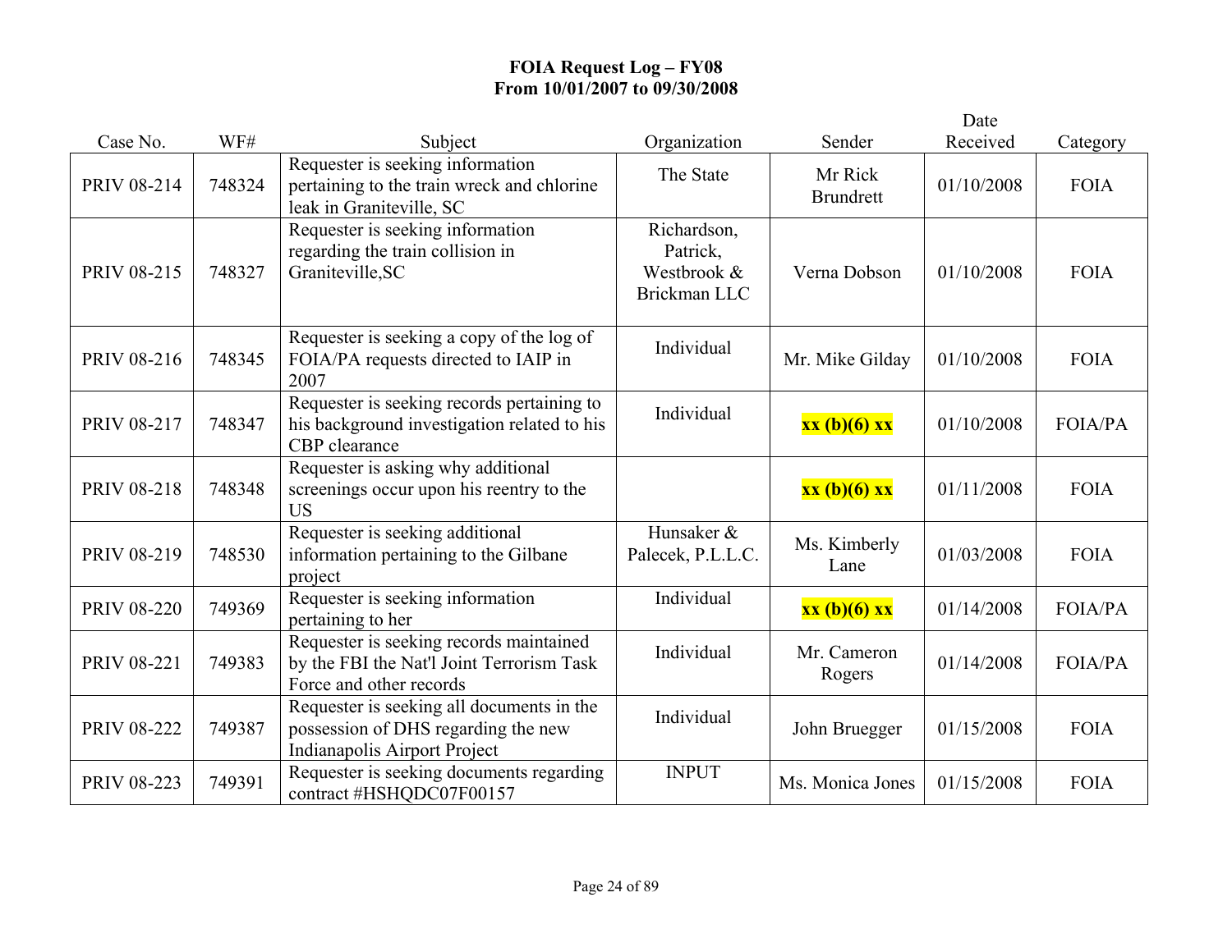# FOIA Request Log – FY08
## From 10/01/2007 to 09/30/2008

| Case No. | WF# | Subject | Organization | Sender | Date Received | Category |
|---|---|---|---|---|---|---|
| PRIV 08-214 | 748324 | Requester is seeking information pertaining to the train wreck and chlorine leak in Graniteville, SC | The State | Mr Rick Brundrett | 01/10/2008 | FOIA |
| PRIV 08-215 | 748327 | Requester is seeking information regarding the train collision in Graniteville,SC | Richardson, Patrick, Westbrook & Brickman LLC | Verna Dobson | 01/10/2008 | FOIA |
| PRIV 08-216 | 748345 | Requester is seeking a copy of the log of FOIA/PA requests directed to IAIP in 2007 | Individual | Mr. Mike Gilday | 01/10/2008 | FOIA |
| PRIV 08-217 | 748347 | Requester is seeking records pertaining to his background investigation related to his CBP clearance | Individual | **xx (b)(6) xx** | 01/10/2008 | FOIA/PA |
| PRIV 08-218 | 748348 | Requester is asking why additional screenings occur upon his reentry to the US | | **xx (b)(6) xx** | 01/11/2008 | FOIA |
| PRIV 08-219 | 748530 | Requester is seeking additional information pertaining to the Gilbane project | Hunsaker & Palecek, P.L.L.C. | Ms. Kimberly Lane | 01/03/2008 | FOIA |
| PRIV 08-220 | 749369 | Requester is seeking information pertaining to her | Individual | **xx (b)(6) xx** | 01/14/2008 | FOIA/PA |
| PRIV 08-221 | 749383 | Requester is seeking records maintained by the FBI the Nat'l Joint Terrorism Task Force and other records | Individual | Mr. Cameron Rogers | 01/14/2008 | FOIA/PA |
| PRIV 08-222 | 749387 | Requester is seeking all documents in the possession of DHS regarding the new Indianapolis Airport Project | Individual | John Bruegger | 01/15/2008 | FOIA |
| PRIV 08-223 | 749391 | Requester is seeking documents regarding contract #HSHQDC07F00157 | INPUT | Ms. Monica Jones | 01/15/2008 | FOIA |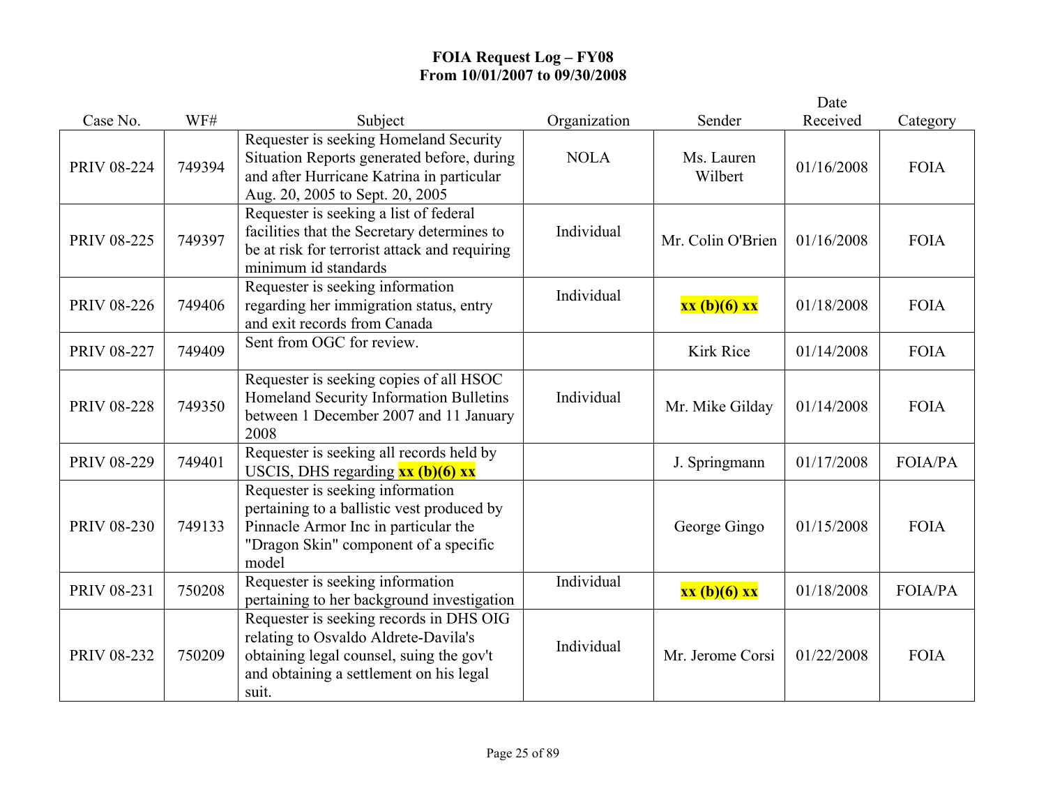# FOIA Request Log – FY08
## From 10/01/2007 to 09/30/2008

| Case No. | WF# | Subject | Organization | Sender | Date Received | Category |
|---|---|---|---|---|---|---|
| PRIV 08-224 | 749394 | Requester is seeking Homeland Security Situation Reports generated before, during and after Hurricane Katrina in particular Aug. 20, 2005 to Sept. 20, 2005 | NOLA | Ms. Lauren Wilbert | 01/16/2008 | FOIA |
| PRIV 08-225 | 749397 | Requester is seeking a list of federal facilities that the Secretary determines to be at risk for terrorist attack and requiring minimum id standards | Individual | Mr. Colin O'Brien | 01/16/2008 | FOIA |
| PRIV 08-226 | 749406 | Requester is seeking information regarding her immigration status, entry and exit records from Canada | Individual | **xx (b)(6) xx** | 01/18/2008 | FOIA |
| PRIV 08-227 | 749409 | Sent from OGC for review. | | Kirk Rice | 01/14/2008 | FOIA |
| PRIV 08-228 | 749350 | Requester is seeking copies of all HSOC Homeland Security Information Bulletins between 1 December 2007 and 11 January 2008 | Individual | Mr. Mike Gilday | 01/14/2008 | FOIA |
| PRIV 08-229 | 749401 | Requester is seeking all records held by USCIS, DHS regarding **xx (b)(6) xx** | | J. Springmann | 01/17/2008 | FOIA/PA |
| PRIV 08-230 | 749133 | Requester is seeking information pertaining to a ballistic vest produced by Pinnacle Armor Inc in particular the "Dragon Skin" component of a specific model | | George Gingo | 01/15/2008 | FOIA |
| PRIV 08-231 | 750208 | Requester is seeking information pertaining to her background investigation | Individual | **xx (b)(6) xx** | 01/18/2008 | FOIA/PA |
| PRIV 08-232 | 750209 | Requester is seeking records in DHS OIG relating to Osvaldo Aldrete-Davila's obtaining legal counsel, suing the gov't and obtaining a settlement on his legal suit. | Individual | Mr. Jerome Corsi | 01/22/2008 | FOIA |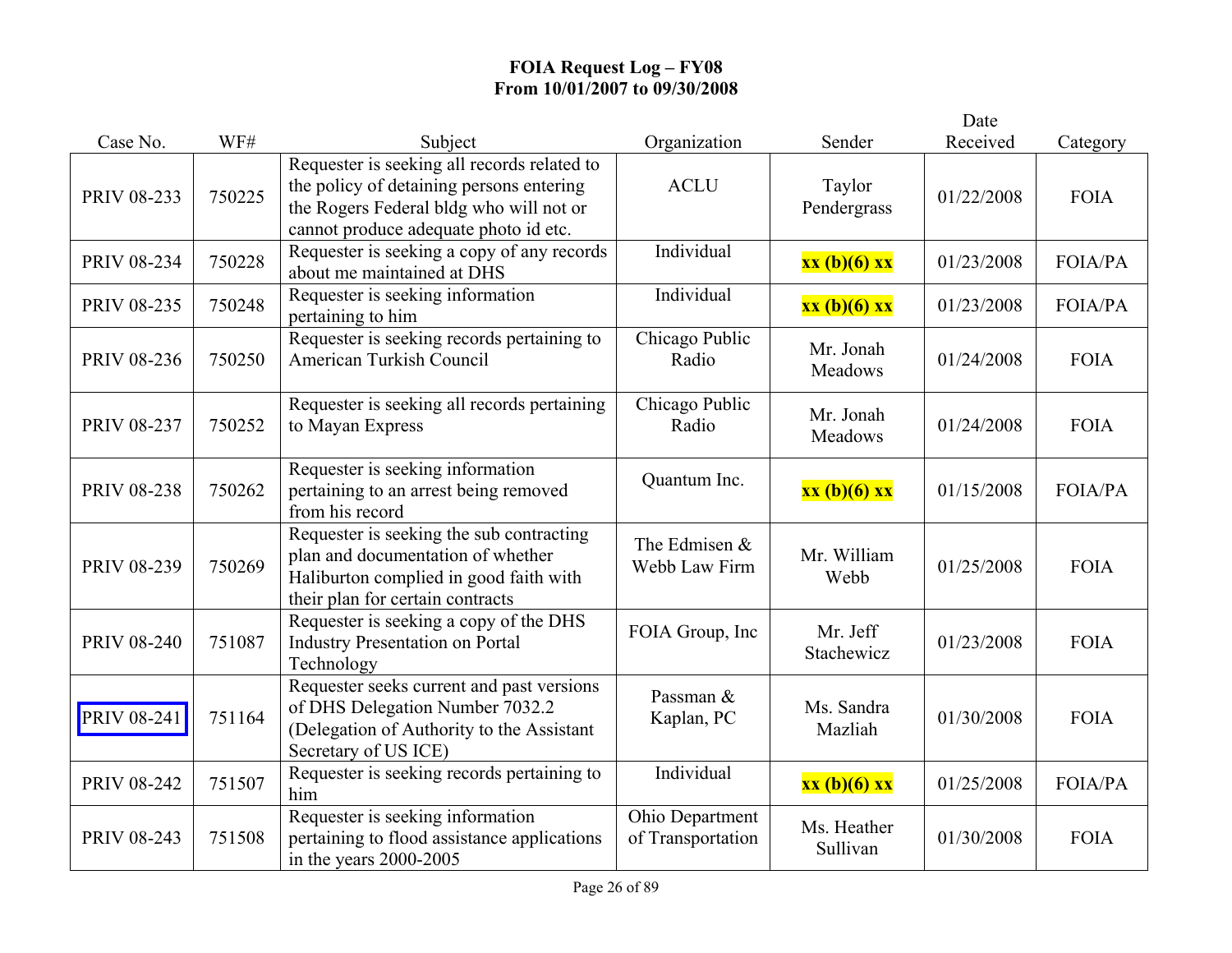**FOIA Request Log – FY08**
**From 10/01/2007 to 09/30/2008**

| Case No. | WF# | Subject | Organization | Sender | Date Received | Category |
|---|---|---|---|---|---|---|
| PRIV 08-233 | 750225 | Requester is seeking all records related to the policy of detaining persons entering the Rogers Federal bldg who will not or cannot produce adequate photo id etc. | ACLU | Taylor Pendergrass | 01/22/2008 | FOIA |
| PRIV 08-234 | 750228 | Requester is seeking a copy of any records about me maintained at DHS | Individual | **xx (b)(6) xx** | 01/23/2008 | FOIA/PA |
| PRIV 08-235 | 750248 | Requester is seeking information pertaining to him | Individual | **xx (b)(6) xx** | 01/23/2008 | FOIA/PA |
| PRIV 08-236 | 750250 | Requester is seeking records pertaining to American Turkish Council | Chicago Public Radio | Mr. Jonah Meadows | 01/24/2008 | FOIA |
| PRIV 08-237 | 750252 | Requester is seeking all records pertaining to Mayan Express | Chicago Public Radio | Mr. Jonah Meadows | 01/24/2008 | FOIA |
| PRIV 08-238 | 750262 | Requester is seeking information pertaining to an arrest being removed from his record | Quantum Inc. | **xx (b)(6) xx** | 01/15/2008 | FOIA/PA |
| PRIV 08-239 | 750269 | Requester is seeking the sub contracting plan and documentation of whether Haliburton complied in good faith with their plan for certain contracts | The Edmisen & Webb Law Firm | Mr. William Webb | 01/25/2008 | FOIA |
| PRIV 08-240 | 751087 | Requester is seeking a copy of the DHS Industry Presentation on Portal Technology | FOIA Group, Inc | Mr. Jeff Stachewicz | 01/23/2008 | FOIA |
| PRIV 08-241 | 751164 | Requester seeks current and past versions of DHS Delegation Number 7032.2 (Delegation of Authority to the Assistant Secretary of US ICE) | Passman & Kaplan, PC | Ms. Sandra Mazliah | 01/30/2008 | FOIA |
| PRIV 08-242 | 751507 | Requester is seeking records pertaining to him | Individual | **xx (b)(6) xx** | 01/25/2008 | FOIA/PA |
| PRIV 08-243 | 751508 | Requester is seeking information pertaining to flood assistance applications in the years 2000-2005 | Ohio Department of Transportation | Ms. Heather Sullivan | 01/30/2008 | FOIA |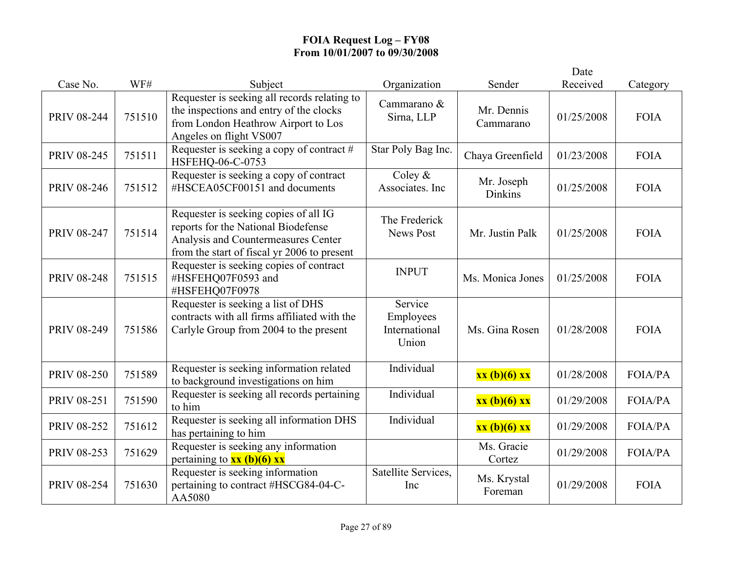**FOIA Request Log – FY08**
**From 10/01/2007 to 09/30/2008**

| Case No. | WF# | Subject | Organization | Sender | Date Received | Category |
|---|---|---|---|---|---|---|
| PRIV 08-244 | 751510 | Requester is seeking all records relating to the inspections and entry of the clocks from London Heathrow Airport to Los Angeles on flight VS007 | Cammarano & Sirna, LLP | Mr. Dennis Cammarano | 01/25/2008 | FOIA |
| PRIV 08-245 | 751511 | Requester is seeking a copy of contract # HSFEHQ-06-C-0753 | Star Poly Bag Inc. | Chaya Greenfield | 01/23/2008 | FOIA |
| PRIV 08-246 | 751512 | Requester is seeking a copy of contract #HSCEA05CF00151 and documents | Coley & Associates. Inc | Mr. Joseph Dinkins | 01/25/2008 | FOIA |
| PRIV 08-247 | 751514 | Requester is seeking copies of all IG reports for the National Biodefense Analysis and Countermeasures Center from the start of fiscal yr 2006 to present | The Frederick News Post | Mr. Justin Palk | 01/25/2008 | FOIA |
| PRIV 08-248 | 751515 | Requester is seeking copies of contract #HSFEHQ07F0593 and #HSFEHQ07F0978 | INPUT | Ms. Monica Jones | 01/25/2008 | FOIA |
| PRIV 08-249 | 751586 | Requester is seeking a list of DHS contracts with all firms affiliated with the Carlyle Group from 2004 to the present | Service Employees International Union | Ms. Gina Rosen | 01/28/2008 | FOIA |
| PRIV 08-250 | 751589 | Requester is seeking information related to background investigations on him | Individual | **xx (b)(6) xx** | 01/28/2008 | FOIA/PA |
| PRIV 08-251 | 751590 | Requester is seeking all records pertaining to him | Individual | **xx (b)(6) xx** | 01/29/2008 | FOIA/PA |
| PRIV 08-252 | 751612 | Requester is seeking all information DHS has pertaining to him | Individual | **xx (b)(6) xx** | 01/29/2008 | FOIA/PA |
| PRIV 08-253 | 751629 | Requester is seeking any information pertaining to **xx (b)(6) xx** | | Ms. Gracie Cortez | 01/29/2008 | FOIA/PA |
| PRIV 08-254 | 751630 | Requester is seeking information pertaining to contract #HSCG84-04-C-AA5080 | Satellite Services, Inc | Ms. Krystal Foreman | 01/29/2008 | FOIA |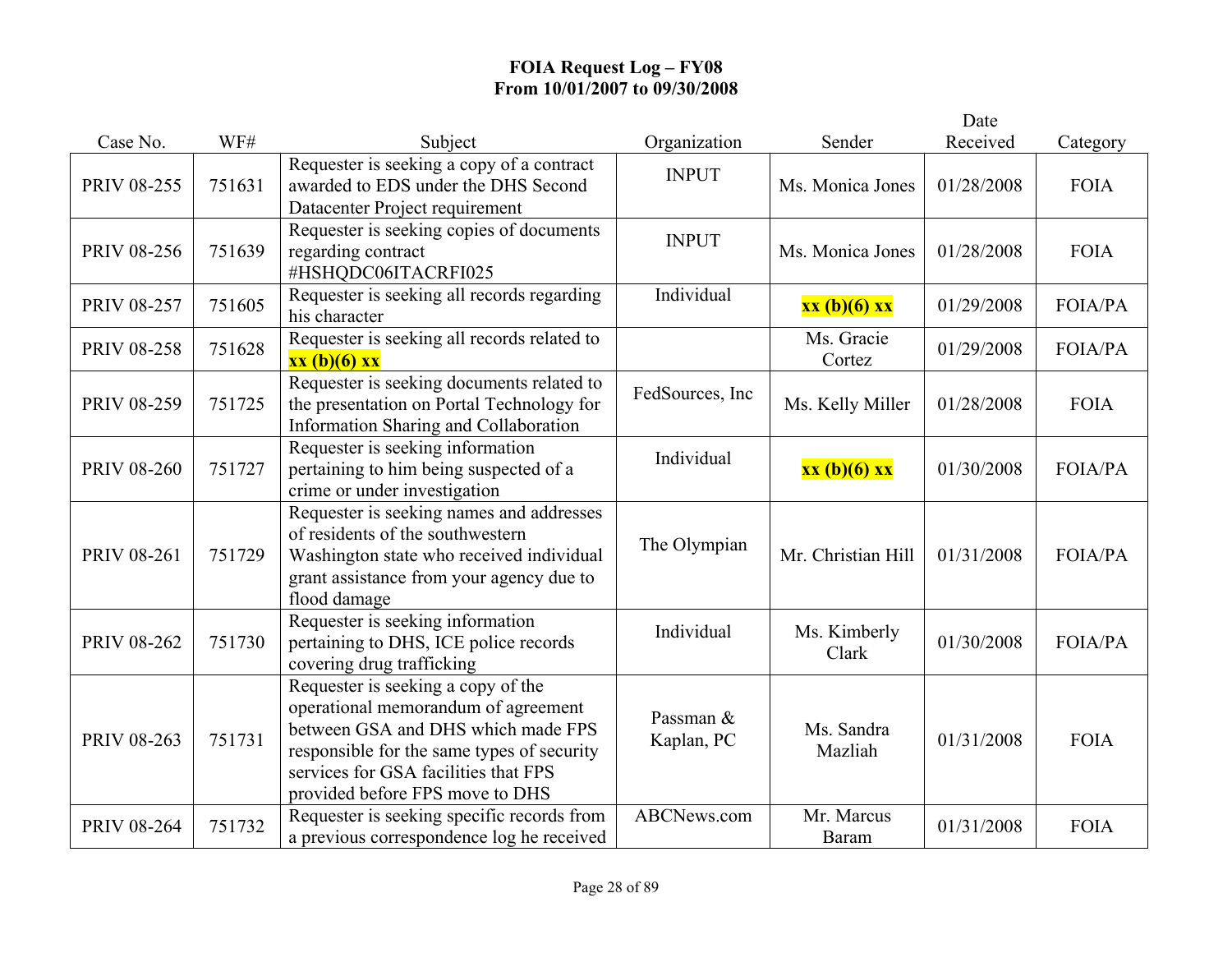# FOIA Request Log – FY08
## From 10/01/2007 to 09/30/2008

| Case No. | WF# | Subject | Organization | Sender | Date Received | Category |
|---|---|---|---|---|---|---|
| PRIV 08-255 | 751631 | Requester is seeking a copy of a contract awarded to EDS under the DHS Second Datacenter Project requirement | INPUT | Ms. Monica Jones | 01/28/2008 | FOIA |
| PRIV 08-256 | 751639 | Requester is seeking copies of documents regarding contract #HSHQDC06ITACRFI025 | INPUT | Ms. Monica Jones | 01/28/2008 | FOIA |
| PRIV 08-257 | 751605 | Requester is seeking all records regarding his character | Individual | **xx (b)(6) xx** | 01/29/2008 | FOIA/PA |
| PRIV 08-258 | 751628 | Requester is seeking all records related to **xx (b)(6) xx** | | Ms. Gracie Cortez | 01/29/2008 | FOIA/PA |
| PRIV 08-259 | 751725 | Requester is seeking documents related to the presentation on Portal Technology for Information Sharing and Collaboration | FedSources, Inc | Ms. Kelly Miller | 01/28/2008 | FOIA |
| PRIV 08-260 | 751727 | Requester is seeking information pertaining to him being suspected of a crime or under investigation | Individual | **xx (b)(6) xx** | 01/30/2008 | FOIA/PA |
| PRIV 08-261 | 751729 | Requester is seeking names and addresses of residents of the southwestern Washington state who received individual grant assistance from your agency due to flood damage | The Olympian | Mr. Christian Hill | 01/31/2008 | FOIA/PA |
| PRIV 08-262 | 751730 | Requester is seeking information pertaining to DHS, ICE police records covering drug trafficking | Individual | Ms. Kimberly Clark | 01/30/2008 | FOIA/PA |
| PRIV 08-263 | 751731 | Requester is seeking a copy of the operational memorandum of agreement between GSA and DHS which made FPS responsible for the same types of security services for GSA facilities that FPS provided before FPS move to DHS | Passman & Kaplan, PC | Ms. Sandra Mazliah | 01/31/2008 | FOIA |
| PRIV 08-264 | 751732 | Requester is seeking specific records from a previous correspondence log he received | ABCNews.com | Mr. Marcus Baram | 01/31/2008 | FOIA |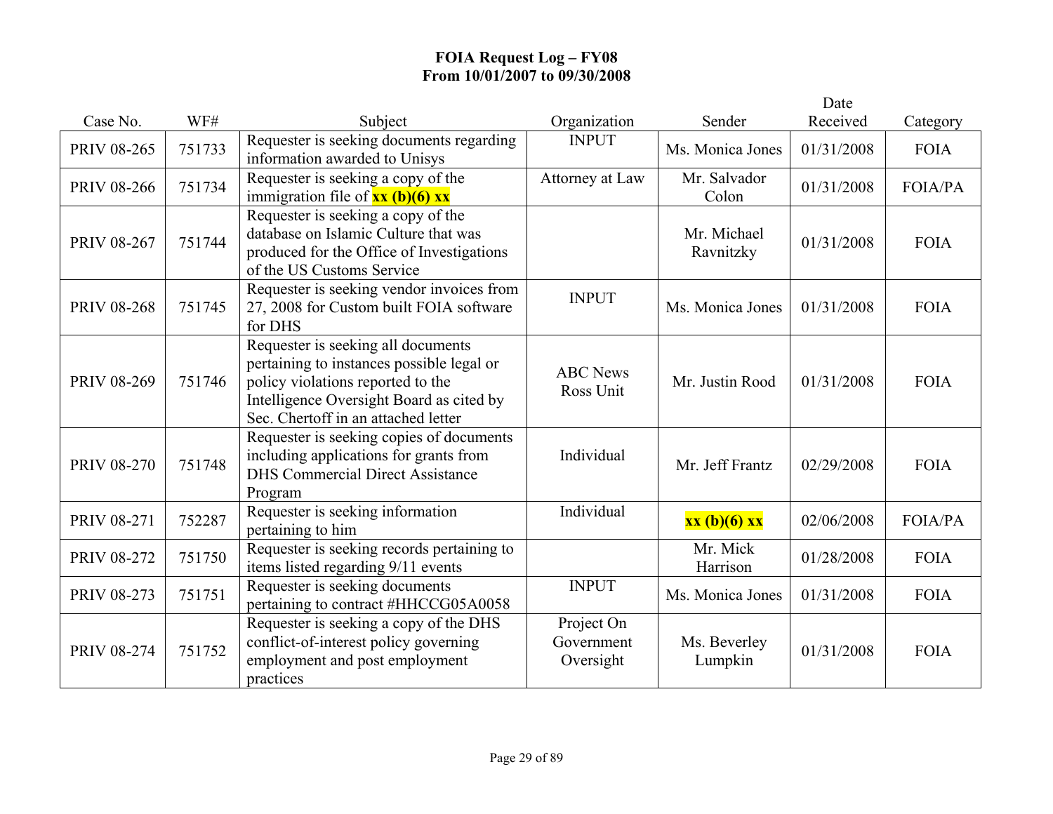**FOIA Request Log – FY08**
**From 10/01/2007 to 09/30/2008**

| Case No. | WF# | Subject | Organization | Sender | Date Received | Category |
|---|---|---|---|---|---|---|
| PRIV 08-265 | 751733 | Requester is seeking documents regarding information awarded to Unisys | INPUT | Ms. Monica Jones | 01/31/2008 | FOIA |
| PRIV 08-266 | 751734 | Requester is seeking a copy of the immigration file of **xx (b)(6) xx** | Attorney at Law | Mr. Salvador Colon | 01/31/2008 | FOIA/PA |
| PRIV 08-267 | 751744 | Requester is seeking a copy of the database on Islamic Culture that was produced for the Office of Investigations of the US Customs Service | | Mr. Michael Ravnitzky | 01/31/2008 | FOIA |
| PRIV 08-268 | 751745 | Requester is seeking vendor invoices from 27, 2008 for Custom built FOIA software for DHS | INPUT | Ms. Monica Jones | 01/31/2008 | FOIA |
| PRIV 08-269 | 751746 | Requester is seeking all documents pertaining to instances possible legal or policy violations reported to the Intelligence Oversight Board as cited by Sec. Chertoff in an attached letter | ABC News Ross Unit | Mr. Justin Rood | 01/31/2008 | FOIA |
| PRIV 08-270 | 751748 | Requester is seeking copies of documents including applications for grants from DHS Commercial Direct Assistance Program | Individual | Mr. Jeff Frantz | 02/29/2008 | FOIA |
| PRIV 08-271 | 752287 | Requester is seeking information pertaining to him | Individual | **xx (b)(6) xx** | 02/06/2008 | FOIA/PA |
| PRIV 08-272 | 751750 | Requester is seeking records pertaining to items listed regarding 9/11 events | | Mr. Mick Harrison | 01/28/2008 | FOIA |
| PRIV 08-273 | 751751 | Requester is seeking documents pertaining to contract #HHCCG05A0058 | INPUT | Ms. Monica Jones | 01/31/2008 | FOIA |
| PRIV 08-274 | 751752 | Requester is seeking a copy of the DHS conflict-of-interest policy governing employment and post employment practices | Project On Government Oversight | Ms. Beverley Lumpkin | 01/31/2008 | FOIA |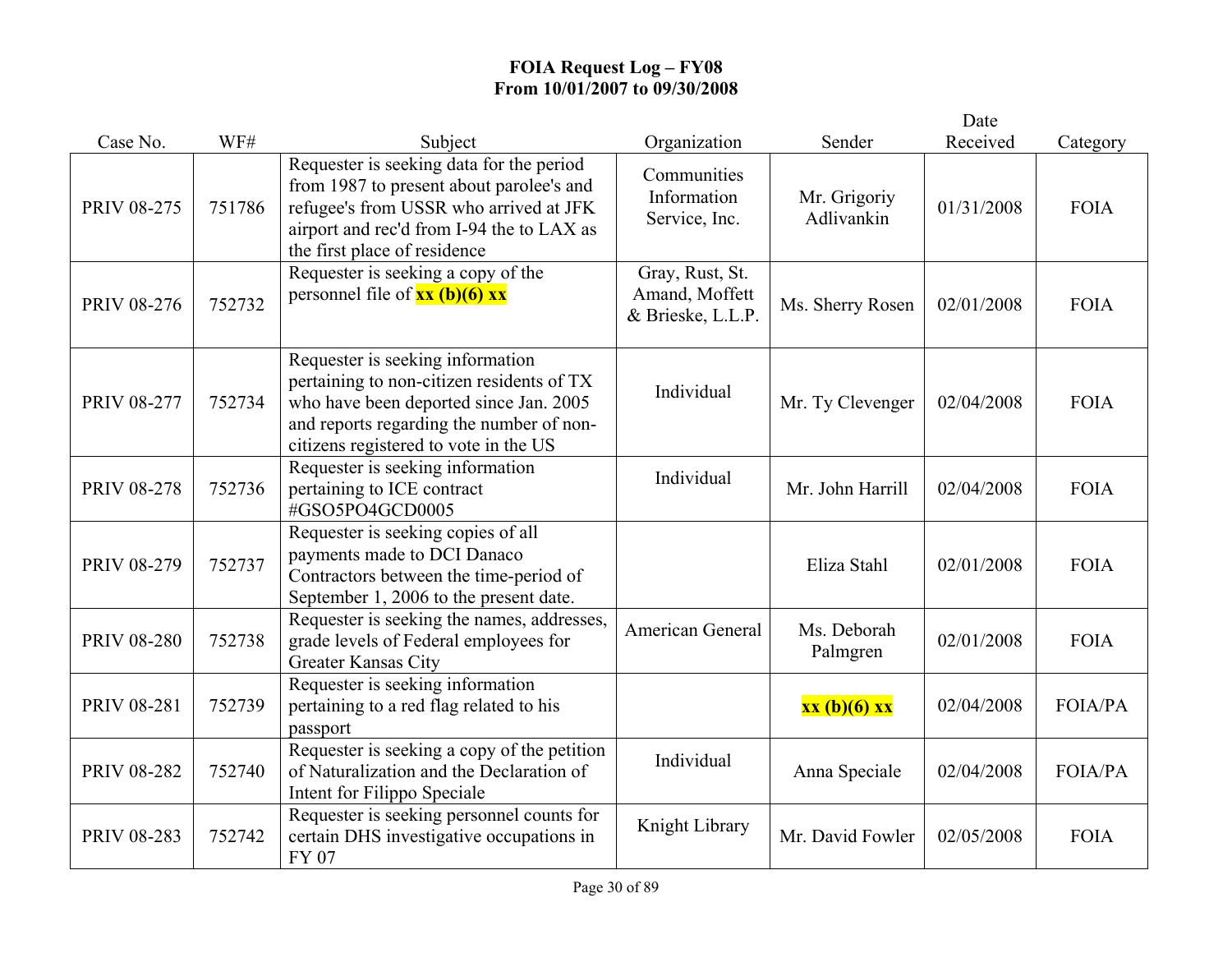**FOIA Request Log – FY08**
**From 10/01/2007 to 09/30/2008**

| Case No. | WF# | Subject | Organization | Sender | Date Received | Category |
|---|---|---|---|---|---|---|
| PRIV 08-275 | 751786 | Requester is seeking data for the period from 1987 to present about parolee's and refugee's from USSR who arrived at JFK airport and rec'd from I-94 the to LAX as the first place of residence | Communities Information Service, Inc. | Mr. Grigoriy Adlivankin | 01/31/2008 | FOIA |
| PRIV 08-276 | 752732 | Requester is seeking a copy of the personnel file of **xx (b)(6) xx** | Gray, Rust, St. Amand, Moffett & Brieske, L.L.P. | Ms. Sherry Rosen | 02/01/2008 | FOIA |
| PRIV 08-277 | 752734 | Requester is seeking information pertaining to non-citizen residents of TX who have been deported since Jan. 2005 and reports regarding the number of non-citizens registered to vote in the US | Individual | Mr. Ty Clevenger | 02/04/2008 | FOIA |
| PRIV 08-278 | 752736 | Requester is seeking information pertaining to ICE contract #GSO5PO4GCD0005 | Individual | Mr. John Harrill | 02/04/2008 | FOIA |
| PRIV 08-279 | 752737 | Requester is seeking copies of all payments made to DCI Danaco Contractors between the time-period of September 1, 2006 to the present date. | | Eliza Stahl | 02/01/2008 | FOIA |
| PRIV 08-280 | 752738 | Requester is seeking the names, addresses, grade levels of Federal employees for Greater Kansas City | American General | Ms. Deborah Palmgren | 02/01/2008 | FOIA |
| PRIV 08-281 | 752739 | Requester is seeking information pertaining to a red flag related to his passport | | **xx (b)(6) xx** | 02/04/2008 | FOIA/PA |
| PRIV 08-282 | 752740 | Requester is seeking a copy of the petition of Naturalization and the Declaration of Intent for Filippo Speciale | Individual | Anna Speciale | 02/04/2008 | FOIA/PA |
| PRIV 08-283 | 752742 | Requester is seeking personnel counts for certain DHS investigative occupations in FY 07 | Knight Library | Mr. David Fowler | 02/05/2008 | FOIA |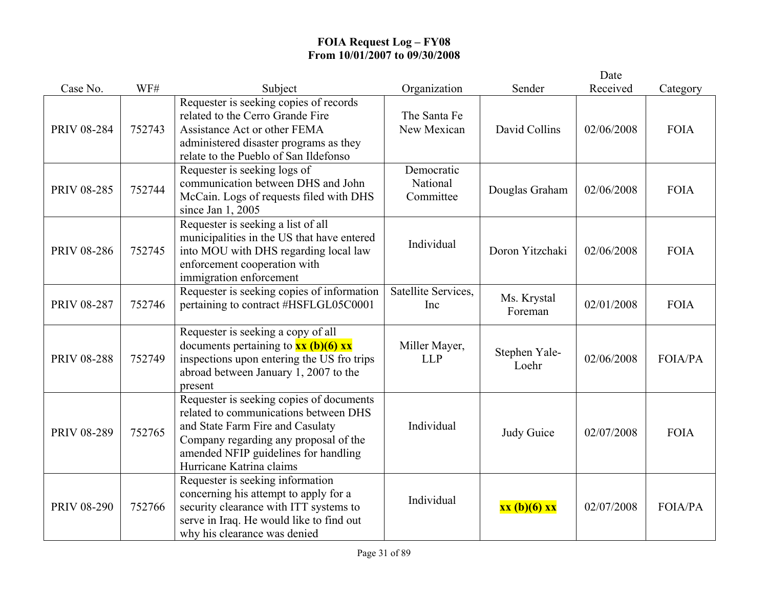**FOIA Request Log – FY08**
**From 10/01/2007 to 09/30/2008**

| Case No. | WF# | Subject | Organization | Sender | Date Received | Category |
|---|---|---|---|---|---|---|
| PRIV 08-284 | 752743 | Requester is seeking copies of records related to the Cerro Grande Fire Assistance Act or other FEMA administered disaster programs as they relate to the Pueblo of San Ildefonso | The Santa Fe New Mexican | David Collins | 02/06/2008 | FOIA |
| PRIV 08-285 | 752744 | Requester is seeking logs of communication between DHS and John McCain. Logs of requests filed with DHS since Jan 1, 2005 | Democratic National Committee | Douglas Graham | 02/06/2008 | FOIA |
| PRIV 08-286 | 752745 | Requester is seeking a list of all municipalities in the US that have entered into MOU with DHS regarding local law enforcement cooperation with immigration enforcement | Individual | Doron Yitzchaki | 02/06/2008 | FOIA |
| PRIV 08-287 | 752746 | Requester is seeking copies of information pertaining to contract #HSFLGL05C0001 | Satellite Services, Inc | Ms. Krystal Foreman | 02/01/2008 | FOIA |
| PRIV 08-288 | 752749 | Requester is seeking a copy of all documents pertaining to **xx (b)(6) xx** inspections upon entering the US fro trips abroad between January 1, 2007 to the present | Miller Mayer, LLP | Stephen Yale-Loehr | 02/06/2008 | FOIA/PA |
| PRIV 08-289 | 752765 | Requester is seeking copies of documents related to communications between DHS and State Farm Fire and Casulaty Company regarding any proposal of the amended NFIP guidelines for handling Hurricane Katrina claims | Individual | Judy Guice | 02/07/2008 | FOIA |
| PRIV 08-290 | 752766 | Requester is seeking information concerning his attempt to apply for a security clearance with ITT systems to serve in Iraq. He would like to find out why his clearance was denied | Individual | **xx (b)(6) xx** | 02/07/2008 | FOIA/PA |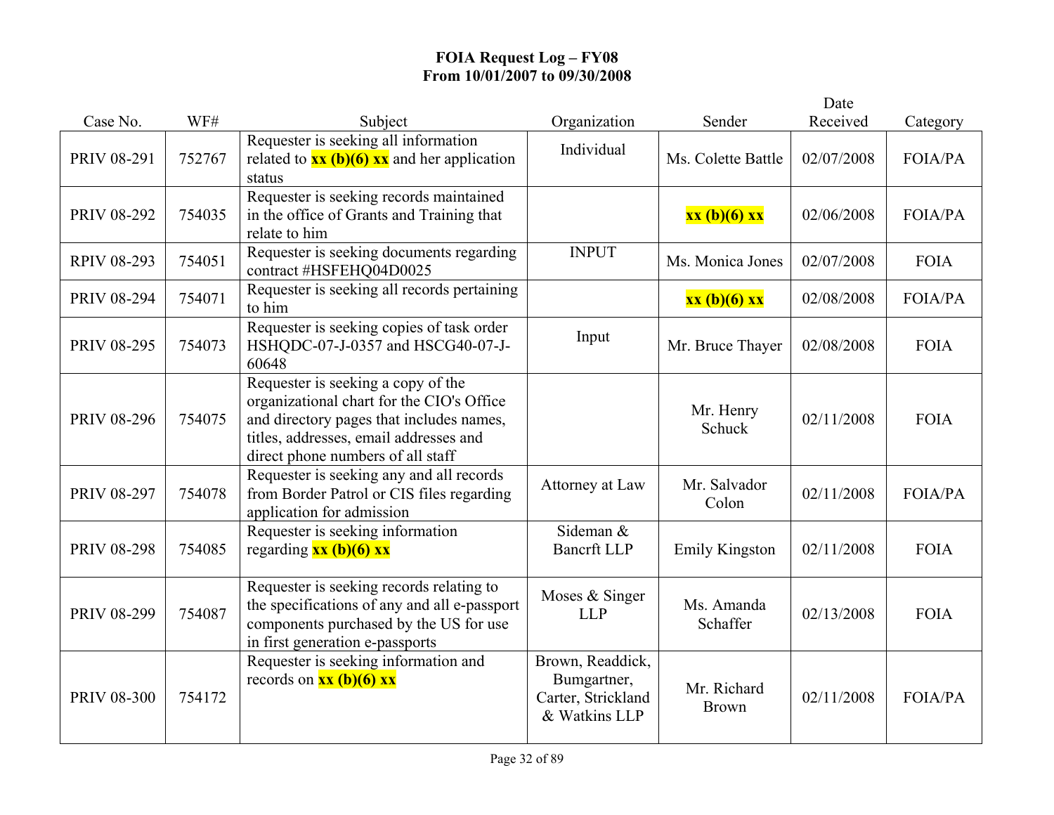# FOIA Request Log – FY08
## From 10/01/2007 to 09/30/2008

| Case No. | WF# | Subject | Organization | Sender | Date Received | Category |
|---|---|---|---|---|---|---|
| PRIV 08-291 | 752767 | Requester is seeking all information related to **xx (b)(6) xx** and her application status | Individual | Ms. Colette Battle | 02/07/2008 | FOIA/PA |
| PRIV 08-292 | 754035 | Requester is seeking records maintained in the office of Grants and Training that relate to him | | **xx (b)(6) xx** | 02/06/2008 | FOIA/PA |
| RPIV 08-293 | 754051 | Requester is seeking documents regarding contract #HSFEHQ04D0025 | INPUT | Ms. Monica Jones | 02/07/2008 | FOIA |
| PRIV 08-294 | 754071 | Requester is seeking all records pertaining to him | | **xx (b)(6) xx** | 02/08/2008 | FOIA/PA |
| PRIV 08-295 | 754073 | Requester is seeking copies of task order HSHQDC-07-J-0357 and HSCG40-07-J-60648 | Input | Mr. Bruce Thayer | 02/08/2008 | FOIA |
| PRIV 08-296 | 754075 | Requester is seeking a copy of the organizational chart for the CIO's Office and directory pages that includes names, titles, addresses, email addresses and direct phone numbers of all staff | | Mr. Henry Schuck | 02/11/2008 | FOIA |
| PRIV 08-297 | 754078 | Requester is seeking any and all records from Border Patrol or CIS files regarding application for admission | Attorney at Law | Mr. Salvador Colon | 02/11/2008 | FOIA/PA |
| PRIV 08-298 | 754085 | Requester is seeking information regarding **xx (b)(6) xx** | Sideman & Bancrft LLP | Emily Kingston | 02/11/2008 | FOIA |
| PRIV 08-299 | 754087 | Requester is seeking records relating to the specifications of any and all e-passport components purchased by the US for use in first generation e-passports | Moses & Singer LLP | Ms. Amanda Schaffer | 02/13/2008 | FOIA |
| PRIV 08-300 | 754172 | Requester is seeking information and records on **xx (b)(6) xx** | Brown, Readdick, Bumgartner, Carter, Strickland & Watkins LLP | Mr. Richard Brown | 02/11/2008 | FOIA/PA |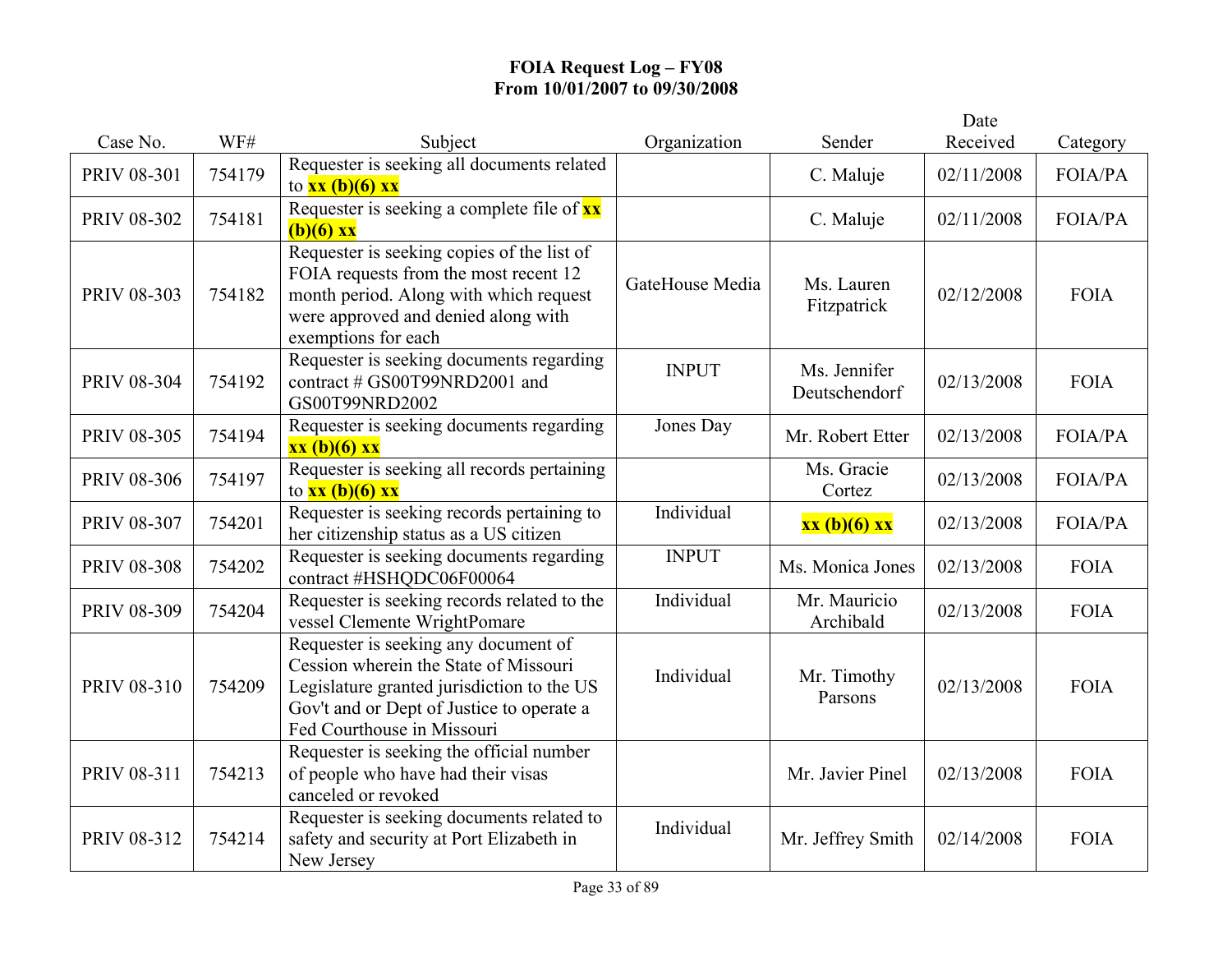# FOIA Request Log – FY08
## From 10/01/2007 to 09/30/2008

| Case No. | WF# | Subject | Organization | Sender | Date Received | Category |
|---|---|---|---|---|---|---|
| PRIV 08-301 | 754179 | Requester is seeking all documents related to **xx (b)(6) xx** | | C. Maluje | 02/11/2008 | FOIA/PA |
| PRIV 08-302 | 754181 | Requester is seeking a complete file of **xx (b)(6) xx** | | C. Maluje | 02/11/2008 | FOIA/PA |
| PRIV 08-303 | 754182 | Requester is seeking copies of the list of FOIA requests from the most recent 12 month period. Along with which request were approved and denied along with exemptions for each | GateHouse Media | Ms. Lauren Fitzpatrick | 02/12/2008 | FOIA |
| PRIV 08-304 | 754192 | Requester is seeking documents regarding contract # GS00T99NRD2001 and GS00T99NRD2002 | INPUT | Ms. Jennifer Deutschendorf | 02/13/2008 | FOIA |
| PRIV 08-305 | 754194 | Requester is seeking documents regarding **xx (b)(6) xx** | Jones Day | Mr. Robert Etter | 02/13/2008 | FOIA/PA |
| PRIV 08-306 | 754197 | Requester is seeking all records pertaining to **xx (b)(6) xx** | | Ms. Gracie Cortez | 02/13/2008 | FOIA/PA |
| PRIV 08-307 | 754201 | Requester is seeking records pertaining to her citizenship status as a US citizen | Individual | **xx (b)(6) xx** | 02/13/2008 | FOIA/PA |
| PRIV 08-308 | 754202 | Requester is seeking documents regarding contract #HSHQDC06F00064 | INPUT | Ms. Monica Jones | 02/13/2008 | FOIA |
| PRIV 08-309 | 754204 | Requester is seeking records related to the vessel Clemente WrightPomare | Individual | Mr. Mauricio Archibald | 02/13/2008 | FOIA |
| PRIV 08-310 | 754209 | Requester is seeking any document of Cession wherein the State of Missouri Legislature granted jurisdiction to the US Gov't and or Dept of Justice to operate a Fed Courthouse in Missouri | Individual | Mr. Timothy Parsons | 02/13/2008 | FOIA |
| PRIV 08-311 | 754213 | Requester is seeking the official number of people who have had their visas canceled or revoked | | Mr. Javier Pinel | 02/13/2008 | FOIA |
| PRIV 08-312 | 754214 | Requester is seeking documents related to safety and security at Port Elizabeth in New Jersey | Individual | Mr. Jeffrey Smith | 02/14/2008 | FOIA |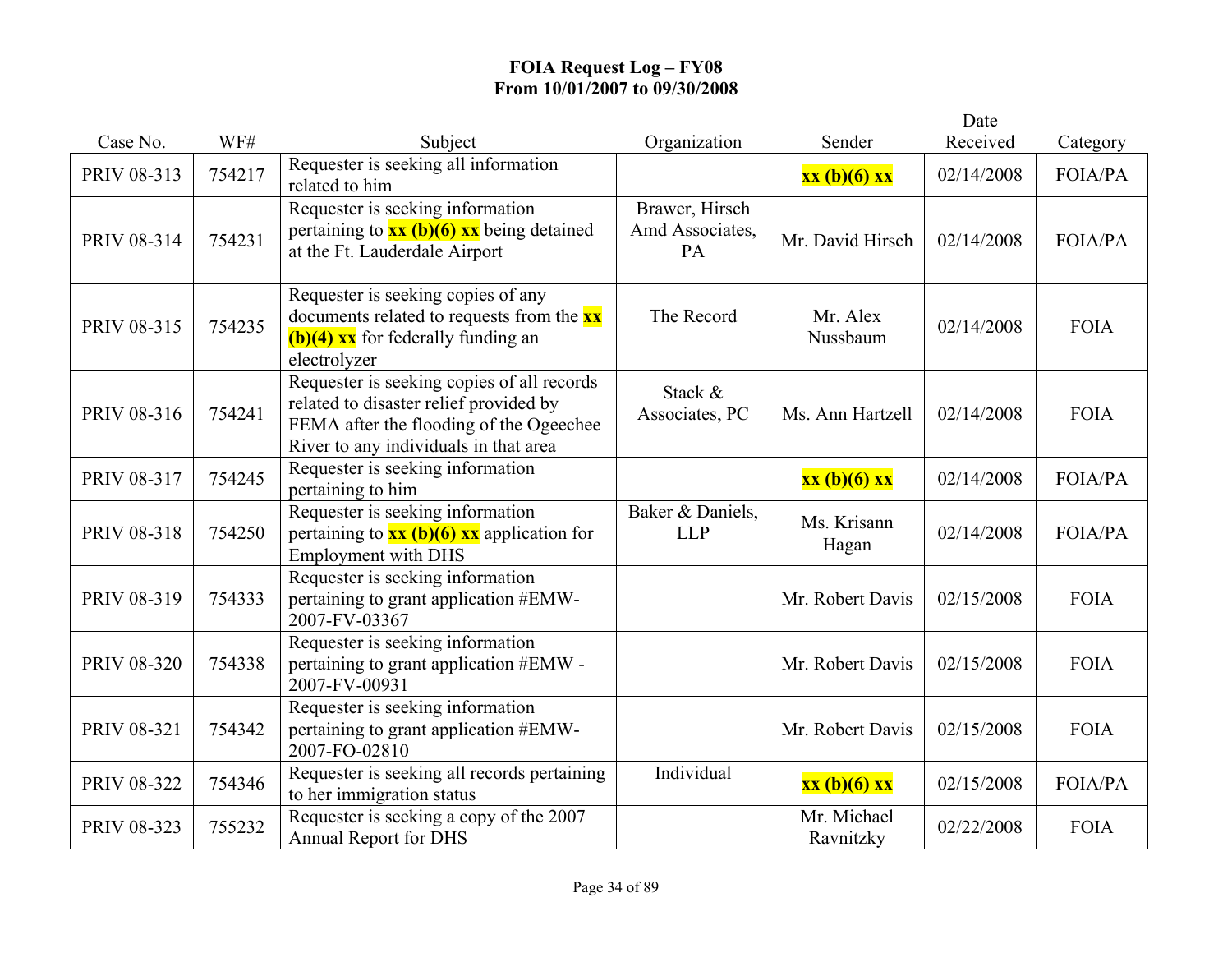**FOIA Request Log – FY08**
**From 10/01/2007 to 09/30/2008**

| Case No. | WF# | Subject | Organization | Sender | Date Received | Category |
|---|---|---|---|---|---|---|
| PRIV 08-313 | 754217 | Requester is seeking all information related to him | | **xx (b)(6) xx** | 02/14/2008 | FOIA/PA |
| PRIV 08-314 | 754231 | Requester is seeking information pertaining to **xx (b)(6) xx** being detained at the Ft. Lauderdale Airport | Brawer, Hirsch Amd Associates, PA | Mr. David Hirsch | 02/14/2008 | FOIA/PA |
| PRIV 08-315 | 754235 | Requester is seeking copies of any documents related to requests from the **xx (b)(4) xx** for federally funding an electrolyzer | The Record | Mr. Alex Nussbaum | 02/14/2008 | FOIA |
| PRIV 08-316 | 754241 | Requester is seeking copies of all records related to disaster relief provided by FEMA after the flooding of the Ogeechee River to any individuals in that area | Stack & Associates, PC | Ms. Ann Hartzell | 02/14/2008 | FOIA |
| PRIV 08-317 | 754245 | Requester is seeking information pertaining to him | | **xx (b)(6) xx** | 02/14/2008 | FOIA/PA |
| PRIV 08-318 | 754250 | Requester is seeking information pertaining to **xx (b)(6) xx** application for Employment with DHS | Baker & Daniels, LLP | Ms. Krisann Hagan | 02/14/2008 | FOIA/PA |
| PRIV 08-319 | 754333 | Requester is seeking information pertaining to grant application #EMW-2007-FV-03367 | | Mr. Robert Davis | 02/15/2008 | FOIA |
| PRIV 08-320 | 754338 | Requester is seeking information pertaining to grant application #EMW - 2007-FV-00931 | | Mr. Robert Davis | 02/15/2008 | FOIA |
| PRIV 08-321 | 754342 | Requester is seeking information pertaining to grant application #EMW-2007-FO-02810 | | Mr. Robert Davis | 02/15/2008 | FOIA |
| PRIV 08-322 | 754346 | Requester is seeking all records pertaining to her immigration status | Individual | **xx (b)(6) xx** | 02/15/2008 | FOIA/PA |
| PRIV 08-323 | 755232 | Requester is seeking a copy of the 2007 Annual Report for DHS | | Mr. Michael Ravnitzky | 02/22/2008 | FOIA |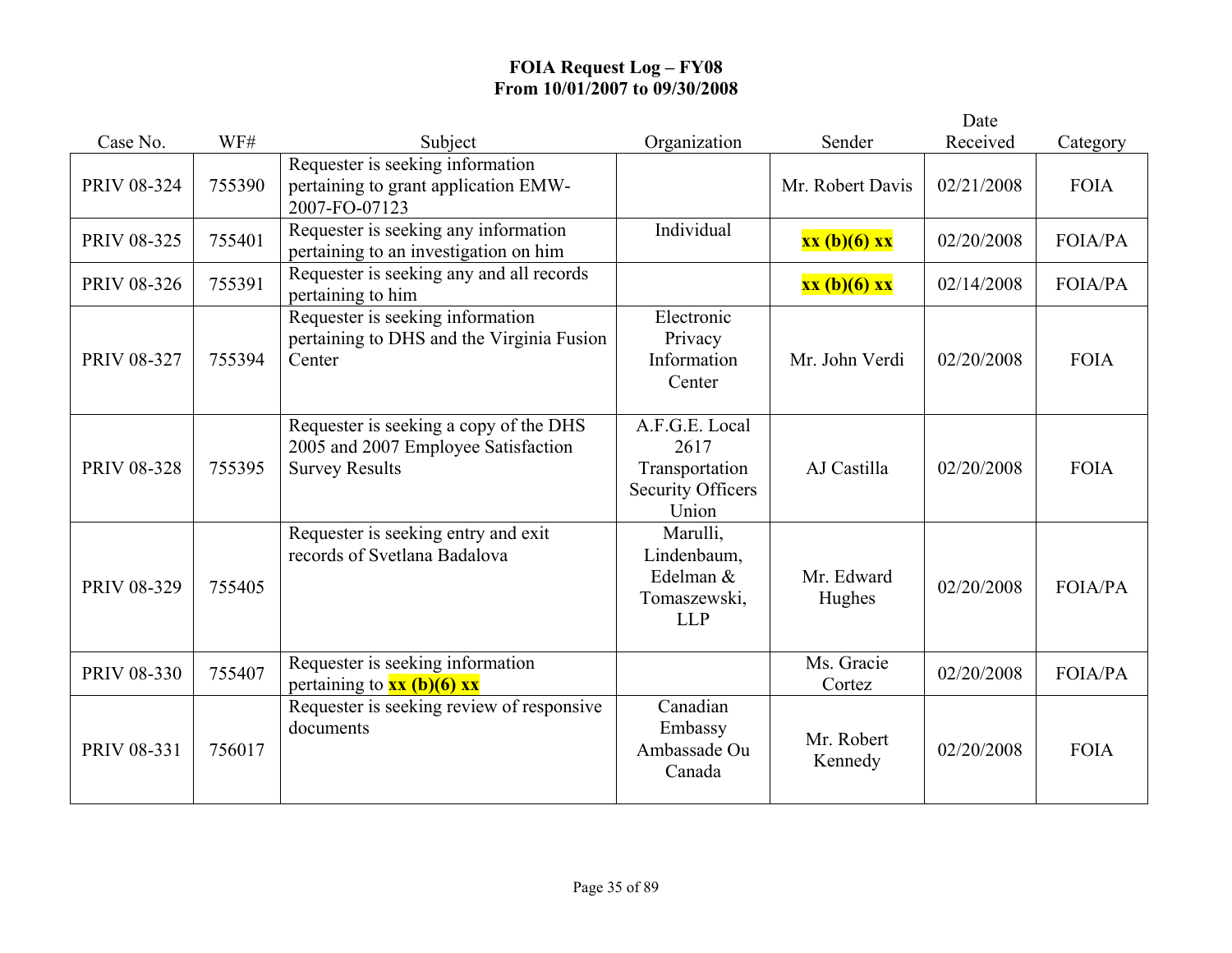**FOIA Request Log – FY08**
**From 10/01/2007 to 09/30/2008**

| Case No. | WF# | Subject | Organization | Sender | Date Received | Category |
|---|---|---|---|---|---|---|
| PRIV 08-324 | 755390 | Requester is seeking information pertaining to grant application EMW-2007-FO-07123 | | Mr. Robert Davis | 02/21/2008 | FOIA |
| PRIV 08-325 | 755401 | Requester is seeking any information pertaining to an investigation on him | Individual | **xx (b)(6) xx** | 02/20/2008 | FOIA/PA |
| PRIV 08-326 | 755391 | Requester is seeking any and all records pertaining to him | | **xx (b)(6) xx** | 02/14/2008 | FOIA/PA |
| PRIV 08-327 | 755394 | Requester is seeking information pertaining to DHS and the Virginia Fusion Center | Electronic Privacy Information Center | Mr. John Verdi | 02/20/2008 | FOIA |
| PRIV 08-328 | 755395 | Requester is seeking a copy of the DHS 2005 and 2007 Employee Satisfaction Survey Results | A.F.G.E. Local 2617 Transportation Security Officers Union | AJ Castilla | 02/20/2008 | FOIA |
| PRIV 08-329 | 755405 | Requester is seeking entry and exit records of Svetlana Badalova | Marulli, Lindenbaum, Edelman & Tomaszewski, LLP | Mr. Edward Hughes | 02/20/2008 | FOIA/PA |
| PRIV 08-330 | 755407 | Requester is seeking information pertaining to **xx (b)(6) xx** | | Ms. Gracie Cortez | 02/20/2008 | FOIA/PA |
| PRIV 08-331 | 756017 | Requester is seeking review of responsive documents | Canadian Embassy Ambassade Ou Canada | Mr. Robert Kennedy | 02/20/2008 | FOIA |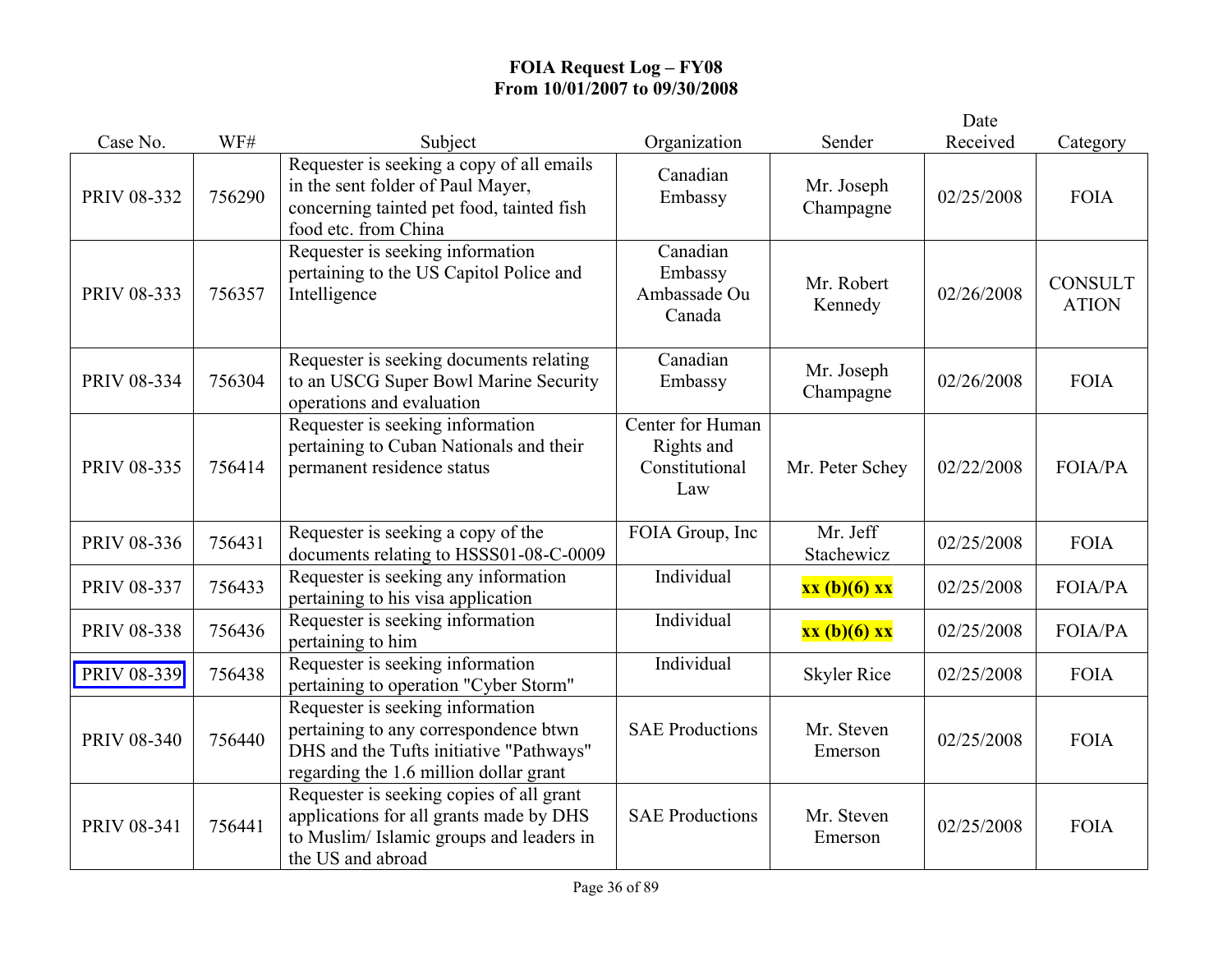**FOIA Request Log – FY08**
**From 10/01/2007 to 09/30/2008**

| Case No. | WF# | Subject | Organization | Sender | Date Received | Category |
|---|---|---|---|---|---|---|
| PRIV 08-332 | 756290 | Requester is seeking a copy of all emails in the sent folder of Paul Mayer, concerning tainted pet food, tainted fish food etc. from China | Canadian Embassy | Mr. Joseph Champagne | 02/25/2008 | FOIA |
| PRIV 08-333 | 756357 | Requester is seeking information pertaining to the US Capitol Police and Intelligence | Canadian Embassy Ambassade Ou Canada | Mr. Robert Kennedy | 02/26/2008 | CONSULTATION |
| PRIV 08-334 | 756304 | Requester is seeking documents relating to an USCG Super Bowl Marine Security operations and evaluation | Canadian Embassy | Mr. Joseph Champagne | 02/26/2008 | FOIA |
| PRIV 08-335 | 756414 | Requester is seeking information pertaining to Cuban Nationals and their permanent residence status | Center for Human Rights and Constitutional Law | Mr. Peter Schey | 02/22/2008 | FOIA/PA |
| PRIV 08-336 | 756431 | Requester is seeking a copy of the documents relating to HSSS01-08-C-0009 | FOIA Group, Inc | Mr. Jeff Stachewicz | 02/25/2008 | FOIA |
| PRIV 08-337 | 756433 | Requester is seeking any information pertaining to his visa application | Individual | **xx (b)(6) xx** | 02/25/2008 | FOIA/PA |
| PRIV 08-338 | 756436 | Requester is seeking information pertaining to him | Individual | **xx (b)(6) xx** | 02/25/2008 | FOIA/PA |
| PRIV 08-339 | 756438 | Requester is seeking information pertaining to operation "Cyber Storm" | Individual | Skyler Rice | 02/25/2008 | FOIA |
| PRIV 08-340 | 756440 | Requester is seeking information pertaining to any correspondence btwn DHS and the Tufts initiative "Pathways" regarding the 1.6 million dollar grant | SAE Productions | Mr. Steven Emerson | 02/25/2008 | FOIA |
| PRIV 08-341 | 756441 | Requester is seeking copies of all grant applications for all grants made by DHS to Muslim/ Islamic groups and leaders in the US and abroad | SAE Productions | Mr. Steven Emerson | 02/25/2008 | FOIA |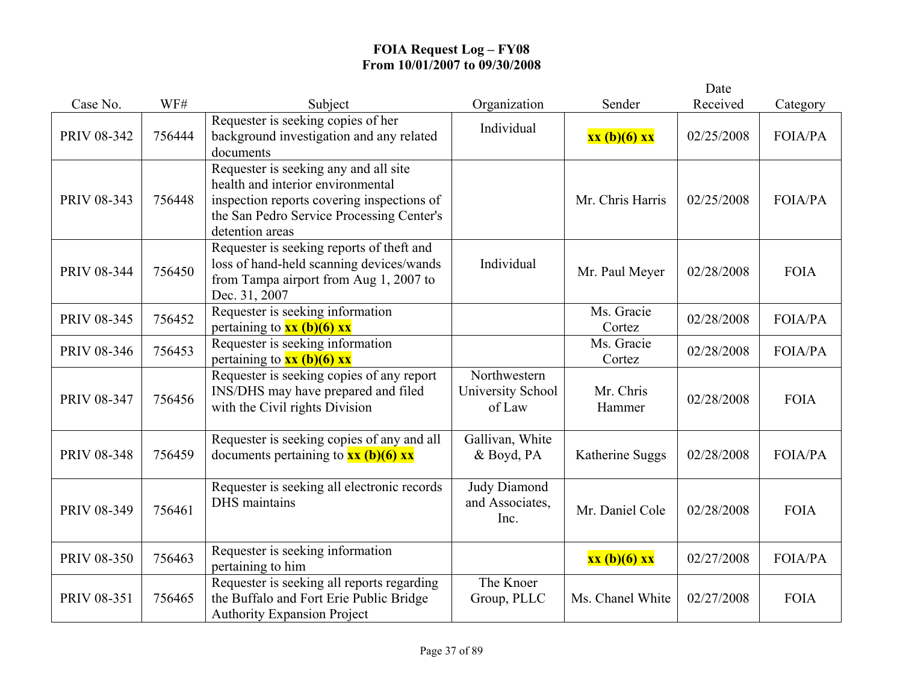# FOIA Request Log – FY08
## From 10/01/2007 to 09/30/2008

| Case No. | WF# | Subject | Organization | Sender | Date Received | Category |
|---|---|---|---|---|---|---|
| PRIV 08-342 | 756444 | Requester is seeking copies of her background investigation and any related documents | Individual | **xx (b)(6) xx** | 02/25/2008 | FOIA/PA |
| PRIV 08-343 | 756448 | Requester is seeking any and all site health and interior environmental inspection reports covering inspections of the San Pedro Service Processing Center's detention areas | | Mr. Chris Harris | 02/25/2008 | FOIA/PA |
| PRIV 08-344 | 756450 | Requester is seeking reports of theft and loss of hand-held scanning devices/wands from Tampa airport from Aug 1, 2007 to Dec. 31, 2007 | Individual | Mr. Paul Meyer | 02/28/2008 | FOIA |
| PRIV 08-345 | 756452 | Requester is seeking information pertaining to **xx (b)(6) xx** | | Ms. Gracie Cortez | 02/28/2008 | FOIA/PA |
| PRIV 08-346 | 756453 | Requester is seeking information pertaining to **xx (b)(6) xx** | | Ms. Gracie Cortez | 02/28/2008 | FOIA/PA |
| PRIV 08-347 | 756456 | Requester is seeking copies of any report INS/DHS may have prepared and filed with the Civil rights Division | Northwestern University School of Law | Mr. Chris Hammer | 02/28/2008 | FOIA |
| PRIV 08-348 | 756459 | Requester is seeking copies of any and all documents pertaining to **xx (b)(6) xx** | Gallivan, White & Boyd, PA | Katherine Suggs | 02/28/2008 | FOIA/PA |
| PRIV 08-349 | 756461 | Requester is seeking all electronic records DHS maintains | Judy Diamond and Associates, Inc. | Mr. Daniel Cole | 02/28/2008 | FOIA |
| PRIV 08-350 | 756463 | Requester is seeking information pertaining to him | | **xx (b)(6) xx** | 02/27/2008 | FOIA/PA |
| PRIV 08-351 | 756465 | Requester is seeking all reports regarding the Buffalo and Fort Erie Public Bridge Authority Expansion Project | The Knoer Group, PLLC | Ms. Chanel White | 02/27/2008 | FOIA |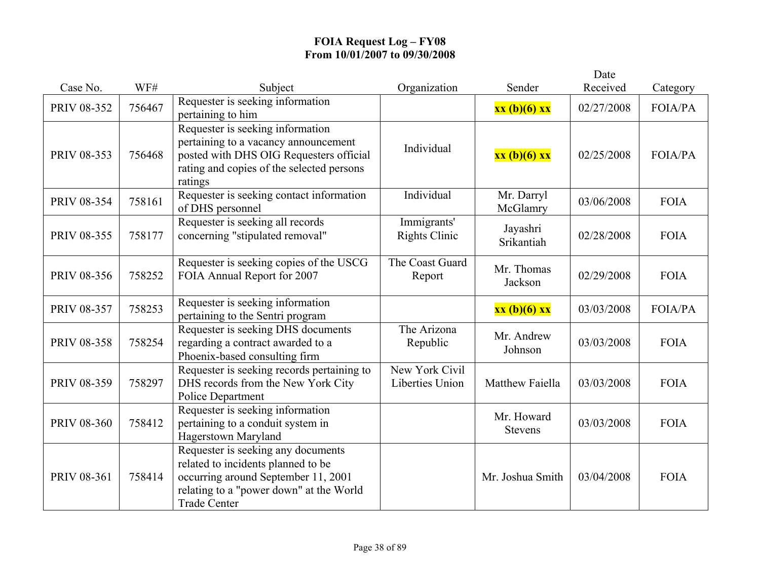**FOIA Request Log – FY08**
**From 10/01/2007 to 09/30/2008**

| Case No. | WF# | Subject | Organization | Sender | Date Received | Category |
|---|---|---|---|---|---|---|
| PRIV 08-352 | 756467 | Requester is seeking information pertaining to him | | **xx (b)(6) xx** | 02/27/2008 | FOIA/PA |
| PRIV 08-353 | 756468 | Requester is seeking information pertaining to a vacancy announcement posted with DHS OIG Requesters official rating and copies of the selected persons ratings | Individual | **xx (b)(6) xx** | 02/25/2008 | FOIA/PA |
| PRIV 08-354 | 758161 | Requester is seeking contact information of DHS personnel | Individual | Mr. Darryl McGlamry | 03/06/2008 | FOIA |
| PRIV 08-355 | 758177 | Requester is seeking all records concerning "stipulated removal" | Immigrants' Rights Clinic | Jayashri Srikantiah | 02/28/2008 | FOIA |
| PRIV 08-356 | 758252 | Requester is seeking copies of the USCG FOIA Annual Report for 2007 | The Coast Guard Report | Mr. Thomas Jackson | 02/29/2008 | FOIA |
| PRIV 08-357 | 758253 | Requester is seeking information pertaining to the Sentri program | | **xx (b)(6) xx** | 03/03/2008 | FOIA/PA |
| PRIV 08-358 | 758254 | Requester is seeking DHS documents regarding a contract awarded to a Phoenix-based consulting firm | The Arizona Republic | Mr. Andrew Johnson | 03/03/2008 | FOIA |
| PRIV 08-359 | 758297 | Requester is seeking records pertaining to DHS records from the New York City Police Department | New York Civil Liberties Union | Matthew Faiella | 03/03/2008 | FOIA |
| PRIV 08-360 | 758412 | Requester is seeking information pertaining to a conduit system in Hagerstown Maryland | | Mr. Howard Stevens | 03/03/2008 | FOIA |
| PRIV 08-361 | 758414 | Requester is seeking any documents related to incidents planned to be occurring around September 11, 2001 relating to a "power down" at the World Trade Center | | Mr. Joshua Smith | 03/04/2008 | FOIA |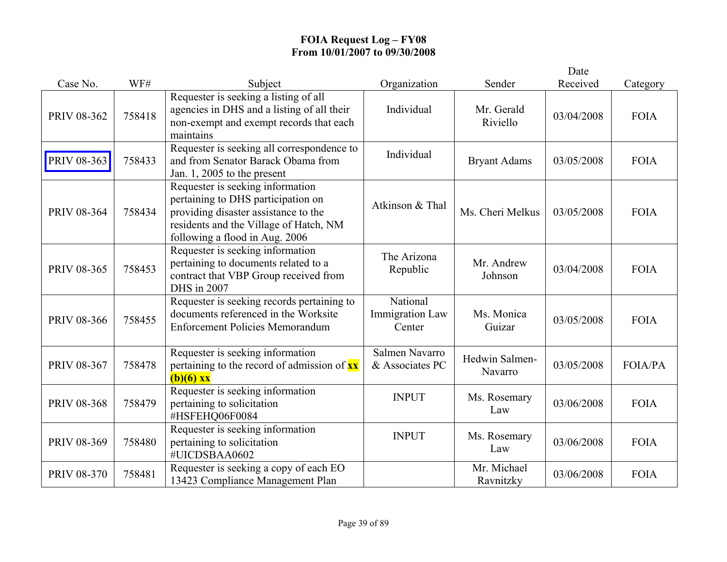# FOIA Request Log – FY08
## From 10/01/2007 to 09/30/2008

| Case No. | WF# | Subject | Organization | Sender | Date Received | Category |
|---|---|---|---|---|---|---|
| PRIV 08-362 | 758418 | Requester is seeking a listing of all agencies in DHS and a listing of all their non-exempt and exempt records that each maintains | Individual | Mr. Gerald Riviello | 03/04/2008 | FOIA |
| PRIV 08-363 | 758433 | Requester is seeking all correspondence to and from Senator Barack Obama from Jan. 1, 2005 to the present | Individual | Bryant Adams | 03/05/2008 | FOIA |
| PRIV 08-364 | 758434 | Requester is seeking information pertaining to DHS participation on providing disaster assistance to the residents and the Village of Hatch, NM following a flood in Aug. 2006 | Atkinson & Thal | Ms. Cheri Melkus | 03/05/2008 | FOIA |
| PRIV 08-365 | 758453 | Requester is seeking information pertaining to documents related to a contract that VBP Group received from DHS in 2007 | The Arizona Republic | Mr. Andrew Johnson | 03/04/2008 | FOIA |
| PRIV 08-366 | 758455 | Requester is seeking records pertaining to documents referenced in the Worksite Enforcement Policies Memorandum | National Immigration Law Center | Ms. Monica Guizar | 03/05/2008 | FOIA |
| PRIV 08-367 | 758478 | Requester is seeking information pertaining to the record of admission of **xx (b)(6) xx** | Salmen Navarro & Associates PC | Hedwin Salmen-Navarro | 03/05/2008 | FOIA/PA |
| PRIV 08-368 | 758479 | Requester is seeking information pertaining to solicitation #HSFEHQ06F0084 | INPUT | Ms. Rosemary Law | 03/06/2008 | FOIA |
| PRIV 08-369 | 758480 | Requester is seeking information pertaining to solicitation #UICDSBAA0602 | INPUT | Ms. Rosemary Law | 03/06/2008 | FOIA |
| PRIV 08-370 | 758481 | Requester is seeking a copy of each EO 13423 Compliance Management Plan | | Mr. Michael Ravnitzky | 03/06/2008 | FOIA |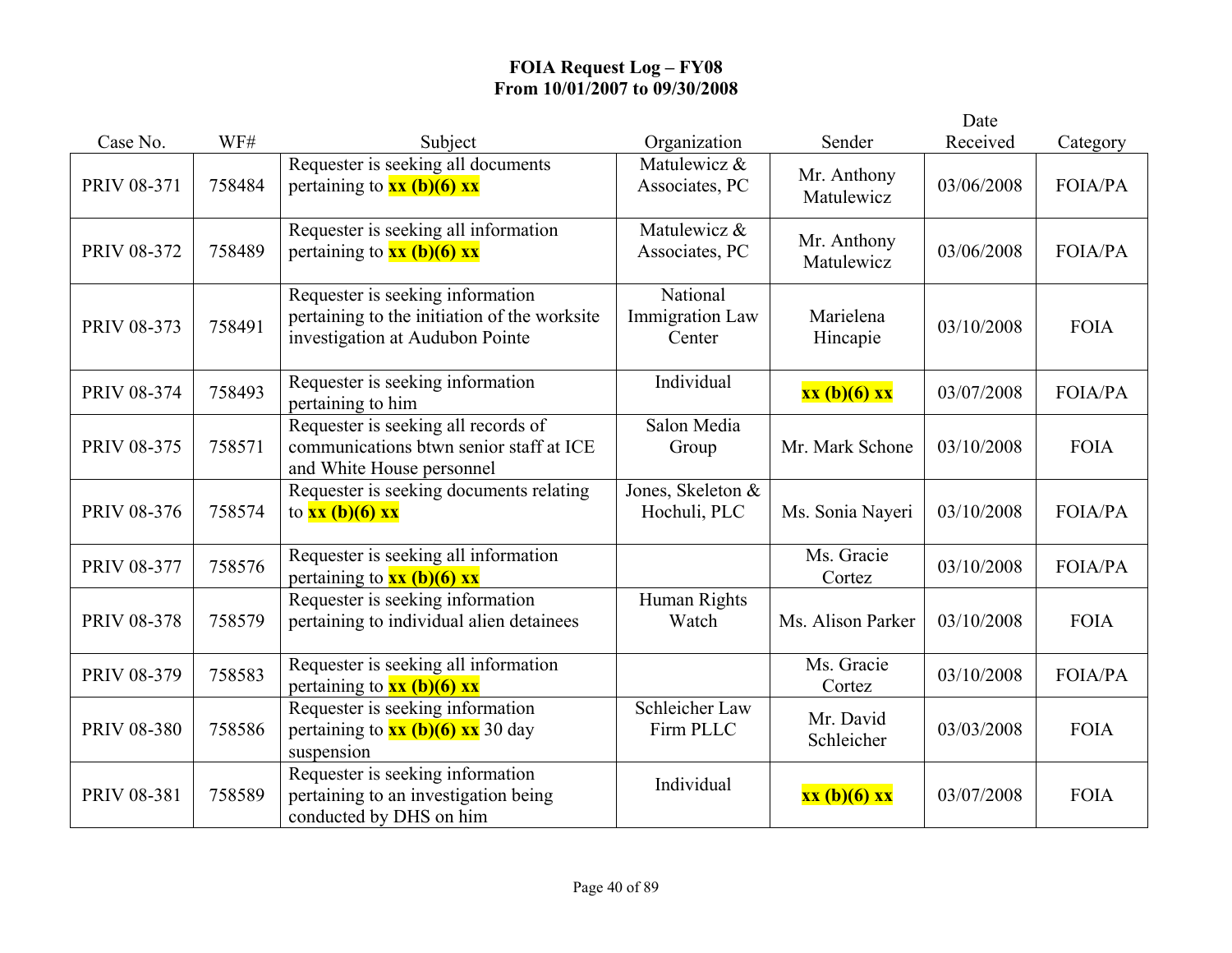# FOIA Request Log – FY08
## From 10/01/2007 to 09/30/2008

| Case No. | WF# | Subject | Organization | Sender | Date Received | Category |
|---|---|---|---|---|---|---|
| PRIV 08-371 | 758484 | Requester is seeking all documents pertaining to **xx (b)(6) xx** | Matulewicz & Associates, PC | Mr. Anthony Matulewicz | 03/06/2008 | FOIA/PA |
| PRIV 08-372 | 758489 | Requester is seeking all information pertaining to **xx (b)(6) xx** | Matulewicz & Associates, PC | Mr. Anthony Matulewicz | 03/06/2008 | FOIA/PA |
| PRIV 08-373 | 758491 | Requester is seeking information pertaining to the initiation of the worksite investigation at Audubon Pointe | National Immigration Law Center | Marielena Hincapie | 03/10/2008 | FOIA |
| PRIV 08-374 | 758493 | Requester is seeking information pertaining to him | Individual | **xx (b)(6) xx** | 03/07/2008 | FOIA/PA |
| PRIV 08-375 | 758571 | Requester is seeking all records of communications btwn senior staff at ICE and White House personnel | Salon Media Group | Mr. Mark Schone | 03/10/2008 | FOIA |
| PRIV 08-376 | 758574 | Requester is seeking documents relating to **xx (b)(6) xx** | Jones, Skeleton & Hochuli, PLC | Ms. Sonia Nayeri | 03/10/2008 | FOIA/PA |
| PRIV 08-377 | 758576 | Requester is seeking all information pertaining to **xx (b)(6) xx** | | Ms. Gracie Cortez | 03/10/2008 | FOIA/PA |
| PRIV 08-378 | 758579 | Requester is seeking information pertaining to individual alien detainees | Human Rights Watch | Ms. Alison Parker | 03/10/2008 | FOIA |
| PRIV 08-379 | 758583 | Requester is seeking all information pertaining to **xx (b)(6) xx** | | Ms. Gracie Cortez | 03/10/2008 | FOIA/PA |
| PRIV 08-380 | 758586 | Requester is seeking information pertaining to **xx (b)(6) xx** 30 day suspension | Schleicher Law Firm PLLC | Mr. David Schleicher | 03/03/2008 | FOIA |
| PRIV 08-381 | 758589 | Requester is seeking information pertaining to an investigation being conducted by DHS on him | Individual | **xx (b)(6) xx** | 03/07/2008 | FOIA |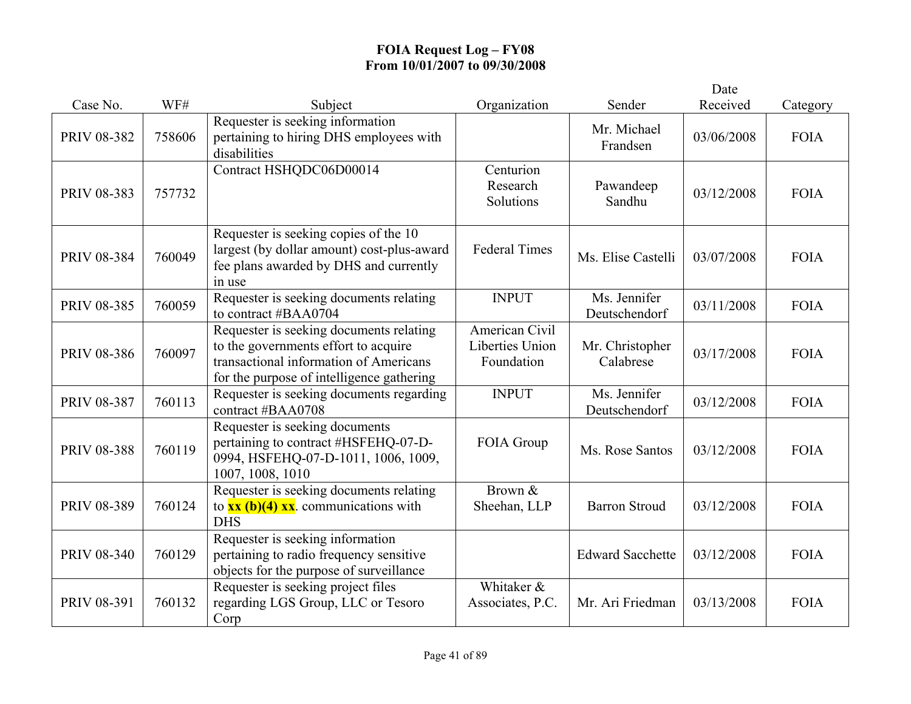**FOIA Request Log – FY08**
**From 10/01/2007 to 09/30/2008**

| Case No. | WF# | Subject | Organization | Sender | Date Received | Category |
|---|---|---|---|---|---|---|
| PRIV 08-382 | 758606 | Requester is seeking information pertaining to hiring DHS employees with disabilities | | Mr. Michael Frandsen | 03/06/2008 | FOIA |
| PRIV 08-383 | 757732 | Contract HSHQDC06D00014 | Centurion Research Solutions | Pawandeep Sandhu | 03/12/2008 | FOIA |
| PRIV 08-384 | 760049 | Requester is seeking copies of the 10 largest (by dollar amount) cost-plus-award fee plans awarded by DHS and currently in use | Federal Times | Ms. Elise Castelli | 03/07/2008 | FOIA |
| PRIV 08-385 | 760059 | Requester is seeking documents relating to contract #BAA0704 | INPUT | Ms. Jennifer Deutschendorf | 03/11/2008 | FOIA |
| PRIV 08-386 | 760097 | Requester is seeking documents relating to the governments effort to acquire transactional information of Americans for the purpose of intelligence gathering | American Civil Liberties Union Foundation | Mr. Christopher Calabrese | 03/17/2008 | FOIA |
| PRIV 08-387 | 760113 | Requester is seeking documents regarding contract #BAA0708 | INPUT | Ms. Jennifer Deutschendorf | 03/12/2008 | FOIA |
| PRIV 08-388 | 760119 | Requester is seeking documents pertaining to contract #HSFEHQ-07-D-0994, HSFEHQ-07-D-1011, 1006, 1009, 1007, 1008, 1010 | FOIA Group | Ms. Rose Santos | 03/12/2008 | FOIA |
| PRIV 08-389 | 760124 | Requester is seeking documents relating to **xx (b)(4) xx**. communications with DHS | Brown & Sheehan, LLP | Barron Stroud | 03/12/2008 | FOIA |
| PRIV 08-340 | 760129 | Requester is seeking information pertaining to radio frequency sensitive objects for the purpose of surveillance | | Edward Sacchette | 03/12/2008 | FOIA |
| PRIV 08-391 | 760132 | Requester is seeking project files regarding LGS Group, LLC or Tesoro Corp | Whitaker & Associates, P.C. | Mr. Ari Friedman | 03/13/2008 | FOIA |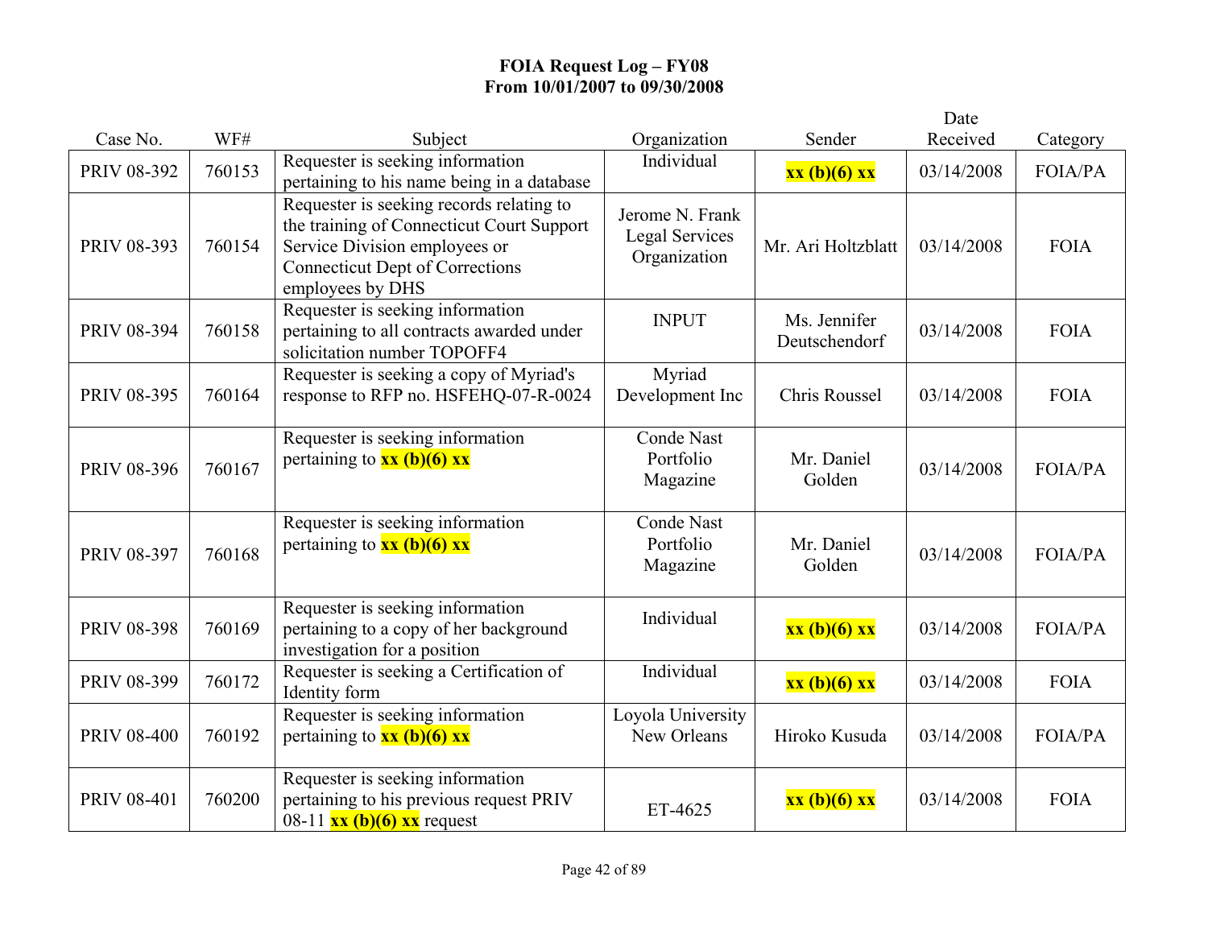# FOIA Request Log – FY08
## From 10/01/2007 to 09/30/2008

| Case No. | WF# | Subject | Organization | Sender | Date Received | Category |
|---|---|---|---|---|---|---|
| PRIV 08-392 | 760153 | Requester is seeking information pertaining to his name being in a database | Individual | **xx (b)(6) xx** | 03/14/2008 | FOIA/PA |
| PRIV 08-393 | 760154 | Requester is seeking records relating to the training of Connecticut Court Support Service Division employees or Connecticut Dept of Corrections employees by DHS | Jerome N. Frank Legal Services Organization | Mr. Ari Holtzblatt | 03/14/2008 | FOIA |
| PRIV 08-394 | 760158 | Requester is seeking information pertaining to all contracts awarded under solicitation number TOPOFF4 | INPUT | Ms. Jennifer Deutschendorf | 03/14/2008 | FOIA |
| PRIV 08-395 | 760164 | Requester is seeking a copy of Myriad's response to RFP no. HSFEHQ-07-R-0024 | Myriad Development Inc | Chris Roussel | 03/14/2008 | FOIA |
| PRIV 08-396 | 760167 | Requester is seeking information pertaining to **xx (b)(6) xx** | Conde Nast Portfolio Magazine | Mr. Daniel Golden | 03/14/2008 | FOIA/PA |
| PRIV 08-397 | 760168 | Requester is seeking information pertaining to **xx (b)(6) xx** | Conde Nast Portfolio Magazine | Mr. Daniel Golden | 03/14/2008 | FOIA/PA |
| PRIV 08-398 | 760169 | Requester is seeking information pertaining to a copy of her background investigation for a position | Individual | **xx (b)(6) xx** | 03/14/2008 | FOIA/PA |
| PRIV 08-399 | 760172 | Requester is seeking a Certification of Identity form | Individual | **xx (b)(6) xx** | 03/14/2008 | FOIA |
| PRIV 08-400 | 760192 | Requester is seeking information pertaining to **xx (b)(6) xx** | Loyola University New Orleans | Hiroko Kusuda | 03/14/2008 | FOIA/PA |
| PRIV 08-401 | 760200 | Requester is seeking information pertaining to his previous request PRIV 08-11 **xx (b)(6) xx** request | ET-4625 | **xx (b)(6) xx** | 03/14/2008 | FOIA |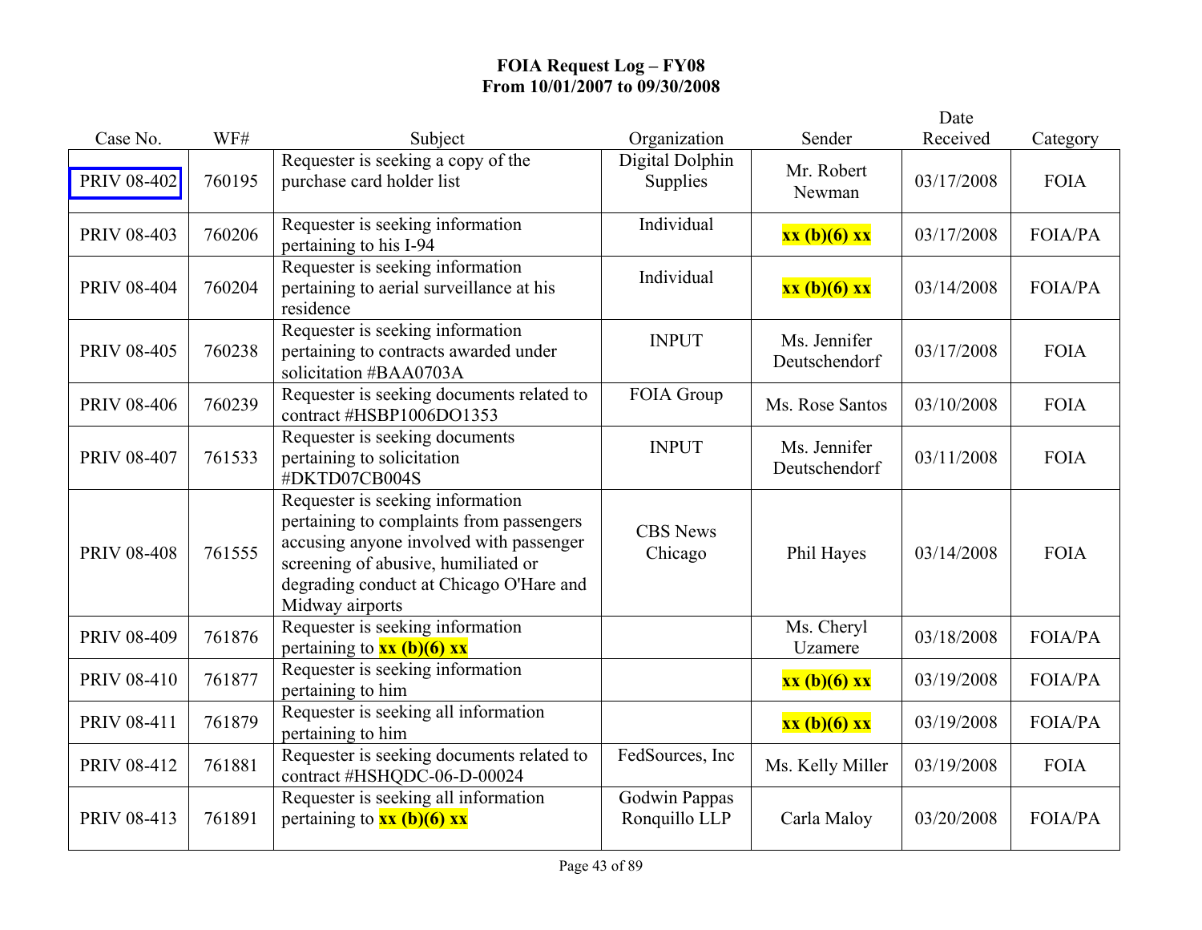**FOIA Request Log – FY08**
**From 10/01/2007 to 09/30/2008**

| Case No. | WF# | Subject | Organization | Sender | Date Received | Category |
|---|---|---|---|---|---|---|
| PRIV 08-402 | 760195 | Requester is seeking a copy of the purchase card holder list | Digital Dolphin Supplies | Mr. Robert Newman | 03/17/2008 | FOIA |
| PRIV 08-403 | 760206 | Requester is seeking information pertaining to his I-94 | Individual | **xx (b)(6) xx** | 03/17/2008 | FOIA/PA |
| PRIV 08-404 | 760204 | Requester is seeking information pertaining to aerial surveillance at his residence | Individual | **xx (b)(6) xx** | 03/14/2008 | FOIA/PA |
| PRIV 08-405 | 760238 | Requester is seeking information pertaining to contracts awarded under solicitation #BAA0703A | INPUT | Ms. Jennifer Deutschendorf | 03/17/2008 | FOIA |
| PRIV 08-406 | 760239 | Requester is seeking documents related to contract #HSBP1006DO1353 | FOIA Group | Ms. Rose Santos | 03/10/2008 | FOIA |
| PRIV 08-407 | 761533 | Requester is seeking documents pertaining to solicitation #DKTD07CB004S | INPUT | Ms. Jennifer Deutschendorf | 03/11/2008 | FOIA |
| PRIV 08-408 | 761555 | Requester is seeking information pertaining to complaints from passengers accusing anyone involved with passenger screening of abusive, humiliated or degrading conduct at Chicago O'Hare and Midway airports | CBS News Chicago | Phil Hayes | 03/14/2008 | FOIA |
| PRIV 08-409 | 761876 | Requester is seeking information pertaining to **xx (b)(6) xx** | | Ms. Cheryl Uzamere | 03/18/2008 | FOIA/PA |
| PRIV 08-410 | 761877 | Requester is seeking information pertaining to him | | **xx (b)(6) xx** | 03/19/2008 | FOIA/PA |
| PRIV 08-411 | 761879 | Requester is seeking all information pertaining to him | | **xx (b)(6) xx** | 03/19/2008 | FOIA/PA |
| PRIV 08-412 | 761881 | Requester is seeking documents related to contract #HSHQDC-06-D-00024 | FedSources, Inc | Ms. Kelly Miller | 03/19/2008 | FOIA |
| PRIV 08-413 | 761891 | Requester is seeking all information pertaining to **xx (b)(6) xx** | Godwin Pappas Ronquillo LLP | Carla Maloy | 03/20/2008 | FOIA/PA |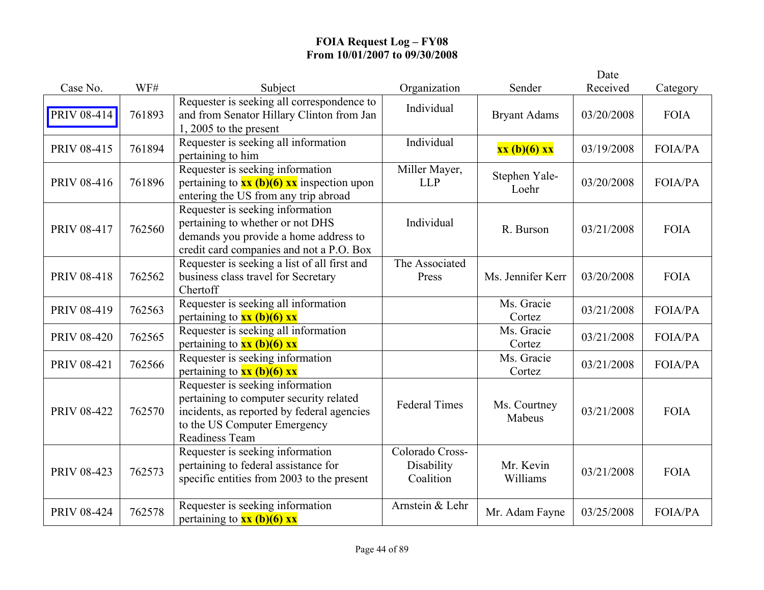**FOIA Request Log – FY08**
**From 10/01/2007 to 09/30/2008**

| Case No. | WF# | Subject | Organization | Sender | Date Received | Category |
|---|---|---|---|---|---|---|
| PRIV 08-414 | 761893 | Requester is seeking all correspondence to and from Senator Hillary Clinton from Jan 1, 2005 to the present | Individual | Bryant Adams | 03/20/2008 | FOIA |
| PRIV 08-415 | 761894 | Requester is seeking all information pertaining to him | Individual | **xx (b)(6) xx** | 03/19/2008 | FOIA/PA |
| PRIV 08-416 | 761896 | Requester is seeking information pertaining to **xx (b)(6) xx** inspection upon entering the US from any trip abroad | Miller Mayer, LLP | Stephen Yale-Loehr | 03/20/2008 | FOIA/PA |
| PRIV 08-417 | 762560 | Requester is seeking information pertaining to whether or not DHS demands you provide a home address to credit card companies and not a P.O. Box | Individual | R. Burson | 03/21/2008 | FOIA |
| PRIV 08-418 | 762562 | Requester is seeking a list of all first and business class travel for Secretary Chertoff | The Associated Press | Ms. Jennifer Kerr | 03/20/2008 | FOIA |
| PRIV 08-419 | 762563 | Requester is seeking all information pertaining to **xx (b)(6) xx** | | Ms. Gracie Cortez | 03/21/2008 | FOIA/PA |
| PRIV 08-420 | 762565 | Requester is seeking all information pertaining to **xx (b)(6) xx** | | Ms. Gracie Cortez | 03/21/2008 | FOIA/PA |
| PRIV 08-421 | 762566 | Requester is seeking information pertaining to **xx (b)(6) xx** | | Ms. Gracie Cortez | 03/21/2008 | FOIA/PA |
| PRIV 08-422 | 762570 | Requester is seeking information pertaining to computer security related incidents, as reported by federal agencies to the US Computer Emergency Readiness Team | Federal Times | Ms. Courtney Mabeus | 03/21/2008 | FOIA |
| PRIV 08-423 | 762573 | Requester is seeking information pertaining to federal assistance for specific entities from 2003 to the present | Colorado Cross-Disability Coalition | Mr. Kevin Williams | 03/21/2008 | FOIA |
| PRIV 08-424 | 762578 | Requester is seeking information pertaining to **xx (b)(6) xx** | Arnstein & Lehr | Mr. Adam Fayne | 03/25/2008 | FOIA/PA |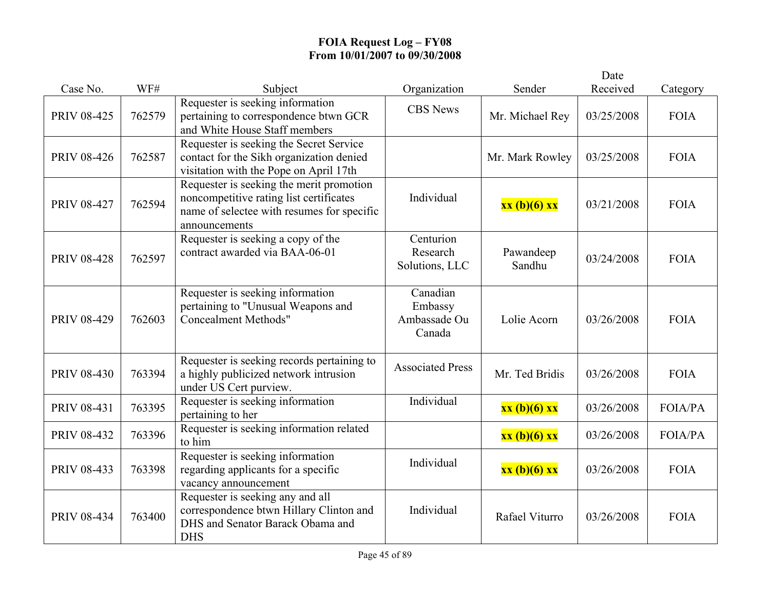# FOIA Request Log – FY08
## From 10/01/2007 to 09/30/2008

| Case No. | WF# | Subject | Organization | Sender | Date Received | Category |
|---|---|---|---|---|---|---|
| PRIV 08-425 | 762579 | Requester is seeking information pertaining to correspondence btwn GCR and White House Staff members | CBS News | Mr. Michael Rey | 03/25/2008 | FOIA |
| PRIV 08-426 | 762587 | Requester is seeking the Secret Service contact for the Sikh organization denied visitation with the Pope on April 17th | | Mr. Mark Rowley | 03/25/2008 | FOIA |
| PRIV 08-427 | 762594 | Requester is seeking the merit promotion noncompetitive rating list certificates name of selectee with resumes for specific announcements | Individual | **xx (b)(6) xx** | 03/21/2008 | FOIA |
| PRIV 08-428 | 762597 | Requester is seeking a copy of the contract awarded via BAA-06-01 | Centurion Research Solutions, LLC | Pawandeep Sandhu | 03/24/2008 | FOIA |
| PRIV 08-429 | 762603 | Requester is seeking information pertaining to "Unusual Weapons and Concealment Methods" | Canadian Embassy Ambassade Ou Canada | Lolie Acorn | 03/26/2008 | FOIA |
| PRIV 08-430 | 763394 | Requester is seeking records pertaining to a highly publicized network intrusion under US Cert purview. | Associated Press | Mr. Ted Bridis | 03/26/2008 | FOIA |
| PRIV 08-431 | 763395 | Requester is seeking information pertaining to her | Individual | **xx (b)(6) xx** | 03/26/2008 | FOIA/PA |
| PRIV 08-432 | 763396 | Requester is seeking information related to him | | **xx (b)(6) xx** | 03/26/2008 | FOIA/PA |
| PRIV 08-433 | 763398 | Requester is seeking information regarding applicants for a specific vacancy announcement | Individual | **xx (b)(6) xx** | 03/26/2008 | FOIA |
| PRIV 08-434 | 763400 | Requester is seeking any and all correspondence btwn Hillary Clinton and DHS and Senator Barack Obama and DHS | Individual | Rafael Viturro | 03/26/2008 | FOIA |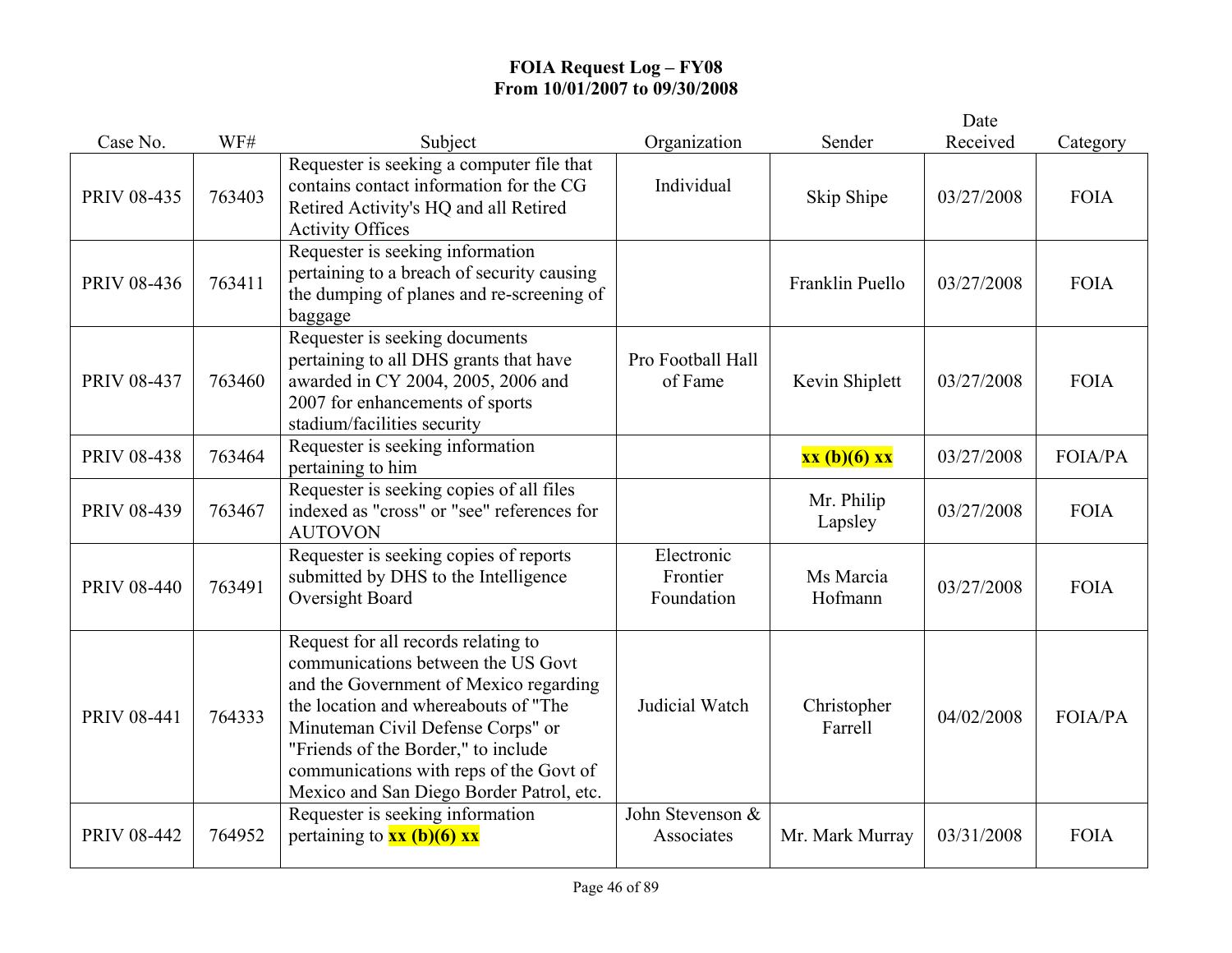# FOIA Request Log – FY08
## From 10/01/2007 to 09/30/2008

| Case No. | WF# | Subject | Organization | Sender | Date Received | Category |
|---|---|---|---|---|---|---|
| PRIV 08-435 | 763403 | Requester is seeking a computer file that contains contact information for the CG Retired Activity's HQ and all Retired Activity Offices | Individual | Skip Shipe | 03/27/2008 | FOIA |
| PRIV 08-436 | 763411 | Requester is seeking information pertaining to a breach of security causing the dumping of planes and re-screening of baggage | | Franklin Puello | 03/27/2008 | FOIA |
| PRIV 08-437 | 763460 | Requester is seeking documents pertaining to all DHS grants that have awarded in CY 2004, 2005, 2006 and 2007 for enhancements of sports stadium/facilities security | Pro Football Hall of Fame | Kevin Shiplett | 03/27/2008 | FOIA |
| PRIV 08-438 | 763464 | Requester is seeking information pertaining to him | | **xx (b)(6) xx** | 03/27/2008 | FOIA/PA |
| PRIV 08-439 | 763467 | Requester is seeking copies of all files indexed as "cross" or "see" references for AUTOVON | | Mr. Philip Lapsley | 03/27/2008 | FOIA |
| PRIV 08-440 | 763491 | Requester is seeking copies of reports submitted by DHS to the Intelligence Oversight Board | Electronic Frontier Foundation | Ms Marcia Hofmann | 03/27/2008 | FOIA |
| PRIV 08-441 | 764333 | Request for all records relating to communications between the US Govt and the Government of Mexico regarding the location and whereabouts of "The Minuteman Civil Defense Corps" or "Friends of the Border," to include communications with reps of the Govt of Mexico and San Diego Border Patrol, etc. | Judicial Watch | Christopher Farrell | 04/02/2008 | FOIA/PA |
| PRIV 08-442 | 764952 | Requester is seeking information pertaining to **xx (b)(6) xx** | John Stevenson & Associates | Mr. Mark Murray | 03/31/2008 | FOIA |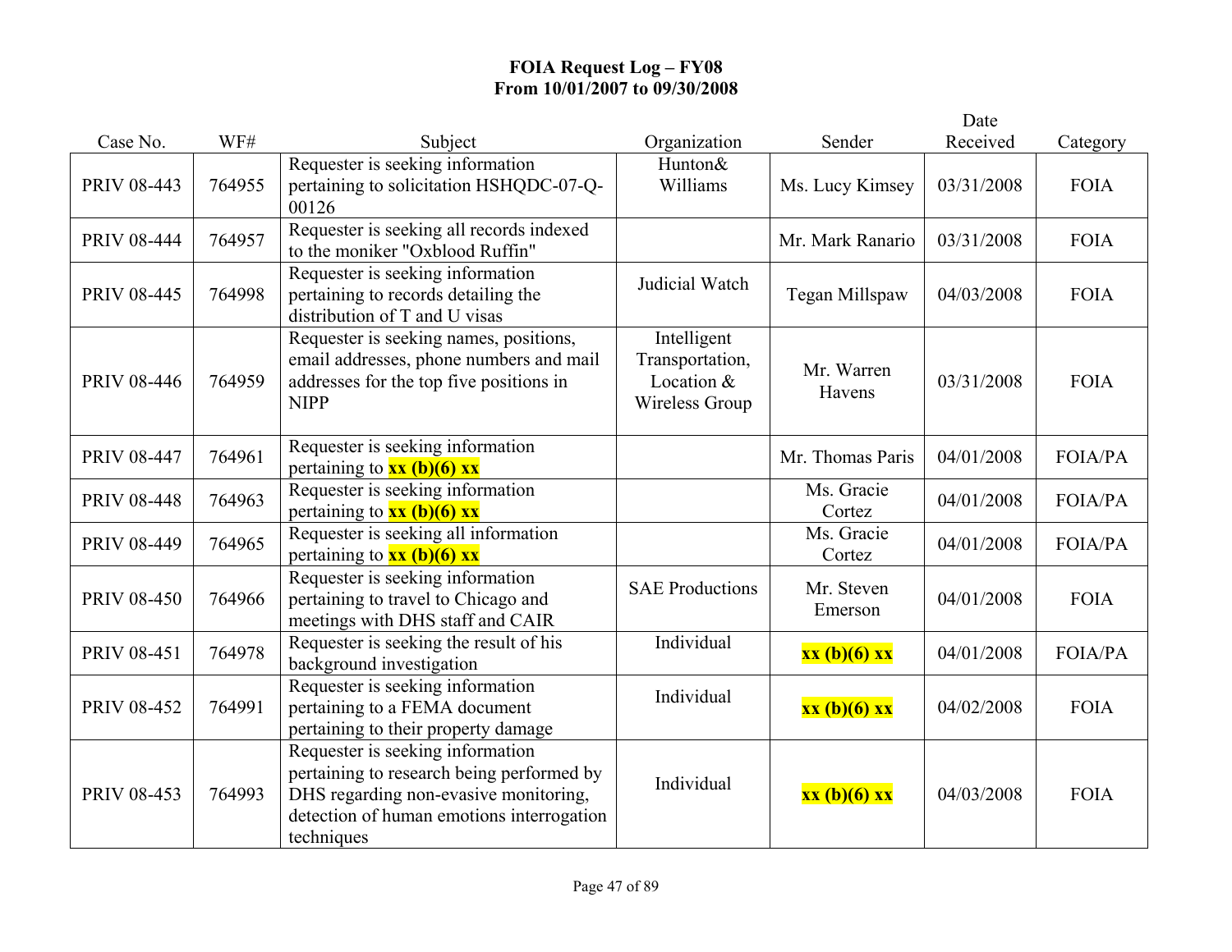# FOIA Request Log – FY08
## From 10/01/2007 to 09/30/2008

| Case No. | WF# | Subject | Organization | Sender | Date Received | Category |
|---|---|---|---|---|---|---|
| PRIV 08-443 | 764955 | Requester is seeking information pertaining to solicitation HSHQDC-07-Q-00126 | Hunton& Williams | Ms. Lucy Kimsey | 03/31/2008 | FOIA |
| PRIV 08-444 | 764957 | Requester is seeking all records indexed to the moniker "Oxblood Ruffin" | | Mr. Mark Ranario | 03/31/2008 | FOIA |
| PRIV 08-445 | 764998 | Requester is seeking information pertaining to records detailing the distribution of T and U visas | Judicial Watch | Tegan Millspaw | 04/03/2008 | FOIA |
| PRIV 08-446 | 764959 | Requester is seeking names, positions, email addresses, phone numbers and mail addresses for the top five positions in NIPP | Intelligent Transportation, Location & Wireless Group | Mr. Warren Havens | 03/31/2008 | FOIA |
| PRIV 08-447 | 764961 | Requester is seeking information pertaining to **xx (b)(6) xx** | | Mr. Thomas Paris | 04/01/2008 | FOIA/PA |
| PRIV 08-448 | 764963 | Requester is seeking information pertaining to **xx (b)(6) xx** | | Ms. Gracie Cortez | 04/01/2008 | FOIA/PA |
| PRIV 08-449 | 764965 | Requester is seeking all information pertaining to **xx (b)(6) xx** | | Ms. Gracie Cortez | 04/01/2008 | FOIA/PA |
| PRIV 08-450 | 764966 | Requester is seeking information pertaining to travel to Chicago and meetings with DHS staff and CAIR | SAE Productions | Mr. Steven Emerson | 04/01/2008 | FOIA |
| PRIV 08-451 | 764978 | Requester is seeking the result of his background investigation | Individual | **xx (b)(6) xx** | 04/01/2008 | FOIA/PA |
| PRIV 08-452 | 764991 | Requester is seeking information pertaining to a FEMA document pertaining to their property damage | Individual | **xx (b)(6) xx** | 04/02/2008 | FOIA |
| PRIV 08-453 | 764993 | Requester is seeking information pertaining to research being performed by DHS regarding non-evasive monitoring, detection of human emotions interrogation techniques | Individual | **xx (b)(6) xx** | 04/03/2008 | FOIA |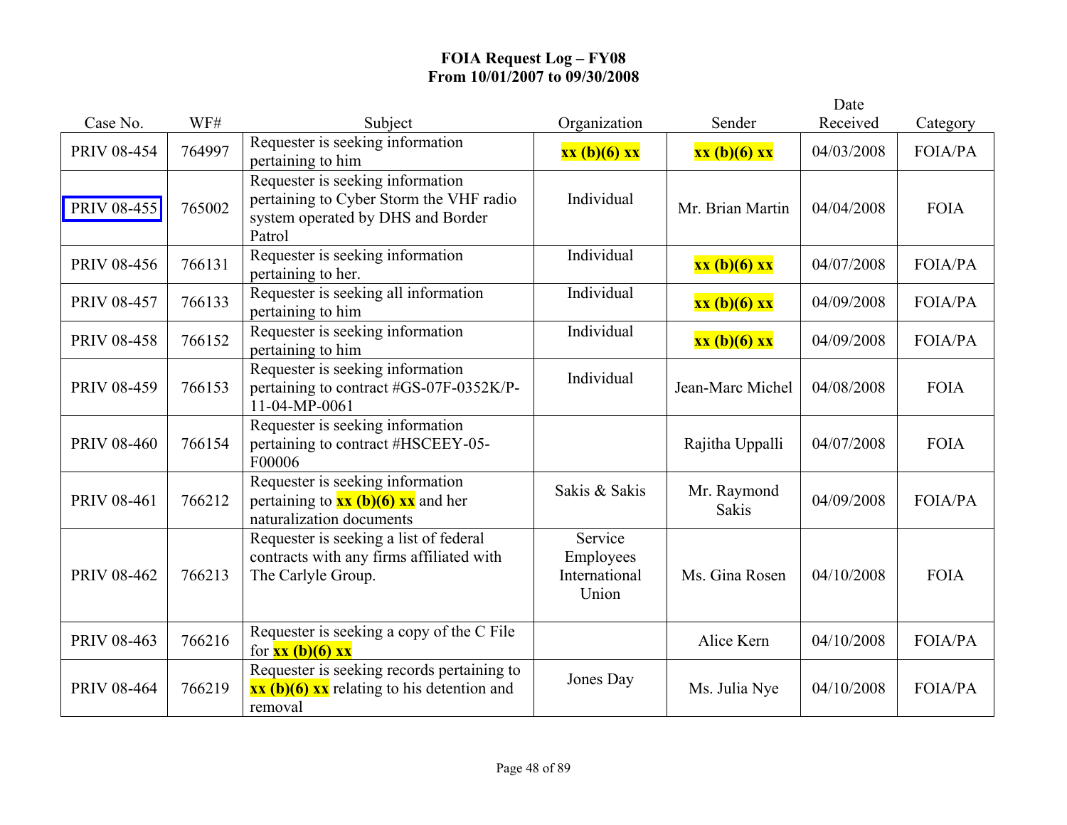**FOIA Request Log – FY08**
**From 10/01/2007 to 09/30/2008**

| Case No. | WF# | Subject | Organization | Sender | Date Received | Category |
|---|---|---|---|---|---|---|
| PRIV 08-454 | 764997 | Requester is seeking information pertaining to him | **xx (b)(6) xx** | **xx (b)(6) xx** | 04/03/2008 | FOIA/PA |
| PRIV 08-455 | 765002 | Requester is seeking information pertaining to Cyber Storm the VHF radio system operated by DHS and Border Patrol | Individual | Mr. Brian Martin | 04/04/2008 | FOIA |
| PRIV 08-456 | 766131 | Requester is seeking information pertaining to her. | Individual | **xx (b)(6) xx** | 04/07/2008 | FOIA/PA |
| PRIV 08-457 | 766133 | Requester is seeking all information pertaining to him | Individual | **xx (b)(6) xx** | 04/09/2008 | FOIA/PA |
| PRIV 08-458 | 766152 | Requester is seeking information pertaining to him | Individual | **xx (b)(6) xx** | 04/09/2008 | FOIA/PA |
| PRIV 08-459 | 766153 | Requester is seeking information pertaining to contract #GS-07F-0352K/P-11-04-MP-0061 | Individual | Jean-Marc Michel | 04/08/2008 | FOIA |
| PRIV 08-460 | 766154 | Requester is seeking information pertaining to contract #HSCEEY-05-F00006 | | Rajitha Uppalli | 04/07/2008 | FOIA |
| PRIV 08-461 | 766212 | Requester is seeking information pertaining to **xx (b)(6) xx** and her naturalization documents | Sakis & Sakis | Mr. Raymond Sakis | 04/09/2008 | FOIA/PA |
| PRIV 08-462 | 766213 | Requester is seeking a list of federal contracts with any firms affiliated with The Carlyle Group. | Service Employees International Union | Ms. Gina Rosen | 04/10/2008 | FOIA |
| PRIV 08-463 | 766216 | Requester is seeking a copy of the C File for **xx (b)(6) xx** | | Alice Kern | 04/10/2008 | FOIA/PA |
| PRIV 08-464 | 766219 | Requester is seeking records pertaining to **xx (b)(6) xx** relating to his detention and removal | Jones Day | Ms. Julia Nye | 04/10/2008 | FOIA/PA |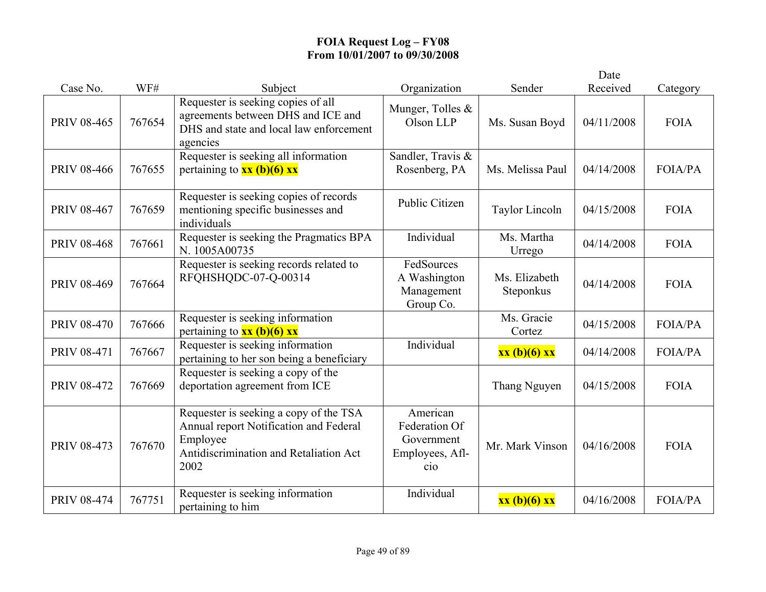**FOIA Request Log – FY08**
**From 10/01/2007 to 09/30/2008**

| Case No. | WF# | Subject | Organization | Sender | Date Received | Category |
|---|---|---|---|---|---|---|
| PRIV 08-465 | 767654 | Requester is seeking copies of all agreements between DHS and ICE and DHS and state and local law enforcement agencies | Munger, Tolles & Olson LLP | Ms. Susan Boyd | 04/11/2008 | FOIA |
| PRIV 08-466 | 767655 | Requester is seeking all information pertaining to **xx (b)(6) xx** | Sandler, Travis & Rosenberg, PA | Ms. Melissa Paul | 04/14/2008 | FOIA/PA |
| PRIV 08-467 | 767659 | Requester is seeking copies of records mentioning specific businesses and individuals | Public Citizen | Taylor Lincoln | 04/15/2008 | FOIA |
| PRIV 08-468 | 767661 | Requester is seeking the Pragmatics BPA N. 1005A00735 | Individual | Ms. Martha Urrego | 04/14/2008 | FOIA |
| PRIV 08-469 | 767664 | Requester is seeking records related to RFQHSHQDC-07-Q-00314 | FedSources A Washington Management Group Co. | Ms. Elizabeth Steponkus | 04/14/2008 | FOIA |
| PRIV 08-470 | 767666 | Requester is seeking information pertaining to **xx (b)(6) xx** | | Ms. Gracie Cortez | 04/15/2008 | FOIA/PA |
| PRIV 08-471 | 767667 | Requester is seeking information pertaining to her son being a beneficiary | Individual | **xx (b)(6) xx** | 04/14/2008 | FOIA/PA |
| PRIV 08-472 | 767669 | Requester is seeking a copy of the deportation agreement from ICE | | Thang Nguyen | 04/15/2008 | FOIA |
| PRIV 08-473 | 767670 | Requester is seeking a copy of the TSA Annual report Notification and Federal Employee Antidiscrimination and Retaliation Act 2002 | American Federation Of Government Employees, Afl-cio | Mr. Mark Vinson | 04/16/2008 | FOIA |
| PRIV 08-474 | 767751 | Requester is seeking information pertaining to him | Individual | **xx (b)(6) xx** | 04/16/2008 | FOIA/PA |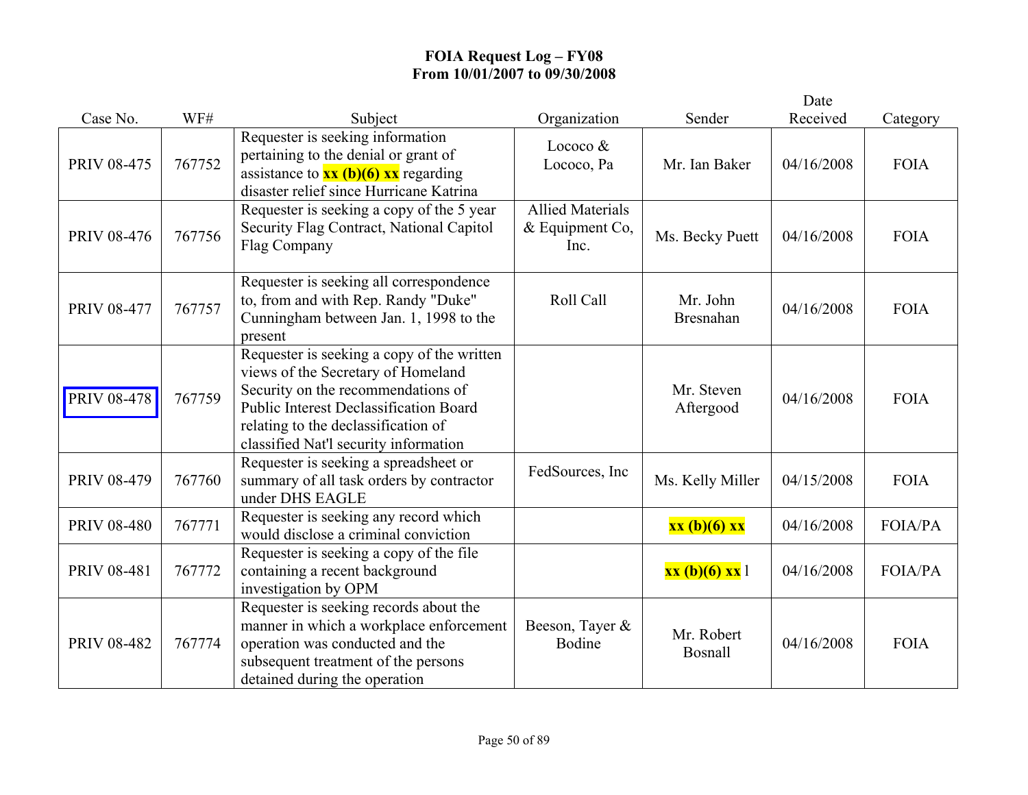**FOIA Request Log – FY08**
**From 10/01/2007 to 09/30/2008**

| Case No. | WF# | Subject | Organization | Sender | Date Received | Category |
|---|---|---|---|---|---|---|
| PRIV 08-475 | 767752 | Requester is seeking information pertaining to the denial or grant of assistance to **xx (b)(6) xx** regarding disaster relief since Hurricane Katrina | Lococo & Lococo, Pa | Mr. Ian Baker | 04/16/2008 | FOIA |
| PRIV 08-476 | 767756 | Requester is seeking a copy of the 5 year Security Flag Contract, National Capitol Flag Company | Allied Materials & Equipment Co, Inc. | Ms. Becky Puett | 04/16/2008 | FOIA |
| PRIV 08-477 | 767757 | Requester is seeking all correspondence to, from and with Rep. Randy "Duke" Cunningham between Jan. 1, 1998 to the present | Roll Call | Mr. John Bresnahan | 04/16/2008 | FOIA |
| PRIV 08-478 | 767759 | Requester is seeking a copy of the written views of the Secretary of Homeland Security on the recommendations of Public Interest Declassification Board relating to the declassification of classified Nat'l security information | | Mr. Steven Aftergood | 04/16/2008 | FOIA |
| PRIV 08-479 | 767760 | Requester is seeking a spreadsheet or summary of all task orders by contractor under DHS EAGLE | FedSources, Inc | Ms. Kelly Miller | 04/15/2008 | FOIA |
| PRIV 08-480 | 767771 | Requester is seeking any record which would disclose a criminal conviction | | **xx (b)(6) xx** | 04/16/2008 | FOIA/PA |
| PRIV 08-481 | 767772 | Requester is seeking a copy of the file containing a recent background investigation by OPM | | **xx (b)(6) xx** l | 04/16/2008 | FOIA/PA |
| PRIV 08-482 | 767774 | Requester is seeking records about the manner in which a workplace enforcement operation was conducted and the subsequent treatment of the persons detained during the operation | Beeson, Tayer & Bodine | Mr. Robert Bosnall | 04/16/2008 | FOIA |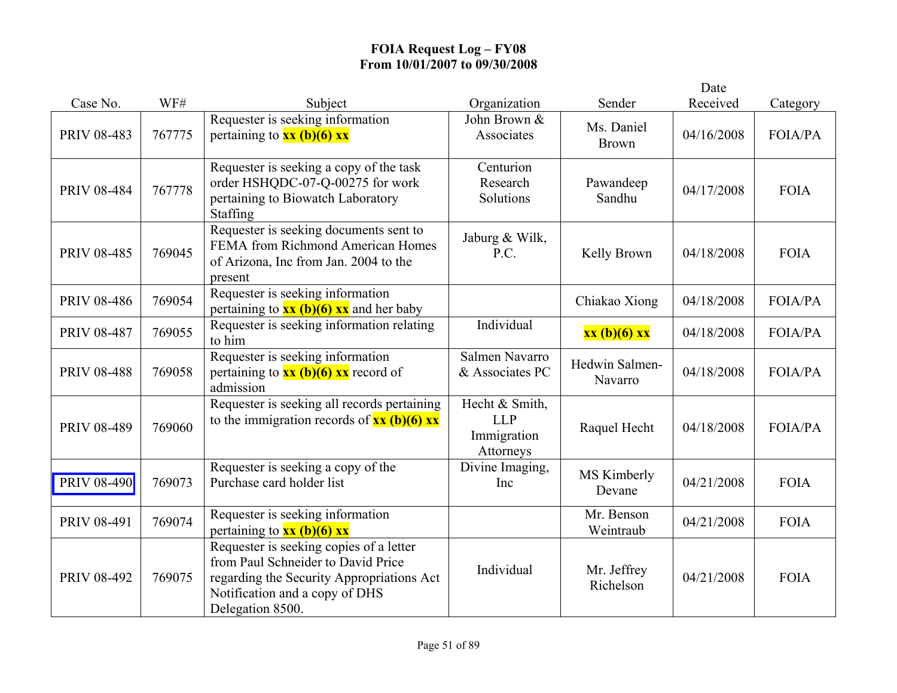**FOIA Request Log – FY08**
**From 10/01/2007 to 09/30/2008**

| Case No. | WF# | Subject | Organization | Sender | Date Received | Category |
|---|---|---|---|---|---|---|
| PRIV 08-483 | 767775 | Requester is seeking information pertaining to **xx (b)(6) xx** | John Brown & Associates | Ms. Daniel Brown | 04/16/2008 | FOIA/PA |
| PRIV 08-484 | 767778 | Requester is seeking a copy of the task order HSHQDC-07-Q-00275 for work pertaining to Biowatch Laboratory Staffing | Centurion Research Solutions | Pawandeep Sandhu | 04/17/2008 | FOIA |
| PRIV 08-485 | 769045 | Requester is seeking documents sent to FEMA from Richmond American Homes of Arizona, Inc from Jan. 2004 to the present | Jaburg & Wilk, P.C. | Kelly Brown | 04/18/2008 | FOIA |
| PRIV 08-486 | 769054 | Requester is seeking information pertaining to **xx (b)(6) xx** and her baby | | Chiakao Xiong | 04/18/2008 | FOIA/PA |
| PRIV 08-487 | 769055 | Requester is seeking information relating to him | Individual | **xx (b)(6) xx** | 04/18/2008 | FOIA/PA |
| PRIV 08-488 | 769058 | Requester is seeking information pertaining to **xx (b)(6) xx** record of admission | Salmen Navarro & Associates PC | Hedwin Salmen-Navarro | 04/18/2008 | FOIA/PA |
| PRIV 08-489 | 769060 | Requester is seeking all records pertaining to the immigration records of **xx (b)(6) xx** | Hecht & Smith, LLP Immigration Attorneys | Raquel Hecht | 04/18/2008 | FOIA/PA |
| PRIV 08-490 | 769073 | Requester is seeking a copy of the Purchase card holder list | Divine Imaging, Inc | MS Kimberly Devane | 04/21/2008 | FOIA |
| PRIV 08-491 | 769074 | Requester is seeking information pertaining to **xx (b)(6) xx** | | Mr. Benson Weintraub | 04/21/2008 | FOIA |
| PRIV 08-492 | 769075 | Requester is seeking copies of a letter from Paul Schneider to David Price regarding the Security Appropriations Act Notification and a copy of DHS Delegation 8500. | Individual | Mr. Jeffrey Richelson | 04/21/2008 | FOIA |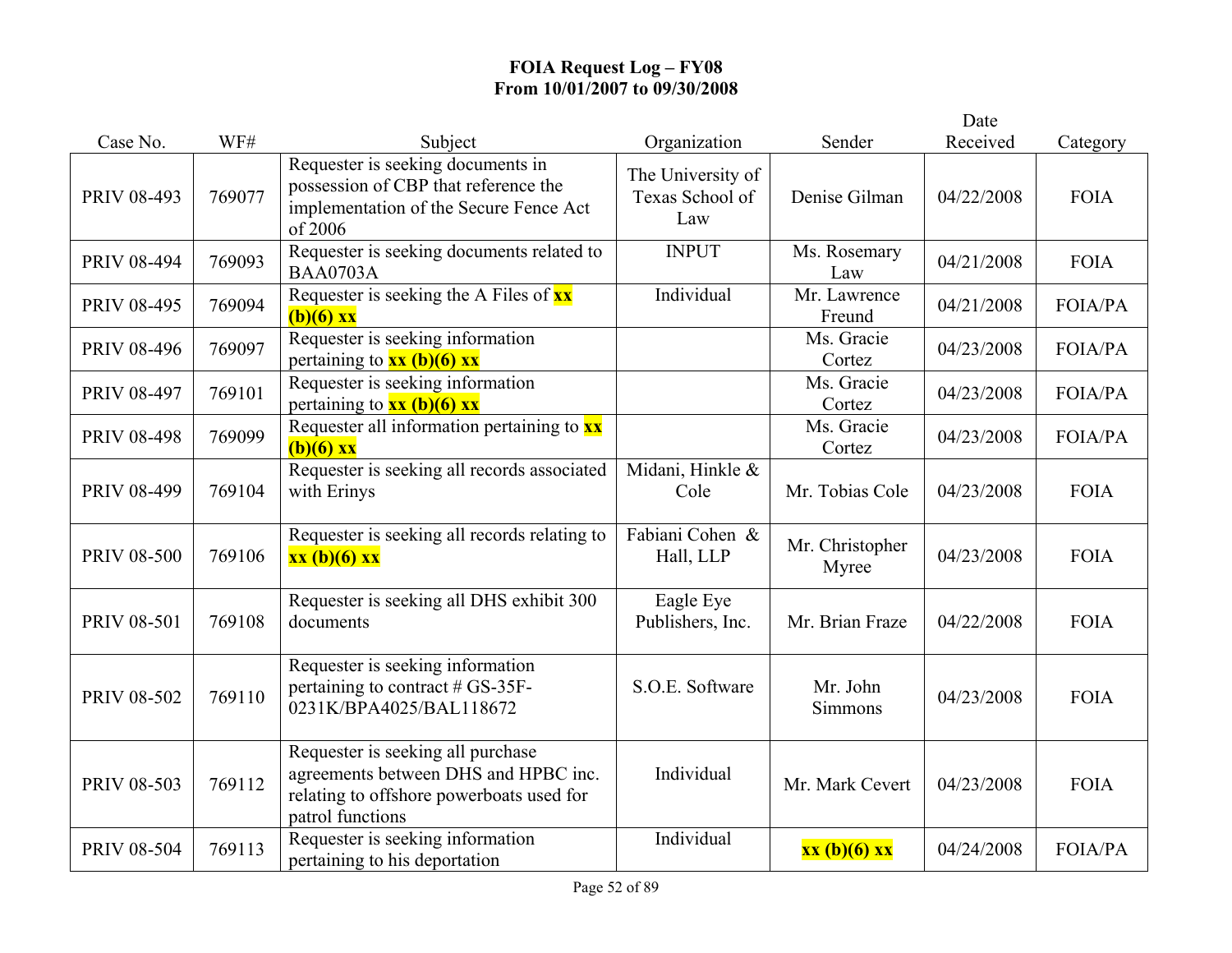**FOIA Request Log – FY08**
**From 10/01/2007 to 09/30/2008**

| Case No. | WF# | Subject | Organization | Sender | Date Received | Category |
|---|---|---|---|---|---|---|
| PRIV 08-493 | 769077 | Requester is seeking documents in possession of CBP that reference the implementation of the Secure Fence Act of 2006 | The University of Texas School of Law | Denise Gilman | 04/22/2008 | FOIA |
| PRIV 08-494 | 769093 | Requester is seeking documents related to BAA0703A | INPUT | Ms. Rosemary Law | 04/21/2008 | FOIA |
| PRIV 08-495 | 769094 | Requester is seeking the A Files of **xx (b)(6) xx** | Individual | Mr. Lawrence Freund | 04/21/2008 | FOIA/PA |
| PRIV 08-496 | 769097 | Requester is seeking information pertaining to **xx (b)(6) xx** | | Ms. Gracie Cortez | 04/23/2008 | FOIA/PA |
| PRIV 08-497 | 769101 | Requester is seeking information pertaining to **xx (b)(6) xx** | | Ms. Gracie Cortez | 04/23/2008 | FOIA/PA |
| PRIV 08-498 | 769099 | Requester all information pertaining to **xx (b)(6) xx** | | Ms. Gracie Cortez | 04/23/2008 | FOIA/PA |
| PRIV 08-499 | 769104 | Requester is seeking all records associated with Erinys | Midani, Hinkle & Cole | Mr. Tobias Cole | 04/23/2008 | FOIA |
| PRIV 08-500 | 769106 | Requester is seeking all records relating to **xx (b)(6) xx** | Fabiani Cohen & Hall, LLP | Mr. Christopher Myree | 04/23/2008 | FOIA |
| PRIV 08-501 | 769108 | Requester is seeking all DHS exhibit 300 documents | Eagle Eye Publishers, Inc. | Mr. Brian Fraze | 04/22/2008 | FOIA |
| PRIV 08-502 | 769110 | Requester is seeking information pertaining to contract # GS-35F-0231K/BPA4025/BAL118672 | S.O.E. Software | Mr. John Simmons | 04/23/2008 | FOIA |
| PRIV 08-503 | 769112 | Requester is seeking all purchase agreements between DHS and HPBC inc. relating to offshore powerboats used for patrol functions | Individual | Mr. Mark Cevert | 04/23/2008 | FOIA |
| PRIV 08-504 | 769113 | Requester is seeking information pertaining to his deportation | Individual | **xx (b)(6) xx** | 04/24/2008 | FOIA/PA |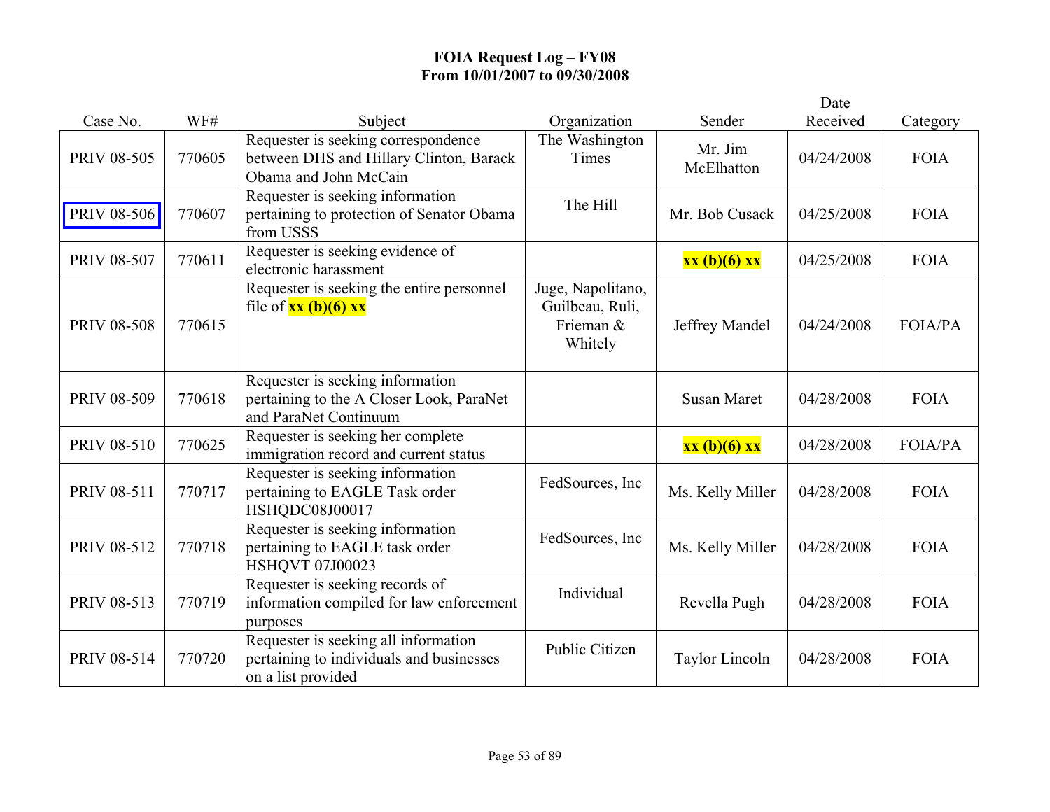**FOIA Request Log – FY08**
**From 10/01/2007 to 09/30/2008**

| Case No. | WF# | Subject | Organization | Sender | Date Received | Category |
|---|---|---|---|---|---|---|
| PRIV 08-505 | 770605 | Requester is seeking correspondence between DHS and Hillary Clinton, Barack Obama and John McCain | The Washington Times | Mr. Jim McElhatton | 04/24/2008 | FOIA |
| PRIV 08-506 | 770607 | Requester is seeking information pertaining to protection of Senator Obama from USSS | The Hill | Mr. Bob Cusack | 04/25/2008 | FOIA |
| PRIV 08-507 | 770611 | Requester is seeking evidence of electronic harassment | | **xx (b)(6) xx** | 04/25/2008 | FOIA |
| PRIV 08-508 | 770615 | Requester is seeking the entire personnel file of **xx (b)(6) xx** | Juge, Napolitano, Guilbeau, Ruli, Frieman & Whitely | Jeffrey Mandel | 04/24/2008 | FOIA/PA |
| PRIV 08-509 | 770618 | Requester is seeking information pertaining to the A Closer Look, ParaNet and ParaNet Continuum | | Susan Maret | 04/28/2008 | FOIA |
| PRIV 08-510 | 770625 | Requester is seeking her complete immigration record and current status | | **xx (b)(6) xx** | 04/28/2008 | FOIA/PA |
| PRIV 08-511 | 770717 | Requester is seeking information pertaining to EAGLE Task order HSHQDC08J00017 | FedSources, Inc | Ms. Kelly Miller | 04/28/2008 | FOIA |
| PRIV 08-512 | 770718 | Requester is seeking information pertaining to EAGLE task order HSHQVT 07J00023 | FedSources, Inc | Ms. Kelly Miller | 04/28/2008 | FOIA |
| PRIV 08-513 | 770719 | Requester is seeking records of information compiled for law enforcement purposes | Individual | Revella Pugh | 04/28/2008 | FOIA |
| PRIV 08-514 | 770720 | Requester is seeking all information pertaining to individuals and businesses on a list provided | Public Citizen | Taylor Lincoln | 04/28/2008 | FOIA |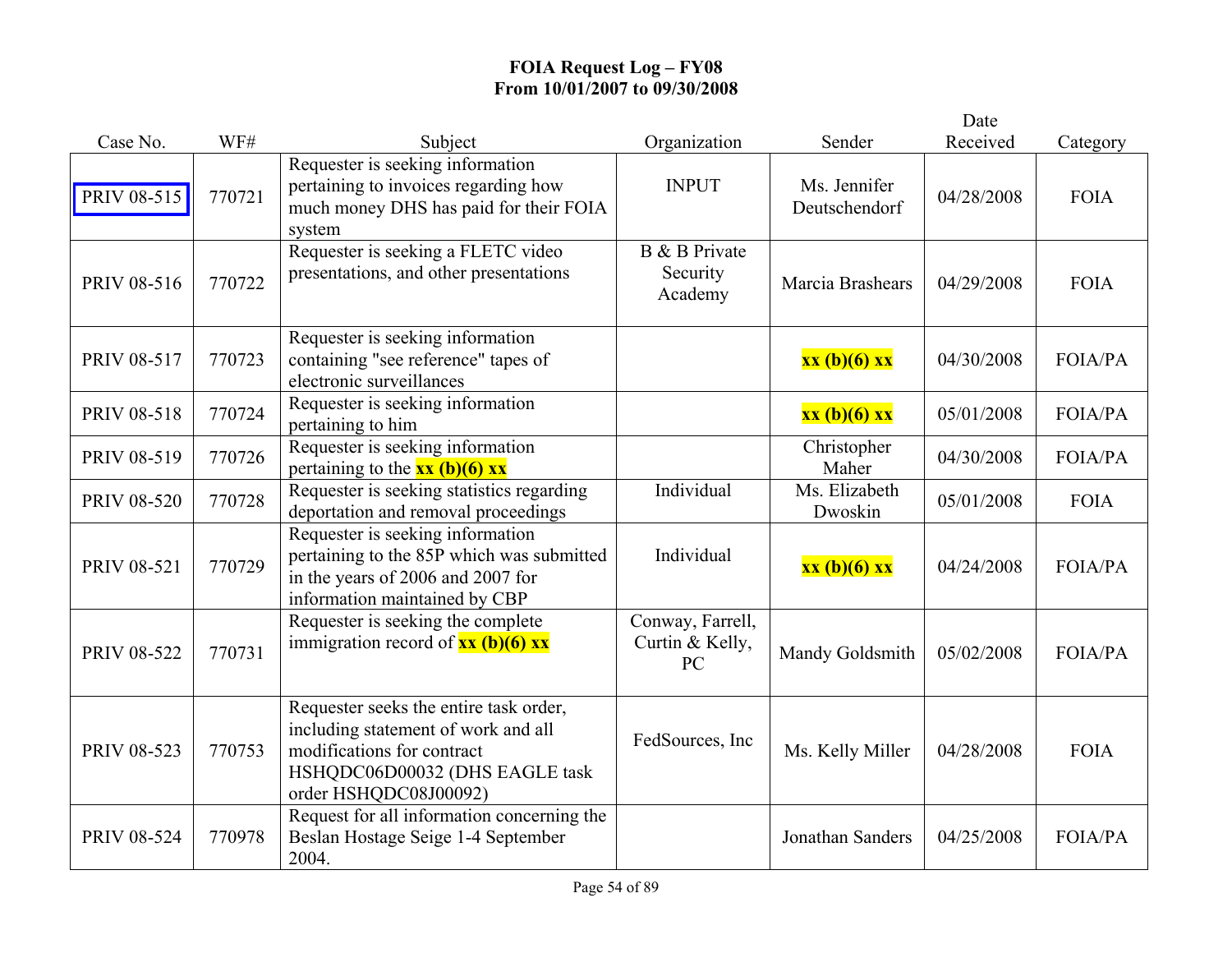**FOIA Request Log – FY08**
**From 10/01/2007 to 09/30/2008**

| Case No. | WF# | Subject | Organization | Sender | Date Received | Category |
|---|---|---|---|---|---|---|
| PRIV 08-515 | 770721 | Requester is seeking information pertaining to invoices regarding how much money DHS has paid for their FOIA system | INPUT | Ms. Jennifer Deutschendorf | 04/28/2008 | FOIA |
| PRIV 08-516 | 770722 | Requester is seeking a FLETC video presentations, and other presentations | B & B Private Security Academy | Marcia Brashears | 04/29/2008 | FOIA |
| PRIV 08-517 | 770723 | Requester is seeking information containing "see reference" tapes of electronic surveillances | | **xx (b)(6) xx** | 04/30/2008 | FOIA/PA |
| PRIV 08-518 | 770724 | Requester is seeking information pertaining to him | | **xx (b)(6) xx** | 05/01/2008 | FOIA/PA |
| PRIV 08-519 | 770726 | Requester is seeking information pertaining to the **xx (b)(6) xx** | | Christopher Maher | 04/30/2008 | FOIA/PA |
| PRIV 08-520 | 770728 | Requester is seeking statistics regarding deportation and removal proceedings | Individual | Ms. Elizabeth Dwoskin | 05/01/2008 | FOIA |
| PRIV 08-521 | 770729 | Requester is seeking information pertaining to the 85P which was submitted in the years of 2006 and 2007 for information maintained by CBP | Individual | **xx (b)(6) xx** | 04/24/2008 | FOIA/PA |
| PRIV 08-522 | 770731 | Requester is seeking the complete immigration record of **xx (b)(6) xx** | Conway, Farrell, Curtin & Kelly, PC | Mandy Goldsmith | 05/02/2008 | FOIA/PA |
| PRIV 08-523 | 770753 | Requester seeks the entire task order, including statement of work and all modifications for contract HSHQDC06D00032 (DHS EAGLE task order HSHQDC08J00092) | FedSources, Inc | Ms. Kelly Miller | 04/28/2008 | FOIA |
| PRIV 08-524 | 770978 | Request for all information concerning the Beslan Hostage Seige 1-4 September 2004. | | Jonathan Sanders | 04/25/2008 | FOIA/PA |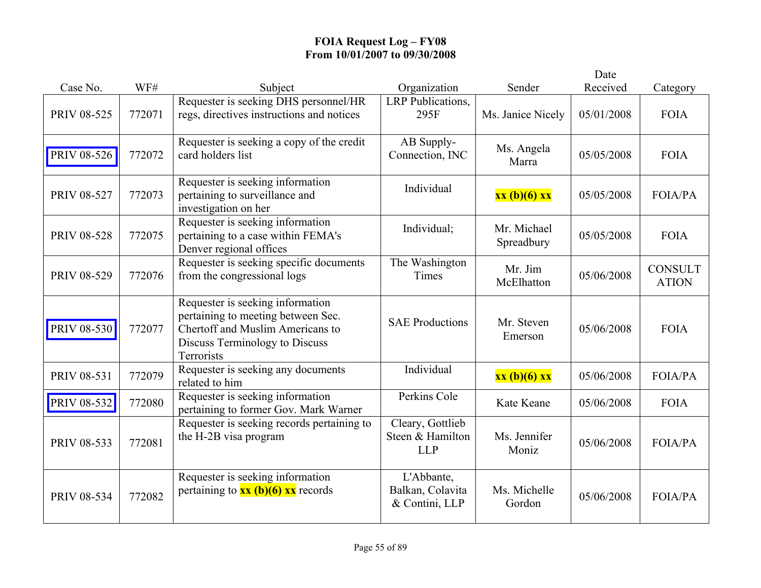**FOIA Request Log – FY08**
**From 10/01/2007 to 09/30/2008**

| Case No. | WF# | Subject | Organization | Sender | Date Received | Category |
|---|---|---|---|---|---|---|
| PRIV 08-525 | 772071 | Requester is seeking DHS personnel/HR regs, directives instructions and notices | LRP Publications, 295F | Ms. Janice Nicely | 05/01/2008 | FOIA |
| PRIV 08-526 | 772072 | Requester is seeking a copy of the credit card holders list | AB Supply-Connection, INC | Ms. Angela Marra | 05/05/2008 | FOIA |
| PRIV 08-527 | 772073 | Requester is seeking information pertaining to surveillance and investigation on her | Individual | **xx (b)(6) xx** | 05/05/2008 | FOIA/PA |
| PRIV 08-528 | 772075 | Requester is seeking information pertaining to a case within FEMA's Denver regional offices | Individual; | Mr. Michael Spreadbury | 05/05/2008 | FOIA |
| PRIV 08-529 | 772076 | Requester is seeking specific documents from the congressional logs | The Washington Times | Mr. Jim McElhatton | 05/06/2008 | CONSULT ATION |
| PRIV 08-530 | 772077 | Requester is seeking information pertaining to meeting between Sec. Chertoff and Muslim Americans to Discuss Terminology to Discuss Terrorists | SAE Productions | Mr. Steven Emerson | 05/06/2008 | FOIA |
| PRIV 08-531 | 772079 | Requester is seeking any documents related to him | Individual | **xx (b)(6) xx** | 05/06/2008 | FOIA/PA |
| PRIV 08-532 | 772080 | Requester is seeking information pertaining to former Gov. Mark Warner | Perkins Cole | Kate Keane | 05/06/2008 | FOIA |
| PRIV 08-533 | 772081 | Requester is seeking records pertaining to the H-2B visa program | Cleary, Gottlieb Steen & Hamilton LLP | Ms. Jennifer Moniz | 05/06/2008 | FOIA/PA |
| PRIV 08-534 | 772082 | Requester is seeking information pertaining to **xx (b)(6) xx** records | L'Abbante, Balkan, Colavita & Contini, LLP | Ms. Michelle Gordon | 05/06/2008 | FOIA/PA |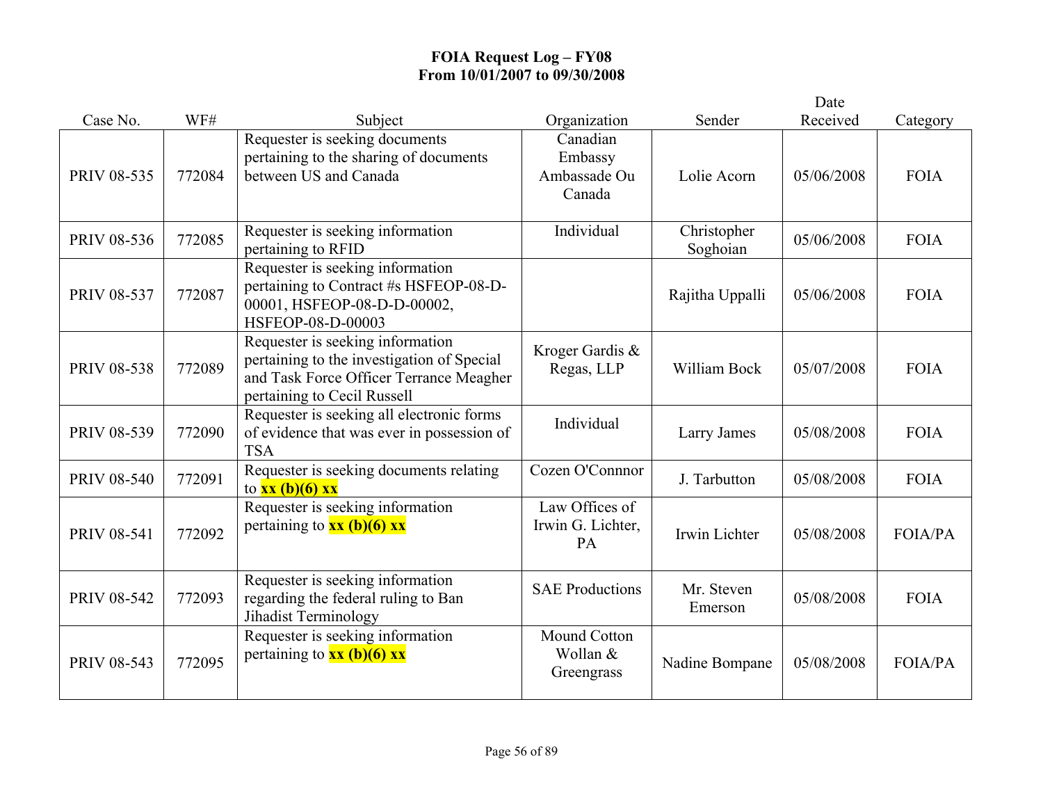# FOIA Request Log – FY08
## From 10/01/2007 to 09/30/2008

| Case No. | WF# | Subject | Organization | Sender | Date Received | Category |
|---|---|---|---|---|---|---|
| PRIV 08-535 | 772084 | Requester is seeking documents pertaining to the sharing of documents between US and Canada | Canadian Embassy Ambassade Ou Canada | Lolie Acorn | 05/06/2008 | FOIA |
| PRIV 08-536 | 772085 | Requester is seeking information pertaining to RFID | Individual | Christopher Soghoian | 05/06/2008 | FOIA |
| PRIV 08-537 | 772087 | Requester is seeking information pertaining to Contract #s HSFEOP-08-D-00001, HSFEOP-08-D-D-00002, HSFEOP-08-D-00003 | | Rajitha Uppalli | 05/06/2008 | FOIA |
| PRIV 08-538 | 772089 | Requester is seeking information pertaining to the investigation of Special and Task Force Officer Terrance Meagher pertaining to Cecil Russell | Kroger Gardis & Regas, LLP | William Bock | 05/07/2008 | FOIA |
| PRIV 08-539 | 772090 | Requester is seeking all electronic forms of evidence that was ever in possession of TSA | Individual | Larry James | 05/08/2008 | FOIA |
| PRIV 08-540 | 772091 | Requester is seeking documents relating to **xx (b)(6) xx** | Cozen O'Connnor | J. Tarbutton | 05/08/2008 | FOIA |
| PRIV 08-541 | 772092 | Requester is seeking information pertaining to **xx (b)(6) xx** | Law Offices of Irwin G. Lichter, PA | Irwin Lichter | 05/08/2008 | FOIA/PA |
| PRIV 08-542 | 772093 | Requester is seeking information regarding the federal ruling to Ban Jihadist Terminology | SAE Productions | Mr. Steven Emerson | 05/08/2008 | FOIA |
| PRIV 08-543 | 772095 | Requester is seeking information pertaining to **xx (b)(6) xx** | Mound Cotton Wollan & Greengrass | Nadine Bompane | 05/08/2008 | FOIA/PA |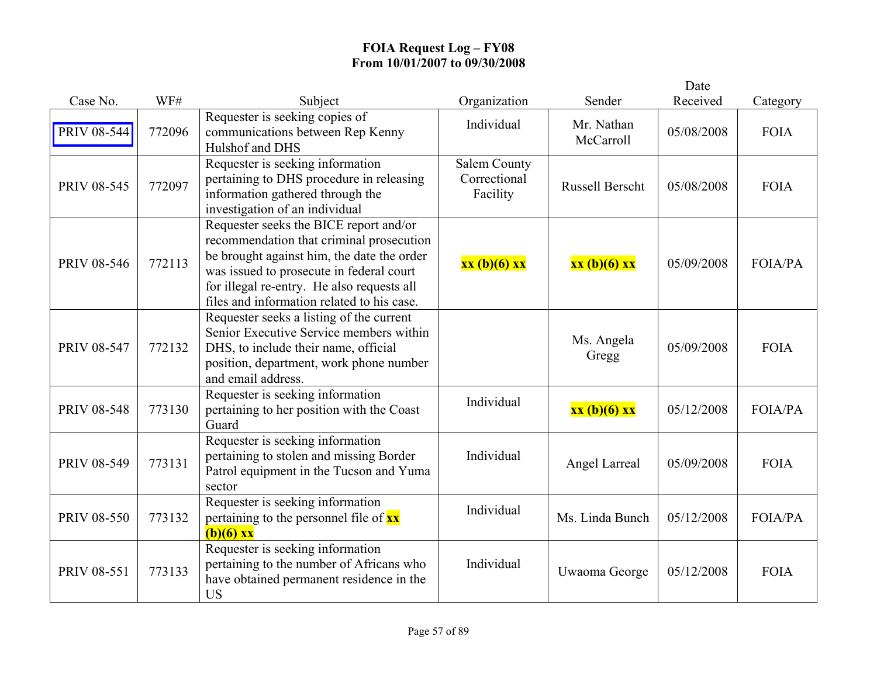**FOIA Request Log – FY08**
**From 10/01/2007 to 09/30/2008**

| Case No. | WF# | Subject | Organization | Sender | Date Received | Category |
|---|---|---|---|---|---|---|
| PRIV 08-544 | 772096 | Requester is seeking copies of communications between Rep Kenny Hulshof and DHS | Individual | Mr. Nathan McCarroll | 05/08/2008 | FOIA |
| PRIV 08-545 | 772097 | Requester is seeking information pertaining to DHS procedure in releasing information gathered through the investigation of an individual | Salem County Correctional Facility | Russell Berscht | 05/08/2008 | FOIA |
| PRIV 08-546 | 772113 | Requester seeks the BICE report and/or recommendation that criminal prosecution be brought against him, the date the order was issued to prosecute in federal court for illegal re-entry. He also requests all files and information related to his case. | **xx (b)(6) xx** | **xx (b)(6) xx** | 05/09/2008 | FOIA/PA |
| PRIV 08-547 | 772132 | Requester seeks a listing of the current Senior Executive Service members within DHS, to include their name, official position, department, work phone number and email address. | | Ms. Angela Gregg | 05/09/2008 | FOIA |
| PRIV 08-548 | 773130 | Requester is seeking information pertaining to her position with the Coast Guard | Individual | **xx (b)(6) xx** | 05/12/2008 | FOIA/PA |
| PRIV 08-549 | 773131 | Requester is seeking information pertaining to stolen and missing Border Patrol equipment in the Tucson and Yuma sector | Individual | Angel Larreal | 05/09/2008 | FOIA |
| PRIV 08-550 | 773132 | Requester is seeking information pertaining to the personnel file of **xx (b)(6) xx** | Individual | Ms. Linda Bunch | 05/12/2008 | FOIA/PA |
| PRIV 08-551 | 773133 | Requester is seeking information pertaining to the number of Africans who have obtained permanent residence in the US | Individual | Uwaoma George | 05/12/2008 | FOIA |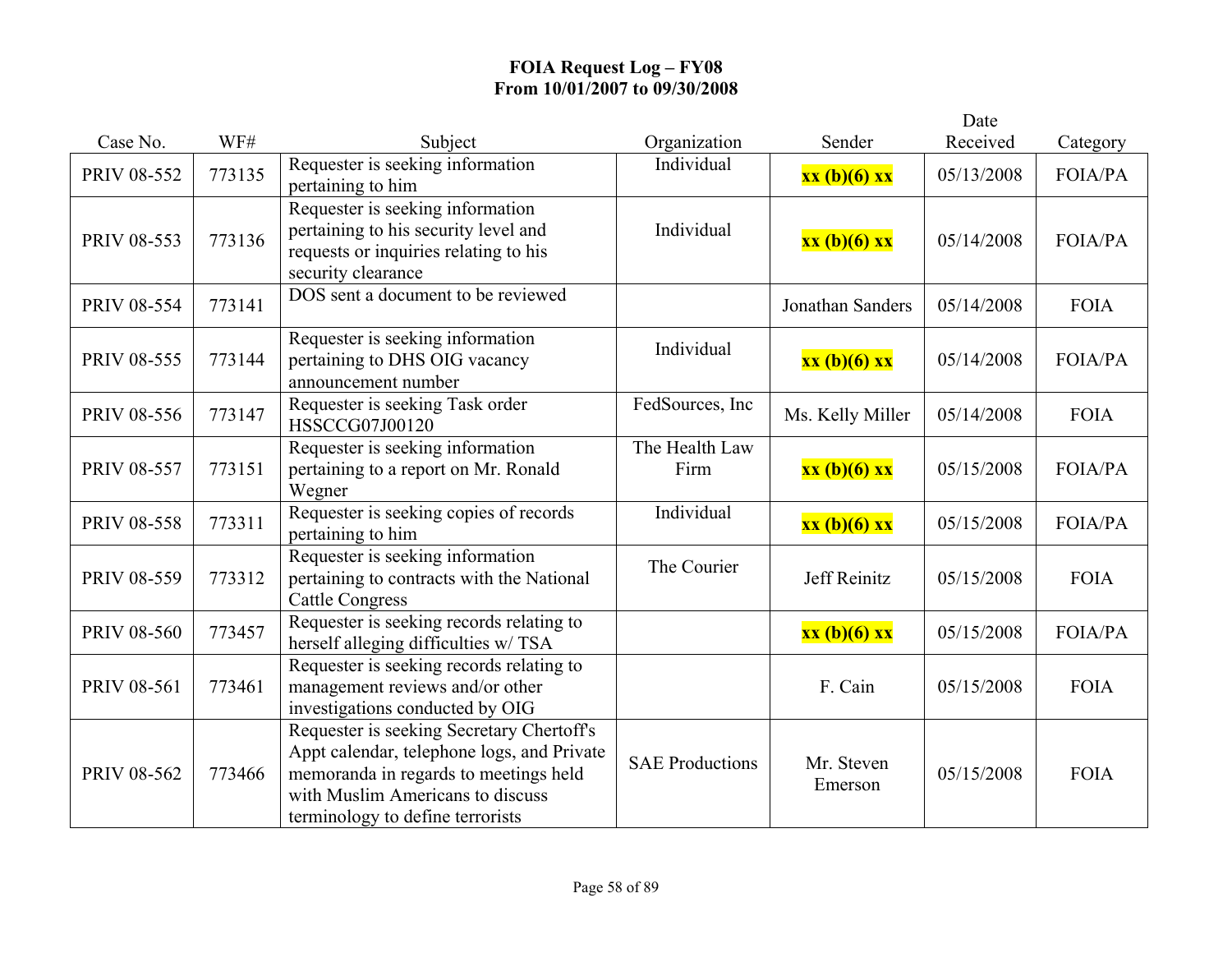# FOIA Request Log – FY08
## From 10/01/2007 to 09/30/2008

| Case No. | WF# | Subject | Organization | Sender | Date Received | Category |
|---|---|---|---|---|---|---|
| PRIV 08-552 | 773135 | Requester is seeking information pertaining to him | Individual | **xx (b)(6) xx** | 05/13/2008 | FOIA/PA |
| PRIV 08-553 | 773136 | Requester is seeking information pertaining to his security level and requests or inquiries relating to his security clearance | Individual | **xx (b)(6) xx** | 05/14/2008 | FOIA/PA |
| PRIV 08-554 | 773141 | DOS sent a document to be reviewed | | Jonathan Sanders | 05/14/2008 | FOIA |
| PRIV 08-555 | 773144 | Requester is seeking information pertaining to DHS OIG vacancy announcement number | Individual | **xx (b)(6) xx** | 05/14/2008 | FOIA/PA |
| PRIV 08-556 | 773147 | Requester is seeking Task order HSSCCG07J00120 | FedSources, Inc | Ms. Kelly Miller | 05/14/2008 | FOIA |
| PRIV 08-557 | 773151 | Requester is seeking information pertaining to a report on Mr. Ronald Wegner | The Health Law Firm | **xx (b)(6) xx** | 05/15/2008 | FOIA/PA |
| PRIV 08-558 | 773311 | Requester is seeking copies of records pertaining to him | Individual | **xx (b)(6) xx** | 05/15/2008 | FOIA/PA |
| PRIV 08-559 | 773312 | Requester is seeking information pertaining to contracts with the National Cattle Congress | The Courier | Jeff Reinitz | 05/15/2008 | FOIA |
| PRIV 08-560 | 773457 | Requester is seeking records relating to herself alleging difficulties w/ TSA | | **xx (b)(6) xx** | 05/15/2008 | FOIA/PA |
| PRIV 08-561 | 773461 | Requester is seeking records relating to management reviews and/or other investigations conducted by OIG | | F. Cain | 05/15/2008 | FOIA |
| PRIV 08-562 | 773466 | Requester is seeking Secretary Chertoff's Appt calendar, telephone logs, and Private memoranda in regards to meetings held with Muslim Americans to discuss terminology to define terrorists | SAE Productions | Mr. Steven Emerson | 05/15/2008 | FOIA |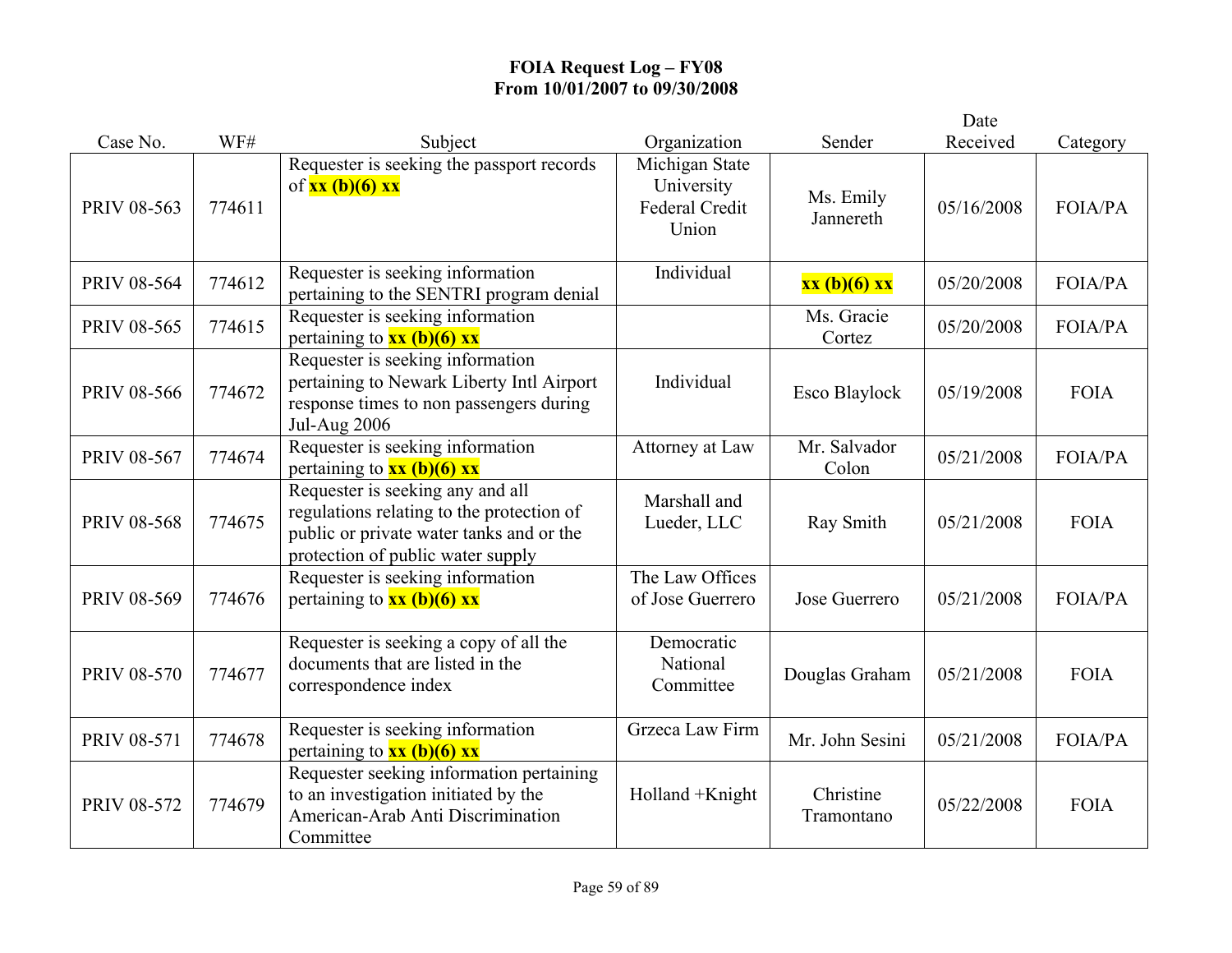**FOIA Request Log – FY08**
**From 10/01/2007 to 09/30/2008**

| Case No. | WF# | Subject | Organization | Sender | Date Received | Category |
|---|---|---|---|---|---|---|
| PRIV 08-563 | 774611 | Requester is seeking the passport records of **xx (b)(6) xx** | Michigan State University Federal Credit Union | Ms. Emily Jannereth | 05/16/2008 | FOIA/PA |
| PRIV 08-564 | 774612 | Requester is seeking information pertaining to the SENTRI program denial | Individual | **xx (b)(6) xx** | 05/20/2008 | FOIA/PA |
| PRIV 08-565 | 774615 | Requester is seeking information pertaining to **xx (b)(6) xx** | | Ms. Gracie Cortez | 05/20/2008 | FOIA/PA |
| PRIV 08-566 | 774672 | Requester is seeking information pertaining to Newark Liberty Intl Airport response times to non passengers during Jul-Aug 2006 | Individual | Esco Blaylock | 05/19/2008 | FOIA |
| PRIV 08-567 | 774674 | Requester is seeking information pertaining to **xx (b)(6) xx** | Attorney at Law | Mr. Salvador Colon | 05/21/2008 | FOIA/PA |
| PRIV 08-568 | 774675 | Requester is seeking any and all regulations relating to the protection of public or private water tanks and or the protection of public water supply | Marshall and Lueder, LLC | Ray Smith | 05/21/2008 | FOIA |
| PRIV 08-569 | 774676 | Requester is seeking information pertaining to **xx (b)(6) xx** | The Law Offices of Jose Guerrero | Jose Guerrero | 05/21/2008 | FOIA/PA |
| PRIV 08-570 | 774677 | Requester is seeking a copy of all the documents that are listed in the correspondence index | Democratic National Committee | Douglas Graham | 05/21/2008 | FOIA |
| PRIV 08-571 | 774678 | Requester is seeking information pertaining to **xx (b)(6) xx** | Grzeca Law Firm | Mr. John Sesini | 05/21/2008 | FOIA/PA |
| PRIV 08-572 | 774679 | Requester seeking information pertaining to an investigation initiated by the American-Arab Anti Discrimination Committee | Holland +Knight | Christine Tramontano | 05/22/2008 | FOIA |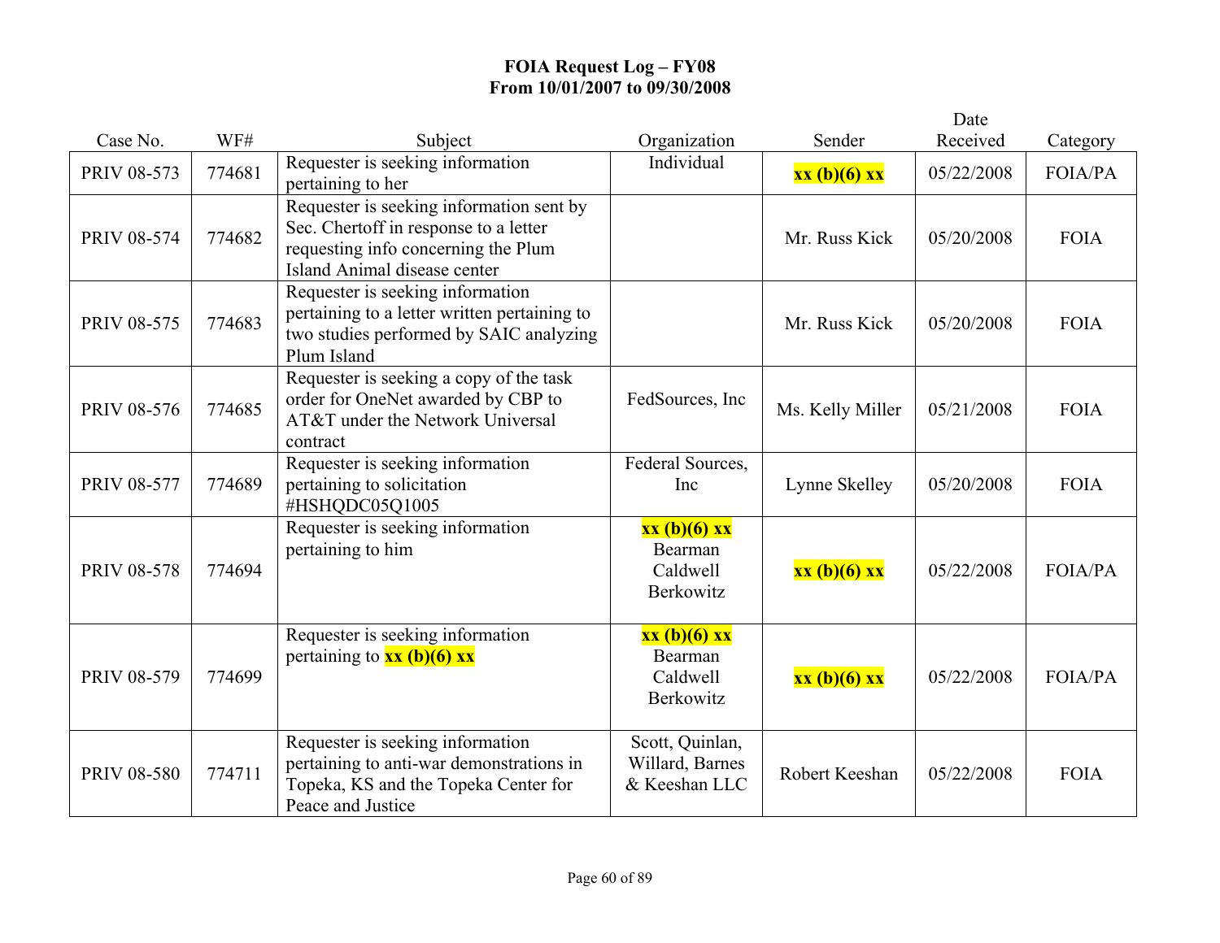**FOIA Request Log – FY08**
**From 10/01/2007 to 09/30/2008**

| Case No. | WF# | Subject | Organization | Sender | Date Received | Category |
|---|---|---|---|---|---|---|
| PRIV 08-573 | 774681 | Requester is seeking information pertaining to her | Individual | **xx (b)(6) xx** | 05/22/2008 | FOIA/PA |
| PRIV 08-574 | 774682 | Requester is seeking information sent by Sec. Chertoff in response to a letter requesting info concerning the Plum Island Animal disease center | | Mr. Russ Kick | 05/20/2008 | FOIA |
| PRIV 08-575 | 774683 | Requester is seeking information pertaining to a letter written pertaining to two studies performed by SAIC analyzing Plum Island | | Mr. Russ Kick | 05/20/2008 | FOIA |
| PRIV 08-576 | 774685 | Requester is seeking a copy of the task order for OneNet awarded by CBP to AT&T under the Network Universal contract | FedSources, Inc | Ms. Kelly Miller | 05/21/2008 | FOIA |
| PRIV 08-577 | 774689 | Requester is seeking information pertaining to solicitation #HSHQDC05Q1005 | Federal Sources, Inc | Lynne Skelley | 05/20/2008 | FOIA |
| PRIV 08-578 | 774694 | Requester is seeking information pertaining to him | **xx (b)(6) xx** Bearman Caldwell Berkowitz | **xx (b)(6) xx** | 05/22/2008 | FOIA/PA |
| PRIV 08-579 | 774699 | Requester is seeking information pertaining to **xx (b)(6) xx** | **xx (b)(6) xx** Bearman Caldwell Berkowitz | **xx (b)(6) xx** | 05/22/2008 | FOIA/PA |
| PRIV 08-580 | 774711 | Requester is seeking information pertaining to anti-war demonstrations in Topeka, KS and the Topeka Center for Peace and Justice | Scott, Quinlan, Willard, Barnes & Keeshan LLC | Robert Keeshan | 05/22/2008 | FOIA |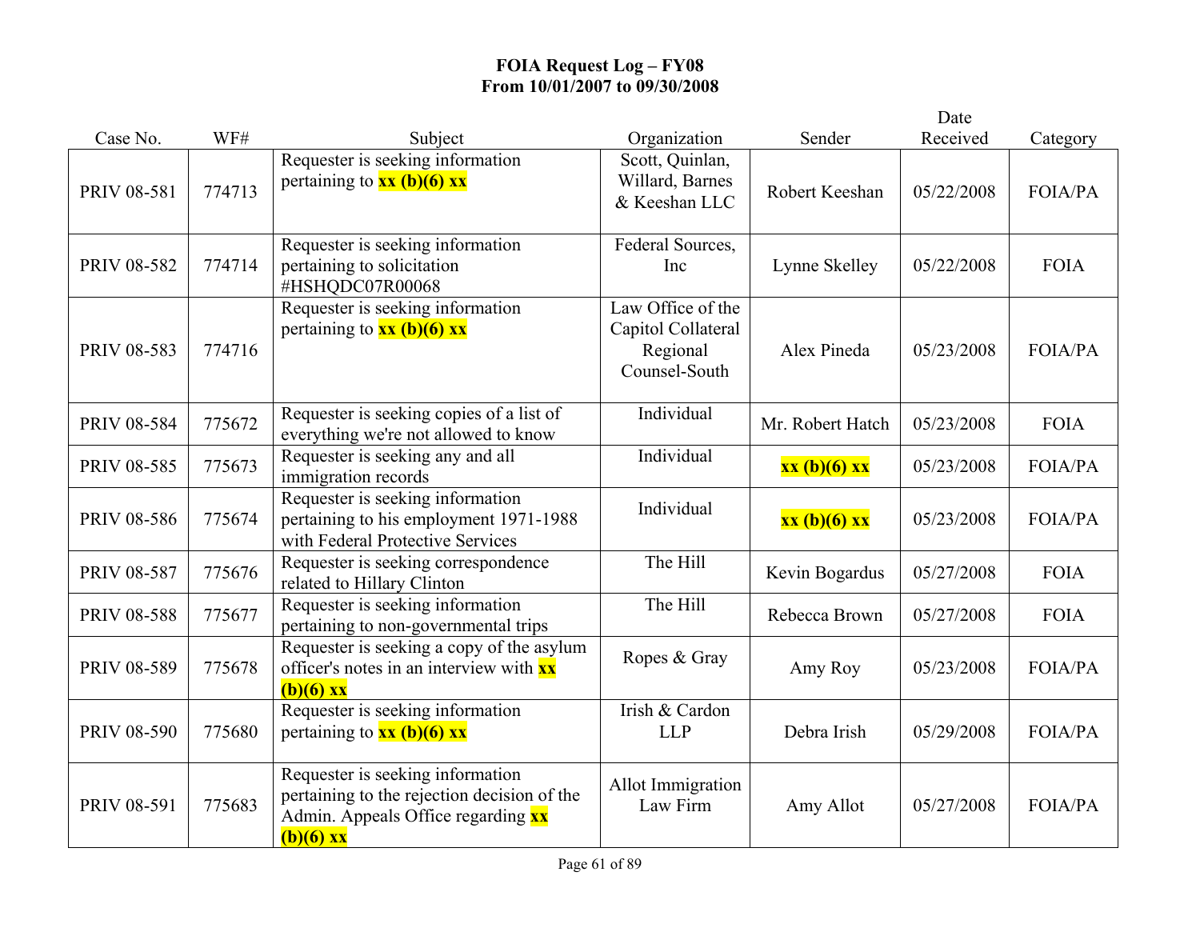**FOIA Request Log – FY08**
**From 10/01/2007 to 09/30/2008**

| Case No. | WF# | Subject | Organization | Sender | Date Received | Category |
|---|---|---|---|---|---|---|
| PRIV 08-581 | 774713 | Requester is seeking information pertaining to **xx (b)(6) xx** | Scott, Quinlan, Willard, Barnes & Keeshan LLC | Robert Keeshan | 05/22/2008 | FOIA/PA |
| PRIV 08-582 | 774714 | Requester is seeking information pertaining to solicitation #HSHQDC07R00068 | Federal Sources, Inc | Lynne Skelley | 05/22/2008 | FOIA |
| PRIV 08-583 | 774716 | Requester is seeking information pertaining to **xx (b)(6) xx** | Law Office of the Capitol Collateral Regional Counsel-South | Alex Pineda | 05/23/2008 | FOIA/PA |
| PRIV 08-584 | 775672 | Requester is seeking copies of a list of everything we're not allowed to know | Individual | Mr. Robert Hatch | 05/23/2008 | FOIA |
| PRIV 08-585 | 775673 | Requester is seeking any and all immigration records | Individual | **xx (b)(6) xx** | 05/23/2008 | FOIA/PA |
| PRIV 08-586 | 775674 | Requester is seeking information pertaining to his employment 1971-1988 with Federal Protective Services | Individual | **xx (b)(6) xx** | 05/23/2008 | FOIA/PA |
| PRIV 08-587 | 775676 | Requester is seeking correspondence related to Hillary Clinton | The Hill | Kevin Bogardus | 05/27/2008 | FOIA |
| PRIV 08-588 | 775677 | Requester is seeking information pertaining to non-governmental trips | The Hill | Rebecca Brown | 05/27/2008 | FOIA |
| PRIV 08-589 | 775678 | Requester is seeking a copy of the asylum officer's notes in an interview with **xx (b)(6) xx** | Ropes & Gray | Amy Roy | 05/23/2008 | FOIA/PA |
| PRIV 08-590 | 775680 | Requester is seeking information pertaining to **xx (b)(6) xx** | Irish & Cardon LLP | Debra Irish | 05/29/2008 | FOIA/PA |
| PRIV 08-591 | 775683 | Requester is seeking information pertaining to the rejection decision of the Admin. Appeals Office regarding **xx (b)(6) xx** | Allot Immigration Law Firm | Amy Allot | 05/27/2008 | FOIA/PA |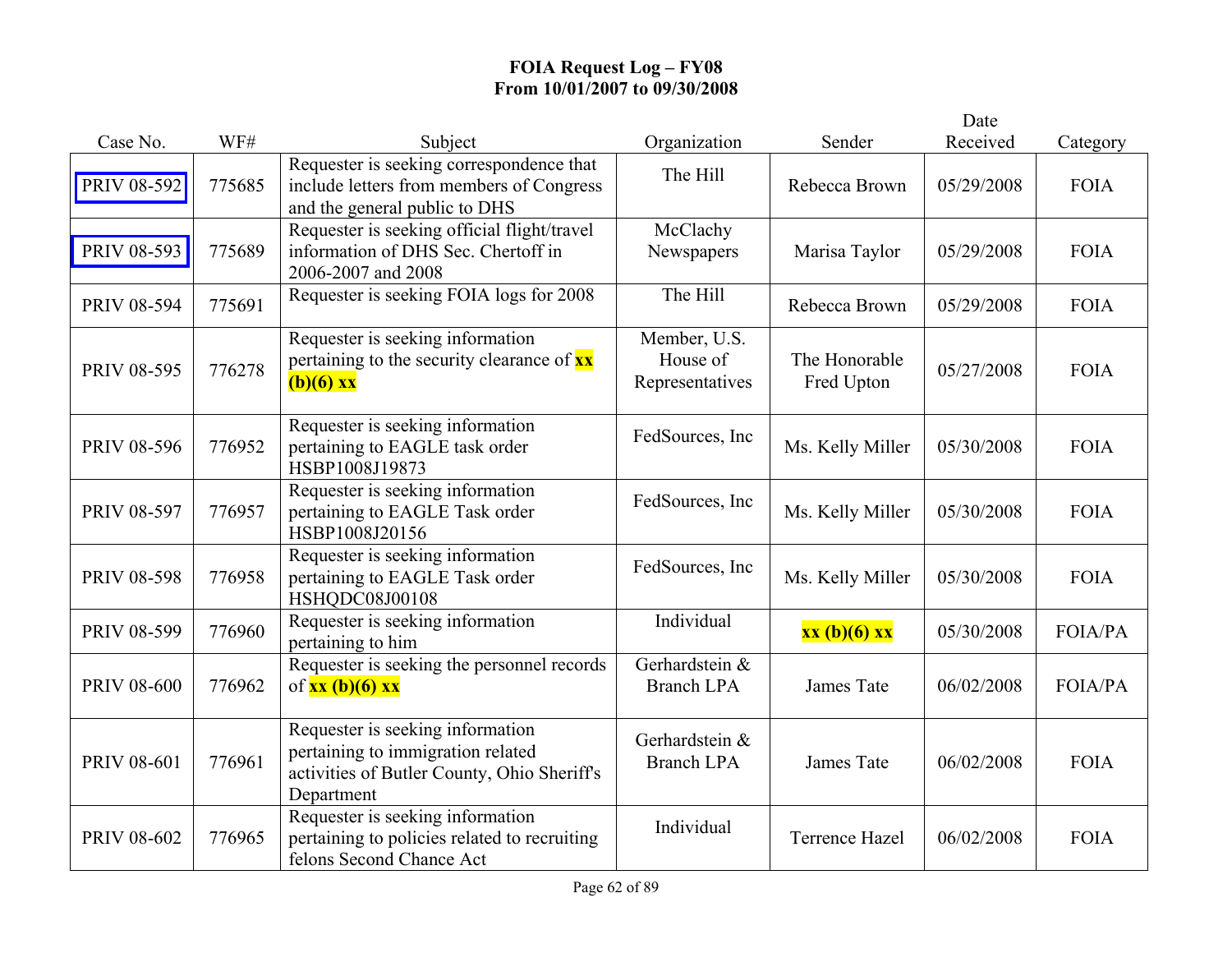# FOIA Request Log – FY08
## From 10/01/2007 to 09/30/2008

| Case No. | WF# | Subject | Organization | Sender | Date Received | Category |
|---|---|---|---|---|---|---|
| PRIV 08-592 | 775685 | Requester is seeking correspondence that include letters from members of Congress and the general public to DHS | The Hill | Rebecca Brown | 05/29/2008 | FOIA |
| PRIV 08-593 | 775689 | Requester is seeking official flight/travel information of DHS Sec. Chertoff in 2006-2007 and 2008 | McClachy Newspapers | Marisa Taylor | 05/29/2008 | FOIA |
| PRIV 08-594 | 775691 | Requester is seeking FOIA logs for 2008 | The Hill | Rebecca Brown | 05/29/2008 | FOIA |
| PRIV 08-595 | 776278 | Requester is seeking information pertaining to the security clearance of **xx (b)(6) xx** | Member, U.S. House of Representatives | The Honorable Fred Upton | 05/27/2008 | FOIA |
| PRIV 08-596 | 776952 | Requester is seeking information pertaining to EAGLE task order HSBP1008J19873 | FedSources, Inc | Ms. Kelly Miller | 05/30/2008 | FOIA |
| PRIV 08-597 | 776957 | Requester is seeking information pertaining to EAGLE Task order HSBP1008J20156 | FedSources, Inc | Ms. Kelly Miller | 05/30/2008 | FOIA |
| PRIV 08-598 | 776958 | Requester is seeking information pertaining to EAGLE Task order HSHQDC08J00108 | FedSources, Inc | Ms. Kelly Miller | 05/30/2008 | FOIA |
| PRIV 08-599 | 776960 | Requester is seeking information pertaining to him | Individual | **xx (b)(6) xx** | 05/30/2008 | FOIA/PA |
| PRIV 08-600 | 776962 | Requester is seeking the personnel records of **xx (b)(6) xx** | Gerhardstein & Branch LPA | James Tate | 06/02/2008 | FOIA/PA |
| PRIV 08-601 | 776961 | Requester is seeking information pertaining to immigration related activities of Butler County, Ohio Sheriff's Department | Gerhardstein & Branch LPA | James Tate | 06/02/2008 | FOIA |
| PRIV 08-602 | 776965 | Requester is seeking information pertaining to policies related to recruiting felons Second Chance Act | Individual | Terrence Hazel | 06/02/2008 | FOIA |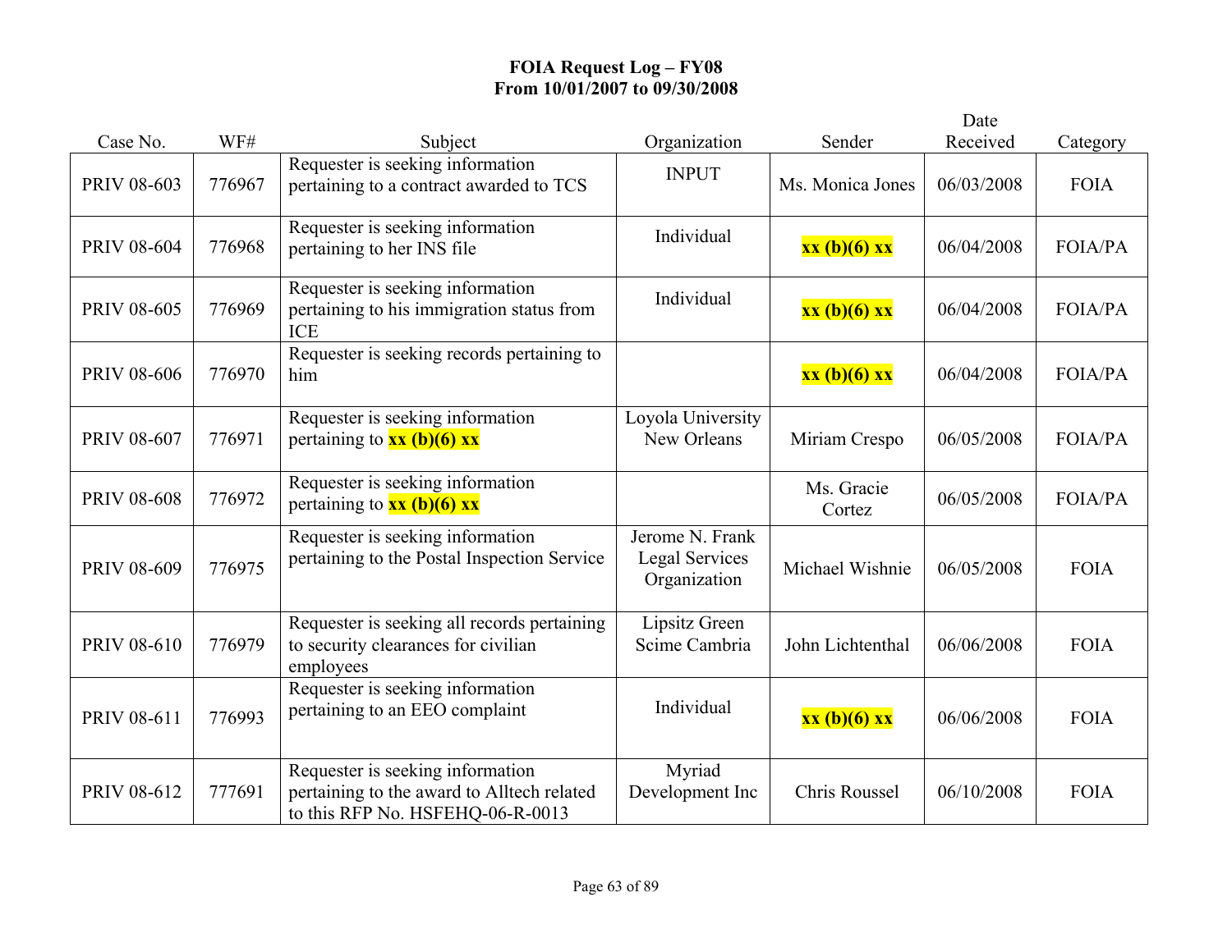# FOIA Request Log – FY08
## From 10/01/2007 to 09/30/2008

| Case No. | WF# | Subject | Organization | Sender | Date Received | Category |
|---|---|---|---|---|---|---|
| PRIV 08-603 | 776967 | Requester is seeking information pertaining to a contract awarded to TCS | INPUT | Ms. Monica Jones | 06/03/2008 | FOIA |
| PRIV 08-604 | 776968 | Requester is seeking information pertaining to her INS file | Individual | **xx (b)(6) xx** | 06/04/2008 | FOIA/PA |
| PRIV 08-605 | 776969 | Requester is seeking information pertaining to his immigration status from ICE | Individual | **xx (b)(6) xx** | 06/04/2008 | FOIA/PA |
| PRIV 08-606 | 776970 | Requester is seeking records pertaining to him | | **xx (b)(6) xx** | 06/04/2008 | FOIA/PA |
| PRIV 08-607 | 776971 | Requester is seeking information pertaining to **xx (b)(6) xx** | Loyola University New Orleans | Miriam Crespo | 06/05/2008 | FOIA/PA |
| PRIV 08-608 | 776972 | Requester is seeking information pertaining to **xx (b)(6) xx** | | Ms. Gracie Cortez | 06/05/2008 | FOIA/PA |
| PRIV 08-609 | 776975 | Requester is seeking information pertaining to the Postal Inspection Service | Jerome N. Frank Legal Services Organization | Michael Wishnie | 06/05/2008 | FOIA |
| PRIV 08-610 | 776979 | Requester is seeking all records pertaining to security clearances for civilian employees | Lipsitz Green Scime Cambria | John Lichtenthal | 06/06/2008 | FOIA |
| PRIV 08-611 | 776993 | Requester is seeking information pertaining to an EEO complaint | Individual | **xx (b)(6) xx** | 06/06/2008 | FOIA |
| PRIV 08-612 | 777691 | Requester is seeking information pertaining to the award to Alltech related to this RFP No. HSFEHQ-06-R-0013 | Myriad Development Inc | Chris Roussel | 06/10/2008 | FOIA |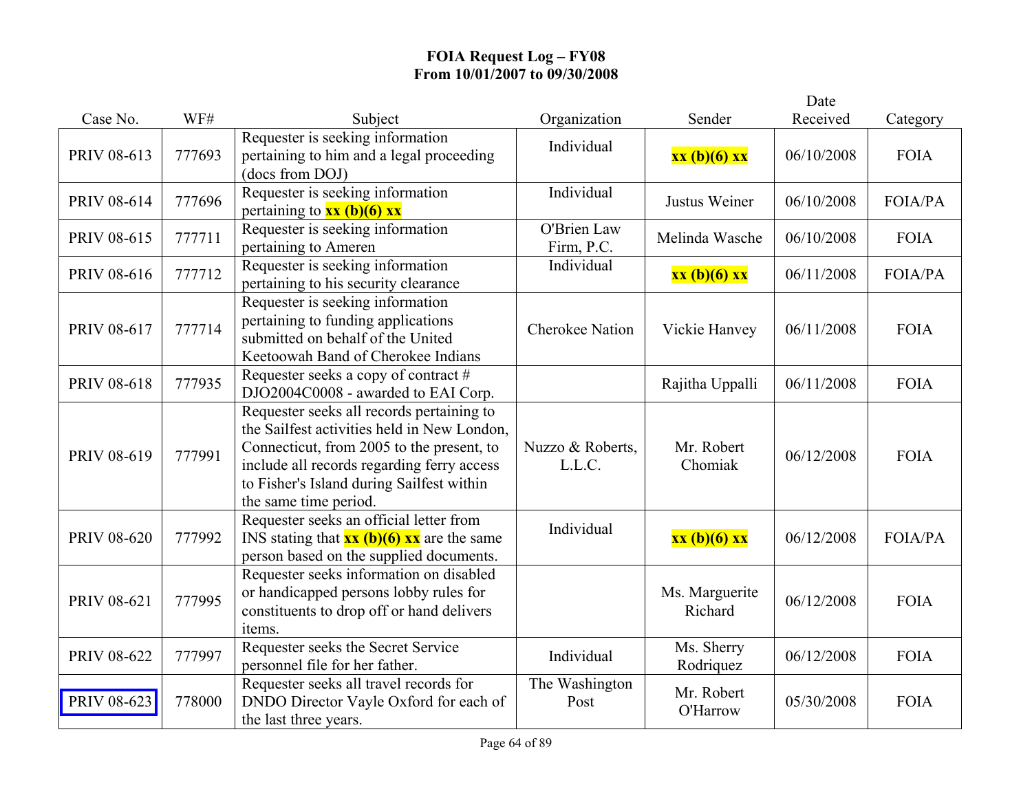**FOIA Request Log – FY08**
**From 10/01/2007 to 09/30/2008**

| Case No. | WF# | Subject | Organization | Sender | Date Received | Category |
|---|---|---|---|---|---|---|
| PRIV 08-613 | 777693 | Requester is seeking information pertaining to him and a legal proceeding (docs from DOJ) | Individual | **xx (b)(6) xx** | 06/10/2008 | FOIA |
| PRIV 08-614 | 777696 | Requester is seeking information pertaining to **xx (b)(6) xx** | Individual | Justus Weiner | 06/10/2008 | FOIA/PA |
| PRIV 08-615 | 777711 | Requester is seeking information pertaining to Ameren | O'Brien Law Firm, P.C. | Melinda Wasche | 06/10/2008 | FOIA |
| PRIV 08-616 | 777712 | Requester is seeking information pertaining to his security clearance | Individual | **xx (b)(6) xx** | 06/11/2008 | FOIA/PA |
| PRIV 08-617 | 777714 | Requester is seeking information pertaining to funding applications submitted on behalf of the United Keetoowah Band of Cherokee Indians | Cherokee Nation | Vickie Hanvey | 06/11/2008 | FOIA |
| PRIV 08-618 | 777935 | Requester seeks a copy of contract # DJO2004C0008 - awarded to EAI Corp. | | Rajitha Uppalli | 06/11/2008 | FOIA |
| PRIV 08-619 | 777991 | Requester seeks all records pertaining to the Sailfest activities held in New London, Connecticut, from 2005 to the present, to include all records regarding ferry access to Fisher's Island during Sailfest within the same time period. | Nuzzo & Roberts, L.L.C. | Mr. Robert Chomiak | 06/12/2008 | FOIA |
| PRIV 08-620 | 777992 | Requester seeks an official letter from INS stating that **xx (b)(6) xx** are the same person based on the supplied documents. | Individual | **xx (b)(6) xx** | 06/12/2008 | FOIA/PA |
| PRIV 08-621 | 777995 | Requester seeks information on disabled or handicapped persons lobby rules for constituents to drop off or hand delivers items. | | Ms. Marguerite Richard | 06/12/2008 | FOIA |
| PRIV 08-622 | 777997 | Requester seeks the Secret Service personnel file for her father. | Individual | Ms. Sherry Rodriquez | 06/12/2008 | FOIA |
| PRIV 08-623 | 778000 | Requester seeks all travel records for DNDO Director Vayle Oxford for each of the last three years. | The Washington Post | Mr. Robert O'Harrow | 05/30/2008 | FOIA |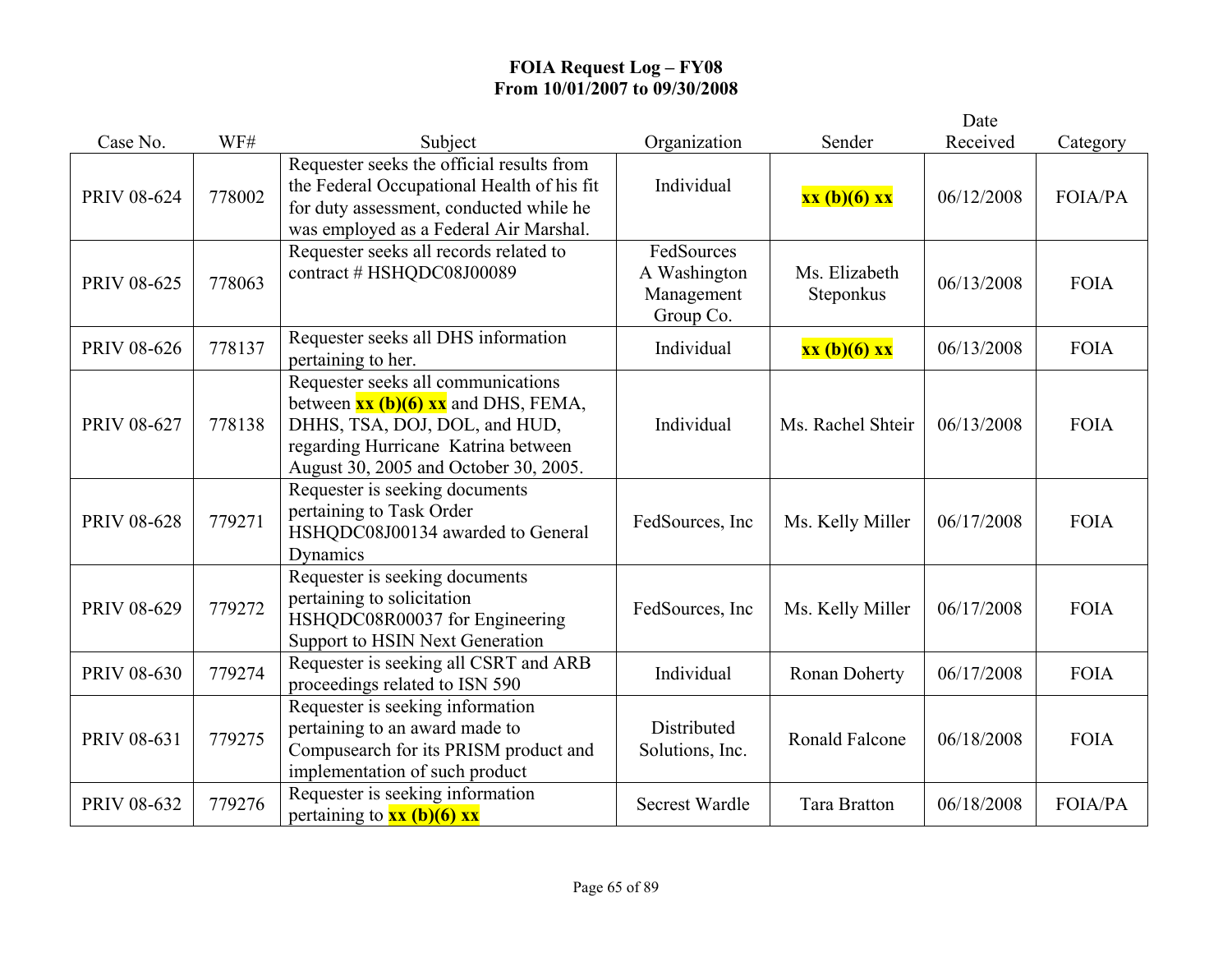# FOIA Request Log – FY08
## From 10/01/2007 to 09/30/2008

| Case No. | WF# | Subject | Organization | Sender | Date Received | Category |
|---|---|---|---|---|---|---|
| PRIV 08-624 | 778002 | Requester seeks the official results from the Federal Occupational Health of his fit for duty assessment, conducted while he was employed as a Federal Air Marshal. | Individual | **xx (b)(6) xx** | 06/12/2008 | FOIA/PA |
| PRIV 08-625 | 778063 | Requester seeks all records related to contract # HSHQDC08J00089 | FedSources A Washington Management Group Co. | Ms. Elizabeth Steponkus | 06/13/2008 | FOIA |
| PRIV 08-626 | 778137 | Requester seeks all DHS information pertaining to her. | Individual | **xx (b)(6) xx** | 06/13/2008 | FOIA |
| PRIV 08-627 | 778138 | Requester seeks all communications between **xx (b)(6) xx** and DHS, FEMA, DHHS, TSA, DOJ, DOL, and HUD, regarding Hurricane Katrina between August 30, 2005 and October 30, 2005. | Individual | Ms. Rachel Shteir | 06/13/2008 | FOIA |
| PRIV 08-628 | 779271 | Requester is seeking documents pertaining to Task Order HSHQDC08J00134 awarded to General Dynamics | FedSources, Inc | Ms. Kelly Miller | 06/17/2008 | FOIA |
| PRIV 08-629 | 779272 | Requester is seeking documents pertaining to solicitation HSHQDC08R00037 for Engineering Support to HSIN Next Generation | FedSources, Inc | Ms. Kelly Miller | 06/17/2008 | FOIA |
| PRIV 08-630 | 779274 | Requester is seeking all CSRT and ARB proceedings related to ISN 590 | Individual | Ronan Doherty | 06/17/2008 | FOIA |
| PRIV 08-631 | 779275 | Requester is seeking information pertaining to an award made to Compusearch for its PRISM product and implementation of such product | Distributed Solutions, Inc. | Ronald Falcone | 06/18/2008 | FOIA |
| PRIV 08-632 | 779276 | Requester is seeking information pertaining to **xx (b)(6) xx** | Secrest Wardle | Tara Bratton | 06/18/2008 | FOIA/PA |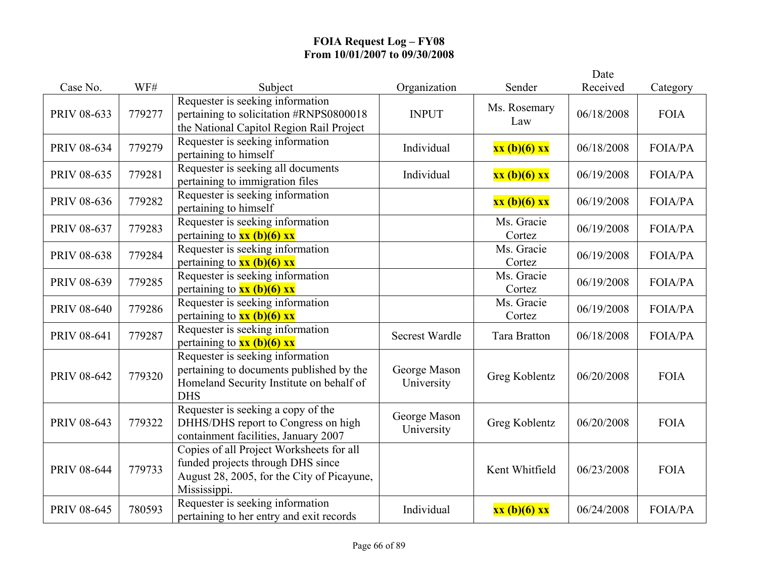# FOIA Request Log – FY08
## From 10/01/2007 to 09/30/2008

| Case No. | WF# | Subject | Organization | Sender | Date Received | Category |
|---|---|---|---|---|---|---|
| PRIV 08-633 | 779277 | Requester is seeking information pertaining to solicitation #RNPS0800018 the National Capitol Region Rail Project | INPUT | Ms. Rosemary Law | 06/18/2008 | FOIA |
| PRIV 08-634 | 779279 | Requester is seeking information pertaining to himself | Individual | **xx (b)(6) xx** | 06/18/2008 | FOIA/PA |
| PRIV 08-635 | 779281 | Requester is seeking all documents pertaining to immigration files | Individual | **xx (b)(6) xx** | 06/19/2008 | FOIA/PA |
| PRIV 08-636 | 779282 | Requester is seeking information pertaining to himself | | **xx (b)(6) xx** | 06/19/2008 | FOIA/PA |
| PRIV 08-637 | 779283 | Requester is seeking information pertaining to **xx (b)(6) xx** | | Ms. Gracie Cortez | 06/19/2008 | FOIA/PA |
| PRIV 08-638 | 779284 | Requester is seeking information pertaining to **xx (b)(6) xx** | | Ms. Gracie Cortez | 06/19/2008 | FOIA/PA |
| PRIV 08-639 | 779285 | Requester is seeking information pertaining to **xx (b)(6) xx** | | Ms. Gracie Cortez | 06/19/2008 | FOIA/PA |
| PRIV 08-640 | 779286 | Requester is seeking information pertaining to **xx (b)(6) xx** | | Ms. Gracie Cortez | 06/19/2008 | FOIA/PA |
| PRIV 08-641 | 779287 | Requester is seeking information pertaining to **xx (b)(6) xx** | Secrest Wardle | Tara Bratton | 06/18/2008 | FOIA/PA |
| PRIV 08-642 | 779320 | Requester is seeking information pertaining to documents published by the Homeland Security Institute on behalf of DHS | George Mason University | Greg Koblentz | 06/20/2008 | FOIA |
| PRIV 08-643 | 779322 | Requester is seeking a copy of the DHHS/DHS report to Congress on high containment facilities, January 2007 | George Mason University | Greg Koblentz | 06/20/2008 | FOIA |
| PRIV 08-644 | 779733 | Copies of all Project Worksheets for all funded projects through DHS since August 28, 2005, for the City of Picayune, Mississippi. | | Kent Whitfield | 06/23/2008 | FOIA |
| PRIV 08-645 | 780593 | Requester is seeking information pertaining to her entry and exit records | Individual | **xx (b)(6) xx** | 06/24/2008 | FOIA/PA |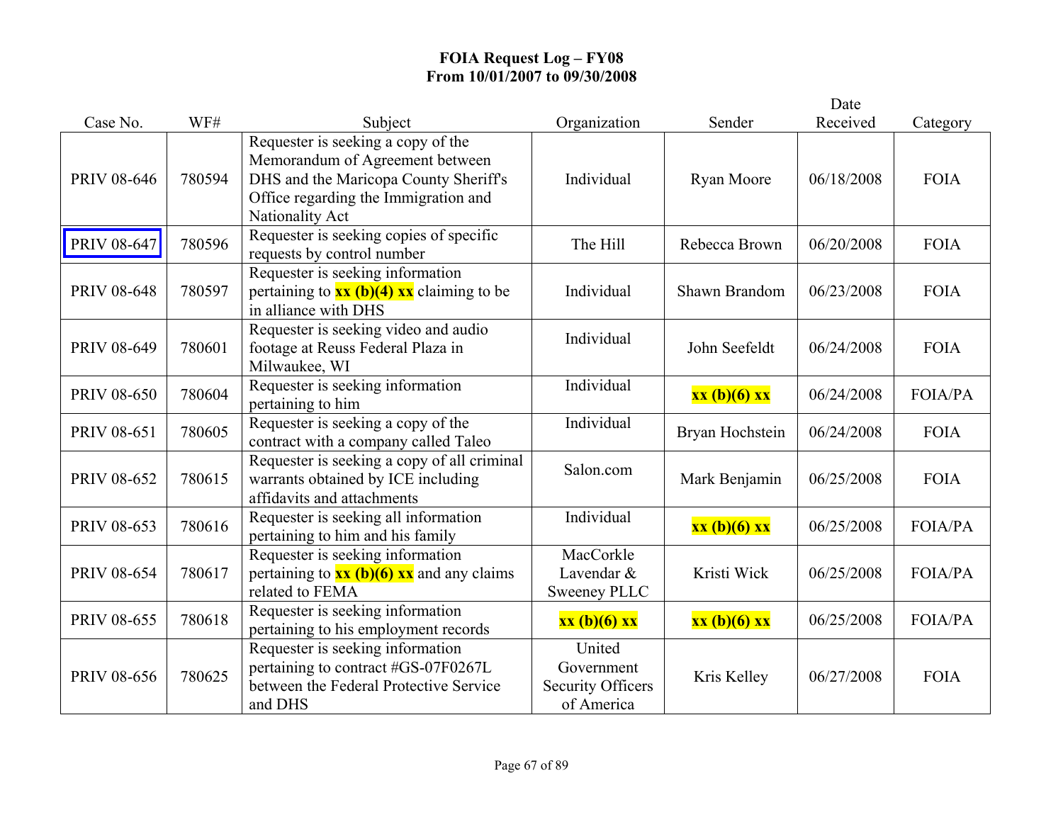**FOIA Request Log – FY08**
**From 10/01/2007 to 09/30/2008**

| Case No. | WF# | Subject | Organization | Sender | Date Received | Category |
|---|---|---|---|---|---|---|
| PRIV 08-646 | 780594 | Requester is seeking a copy of the Memorandum of Agreement between DHS and the Maricopa County Sheriff's Office regarding the Immigration and Nationality Act | Individual | Ryan Moore | 06/18/2008 | FOIA |
| PRIV 08-647 | 780596 | Requester is seeking copies of specific requests by control number | The Hill | Rebecca Brown | 06/20/2008 | FOIA |
| PRIV 08-648 | 780597 | Requester is seeking information pertaining to **xx (b)(4) xx** claiming to be in alliance with DHS | Individual | Shawn Brandom | 06/23/2008 | FOIA |
| PRIV 08-649 | 780601 | Requester is seeking video and audio footage at Reuss Federal Plaza in Milwaukee, WI | Individual | John Seefeldt | 06/24/2008 | FOIA |
| PRIV 08-650 | 780604 | Requester is seeking information pertaining to him | Individual | **xx (b)(6) xx** | 06/24/2008 | FOIA/PA |
| PRIV 08-651 | 780605 | Requester is seeking a copy of the contract with a company called Taleo | Individual | Bryan Hochstein | 06/24/2008 | FOIA |
| PRIV 08-652 | 780615 | Requester is seeking a copy of all criminal warrants obtained by ICE including affidavits and attachments | Salon.com | Mark Benjamin | 06/25/2008 | FOIA |
| PRIV 08-653 | 780616 | Requester is seeking all information pertaining to him and his family | Individual | **xx (b)(6) xx** | 06/25/2008 | FOIA/PA |
| PRIV 08-654 | 780617 | Requester is seeking information pertaining to **xx (b)(6) xx** and any claims related to FEMA | MacCorkle Lavendar & Sweeney PLLC | Kristi Wick | 06/25/2008 | FOIA/PA |
| PRIV 08-655 | 780618 | Requester is seeking information pertaining to his employment records | **xx (b)(6) xx** | **xx (b)(6) xx** | 06/25/2008 | FOIA/PA |
| PRIV 08-656 | 780625 | Requester is seeking information pertaining to contract #GS-07F0267L between the Federal Protective Service and DHS | United Government Security Officers of America | Kris Kelley | 06/27/2008 | FOIA |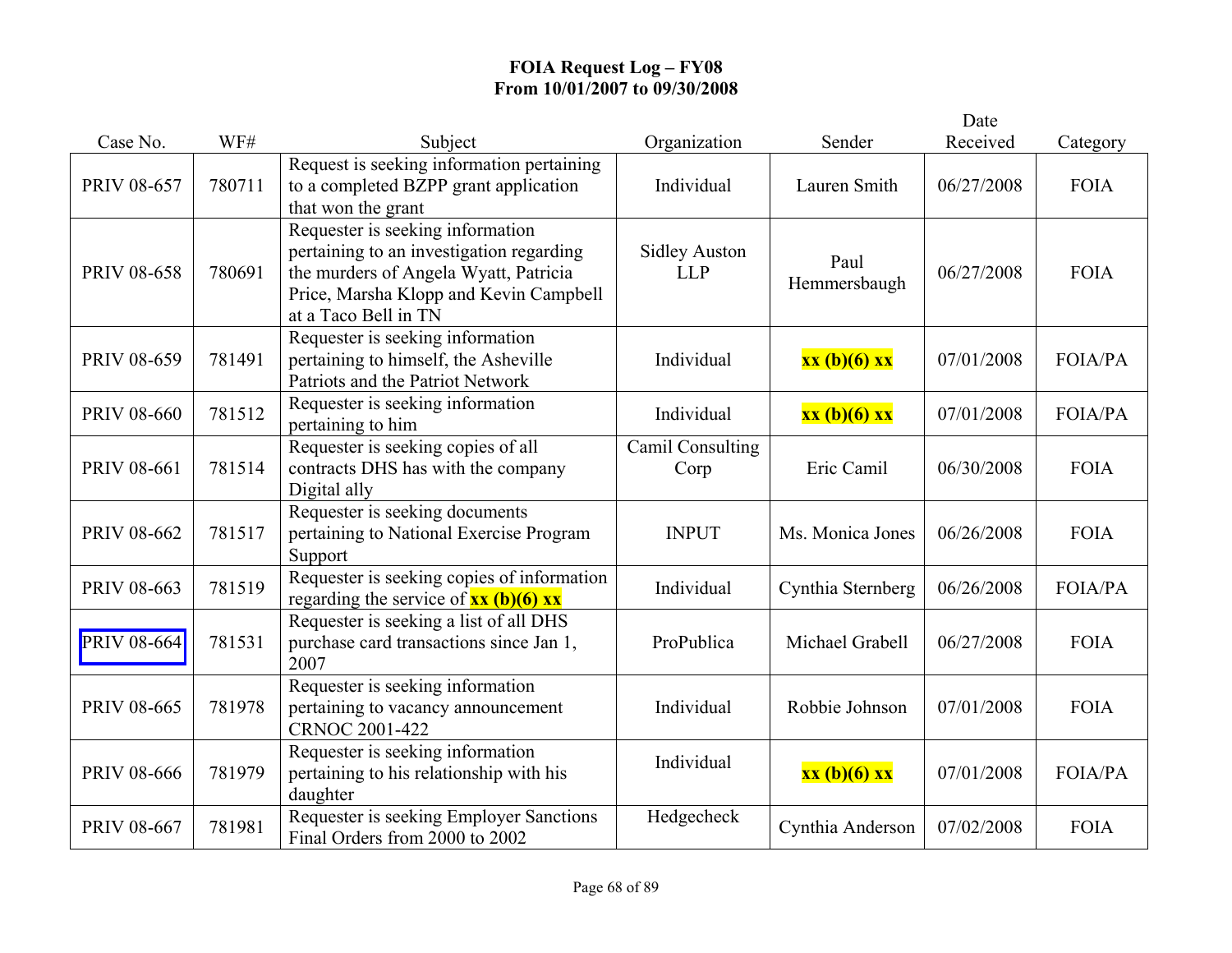**FOIA Request Log – FY08**
**From 10/01/2007 to 09/30/2008**

| Case No. | WF# | Subject | Organization | Sender | Date Received | Category |
|---|---|---|---|---|---|---|
| PRIV 08-657 | 780711 | Request is seeking information pertaining to a completed BZPP grant application that won the grant | Individual | Lauren Smith | 06/27/2008 | FOIA |
| PRIV 08-658 | 780691 | Requester is seeking information pertaining to an investigation regarding the murders of Angela Wyatt, Patricia Price, Marsha Klopp and Kevin Campbell at a Taco Bell in TN | Sidley Auston LLP | Paul Hemmersbaugh | 06/27/2008 | FOIA |
| PRIV 08-659 | 781491 | Requester is seeking information pertaining to himself, the Asheville Patriots and the Patriot Network | Individual | **xx (b)(6) xx** | 07/01/2008 | FOIA/PA |
| PRIV 08-660 | 781512 | Requester is seeking information pertaining to him | Individual | **xx (b)(6) xx** | 07/01/2008 | FOIA/PA |
| PRIV 08-661 | 781514 | Requester is seeking copies of all contracts DHS has with the company Digital ally | Camil Consulting Corp | Eric Camil | 06/30/2008 | FOIA |
| PRIV 08-662 | 781517 | Requester is seeking documents pertaining to National Exercise Program Support | INPUT | Ms. Monica Jones | 06/26/2008 | FOIA |
| PRIV 08-663 | 781519 | Requester is seeking copies of information regarding the service of **xx (b)(6) xx** | Individual | Cynthia Sternberg | 06/26/2008 | FOIA/PA |
| PRIV 08-664 | 781531 | Requester is seeking a list of all DHS purchase card transactions since Jan 1, 2007 | ProPublica | Michael Grabell | 06/27/2008 | FOIA |
| PRIV 08-665 | 781978 | Requester is seeking information pertaining to vacancy announcement CRNOC 2001-422 | Individual | Robbie Johnson | 07/01/2008 | FOIA |
| PRIV 08-666 | 781979 | Requester is seeking information pertaining to his relationship with his daughter | Individual | **xx (b)(6) xx** | 07/01/2008 | FOIA/PA |
| PRIV 08-667 | 781981 | Requester is seeking Employer Sanctions Final Orders from 2000 to 2002 | Hedgecheck | Cynthia Anderson | 07/02/2008 | FOIA |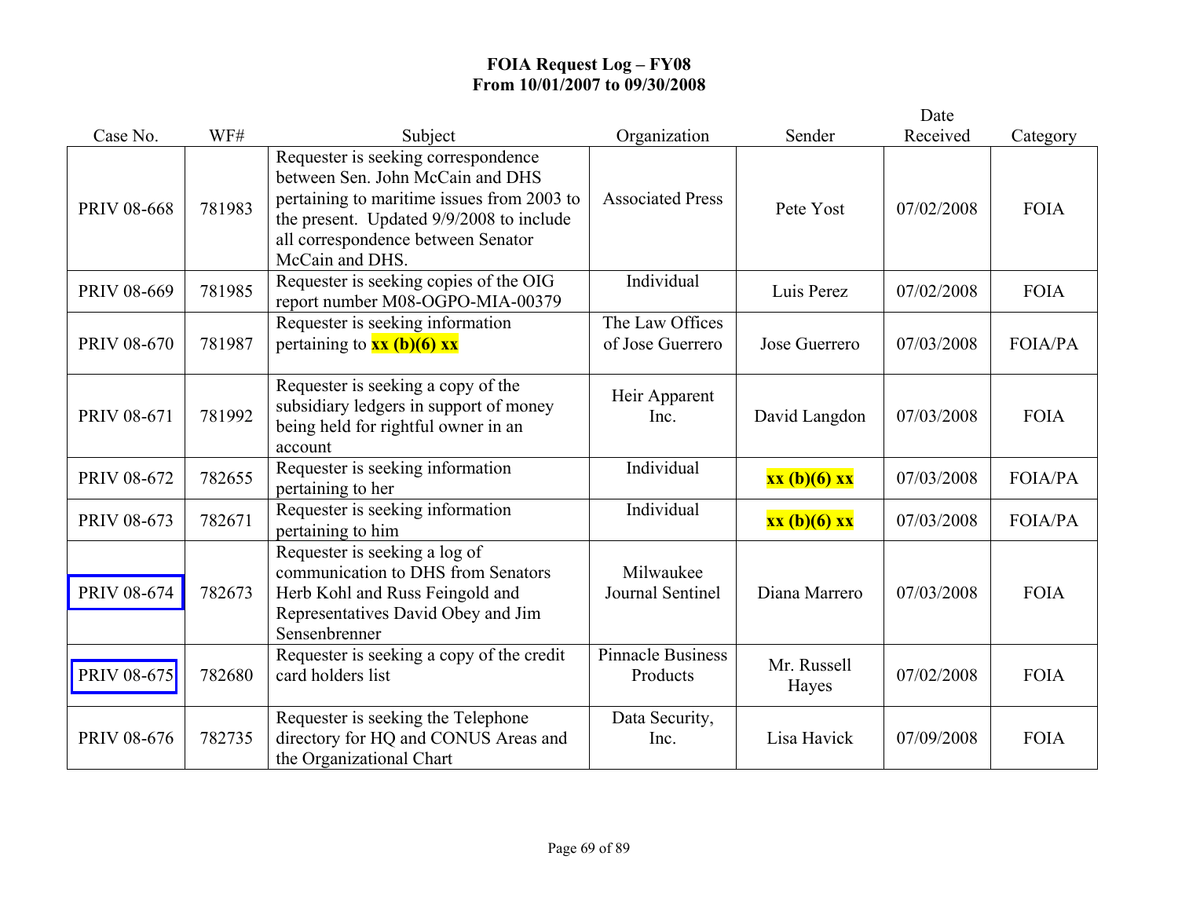**FOIA Request Log – FY08**
**From 10/01/2007 to 09/30/2008**

| Case No. | WF# | Subject | Organization | Sender | Date Received | Category |
|---|---|---|---|---|---|---|
| PRIV 08-668 | 781983 | Requester is seeking correspondence between Sen. John McCain and DHS pertaining to maritime issues from 2003 to the present. Updated 9/9/2008 to include all correspondence between Senator McCain and DHS. | Associated Press | Pete Yost | 07/02/2008 | FOIA |
| PRIV 08-669 | 781985 | Requester is seeking copies of the OIG report number M08-OGPO-MIA-00379 | Individual | Luis Perez | 07/02/2008 | FOIA |
| PRIV 08-670 | 781987 | Requester is seeking information pertaining to **xx (b)(6) xx** | The Law Offices of Jose Guerrero | Jose Guerrero | 07/03/2008 | FOIA/PA |
| PRIV 08-671 | 781992 | Requester is seeking a copy of the subsidiary ledgers in support of money being held for rightful owner in an account | Heir Apparent Inc. | David Langdon | 07/03/2008 | FOIA |
| PRIV 08-672 | 782655 | Requester is seeking information pertaining to her | Individual | **xx (b)(6) xx** | 07/03/2008 | FOIA/PA |
| PRIV 08-673 | 782671 | Requester is seeking information pertaining to him | Individual | **xx (b)(6) xx** | 07/03/2008 | FOIA/PA |
| PRIV 08-674 | 782673 | Requester is seeking a log of communication to DHS from Senators Herb Kohl and Russ Feingold and Representatives David Obey and Jim Sensenbrenner | Milwaukee Journal Sentinel | Diana Marrero | 07/03/2008 | FOIA |
| PRIV 08-675 | 782680 | Requester is seeking a copy of the credit card holders list | Pinnacle Business Products | Mr. Russell Hayes | 07/02/2008 | FOIA |
| PRIV 08-676 | 782735 | Requester is seeking the Telephone directory for HQ and CONUS Areas and the Organizational Chart | Data Security, Inc. | Lisa Havick | 07/09/2008 | FOIA |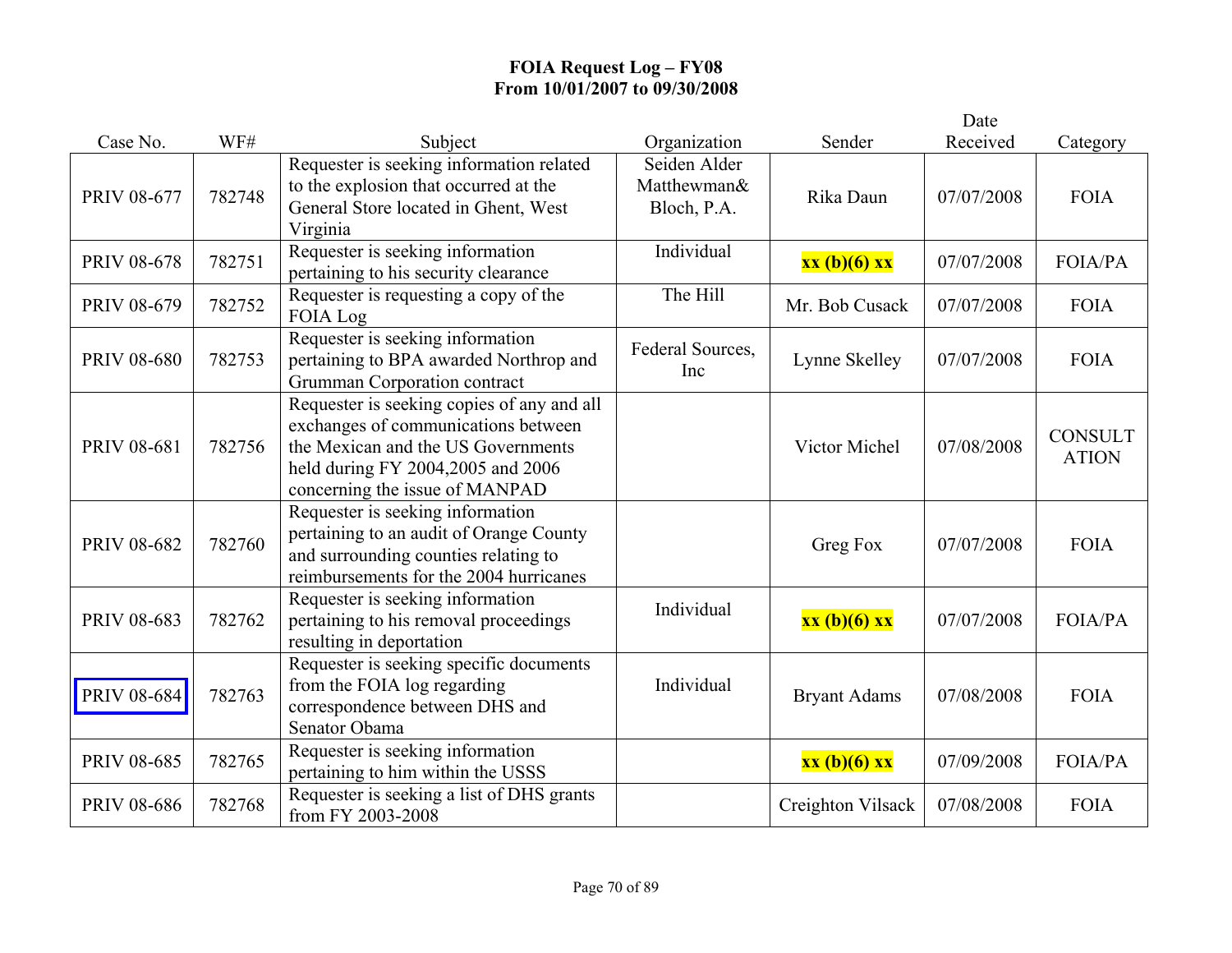**FOIA Request Log – FY08**
**From 10/01/2007 to 09/30/2008**

| Case No. | WF# | Subject | Organization | Sender | Date Received | Category |
|---|---|---|---|---|---|---|
| PRIV 08-677 | 782748 | Requester is seeking information related to the explosion that occurred at the General Store located in Ghent, West Virginia | Seiden Alder Matthewman& Bloch, P.A. | Rika Daun | 07/07/2008 | FOIA |
| PRIV 08-678 | 782751 | Requester is seeking information pertaining to his security clearance | Individual | **xx (b)(6) xx** | 07/07/2008 | FOIA/PA |
| PRIV 08-679 | 782752 | Requester is requesting a copy of the FOIA Log | The Hill | Mr. Bob Cusack | 07/07/2008 | FOIA |
| PRIV 08-680 | 782753 | Requester is seeking information pertaining to BPA awarded Northrop and Grumman Corporation contract | Federal Sources, Inc | Lynne Skelley | 07/07/2008 | FOIA |
| PRIV 08-681 | 782756 | Requester is seeking copies of any and all exchanges of communications between the Mexican and the US Governments held during FY 2004,2005 and 2006 concerning the issue of MANPAD | | Victor Michel | 07/08/2008 | CONSULTATION |
| PRIV 08-682 | 782760 | Requester is seeking information pertaining to an audit of Orange County and surrounding counties relating to reimbursements for the 2004 hurricanes | | Greg Fox | 07/07/2008 | FOIA |
| PRIV 08-683 | 782762 | Requester is seeking information pertaining to his removal proceedings resulting in deportation | Individual | **xx (b)(6) xx** | 07/07/2008 | FOIA/PA |
| PRIV 08-684 | 782763 | Requester is seeking specific documents from the FOIA log regarding correspondence between DHS and Senator Obama | Individual | Bryant Adams | 07/08/2008 | FOIA |
| PRIV 08-685 | 782765 | Requester is seeking information pertaining to him within the USSS | | **xx (b)(6) xx** | 07/09/2008 | FOIA/PA |
| PRIV 08-686 | 782768 | Requester is seeking a list of DHS grants from FY 2003-2008 | | Creighton Vilsack | 07/08/2008 | FOIA |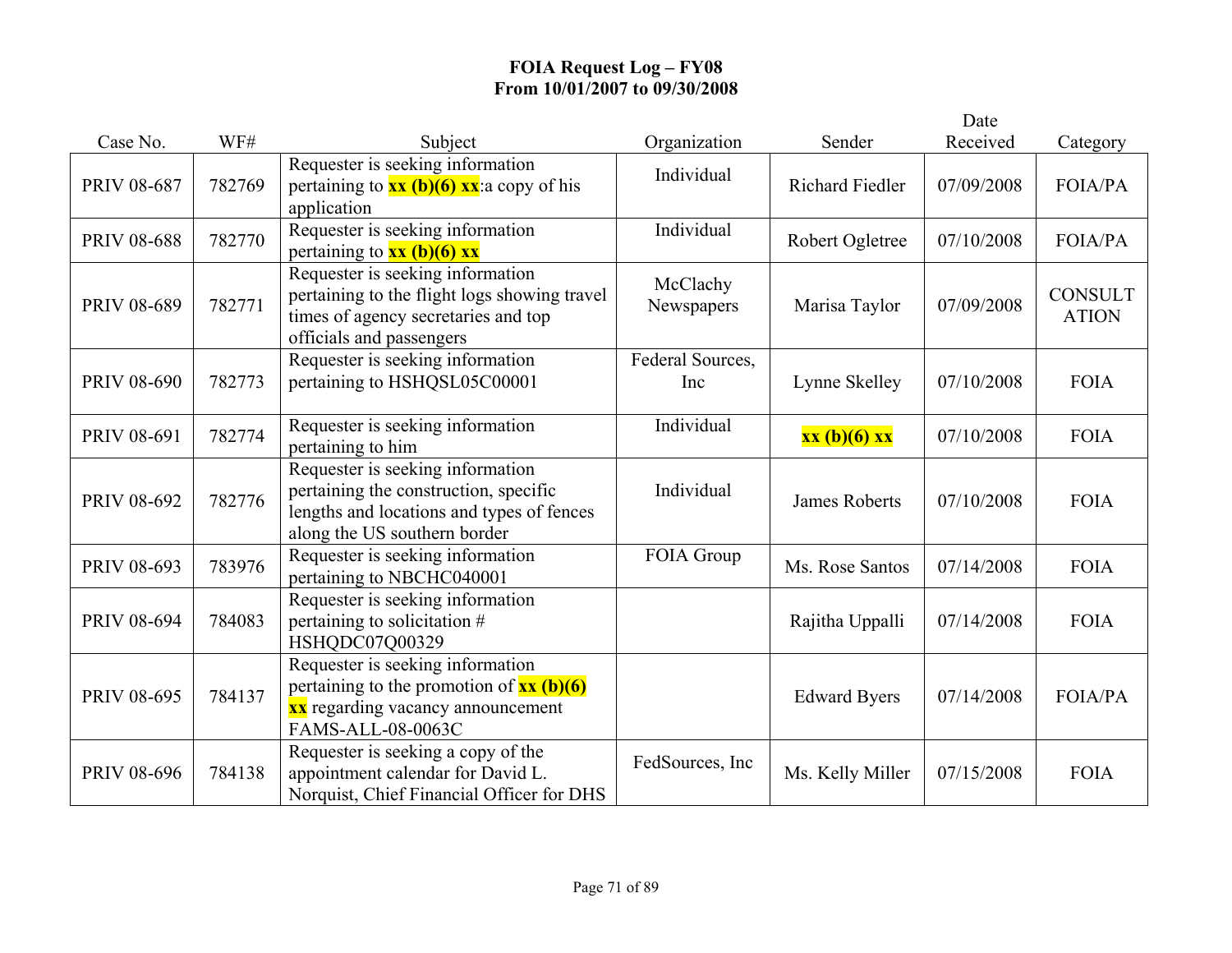# FOIA Request Log – FY08
## From 10/01/2007 to 09/30/2008

| Case No. | WF# | Subject | Organization | Sender | Date Received | Category |
|---|---|---|---|---|---|---|
| PRIV 08-687 | 782769 | Requester is seeking information pertaining to **xx (b)(6) xx**:a copy of his application | Individual | Richard Fiedler | 07/09/2008 | FOIA/PA |
| PRIV 08-688 | 782770 | Requester is seeking information pertaining to **xx (b)(6) xx** | Individual | Robert Ogletree | 07/10/2008 | FOIA/PA |
| PRIV 08-689 | 782771 | Requester is seeking information pertaining to the flight logs showing travel times of agency secretaries and top officials and passengers | McClachy Newspapers | Marisa Taylor | 07/09/2008 | CONSULTATION |
| PRIV 08-690 | 782773 | Requester is seeking information pertaining to HSHQSL05C00001 | Federal Sources, Inc | Lynne Skelley | 07/10/2008 | FOIA |
| PRIV 08-691 | 782774 | Requester is seeking information pertaining to him | Individual | **xx (b)(6) xx** | 07/10/2008 | FOIA |
| PRIV 08-692 | 782776 | Requester is seeking information pertaining the construction, specific lengths and locations and types of fences along the US southern border | Individual | James Roberts | 07/10/2008 | FOIA |
| PRIV 08-693 | 783976 | Requester is seeking information pertaining to NBCHC040001 | FOIA Group | Ms. Rose Santos | 07/14/2008 | FOIA |
| PRIV 08-694 | 784083 | Requester is seeking information pertaining to solicitation # HSHQDC07Q00329 | | Rajitha Uppalli | 07/14/2008 | FOIA |
| PRIV 08-695 | 784137 | Requester is seeking information pertaining to the promotion of **xx (b)(6) xx** regarding vacancy announcement FAMS-ALL-08-0063C | | Edward Byers | 07/14/2008 | FOIA/PA |
| PRIV 08-696 | 784138 | Requester is seeking a copy of the appointment calendar for David L. Norquist, Chief Financial Officer for DHS | FedSources, Inc | Ms. Kelly Miller | 07/15/2008 | FOIA |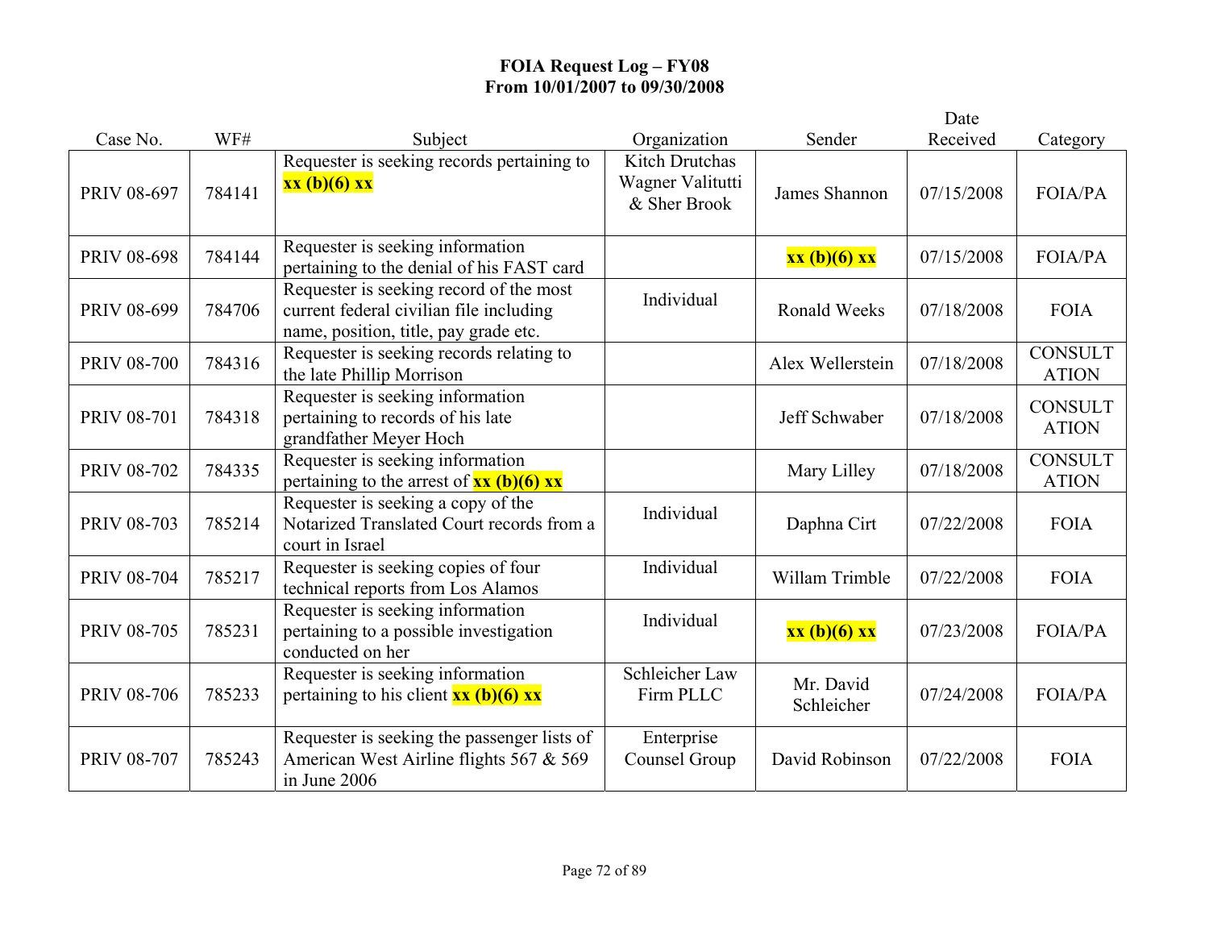**FOIA Request Log – FY08**
**From 10/01/2007 to 09/30/2008**

| Case No. | WF# | Subject | Organization | Sender | Date Received | Category |
|---|---|---|---|---|---|---|
| PRIV 08-697 | 784141 | Requester is seeking records pertaining to **xx (b)(6) xx** | Kitch Drutchas Wagner Valitutti & Sher Brook | James Shannon | 07/15/2008 | FOIA/PA |
| PRIV 08-698 | 784144 | Requester is seeking information pertaining to the denial of his FAST card | | **xx (b)(6) xx** | 07/15/2008 | FOIA/PA |
| PRIV 08-699 | 784706 | Requester is seeking record of the most current federal civilian file including name, position, title, pay grade etc. | Individual | Ronald Weeks | 07/18/2008 | FOIA |
| PRIV 08-700 | 784316 | Requester is seeking records relating to the late Phillip Morrison | | Alex Wellerstein | 07/18/2008 | CONSULTATION |
| PRIV 08-701 | 784318 | Requester is seeking information pertaining to records of his late grandfather Meyer Hoch | | Jeff Schwaber | 07/18/2008 | CONSULTATION |
| PRIV 08-702 | 784335 | Requester is seeking information pertaining to the arrest of **xx (b)(6) xx** | | Mary Lilley | 07/18/2008 | CONSULTATION |
| PRIV 08-703 | 785214 | Requester is seeking a copy of the Notarized Translated Court records from a court in Israel | Individual | Daphna Cirt | 07/22/2008 | FOIA |
| PRIV 08-704 | 785217 | Requester is seeking copies of four technical reports from Los Alamos | Individual | Willam Trimble | 07/22/2008 | FOIA |
| PRIV 08-705 | 785231 | Requester is seeking information pertaining to a possible investigation conducted on her | Individual | **xx (b)(6) xx** | 07/23/2008 | FOIA/PA |
| PRIV 08-706 | 785233 | Requester is seeking information pertaining to his client **xx (b)(6) xx** | Schleicher Law Firm PLLC | Mr. David Schleicher | 07/24/2008 | FOIA/PA |
| PRIV 08-707 | 785243 | Requester is seeking the passenger lists of American West Airline flights 567 & 569 in June 2006 | Enterprise Counsel Group | David Robinson | 07/22/2008 | FOIA |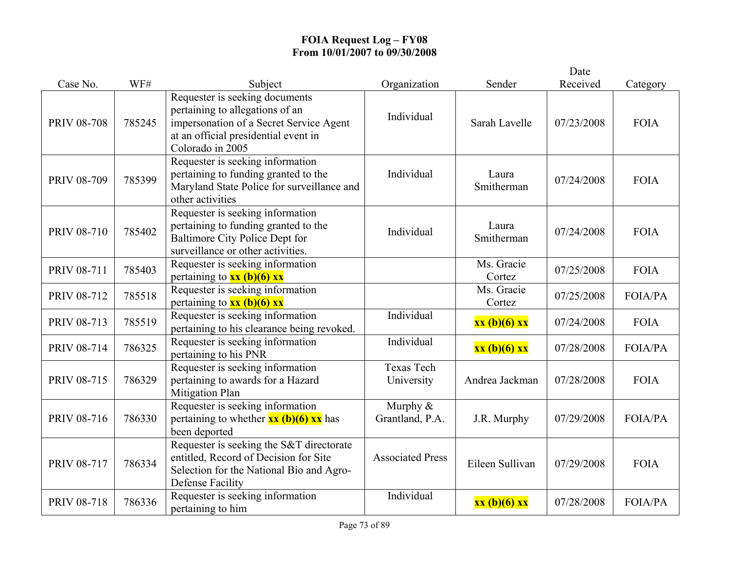# FOIA Request Log – FY08
## From 10/01/2007 to 09/30/2008

| Case No. | WF# | Subject | Organization | Sender | Date Received | Category |
|---|---|---|---|---|---|---|
| PRIV 08-708 | 785245 | Requester is seeking documents pertaining to allegations of an impersonation of a Secret Service Agent at an official presidential event in Colorado in 2005 | Individual | Sarah Lavelle | 07/23/2008 | FOIA |
| PRIV 08-709 | 785399 | Requester is seeking information pertaining to funding granted to the Maryland State Police for surveillance and other activities | Individual | Laura Smitherman | 07/24/2008 | FOIA |
| PRIV 08-710 | 785402 | Requester is seeking information pertaining to funding granted to the Baltimore City Police Dept for surveillance or other activities. | Individual | Laura Smitherman | 07/24/2008 | FOIA |
| PRIV 08-711 | 785403 | Requester is seeking information pertaining to **xx (b)(6) xx** | | Ms. Gracie Cortez | 07/25/2008 | FOIA |
| PRIV 08-712 | 785518 | Requester is seeking information pertaining to **xx (b)(6) xx** | | Ms. Gracie Cortez | 07/25/2008 | FOIA/PA |
| PRIV 08-713 | 785519 | Requester is seeking information pertaining to his clearance being revoked. | Individual | **xx (b)(6) xx** | 07/24/2008 | FOIA |
| PRIV 08-714 | 786325 | Requester is seeking information pertaining to his PNR | Individual | **xx (b)(6) xx** | 07/28/2008 | FOIA/PA |
| PRIV 08-715 | 786329 | Requester is seeking information pertaining to awards for a Hazard Mitigation Plan | Texas Tech University | Andrea Jackman | 07/28/2008 | FOIA |
| PRIV 08-716 | 786330 | Requester is seeking information pertaining to whether **xx (b)(6) xx** has been deported | Murphy & Grantland, P.A. | J.R. Murphy | 07/29/2008 | FOIA/PA |
| PRIV 08-717 | 786334 | Requester is seeking the S&T directorate entitled, Record of Decision for Site Selection for the National Bio and Agro-Defense Facility | Associated Press | Eileen Sullivan | 07/29/2008 | FOIA |
| PRIV 08-718 | 786336 | Requester is seeking information pertaining to him | Individual | **xx (b)(6) xx** | 07/28/2008 | FOIA/PA |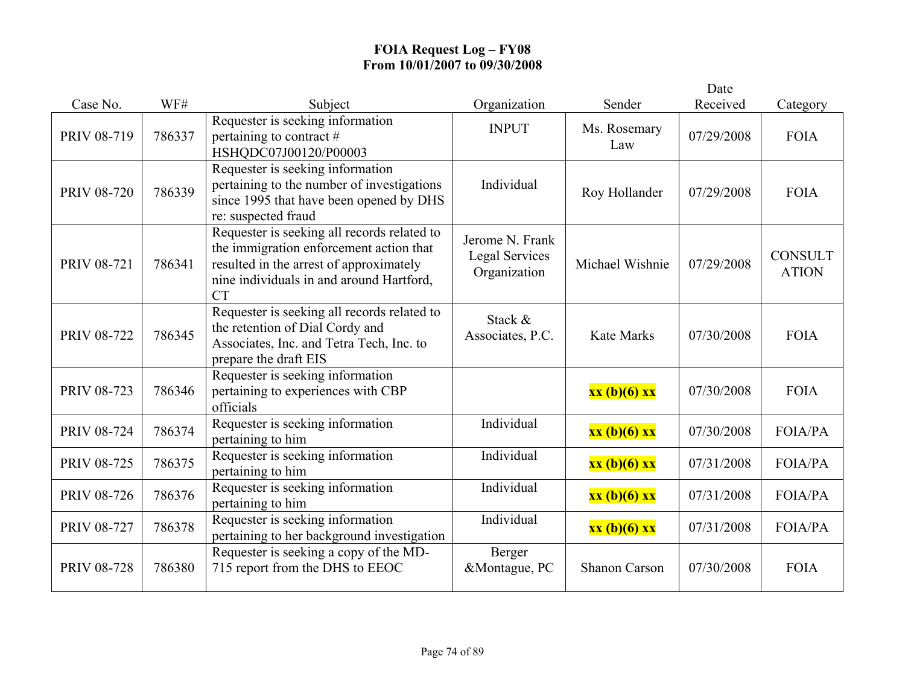# FOIA Request Log – FY08
## From 10/01/2007 to 09/30/2008

| Case No. | WF# | Subject | Organization | Sender | Date Received | Category |
|---|---|---|---|---|---|---|
| PRIV 08-719 | 786337 | Requester is seeking information pertaining to contract # HSHQDC07J00120/P00003 | INPUT | Ms. Rosemary Law | 07/29/2008 | FOIA |
| PRIV 08-720 | 786339 | Requester is seeking information pertaining to the number of investigations since 1995 that have been opened by DHS re: suspected fraud | Individual | Roy Hollander | 07/29/2008 | FOIA |
| PRIV 08-721 | 786341 | Requester is seeking all records related to the immigration enforcement action that resulted in the arrest of approximately nine individuals in and around Hartford, CT | Jerome N. Frank Legal Services Organization | Michael Wishnie | 07/29/2008 | CONSULTATION |
| PRIV 08-722 | 786345 | Requester is seeking all records related to the retention of Dial Cordy and Associates, Inc. and Tetra Tech, Inc. to prepare the draft EIS | Stack & Associates, P.C. | Kate Marks | 07/30/2008 | FOIA |
| PRIV 08-723 | 786346 | Requester is seeking information pertaining to experiences with CBP officials | | **xx (b)(6) xx** | 07/30/2008 | FOIA |
| PRIV 08-724 | 786374 | Requester is seeking information pertaining to him | Individual | **xx (b)(6) xx** | 07/30/2008 | FOIA/PA |
| PRIV 08-725 | 786375 | Requester is seeking information pertaining to him | Individual | **xx (b)(6) xx** | 07/31/2008 | FOIA/PA |
| PRIV 08-726 | 786376 | Requester is seeking information pertaining to him | Individual | **xx (b)(6) xx** | 07/31/2008 | FOIA/PA |
| PRIV 08-727 | 786378 | Requester is seeking information pertaining to her background investigation | Individual | **xx (b)(6) xx** | 07/31/2008 | FOIA/PA |
| PRIV 08-728 | 786380 | Requester is seeking a copy of the MD-715 report from the DHS to EEOC | Berger &Montague, PC | Shanon Carson | 07/30/2008 | FOIA |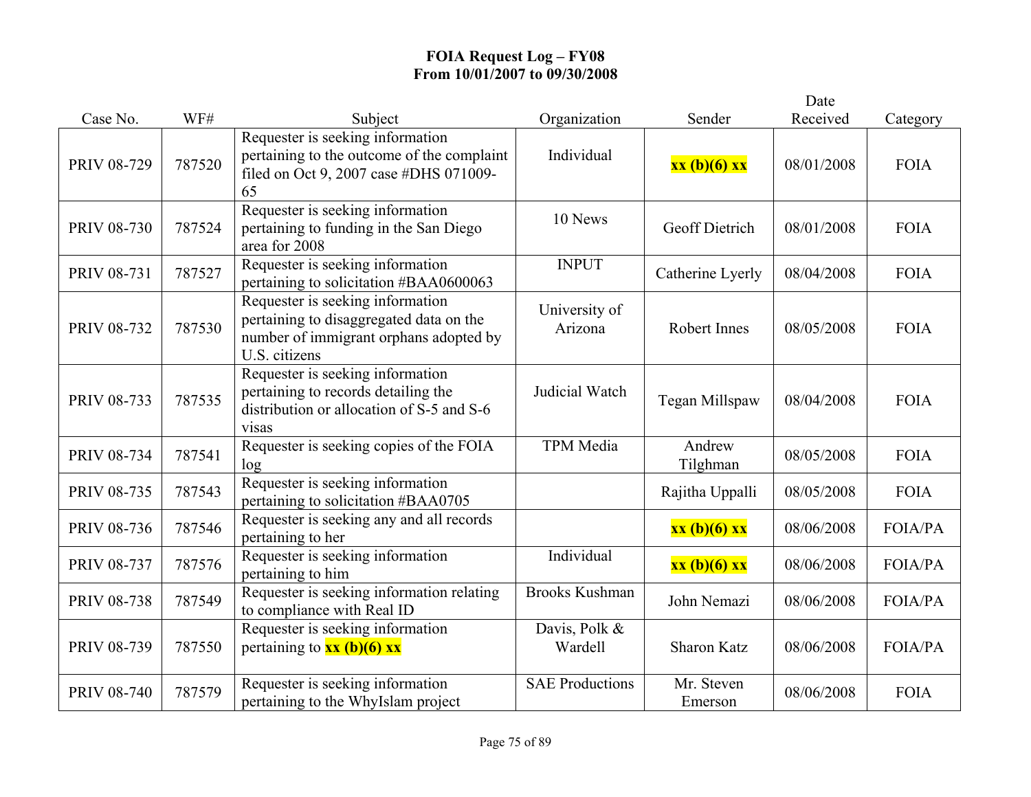**FOIA Request Log – FY08**
**From 10/01/2007 to 09/30/2008**

| Case No. | WF# | Subject | Organization | Sender | Date Received | Category |
|---|---|---|---|---|---|---|
| PRIV 08-729 | 787520 | Requester is seeking information pertaining to the outcome of the complaint filed on Oct 9, 2007 case #DHS 071009-65 | Individual | **xx (b)(6) xx** | 08/01/2008 | FOIA |
| PRIV 08-730 | 787524 | Requester is seeking information pertaining to funding in the San Diego area for 2008 | 10 News | Geoff Dietrich | 08/01/2008 | FOIA |
| PRIV 08-731 | 787527 | Requester is seeking information pertaining to solicitation #BAA0600063 | INPUT | Catherine Lyerly | 08/04/2008 | FOIA |
| PRIV 08-732 | 787530 | Requester is seeking information pertaining to disaggregated data on the number of immigrant orphans adopted by U.S. citizens | University of Arizona | Robert Innes | 08/05/2008 | FOIA |
| PRIV 08-733 | 787535 | Requester is seeking information pertaining to records detailing the distribution or allocation of S-5 and S-6 visas | Judicial Watch | Tegan Millspaw | 08/04/2008 | FOIA |
| PRIV 08-734 | 787541 | Requester is seeking copies of the FOIA log | TPM Media | Andrew Tilghman | 08/05/2008 | FOIA |
| PRIV 08-735 | 787543 | Requester is seeking information pertaining to solicitation #BAA0705 | | Rajitha Uppalli | 08/05/2008 | FOIA |
| PRIV 08-736 | 787546 | Requester is seeking any and all records pertaining to her | | **xx (b)(6) xx** | 08/06/2008 | FOIA/PA |
| PRIV 08-737 | 787576 | Requester is seeking information pertaining to him | Individual | **xx (b)(6) xx** | 08/06/2008 | FOIA/PA |
| PRIV 08-738 | 787549 | Requester is seeking information relating to compliance with Real ID | Brooks Kushman | John Nemazi | 08/06/2008 | FOIA/PA |
| PRIV 08-739 | 787550 | Requester is seeking information pertaining to **xx (b)(6) xx** | Davis, Polk & Wardell | Sharon Katz | 08/06/2008 | FOIA/PA |
| PRIV 08-740 | 787579 | Requester is seeking information pertaining to the WhyIslam project | SAE Productions | Mr. Steven Emerson | 08/06/2008 | FOIA |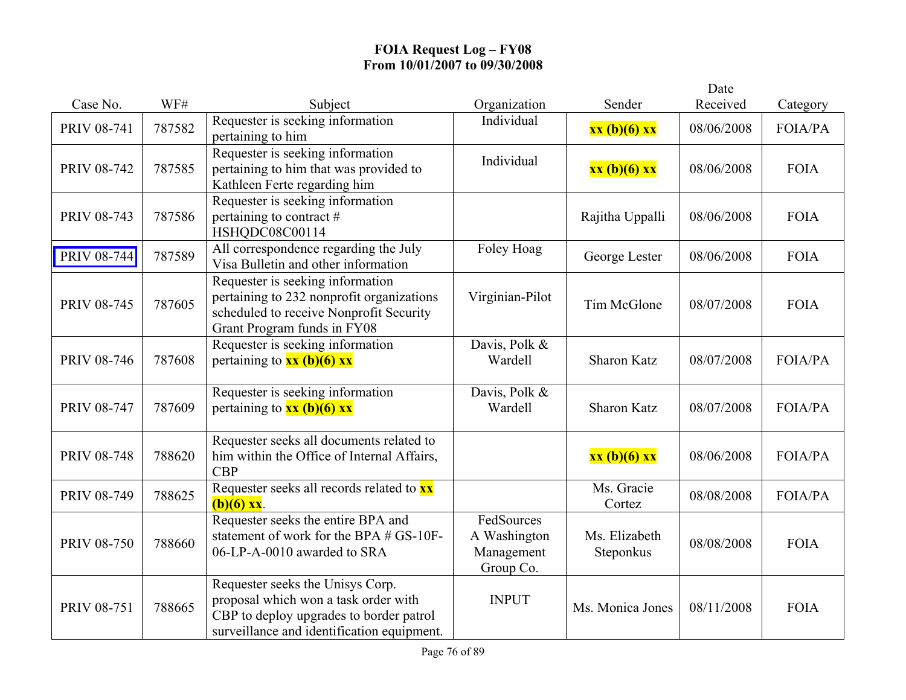**FOIA Request Log – FY08**
**From 10/01/2007 to 09/30/2008**

| Case No. | WF# | Subject | Organization | Sender | Date Received | Category |
|---|---|---|---|---|---|---|
| PRIV 08-741 | 787582 | Requester is seeking information pertaining to him | Individual | **xx (b)(6) xx** | 08/06/2008 | FOIA/PA |
| PRIV 08-742 | 787585 | Requester is seeking information pertaining to him that was provided to Kathleen Ferte regarding him | Individual | **xx (b)(6) xx** | 08/06/2008 | FOIA |
| PRIV 08-743 | 787586 | Requester is seeking information pertaining to contract # HSHQDC08C00114 | | Rajitha Uppalli | 08/06/2008 | FOIA |
| PRIV 08-744 | 787589 | All correspondence regarding the July Visa Bulletin and other information | Foley Hoag | George Lester | 08/06/2008 | FOIA |
| PRIV 08-745 | 787605 | Requester is seeking information pertaining to 232 nonprofit organizations scheduled to receive Nonprofit Security Grant Program funds in FY08 | Virginian-Pilot | Tim McGlone | 08/07/2008 | FOIA |
| PRIV 08-746 | 787608 | Requester is seeking information pertaining to **xx (b)(6) xx** | Davis, Polk & Wardell | Sharon Katz | 08/07/2008 | FOIA/PA |
| PRIV 08-747 | 787609 | Requester is seeking information pertaining to **xx (b)(6) xx** | Davis, Polk & Wardell | Sharon Katz | 08/07/2008 | FOIA/PA |
| PRIV 08-748 | 788620 | Requester seeks all documents related to him within the Office of Internal Affairs, CBP | | **xx (b)(6) xx** | 08/06/2008 | FOIA/PA |
| PRIV 08-749 | 788625 | Requester seeks all records related to **xx (b)(6) xx**. | | Ms. Gracie Cortez | 08/08/2008 | FOIA/PA |
| PRIV 08-750 | 788660 | Requester seeks the entire BPA and statement of work for the BPA # GS-10F-06-LP-A-0010 awarded to SRA | FedSources A Washington Management Group Co. | Ms. Elizabeth Steponkus | 08/08/2008 | FOIA |
| PRIV 08-751 | 788665 | Requester seeks the Unisys Corp. proposal which won a task order with CBP to deploy upgrades to border patrol surveillance and identification equipment. | INPUT | Ms. Monica Jones | 08/11/2008 | FOIA |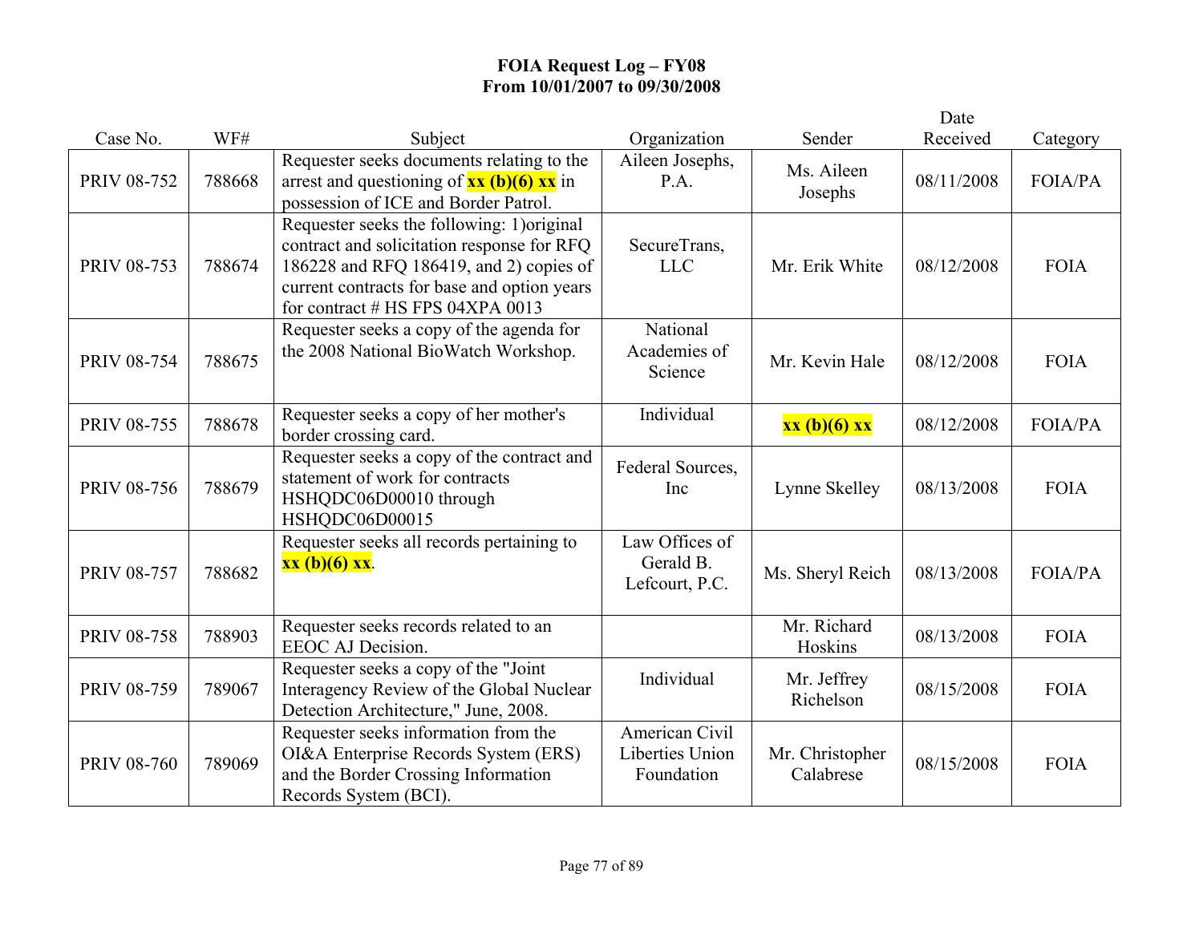# FOIA Request Log – FY08
## From 10/01/2007 to 09/30/2008

| Case No. | WF# | Subject | Organization | Sender | Date Received | Category |
|---|---|---|---|---|---|---|
| PRIV 08-752 | 788668 | Requester seeks documents relating to the arrest and questioning of **xx (b)(6) xx** in possession of ICE and Border Patrol. | Aileen Josephs, P.A. | Ms. Aileen Josephs | 08/11/2008 | FOIA/PA |
| PRIV 08-753 | 788674 | Requester seeks the following: 1)original contract and solicitation response for RFQ 186228 and RFQ 186419, and 2) copies of current contracts for base and option years for contract # HS FPS 04XPA 0013 | SecureTrans, LLC | Mr. Erik White | 08/12/2008 | FOIA |
| PRIV 08-754 | 788675 | Requester seeks a copy of the agenda for the 2008 National BioWatch Workshop. | National Academies of Science | Mr. Kevin Hale | 08/12/2008 | FOIA |
| PRIV 08-755 | 788678 | Requester seeks a copy of her mother's border crossing card. | Individual | **xx (b)(6) xx** | 08/12/2008 | FOIA/PA |
| PRIV 08-756 | 788679 | Requester seeks a copy of the contract and statement of work for contracts HSHQDC06D00010 through HSHQDC06D00015 | Federal Sources, Inc | Lynne Skelley | 08/13/2008 | FOIA |
| PRIV 08-757 | 788682 | Requester seeks all records pertaining to **xx (b)(6) xx**. | Law Offices of Gerald B. Lefcourt, P.C. | Ms. Sheryl Reich | 08/13/2008 | FOIA/PA |
| PRIV 08-758 | 788903 | Requester seeks records related to an EEOC AJ Decision. | | Mr. Richard Hoskins | 08/13/2008 | FOIA |
| PRIV 08-759 | 789067 | Requester seeks a copy of the "Joint Interagency Review of the Global Nuclear Detection Architecture," June, 2008. | Individual | Mr. Jeffrey Richelson | 08/15/2008 | FOIA |
| PRIV 08-760 | 789069 | Requester seeks information from the OI&A Enterprise Records System (ERS) and the Border Crossing Information Records System (BCI). | American Civil Liberties Union Foundation | Mr. Christopher Calabrese | 08/15/2008 | FOIA |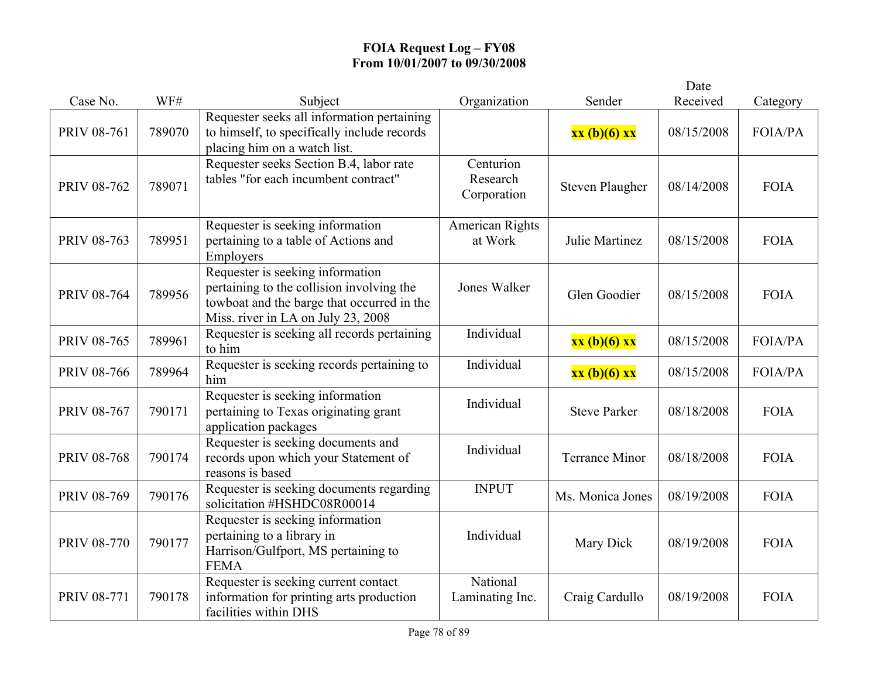**FOIA Request Log – FY08**
**From 10/01/2007 to 09/30/2008**

| Case No. | WF# | Subject | Organization | Sender | Date Received | Category |
|---|---|---|---|---|---|---|
| PRIV 08-761 | 789070 | Requester seeks all information pertaining to himself, to specifically include records placing him on a watch list. | | **xx (b)(6) xx** | 08/15/2008 | FOIA/PA |
| PRIV 08-762 | 789071 | Requester seeks Section B.4, labor rate tables "for each incumbent contract" | Centurion Research Corporation | Steven Plaugher | 08/14/2008 | FOIA |
| PRIV 08-763 | 789951 | Requester is seeking information pertaining to a table of Actions and Employers | American Rights at Work | Julie Martinez | 08/15/2008 | FOIA |
| PRIV 08-764 | 789956 | Requester is seeking information pertaining to the collision involving the towboat and the barge that occurred in the Miss. river in LA on July 23, 2008 | Jones Walker | Glen Goodier | 08/15/2008 | FOIA |
| PRIV 08-765 | 789961 | Requester is seeking all records pertaining to him | Individual | **xx (b)(6) xx** | 08/15/2008 | FOIA/PA |
| PRIV 08-766 | 789964 | Requester is seeking records pertaining to him | Individual | **xx (b)(6) xx** | 08/15/2008 | FOIA/PA |
| PRIV 08-767 | 790171 | Requester is seeking information pertaining to Texas originating grant application packages | Individual | Steve Parker | 08/18/2008 | FOIA |
| PRIV 08-768 | 790174 | Requester is seeking documents and records upon which your Statement of reasons is based | Individual | Terrance Minor | 08/18/2008 | FOIA |
| PRIV 08-769 | 790176 | Requester is seeking documents regarding solicitation #HSHDC08R00014 | INPUT | Ms. Monica Jones | 08/19/2008 | FOIA |
| PRIV 08-770 | 790177 | Requester is seeking information pertaining to a library in Harrison/Gulfport, MS pertaining to FEMA | Individual | Mary Dick | 08/19/2008 | FOIA |
| PRIV 08-771 | 790178 | Requester is seeking current contact information for printing arts production facilities within DHS | National Laminating Inc. | Craig Cardullo | 08/19/2008 | FOIA |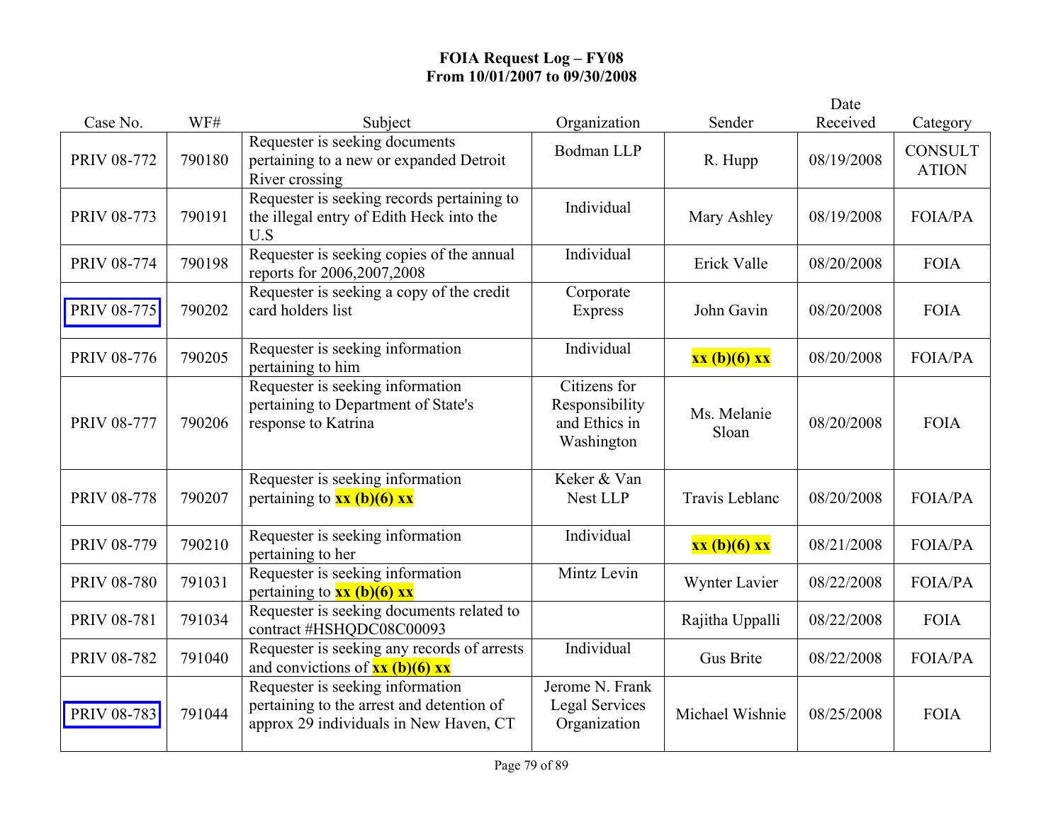**FOIA Request Log – FY08**
**From 10/01/2007 to 09/30/2008**

| Case No. | WF# | Subject | Organization | Sender | Date Received | Category |
|---|---|---|---|---|---|---|
| PRIV 08-772 | 790180 | Requester is seeking documents pertaining to a new or expanded Detroit River crossing | Bodman LLP | R. Hupp | 08/19/2008 | CONSULTATION |
| PRIV 08-773 | 790191 | Requester is seeking records pertaining to the illegal entry of Edith Heck into the U.S | Individual | Mary Ashley | 08/19/2008 | FOIA/PA |
| PRIV 08-774 | 790198 | Requester is seeking copies of the annual reports for 2006,2007,2008 | Individual | Erick Valle | 08/20/2008 | FOIA |
| PRIV 08-775 | 790202 | Requester is seeking a copy of the credit card holders list | Corporate Express | John Gavin | 08/20/2008 | FOIA |
| PRIV 08-776 | 790205 | Requester is seeking information pertaining to him | Individual | **xx (b)(6) xx** | 08/20/2008 | FOIA/PA |
| PRIV 08-777 | 790206 | Requester is seeking information pertaining to Department of State's response to Katrina | Citizens for Responsibility and Ethics in Washington | Ms. Melanie Sloan | 08/20/2008 | FOIA |
| PRIV 08-778 | 790207 | Requester is seeking information pertaining to **xx (b)(6) xx** | Keker & Van Nest LLP | Travis Leblanc | 08/20/2008 | FOIA/PA |
| PRIV 08-779 | 790210 | Requester is seeking information pertaining to her | Individual | **xx (b)(6) xx** | 08/21/2008 | FOIA/PA |
| PRIV 08-780 | 791031 | Requester is seeking information pertaining to **xx (b)(6) xx** | Mintz Levin | Wynter Lavier | 08/22/2008 | FOIA/PA |
| PRIV 08-781 | 791034 | Requester is seeking documents related to contract #HSHQDC08C00093 | | Rajitha Uppalli | 08/22/2008 | FOIA |
| PRIV 08-782 | 791040 | Requester is seeking any records of arrests and convictions of **xx (b)(6) xx** | Individual | Gus Brite | 08/22/2008 | FOIA/PA |
| PRIV 08-783 | 791044 | Requester is seeking information pertaining to the arrest and detention of approx 29 individuals in New Haven, CT | Jerome N. Frank Legal Services Organization | Michael Wishnie | 08/25/2008 | FOIA |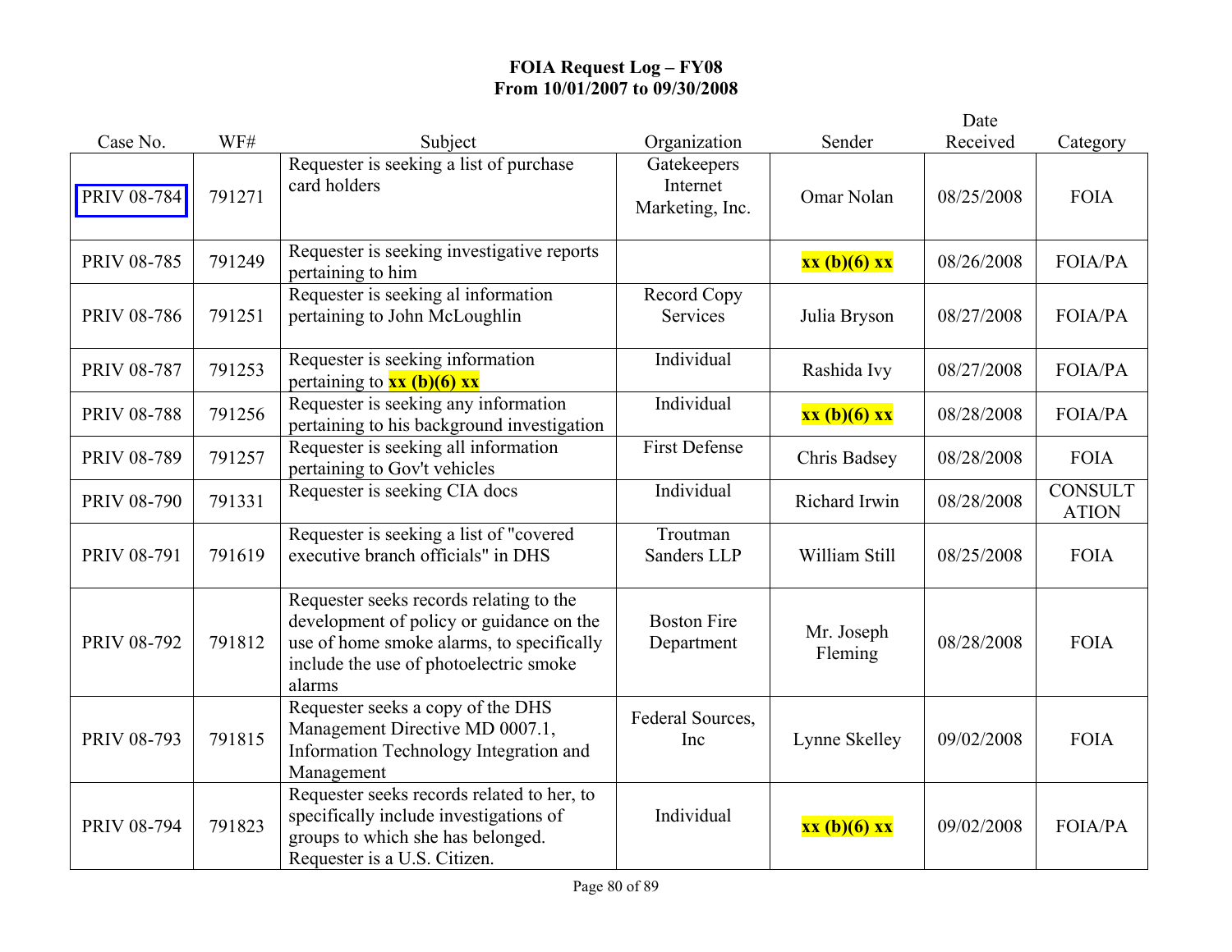**FOIA Request Log – FY08**
**From 10/01/2007 to 09/30/2008**

| Case No. | WF# | Subject | Organization | Sender | Date Received | Category |
|---|---|---|---|---|---|---|
| PRIV 08-784 | 791271 | Requester is seeking a list of purchase card holders | Gatekeepers Internet Marketing, Inc. | Omar Nolan | 08/25/2008 | FOIA |
| PRIV 08-785 | 791249 | Requester is seeking investigative reports pertaining to him | | **xx (b)(6) xx** | 08/26/2008 | FOIA/PA |
| PRIV 08-786 | 791251 | Requester is seeking al information pertaining to John McLoughlin | Record Copy Services | Julia Bryson | 08/27/2008 | FOIA/PA |
| PRIV 08-787 | 791253 | Requester is seeking information pertaining to **xx (b)(6) xx** | Individual | Rashida Ivy | 08/27/2008 | FOIA/PA |
| PRIV 08-788 | 791256 | Requester is seeking any information pertaining to his background investigation | Individual | **xx (b)(6) xx** | 08/28/2008 | FOIA/PA |
| PRIV 08-789 | 791257 | Requester is seeking all information pertaining to Gov't vehicles | First Defense | Chris Badsey | 08/28/2008 | FOIA |
| PRIV 08-790 | 791331 | Requester is seeking CIA docs | Individual | Richard Irwin | 08/28/2008 | CONSULTATION |
| PRIV 08-791 | 791619 | Requester is seeking a list of "covered executive branch officials" in DHS | Troutman Sanders LLP | William Still | 08/25/2008 | FOIA |
| PRIV 08-792 | 791812 | Requester seeks records relating to the development of policy or guidance on the use of home smoke alarms, to specifically include the use of photoelectric smoke alarms | Boston Fire Department | Mr. Joseph Fleming | 08/28/2008 | FOIA |
| PRIV 08-793 | 791815 | Requester seeks a copy of the DHS Management Directive MD 0007.1, Information Technology Integration and Management | Federal Sources, Inc | Lynne Skelley | 09/02/2008 | FOIA |
| PRIV 08-794 | 791823 | Requester seeks records related to her, to specifically include investigations of groups to which she has belonged. Requester is a U.S. Citizen. | Individual | **xx (b)(6) xx** | 09/02/2008 | FOIA/PA |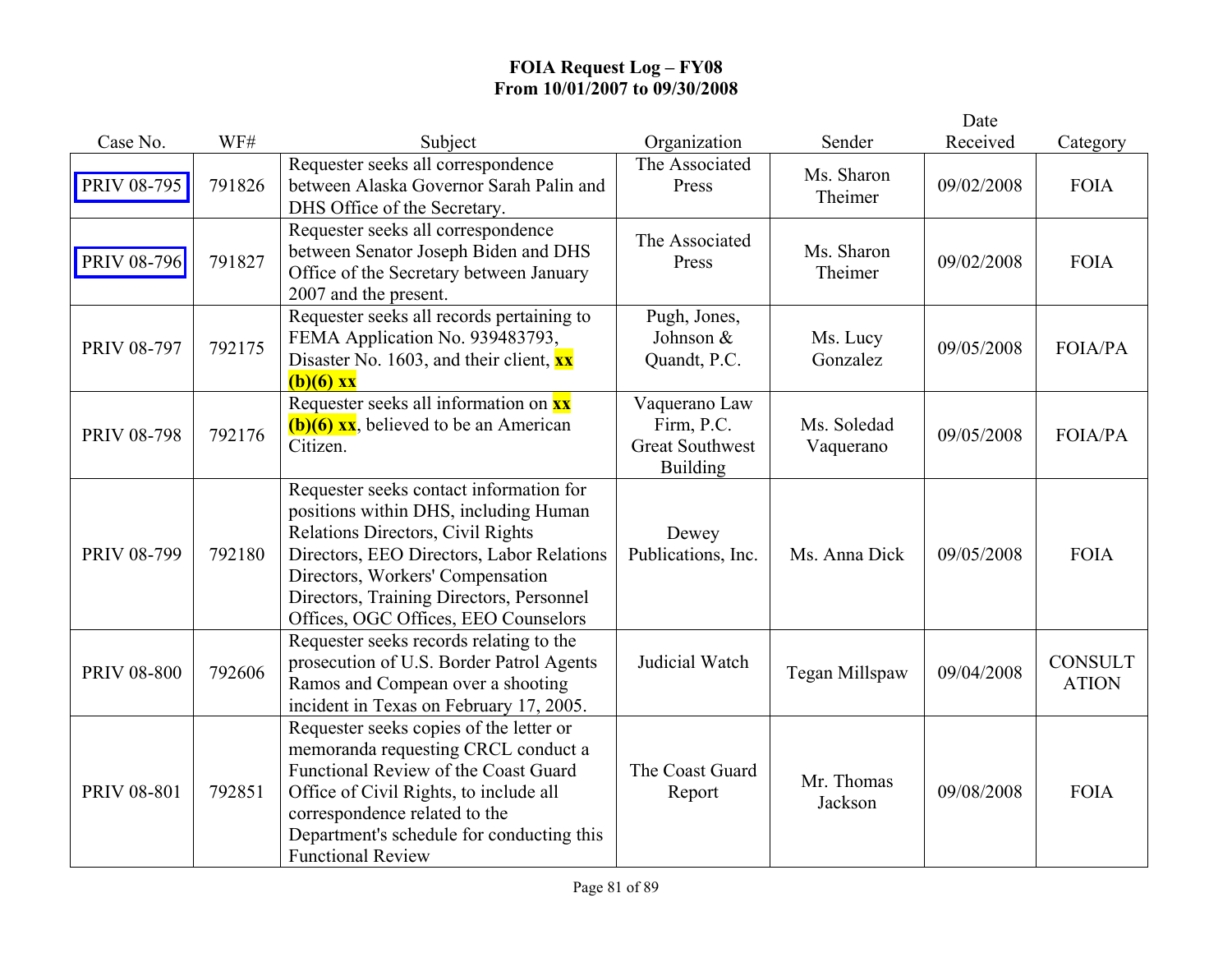# FOIA Request Log – FY08
## From 10/01/2007 to 09/30/2008

| Case No. | WF# | Subject | Organization | Sender | Date Received | Category |
|---|---|---|---|---|---|---|
| PRIV 08-795 | 791826 | Requester seeks all correspondence between Alaska Governor Sarah Palin and DHS Office of the Secretary. | The Associated Press | Ms. Sharon Theimer | 09/02/2008 | FOIA |
| PRIV 08-796 | 791827 | Requester seeks all correspondence between Senator Joseph Biden and DHS Office of the Secretary between January 2007 and the present. | The Associated Press | Ms. Sharon Theimer | 09/02/2008 | FOIA |
| PRIV 08-797 | 792175 | Requester seeks all records pertaining to FEMA Application No. 939483793, Disaster No. 1603, and their client, **xx (b)(6) xx** | Pugh, Jones, Johnson & Quandt, P.C. | Ms. Lucy Gonzalez | 09/05/2008 | FOIA/PA |
| PRIV 08-798 | 792176 | Requester seeks all information on **xx (b)(6) xx**, believed to be an American Citizen. | Vaquerano Law Firm, P.C. Great Southwest Building | Ms. Soledad Vaquerano | 09/05/2008 | FOIA/PA |
| PRIV 08-799 | 792180 | Requester seeks contact information for positions within DHS, including Human Relations Directors, Civil Rights Directors, EEO Directors, Labor Relations Directors, Workers' Compensation Directors, Training Directors, Personnel Offices, OGC Offices, EEO Counselors | Dewey Publications, Inc. | Ms. Anna Dick | 09/05/2008 | FOIA |
| PRIV 08-800 | 792606 | Requester seeks records relating to the prosecution of U.S. Border Patrol Agents Ramos and Compean over a shooting incident in Texas on February 17, 2005. | Judicial Watch | Tegan Millspaw | 09/04/2008 | CONSULTATION |
| PRIV 08-801 | 792851 | Requester seeks copies of the letter or memoranda requesting CRCL conduct a Functional Review of the Coast Guard Office of Civil Rights, to include all correspondence related to the Department's schedule for conducting this Functional Review | The Coast Guard Report | Mr. Thomas Jackson | 09/08/2008 | FOIA |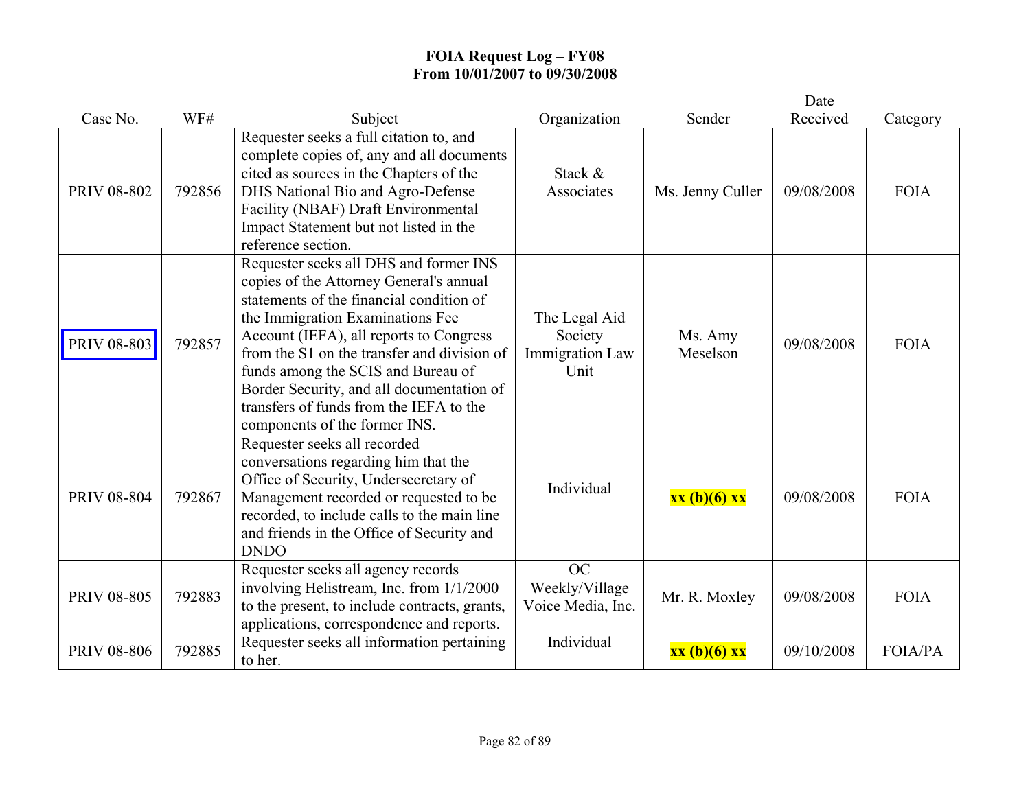**FOIA Request Log – FY08**
**From 10/01/2007 to 09/30/2008**

| Case No. | WF# | Subject | Organization | Sender | Date Received | Category |
|---|---|---|---|---|---|---|
| PRIV 08-802 | 792856 | Requester seeks a full citation to, and complete copies of, any and all documents cited as sources in the Chapters of the DHS National Bio and Agro-Defense Facility (NBAF) Draft Environmental Impact Statement but not listed in the reference section. | Stack & Associates | Ms. Jenny Culler | 09/08/2008 | FOIA |
| PRIV 08-803 | 792857 | Requester seeks all DHS and former INS copies of the Attorney General's annual statements of the financial condition of the Immigration Examinations Fee Account (IEFA), all reports to Congress from the S1 on the transfer and division of funds among the SCIS and Bureau of Border Security, and all documentation of transfers of funds from the IEFA to the components of the former INS. | The Legal Aid Society Immigration Law Unit | Ms. Amy Meselson | 09/08/2008 | FOIA |
| PRIV 08-804 | 792867 | Requester seeks all recorded conversations regarding him that the Office of Security, Undersecretary of Management recorded or requested to be recorded, to include calls to the main line and friends in the Office of Security and DNDO | Individual | **xx (b)(6) xx** | 09/08/2008 | FOIA |
| PRIV 08-805 | 792883 | Requester seeks all agency records involving Helistream, Inc. from 1/1/2000 to the present, to include contracts, grants, applications, correspondence and reports. | OC Weekly/Village Voice Media, Inc. | Mr. R. Moxley | 09/08/2008 | FOIA |
| PRIV 08-806 | 792885 | Requester seeks all information pertaining to her. | Individual | **xx (b)(6) xx** | 09/10/2008 | FOIA/PA |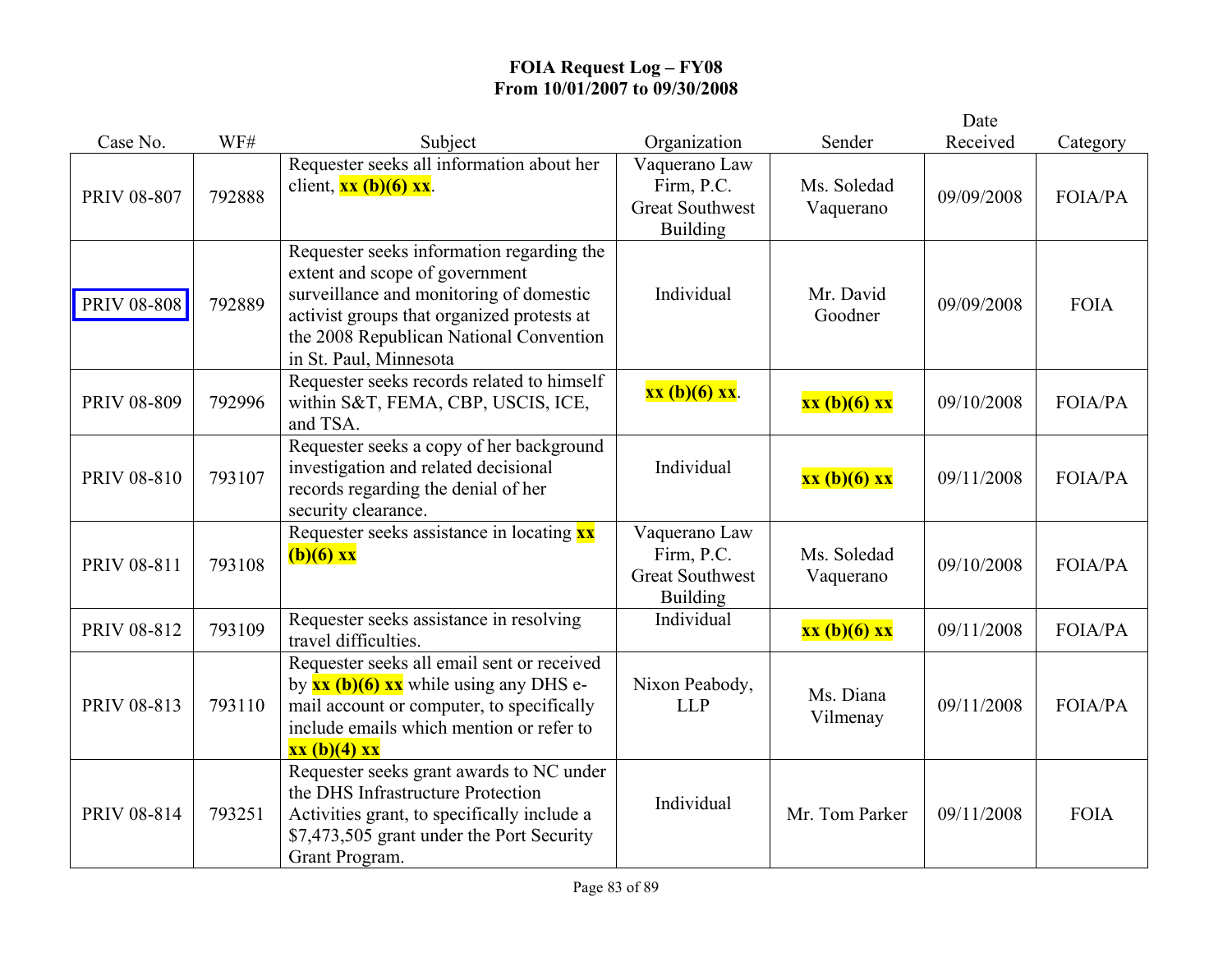**FOIA Request Log – FY08**
**From 10/01/2007 to 09/30/2008**

| Case No. | WF# | Subject | Organization | Sender | Date Received | Category |
|---|---|---|---|---|---|---|
| PRIV 08-807 | 792888 | Requester seeks all information about her client, **xx (b)(6) xx**. | Vaquerano Law Firm, P.C. Great Southwest Building | Ms. Soledad Vaquerano | 09/09/2008 | FOIA/PA |
| PRIV 08-808 | 792889 | Requester seeks information regarding the extent and scope of government surveillance and monitoring of domestic activist groups that organized protests at the 2008 Republican National Convention in St. Paul, Minnesota | Individual | Mr. David Goodner | 09/09/2008 | FOIA |
| PRIV 08-809 | 792996 | Requester seeks records related to himself within S&T, FEMA, CBP, USCIS, ICE, and TSA. | **xx (b)(6) xx**. | **xx (b)(6) xx** | 09/10/2008 | FOIA/PA |
| PRIV 08-810 | 793107 | Requester seeks a copy of her background investigation and related decisional records regarding the denial of her security clearance. | Individual | **xx (b)(6) xx** | 09/11/2008 | FOIA/PA |
| PRIV 08-811 | 793108 | Requester seeks assistance in locating **xx (b)(6) xx** | Vaquerano Law Firm, P.C. Great Southwest Building | Ms. Soledad Vaquerano | 09/10/2008 | FOIA/PA |
| PRIV 08-812 | 793109 | Requester seeks assistance in resolving travel difficulties. | Individual | **xx (b)(6) xx** | 09/11/2008 | FOIA/PA |
| PRIV 08-813 | 793110 | Requester seeks all email sent or received by **xx (b)(6) xx** while using any DHS e-mail account or computer, to specifically include emails which mention or refer to **xx (b)(4) xx** | Nixon Peabody, LLP | Ms. Diana Vilmenay | 09/11/2008 | FOIA/PA |
| PRIV 08-814 | 793251 | Requester seeks grant awards to NC under the DHS Infrastructure Protection Activities grant, to specifically include a $7,473,505 grant under the Port Security Grant Program. | Individual | Mr. Tom Parker | 09/11/2008 | FOIA |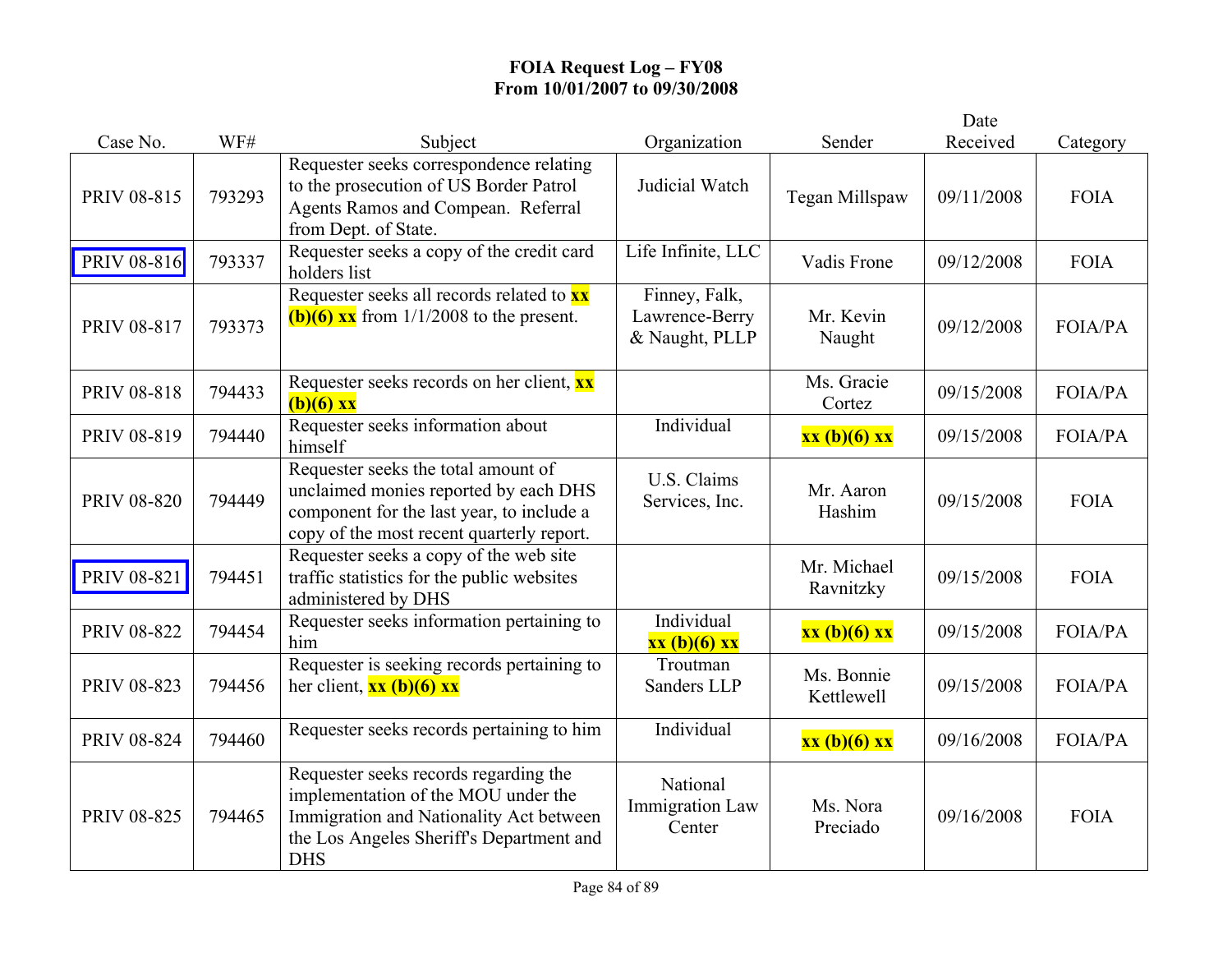**FOIA Request Log – FY08**
**From 10/01/2007 to 09/30/2008**

| Case No. | WF# | Subject | Organization | Sender | Date Received | Category |
|---|---|---|---|---|---|---|
| PRIV 08-815 | 793293 | Requester seeks correspondence relating to the prosecution of US Border Patrol Agents Ramos and Compean. Referral from Dept. of State. | Judicial Watch | Tegan Millspaw | 09/11/2008 | FOIA |
| PRIV 08-816 | 793337 | Requester seeks a copy of the credit card holders list | Life Infinite, LLC | Vadis Frone | 09/12/2008 | FOIA |
| PRIV 08-817 | 793373 | Requester seeks all records related to **xx (b)(6) xx** from 1/1/2008 to the present. | Finney, Falk, Lawrence-Berry & Naught, PLLP | Mr. Kevin Naught | 09/12/2008 | FOIA/PA |
| PRIV 08-818 | 794433 | Requester seeks records on her client, **xx (b)(6) xx** | | Ms. Gracie Cortez | 09/15/2008 | FOIA/PA |
| PRIV 08-819 | 794440 | Requester seeks information about himself | Individual | **xx (b)(6) xx** | 09/15/2008 | FOIA/PA |
| PRIV 08-820 | 794449 | Requester seeks the total amount of unclaimed monies reported by each DHS component for the last year, to include a copy of the most recent quarterly report. | U.S. Claims Services, Inc. | Mr. Aaron Hashim | 09/15/2008 | FOIA |
| PRIV 08-821 | 794451 | Requester seeks a copy of the web site traffic statistics for the public websites administered by DHS | | Mr. Michael Ravnitzky | 09/15/2008 | FOIA |
| PRIV 08-822 | 794454 | Requester seeks information pertaining to him | Individual **xx (b)(6) xx** | **xx (b)(6) xx** | 09/15/2008 | FOIA/PA |
| PRIV 08-823 | 794456 | Requester is seeking records pertaining to her client, **xx (b)(6) xx** | Troutman Sanders LLP | Ms. Bonnie Kettlewell | 09/15/2008 | FOIA/PA |
| PRIV 08-824 | 794460 | Requester seeks records pertaining to him | Individual | **xx (b)(6) xx** | 09/16/2008 | FOIA/PA |
| PRIV 08-825 | 794465 | Requester seeks records regarding the implementation of the MOU under the Immigration and Nationality Act between the Los Angeles Sheriff's Department and DHS | National Immigration Law Center | Ms. Nora Preciado | 09/16/2008 | FOIA |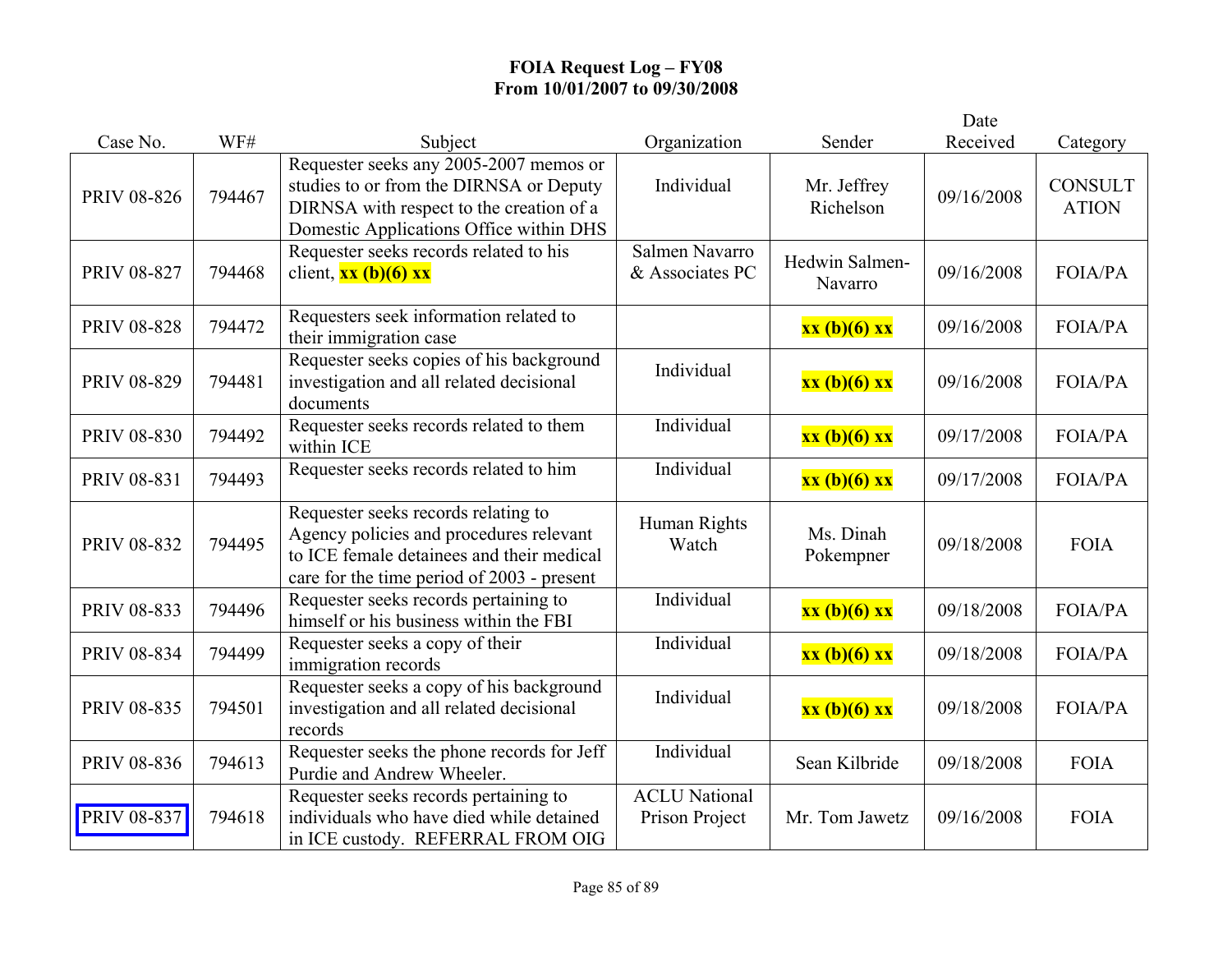# FOIA Request Log – FY08
## From 10/01/2007 to 09/30/2008

| Case No. | WF# | Subject | Organization | Sender | Date Received | Category |
|---|---|---|---|---|---|---|
| PRIV 08-826 | 794467 | Requester seeks any 2005-2007 memos or studies to or from the DIRNSA or Deputy DIRNSA with respect to the creation of a Domestic Applications Office within DHS | Individual | Mr. Jeffrey Richelson | 09/16/2008 | CONSULTATION |
| PRIV 08-827 | 794468 | Requester seeks records related to his client, **xx (b)(6) xx** | Salmen Navarro & Associates PC | Hedwin Salmen-Navarro | 09/16/2008 | FOIA/PA |
| PRIV 08-828 | 794472 | Requesters seek information related to their immigration case | | **xx (b)(6) xx** | 09/16/2008 | FOIA/PA |
| PRIV 08-829 | 794481 | Requester seeks copies of his background investigation and all related decisional documents | Individual | **xx (b)(6) xx** | 09/16/2008 | FOIA/PA |
| PRIV 08-830 | 794492 | Requester seeks records related to them within ICE | Individual | **xx (b)(6) xx** | 09/17/2008 | FOIA/PA |
| PRIV 08-831 | 794493 | Requester seeks records related to him | Individual | **xx (b)(6) xx** | 09/17/2008 | FOIA/PA |
| PRIV 08-832 | 794495 | Requester seeks records relating to Agency policies and procedures relevant to ICE female detainees and their medical care for the time period of 2003 - present | Human Rights Watch | Ms. Dinah Pokempner | 09/18/2008 | FOIA |
| PRIV 08-833 | 794496 | Requester seeks records pertaining to himself or his business within the FBI | Individual | **xx (b)(6) xx** | 09/18/2008 | FOIA/PA |
| PRIV 08-834 | 794499 | Requester seeks a copy of their immigration records | Individual | **xx (b)(6) xx** | 09/18/2008 | FOIA/PA |
| PRIV 08-835 | 794501 | Requester seeks a copy of his background investigation and all related decisional records | Individual | **xx (b)(6) xx** | 09/18/2008 | FOIA/PA |
| PRIV 08-836 | 794613 | Requester seeks the phone records for Jeff Purdie and Andrew Wheeler. | Individual | Sean Kilbride | 09/18/2008 | FOIA |
| PRIV 08-837 | 794618 | Requester seeks records pertaining to individuals who have died while detained in ICE custody. REFERRAL FROM OIG | ACLU National Prison Project | Mr. Tom Jawetz | 09/16/2008 | FOIA |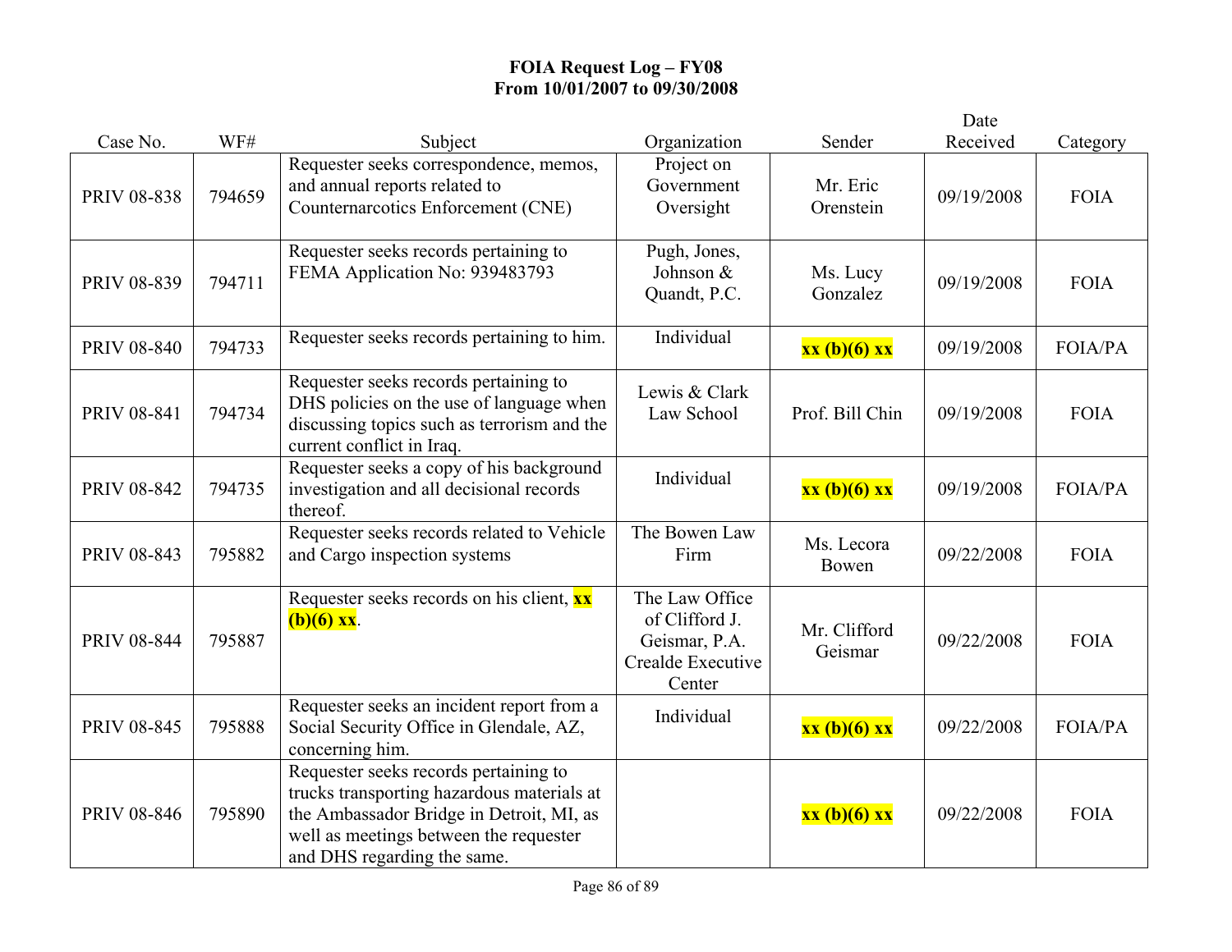**FOIA Request Log – FY08**
**From 10/01/2007 to 09/30/2008**

| Case No. | WF# | Subject | Organization | Sender | Date Received | Category |
|---|---|---|---|---|---|---|
| PRIV 08-838 | 794659 | Requester seeks correspondence, memos, and annual reports related to Counternarcotics Enforcement (CNE) | Project on Government Oversight | Mr. Eric Orenstein | 09/19/2008 | FOIA |
| PRIV 08-839 | 794711 | Requester seeks records pertaining to FEMA Application No: 939483793 | Pugh, Jones, Johnson & Quandt, P.C. | Ms. Lucy Gonzalez | 09/19/2008 | FOIA |
| PRIV 08-840 | 794733 | Requester seeks records pertaining to him. | Individual | **xx (b)(6) xx** | 09/19/2008 | FOIA/PA |
| PRIV 08-841 | 794734 | Requester seeks records pertaining to DHS policies on the use of language when discussing topics such as terrorism and the current conflict in Iraq. | Lewis & Clark Law School | Prof. Bill Chin | 09/19/2008 | FOIA |
| PRIV 08-842 | 794735 | Requester seeks a copy of his background investigation and all decisional records thereof. | Individual | **xx (b)(6) xx** | 09/19/2008 | FOIA/PA |
| PRIV 08-843 | 795882 | Requester seeks records related to Vehicle and Cargo inspection systems | The Bowen Law Firm | Ms. Lecora Bowen | 09/22/2008 | FOIA |
| PRIV 08-844 | 795887 | Requester seeks records on his client, **xx (b)(6) xx**. | The Law Office of Clifford J. Geismar, P.A. Crealde Executive Center | Mr. Clifford Geismar | 09/22/2008 | FOIA |
| PRIV 08-845 | 795888 | Requester seeks an incident report from a Social Security Office in Glendale, AZ, concerning him. | Individual | **xx (b)(6) xx** | 09/22/2008 | FOIA/PA |
| PRIV 08-846 | 795890 | Requester seeks records pertaining to trucks transporting hazardous materials at the Ambassador Bridge in Detroit, MI, as well as meetings between the requester and DHS regarding the same. | | **xx (b)(6) xx** | 09/22/2008 | FOIA |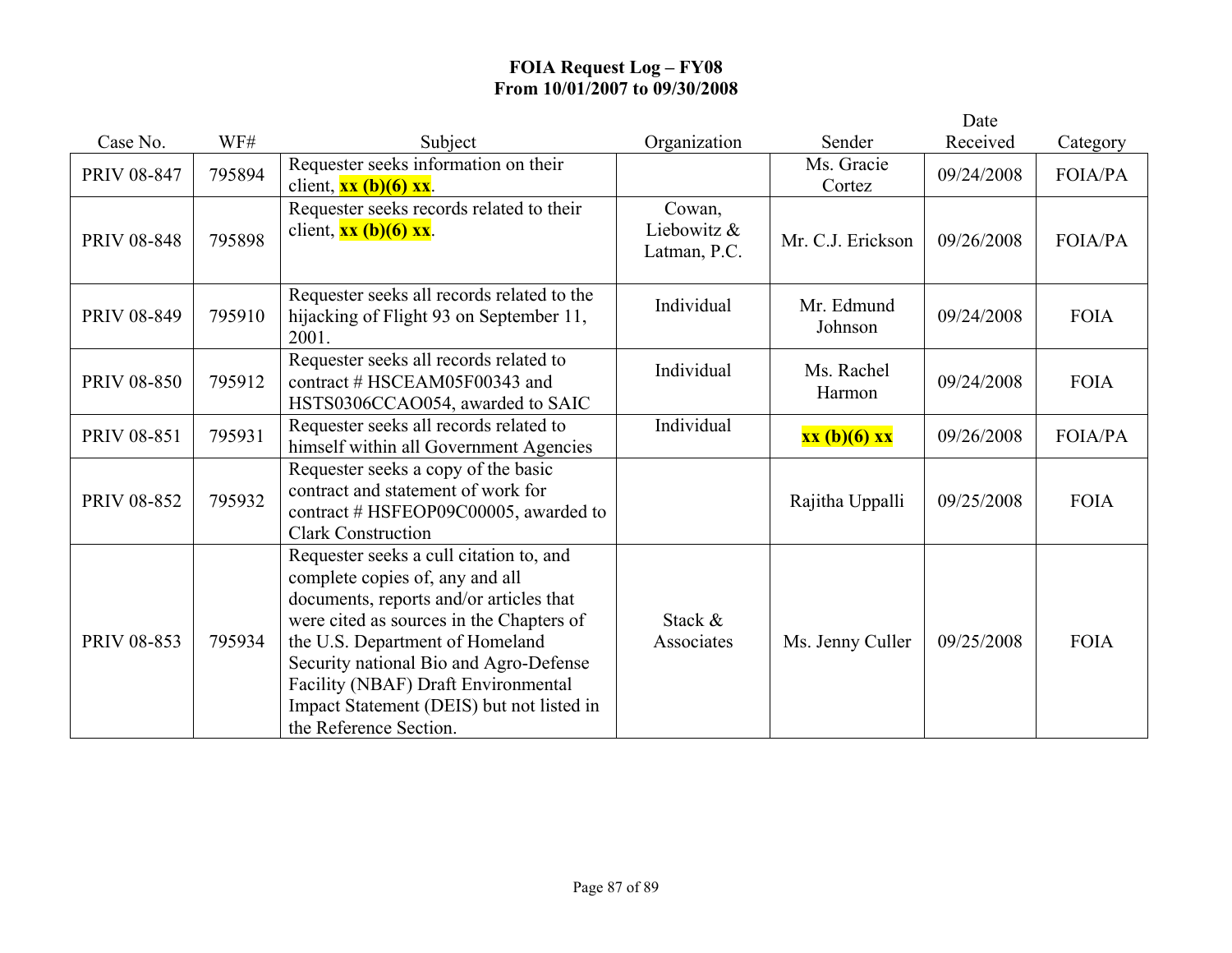**FOIA Request Log – FY08**
**From 10/01/2007 to 09/30/2008**

| Case No. | WF# | Subject | Organization | Sender | Date Received | Category |
|---|---|---|---|---|---|---|
| PRIV 08-847 | 795894 | Requester seeks information on their client, **xx (b)(6) xx**. | | Ms. Gracie Cortez | 09/24/2008 | FOIA/PA |
| PRIV 08-848 | 795898 | Requester seeks records related to their client, **xx (b)(6) xx**. | Cowan, Liebowitz & Latman, P.C. | Mr. C.J. Erickson | 09/26/2008 | FOIA/PA |
| PRIV 08-849 | 795910 | Requester seeks all records related to the hijacking of Flight 93 on September 11, 2001. | Individual | Mr. Edmund Johnson | 09/24/2008 | FOIA |
| PRIV 08-850 | 795912 | Requester seeks all records related to contract # HSCEAM05F00343 and HSTS0306CCAO054, awarded to SAIC | Individual | Ms. Rachel Harmon | 09/24/2008 | FOIA |
| PRIV 08-851 | 795931 | Requester seeks all records related to himself within all Government Agencies | Individual | **xx (b)(6) xx** | 09/26/2008 | FOIA/PA |
| PRIV 08-852 | 795932 | Requester seeks a copy of the basic contract and statement of work for contract # HSFEOP09C00005, awarded to Clark Construction | | Rajitha Uppalli | 09/25/2008 | FOIA |
| PRIV 08-853 | 795934 | Requester seeks a cull citation to, and complete copies of, any and all documents, reports and/or articles that were cited as sources in the Chapters of the U.S. Department of Homeland Security national Bio and Agro-Defense Facility (NBAF) Draft Environmental Impact Statement (DEIS) but not listed in the Reference Section. | Stack & Associates | Ms. Jenny Culler | 09/25/2008 | FOIA |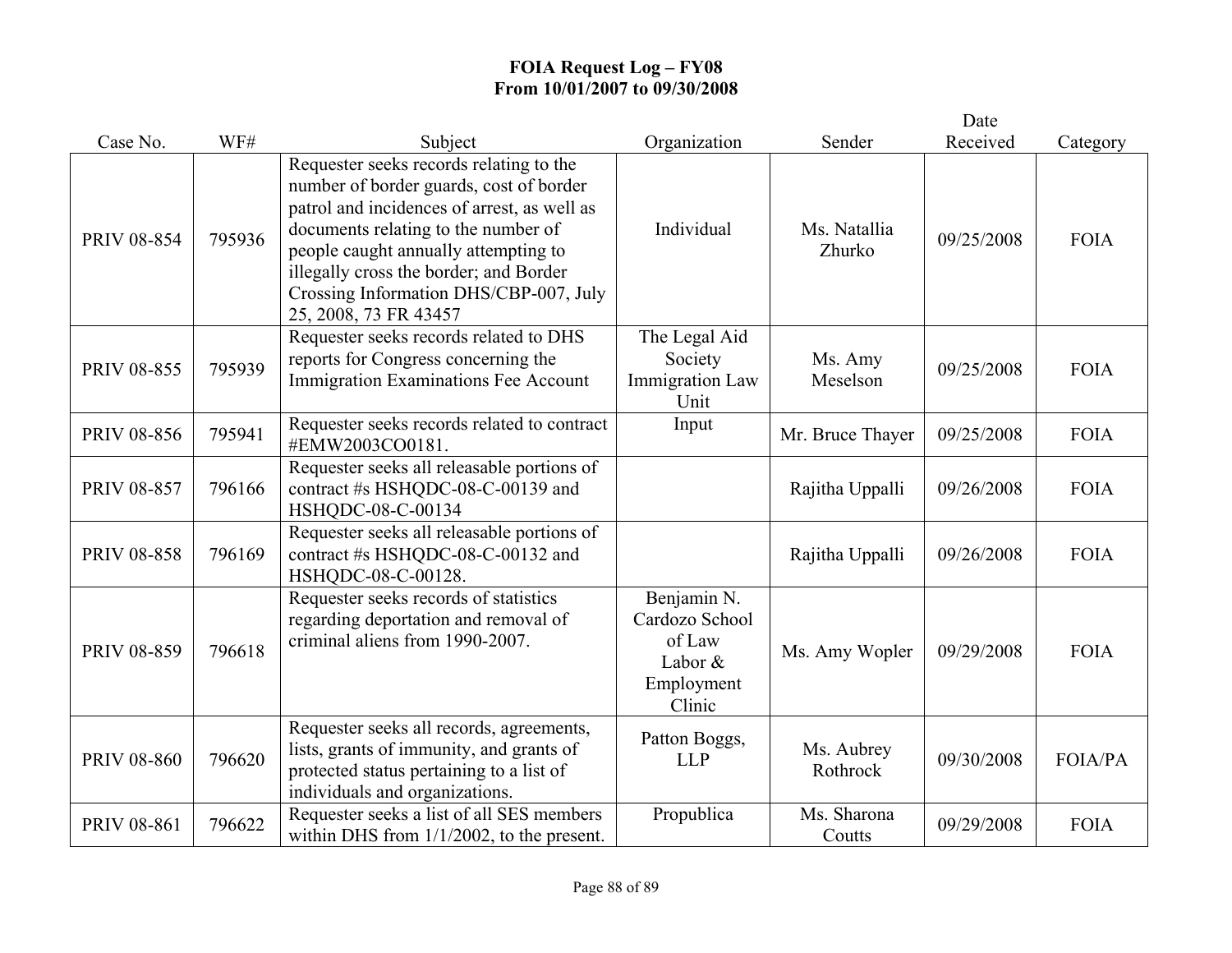**FOIA Request Log – FY08**
**From 10/01/2007 to 09/30/2008**

| Case No. | WF# | Subject | Organization | Sender | Date Received | Category |
|---|---|---|---|---|---|---|
| PRIV 08-854 | 795936 | Requester seeks records relating to the number of border guards, cost of border patrol and incidences of arrest, as well as documents relating to the number of people caught annually attempting to illegally cross the border; and Border Crossing Information DHS/CBP-007, July 25, 2008, 73 FR 43457 | Individual | Ms. Natallia Zhurko | 09/25/2008 | FOIA |
| PRIV 08-855 | 795939 | Requester seeks records related to DHS reports for Congress concerning the Immigration Examinations Fee Account | The Legal Aid Society Immigration Law Unit | Ms. Amy Meselson | 09/25/2008 | FOIA |
| PRIV 08-856 | 795941 | Requester seeks records related to contract #EMW2003CO0181. | Input | Mr. Bruce Thayer | 09/25/2008 | FOIA |
| PRIV 08-857 | 796166 | Requester seeks all releasable portions of contract #s HSHQDC-08-C-00139 and HSHQDC-08-C-00134 | | Rajitha Uppalli | 09/26/2008 | FOIA |
| PRIV 08-858 | 796169 | Requester seeks all releasable portions of contract #s HSHQDC-08-C-00132 and HSHQDC-08-C-00128. | | Rajitha Uppalli | 09/26/2008 | FOIA |
| PRIV 08-859 | 796618 | Requester seeks records of statistics regarding deportation and removal of criminal aliens from 1990-2007. | Benjamin N. Cardozo School of Law Labor & Employment Clinic | Ms. Amy Wopler | 09/29/2008 | FOIA |
| PRIV 08-860 | 796620 | Requester seeks all records, agreements, lists, grants of immunity, and grants of protected status pertaining to a list of individuals and organizations. | Patton Boggs, LLP | Ms. Aubrey Rothrock | 09/30/2008 | FOIA/PA |
| PRIV 08-861 | 796622 | Requester seeks a list of all SES members within DHS from 1/1/2002, to the present. | Propublica | Ms. Sharona Coutts | 09/29/2008 | FOIA |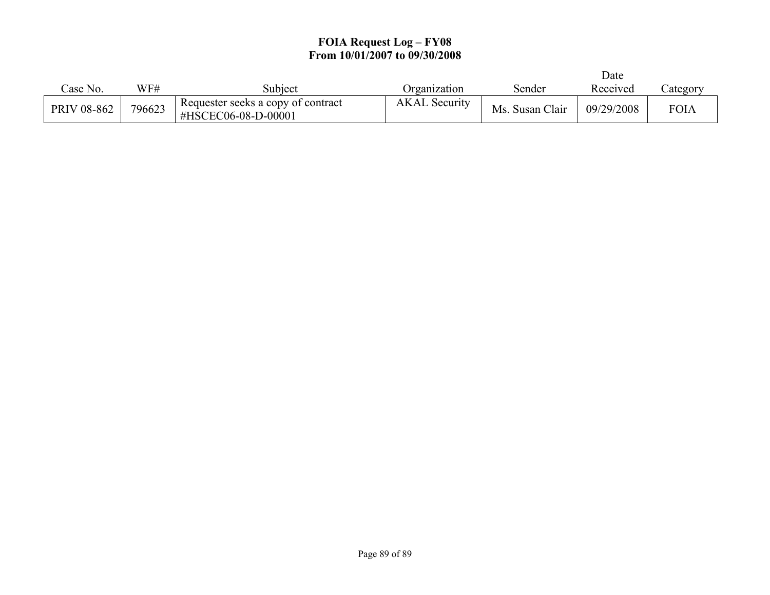**FOIA Request Log – FY08**
**From 10/01/2007 to 09/30/2008**

| Case No. | WF# | Subject | Organization | Sender | Date Received | Category |
|---|---|---|---|---|---|---|
| PRIV 08-862 | 796623 | Requester seeks a copy of contract #HSCEC06-08-D-00001 | AKAL Security | Ms. Susan Clair | 09/29/2008 | FOIA |